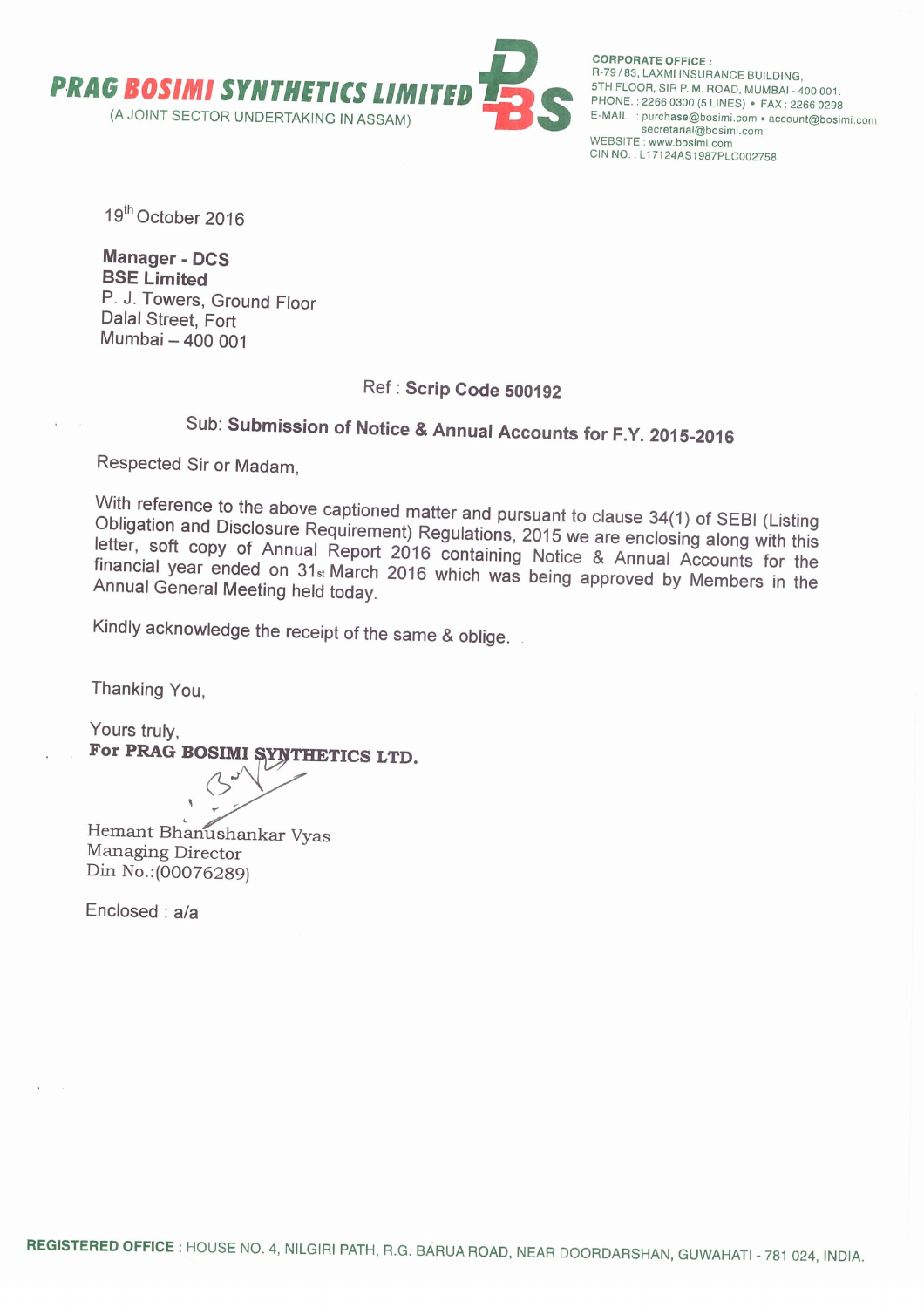# PRAG BOSIMI SYNTHETICS LIMITED

(A JOINT SECTOR UNDERTAKING IN ASSAM)

**CORPORATE OFFICE :**
R-79 / 83, LAXMI INSURANCE BUILDING,
5TH FLOOR, SIR P. M. ROAD, MUMBAI - 400 001.
PHONE. : 2266 0300 (5 LINES) • FAX : 2266 0298
E-MAIL : purchase@bosimi.com • account@bosimi.com
secretarial@bosimi.com
WEBSITE : www.bosimi.com
CIN NO. : L17124AS1987PLC002758

19th October 2016

**Manager - DCS**
**BSE Limited**
P. J. Towers, Ground Floor
Dalal Street, Fort
Mumbai – 400 001

Ref : **Scrip Code 500192**

Sub: **Submission of Notice & Annual Accounts for F.Y. 2015-2016**

Respected Sir or Madam,

With reference to the above captioned matter and pursuant to clause 34(1) of SEBI (Listing Obligation and Disclosure Requirement) Regulations, 2015 we are enclosing along with this letter, soft copy of Annual Report 2016 containing Notice & Annual Accounts for the financial year ended on 31st March 2016 which was being approved by Members in the Annual General Meeting held today.

Kindly acknowledge the receipt of the same & oblige.

Thanking You,

Yours truly,
**For PRAG BOSIMI SYNTHETICS LTD.**

Hemant Bhanushankar Vyas
Managing Director
Din No.:(00076289)

Enclosed : a/a

**REGISTERED OFFICE :** HOUSE NO. 4, NILGIRI PATH, R.G. BARUA ROAD, NEAR DOORDARSHAN, GUWAHATI - 781 024, INDIA.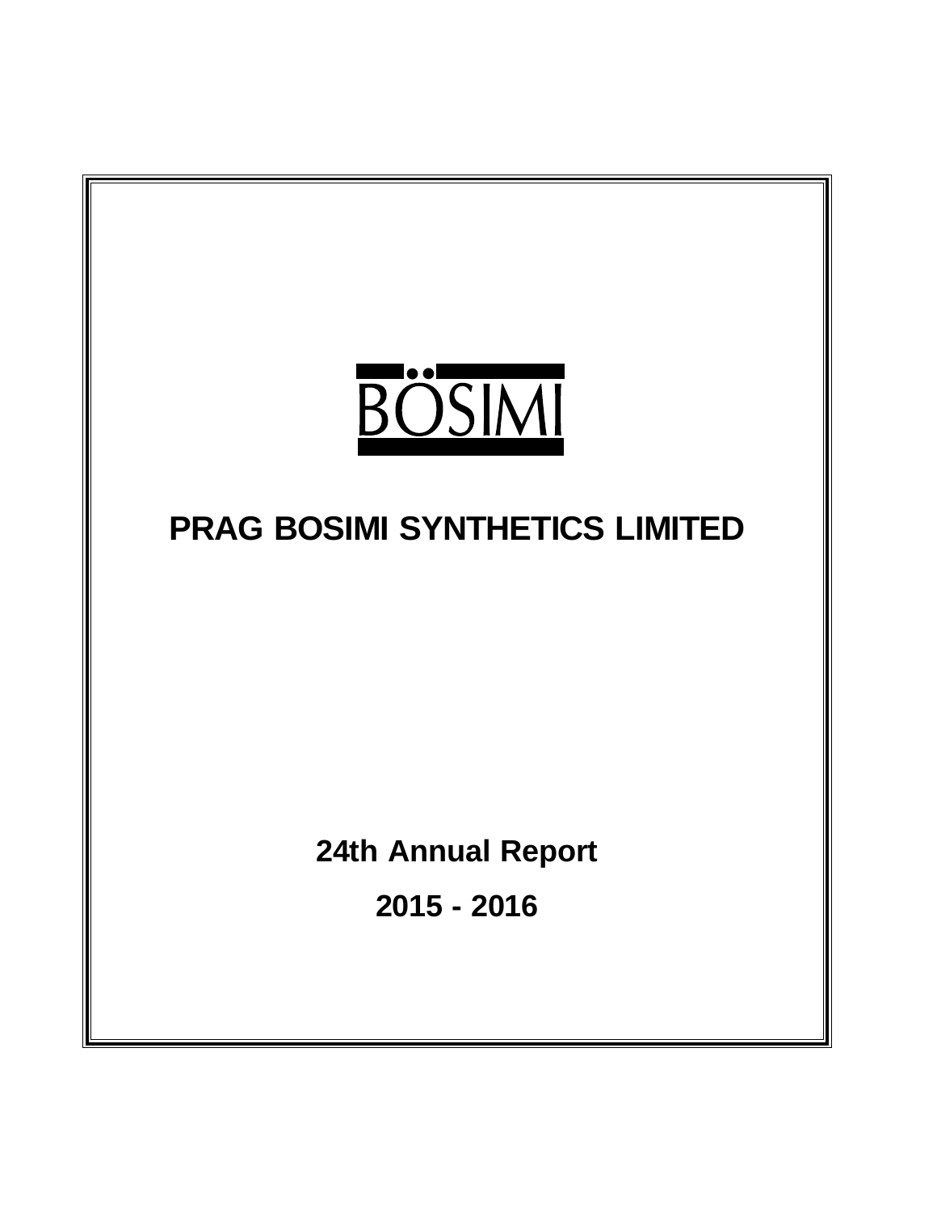BÖSIMI

# PRAG BOSIMI SYNTHETICS LIMITED

## 24th Annual Report

## 2015 - 2016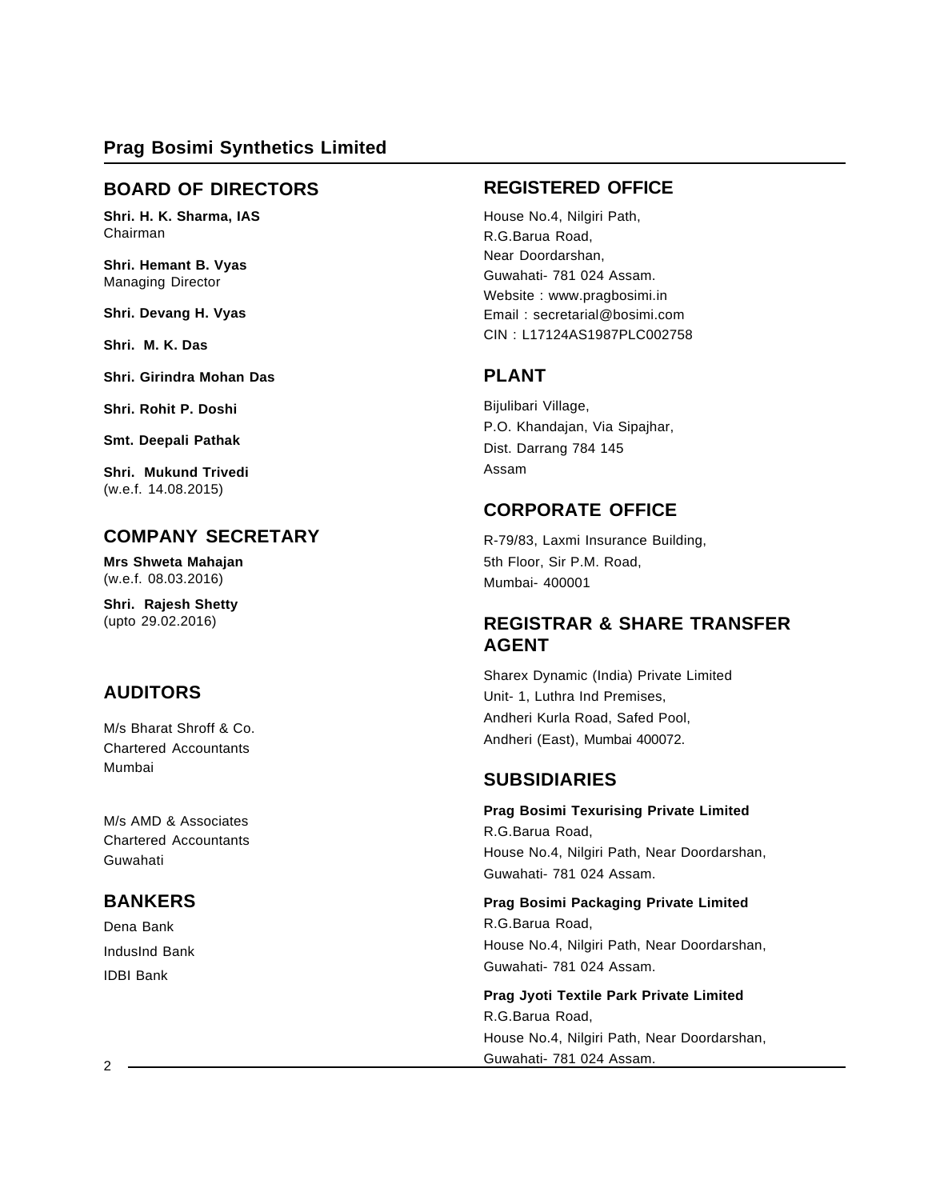# Prag Bosimi Synthetics Limited

## BOARD OF DIRECTORS

**Shri. H. K. Sharma, IAS**
Chairman

**Shri. Hemant B. Vyas**
Managing Director

**Shri. Devang H. Vyas**

**Shri. M. K. Das**

**Shri. Girindra Mohan Das**

**Shri. Rohit P. Doshi**

**Smt. Deepali Pathak**

**Shri. Mukund Trivedi**
(w.e.f. 14.08.2015)

## COMPANY SECRETARY

**Mrs Shweta Mahajan**
(w.e.f. 08.03.2016)

**Shri. Rajesh Shetty**
(upto 29.02.2016)

## AUDITORS

M/s Bharat Shroff & Co.
Chartered Accountants
Mumbai

M/s AMD & Associates
Chartered Accountants
Guwahati

## BANKERS

Dena Bank
IndusInd Bank
IDBI Bank

## REGISTERED OFFICE

House No.4, Nilgiri Path,
R.G.Barua Road,
Near Doordarshan,
Guwahati- 781 024 Assam.
Website : www.pragbosimi.in
Email : secretarial@bosimi.com
CIN : L17124AS1987PLC002758

## PLANT

Bijulibari Village,
P.O. Khandajan, Via Sipajhar,
Dist. Darrang 784 145
Assam

## CORPORATE OFFICE

R-79/83, Laxmi Insurance Building,
5th Floor, Sir P.M. Road,
Mumbai- 400001

## REGISTRAR & SHARE TRANSFER AGENT

Sharex Dynamic (India) Private Limited
Unit- 1, Luthra Ind Premises,
Andheri Kurla Road, Safed Pool,
Andheri (East), Mumbai 400072.

## SUBSIDIARIES

**Prag Bosimi Texurising Private Limited**
R.G.Barua Road,
House No.4, Nilgiri Path, Near Doordarshan,
Guwahati- 781 024 Assam.

**Prag Bosimi Packaging Private Limited**
R.G.Barua Road,
House No.4, Nilgiri Path, Near Doordarshan,
Guwahati- 781 024 Assam.

**Prag Jyoti Textile Park Private Limited**
R.G.Barua Road,
House No.4, Nilgiri Path, Near Doordarshan,
Guwahati- 781 024 Assam.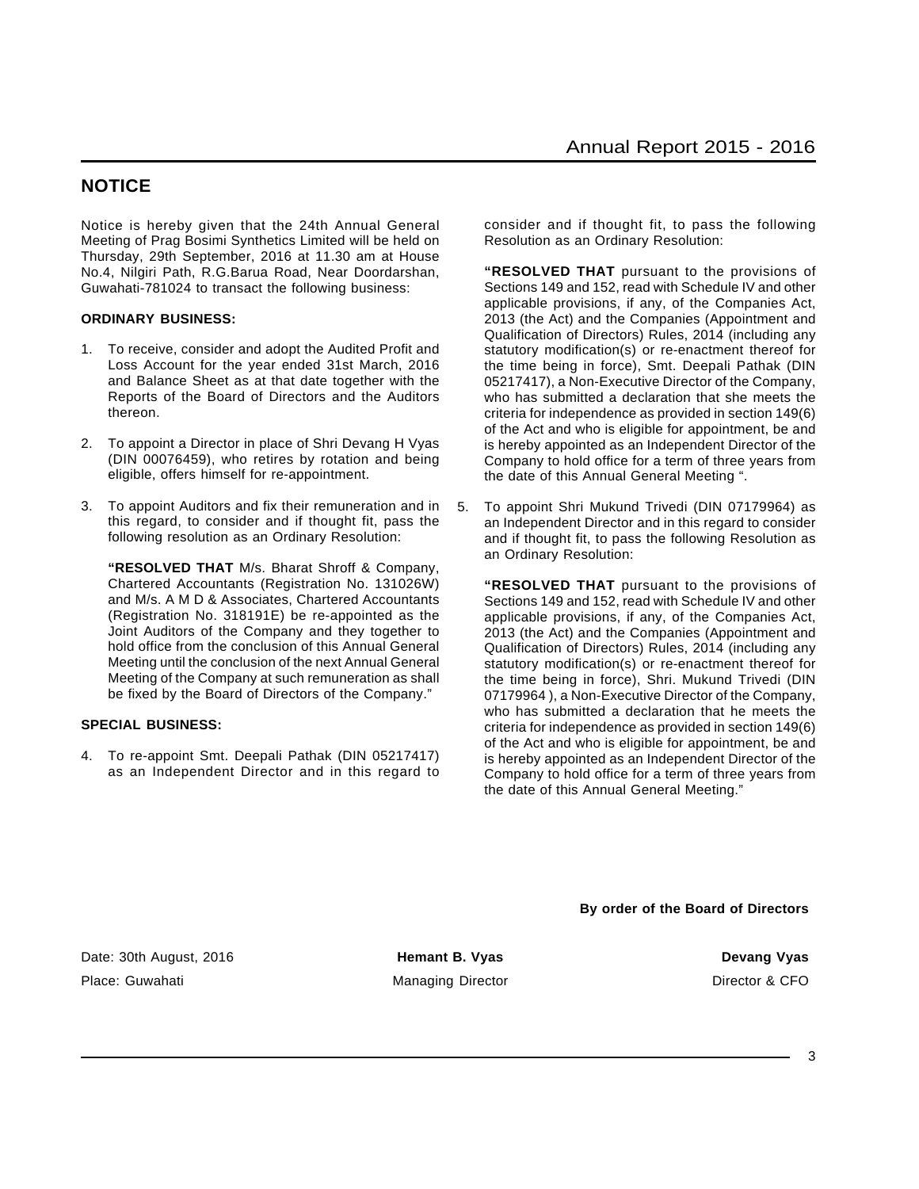## NOTICE

Notice is hereby given that the 24th Annual General Meeting of Prag Bosimi Synthetics Limited will be held on Thursday, 29th September, 2016 at 11.30 am at House No.4, Nilgiri Path, R.G.Barua Road, Near Doordarshan, Guwahati-781024 to transact the following business:

**ORDINARY BUSINESS:**

1. To receive, consider and adopt the Audited Profit and Loss Account for the year ended 31st March, 2016 and Balance Sheet as at that date together with the Reports of the Board of Directors and the Auditors thereon.

2. To appoint a Director in place of Shri Devang H Vyas (DIN 00076459), who retires by rotation and being eligible, offers himself for re-appointment.

3. To appoint Auditors and fix their remuneration and in this regard, to consider and if thought fit, pass the following resolution as an Ordinary Resolution:

   **"RESOLVED THAT** M/s. Bharat Shroff & Company, Chartered Accountants (Registration No. 131026W) and M/s. A M D & Associates, Chartered Accountants (Registration No. 318191E) be re-appointed as the Joint Auditors of the Company and they together to hold office from the conclusion of this Annual General Meeting until the conclusion of the next Annual General Meeting of the Company at such remuneration as shall be fixed by the Board of Directors of the Company."

**SPECIAL BUSINESS:**

4. To re-appoint Smt. Deepali Pathak (DIN 05217417) as an Independent Director and in this regard to consider and if thought fit, to pass the following Resolution as an Ordinary Resolution:

   **"RESOLVED THAT** pursuant to the provisions of Sections 149 and 152, read with Schedule IV and other applicable provisions, if any, of the Companies Act, 2013 (the Act) and the Companies (Appointment and Qualification of Directors) Rules, 2014 (including any statutory modification(s) or re-enactment thereof for the time being in force), Smt. Deepali Pathak (DIN 05217417), a Non-Executive Director of the Company, who has submitted a declaration that she meets the criteria for independence as provided in section 149(6) of the Act and who is eligible for appointment, be and is hereby appointed as an Independent Director of the Company to hold office for a term of three years from the date of this Annual General Meeting ".

5. To appoint Shri Mukund Trivedi (DIN 07179964) as an Independent Director and in this regard to consider and if thought fit, to pass the following Resolution as an Ordinary Resolution:

   **"RESOLVED THAT** pursuant to the provisions of Sections 149 and 152, read with Schedule IV and other applicable provisions, if any, of the Companies Act, 2013 (the Act) and the Companies (Appointment and Qualification of Directors) Rules, 2014 (including any statutory modification(s) or re-enactment thereof for the time being in force), Shri. Mukund Trivedi (DIN 07179964 ), a Non-Executive Director of the Company, who has submitted a declaration that he meets the criteria for independence as provided in section 149(6) of the Act and who is eligible for appointment, be and is hereby appointed as an Independent Director of the Company to hold office for a term of three years from the date of this Annual General Meeting."

**By order of the Board of Directors**

Date: 30th August, 2016
Place: Guwahati

**Hemant B. Vyas**
Managing Director

**Devang Vyas**
Director & CFO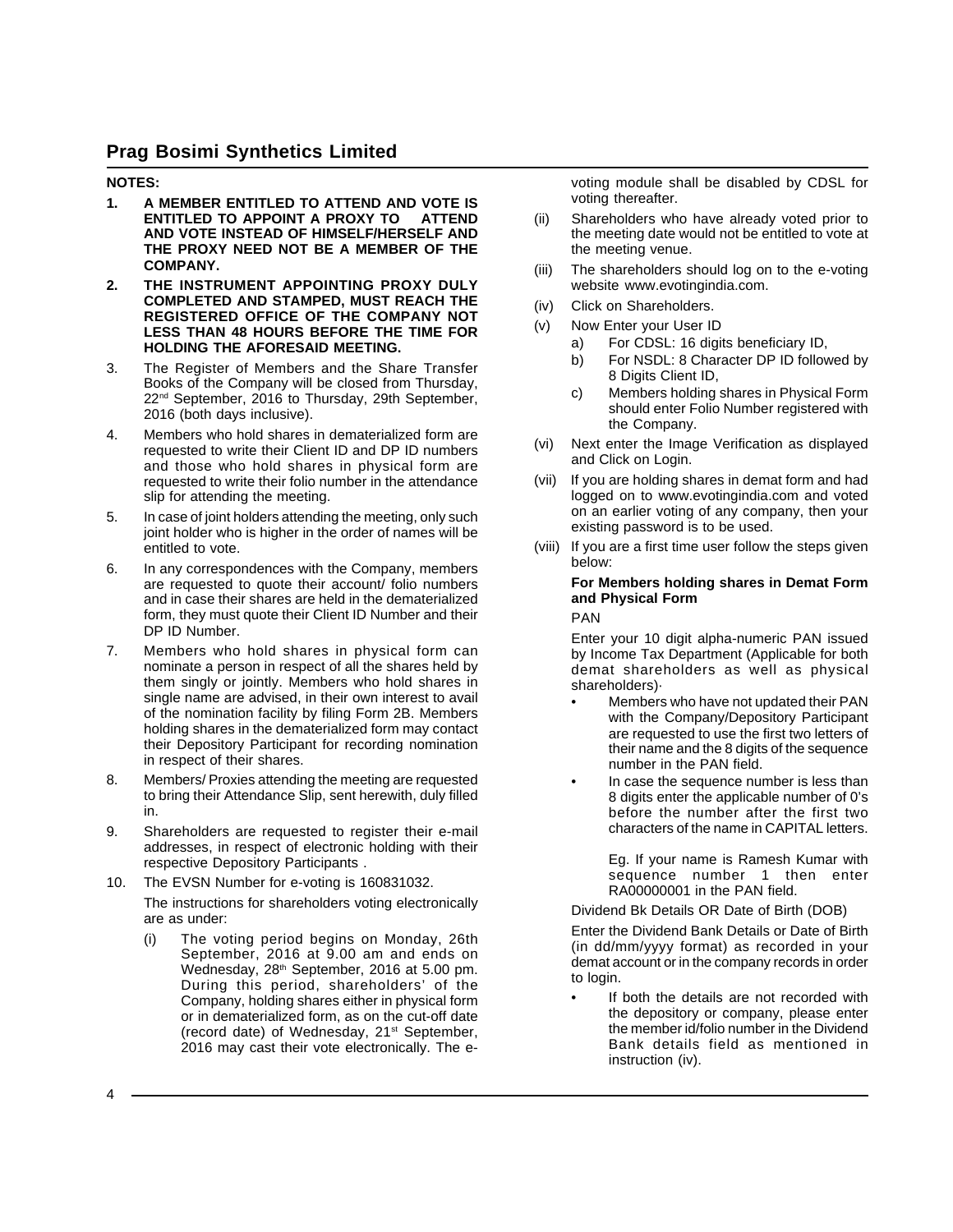## NOTES:

1. **A MEMBER ENTITLED TO ATTEND AND VOTE IS ENTITLED TO APPOINT A PROXY TO ATTEND AND VOTE INSTEAD OF HIMSELF/HERSELF AND THE PROXY NEED NOT BE A MEMBER OF THE COMPANY.**
2. **THE INSTRUMENT APPOINTING PROXY DULY COMPLETED AND STAMPED, MUST REACH THE REGISTERED OFFICE OF THE COMPANY NOT LESS THAN 48 HOURS BEFORE THE TIME FOR HOLDING THE AFORESAID MEETING.**
3. The Register of Members and the Share Transfer Books of the Company will be closed from Thursday, 22nd September, 2016 to Thursday, 29th September, 2016 (both days inclusive).
4. Members who hold shares in dematerialized form are requested to write their Client ID and DP ID numbers and those who hold shares in physical form are requested to write their folio number in the attendance slip for attending the meeting.
5. In case of joint holders attending the meeting, only such joint holder who is higher in the order of names will be entitled to vote.
6. In any correspondences with the Company, members are requested to quote their account/ folio numbers and in case their shares are held in the dematerialized form, they must quote their Client ID Number and their DP ID Number.
7. Members who hold shares in physical form can nominate a person in respect of all the shares held by them singly or jointly. Members who hold shares in single name are advised, in their own interest to avail of the nomination facility by filing Form 2B. Members holding shares in the dematerialized form may contact their Depository Participant for recording nomination in respect of their shares.
8. Members/ Proxies attending the meeting are requested to bring their Attendance Slip, sent herewith, duly filled in.
9. Shareholders are requested to register their e-mail addresses, in respect of electronic holding with their respective Depository Participants .
10. The EVSN Number for e-voting is 160831032.

    The instructions for shareholders voting electronically are as under:

    (i) The voting period begins on Monday, 26th September, 2016 at 9.00 am and ends on Wednesday, 28th September, 2016 at 5.00 pm. During this period, shareholders' of the Company, holding shares either in physical form or in dematerialized form, as on the cut-off date (record date) of Wednesday, 21st September, 2016 may cast their vote electronically. The e-voting module shall be disabled by CDSL for voting thereafter.

    (ii) Shareholders who have already voted prior to the meeting date would not be entitled to vote at the meeting venue.

    (iii) The shareholders should log on to the e-voting website www.evotingindia.com.

    (iv) Click on Shareholders.

    (v) Now Enter your User ID
       - a) For CDSL: 16 digits beneficiary ID,
       - b) For NSDL: 8 Character DP ID followed by 8 Digits Client ID,
       - c) Members holding shares in Physical Form should enter Folio Number registered with the Company.

    (vi) Next enter the Image Verification as displayed and Click on Login.

    (vii) If you are holding shares in demat form and had logged on to www.evotingindia.com and voted on an earlier voting of any company, then your existing password is to be used.

    (viii) If you are a first time user follow the steps given below:

    **For Members holding shares in Demat Form and Physical Form**

    PAN

    Enter your 10 digit alpha-numeric PAN issued by Income Tax Department (Applicable for both demat shareholders as well as physical shareholders)·

    - Members who have not updated their PAN with the Company/Depository Participant are requested to use the first two letters of their name and the 8 digits of the sequence number in the PAN field.
    - In case the sequence number is less than 8 digits enter the applicable number of 0's before the number after the first two characters of the name in CAPITAL letters.

      Eg. If your name is Ramesh Kumar with sequence number 1 then enter RA00000001 in the PAN field.

    Dividend Bk Details OR Date of Birth (DOB)

    Enter the Dividend Bank Details or Date of Birth (in dd/mm/yyyy format) as recorded in your demat account or in the company records in order to login.

    - If both the details are not recorded with the depository or company, please enter the member id/folio number in the Dividend Bank details field as mentioned in instruction (iv).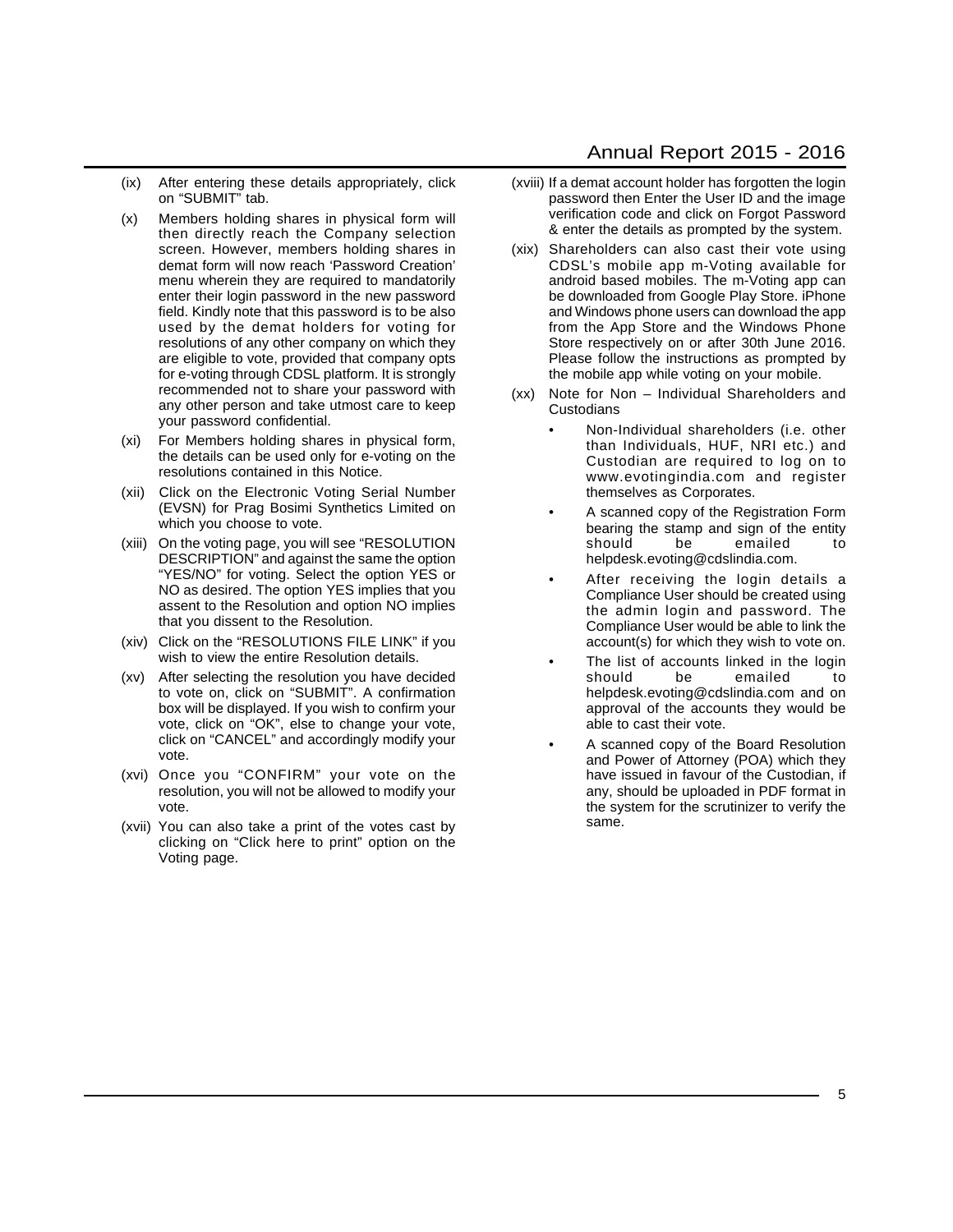(ix) After entering these details appropriately, click on "SUBMIT" tab.

(x) Members holding shares in physical form will then directly reach the Company selection screen. However, members holding shares in demat form will now reach 'Password Creation' menu wherein they are required to mandatorily enter their login password in the new password field. Kindly note that this password is to be also used by the demat holders for voting for resolutions of any other company on which they are eligible to vote, provided that company opts for e-voting through CDSL platform. It is strongly recommended not to share your password with any other person and take utmost care to keep your password confidential.

(xi) For Members holding shares in physical form, the details can be used only for e-voting on the resolutions contained in this Notice.

(xii) Click on the Electronic Voting Serial Number (EVSN) for Prag Bosimi Synthetics Limited on which you choose to vote.

(xiii) On the voting page, you will see "RESOLUTION DESCRIPTION" and against the same the option "YES/NO" for voting. Select the option YES or NO as desired. The option YES implies that you assent to the Resolution and option NO implies that you dissent to the Resolution.

(xiv) Click on the "RESOLUTIONS FILE LINK" if you wish to view the entire Resolution details.

(xv) After selecting the resolution you have decided to vote on, click on "SUBMIT". A confirmation box will be displayed. If you wish to confirm your vote, click on "OK", else to change your vote, click on "CANCEL" and accordingly modify your vote.

(xvi) Once you "CONFIRM" your vote on the resolution, you will not be allowed to modify your vote.

(xvii) You can also take a print of the votes cast by clicking on "Click here to print" option on the Voting page.

(xviii) If a demat account holder has forgotten the login password then Enter the User ID and the image verification code and click on Forgot Password & enter the details as prompted by the system.

(xix) Shareholders can also cast their vote using CDSL's mobile app m-Voting available for android based mobiles. The m-Voting app can be downloaded from Google Play Store. iPhone and Windows phone users can download the app from the App Store and the Windows Phone Store respectively on or after 30th June 2016. Please follow the instructions as prompted by the mobile app while voting on your mobile.

(xx) Note for Non – Individual Shareholders and Custodians

- Non-Individual shareholders (i.e. other than Individuals, HUF, NRI etc.) and Custodian are required to log on to www.evotingindia.com and register themselves as Corporates.
- A scanned copy of the Registration Form bearing the stamp and sign of the entity should be emailed to helpdesk.evoting@cdslindia.com.
- After receiving the login details a Compliance User should be created using the admin login and password. The Compliance User would be able to link the account(s) for which they wish to vote on.
- The list of accounts linked in the login should be emailed to helpdesk.evoting@cdslindia.com and on approval of the accounts they would be able to cast their vote.
- A scanned copy of the Board Resolution and Power of Attorney (POA) which they have issued in favour of the Custodian, if any, should be uploaded in PDF format in the system for the scrutinizer to verify the same.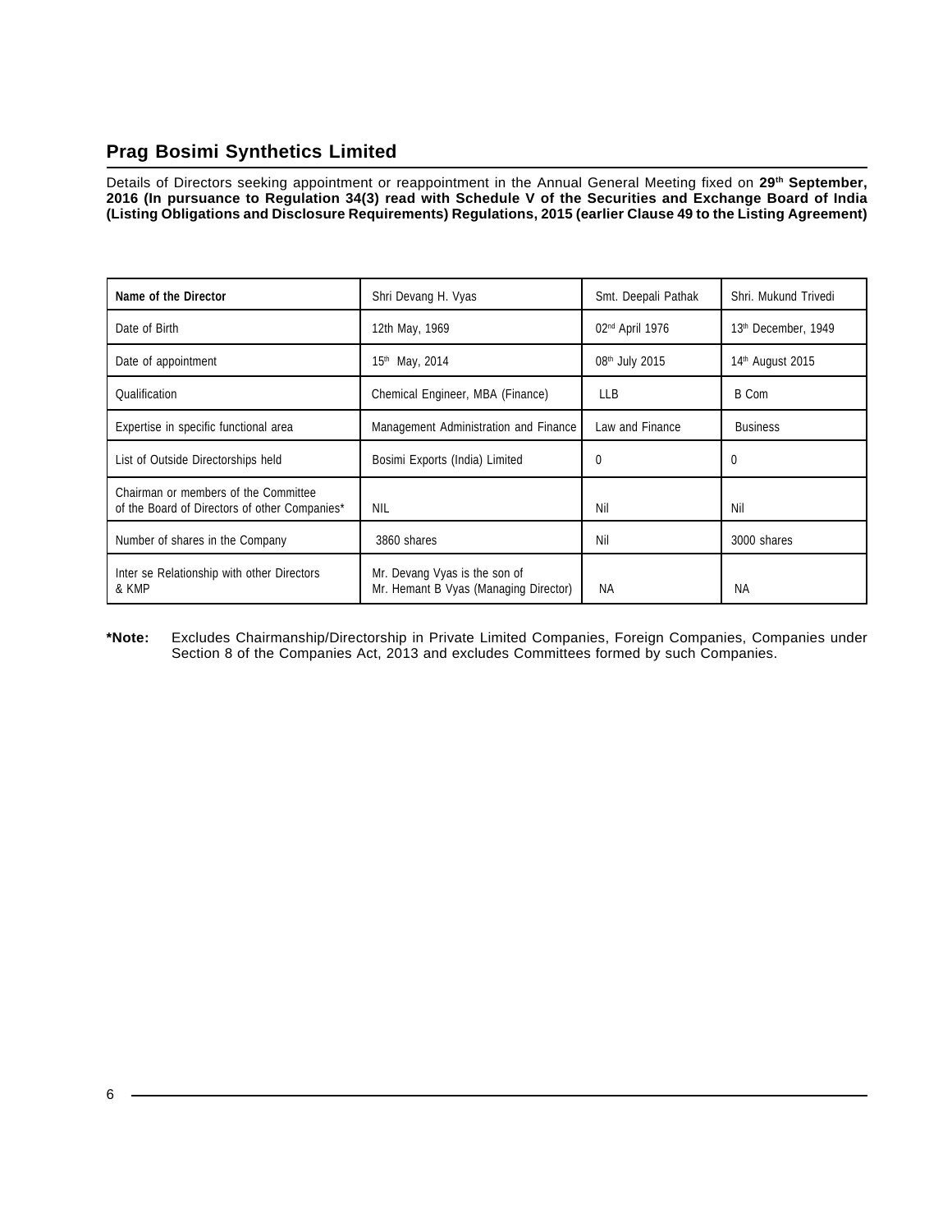# Prag Bosimi Synthetics Limited

Details of Directors seeking appointment or reappointment in the Annual General Meeting fixed on **29th September, 2016 (In pursuance to Regulation 34(3) read with Schedule V of the Securities and Exchange Board of India (Listing Obligations and Disclosure Requirements) Regulations, 2015 (earlier Clause 49 to the Listing Agreement)**

| **Name of the Director** | Shri Devang H. Vyas | Smt. Deepali Pathak | Shri. Mukund Trivedi |
|---|---|---|---|
| Date of Birth | 12th May, 1969 | 02nd April 1976 | 13th December, 1949 |
| Date of appointment | 15th May, 2014 | 08th July 2015 | 14th August 2015 |
| Qualification | Chemical Engineer, MBA (Finance) | LLB | B Com |
| Expertise in specific functional area | Management Administration and Finance | Law and Finance | Business |
| List of Outside Directorships held | Bosimi Exports (India) Limited | 0 | 0 |
| Chairman or members of the Committee of the Board of Directors of other Companies* | NIL | Nil | Nil |
| Number of shares in the Company | 3860 shares | Nil | 3000 shares |
| Inter se Relationship with other Directors & KMP | Mr. Devang Vyas is the son of Mr. Hemant B Vyas (Managing Director) | NA | NA |

**\*Note:** Excludes Chairmanship/Directorship in Private Limited Companies, Foreign Companies, Companies under Section 8 of the Companies Act, 2013 and excludes Committees formed by such Companies.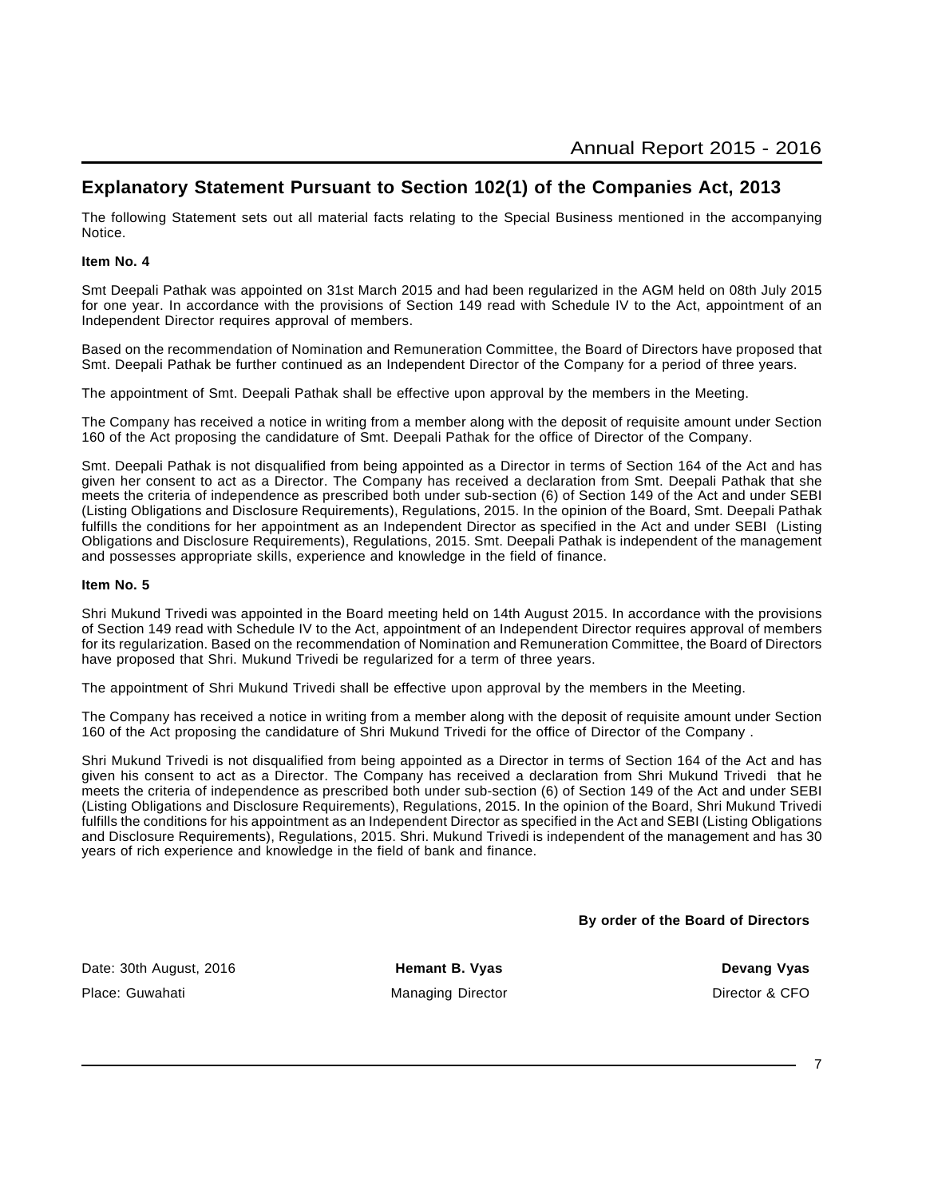## Explanatory Statement Pursuant to Section 102(1) of the Companies Act, 2013

The following Statement sets out all material facts relating to the Special Business mentioned in the accompanying Notice.

**Item No. 4**

Smt Deepali Pathak was appointed on 31st March 2015 and had been regularized in the AGM held on 08th July 2015 for one year. In accordance with the provisions of Section 149 read with Schedule IV to the Act, appointment of an Independent Director requires approval of members.

Based on the recommendation of Nomination and Remuneration Committee, the Board of Directors have proposed that Smt. Deepali Pathak be further continued as an Independent Director of the Company for a period of three years.

The appointment of Smt. Deepali Pathak shall be effective upon approval by the members in the Meeting.

The Company has received a notice in writing from a member along with the deposit of requisite amount under Section 160 of the Act proposing the candidature of Smt. Deepali Pathak for the office of Director of the Company.

Smt. Deepali Pathak is not disqualified from being appointed as a Director in terms of Section 164 of the Act and has given her consent to act as a Director. The Company has received a declaration from Smt. Deepali Pathak that she meets the criteria of independence as prescribed both under sub-section (6) of Section 149 of the Act and under SEBI (Listing Obligations and Disclosure Requirements), Regulations, 2015. In the opinion of the Board, Smt. Deepali Pathak fulfills the conditions for her appointment as an Independent Director as specified in the Act and under SEBI (Listing Obligations and Disclosure Requirements), Regulations, 2015. Smt. Deepali Pathak is independent of the management and possesses appropriate skills, experience and knowledge in the field of finance.

**Item No. 5**

Shri Mukund Trivedi was appointed in the Board meeting held on 14th August 2015. In accordance with the provisions of Section 149 read with Schedule IV to the Act, appointment of an Independent Director requires approval of members for its regularization. Based on the recommendation of Nomination and Remuneration Committee, the Board of Directors have proposed that Shri. Mukund Trivedi be regularized for a term of three years.

The appointment of Shri Mukund Trivedi shall be effective upon approval by the members in the Meeting.

The Company has received a notice in writing from a member along with the deposit of requisite amount under Section 160 of the Act proposing the candidature of Shri Mukund Trivedi for the office of Director of the Company .

Shri Mukund Trivedi is not disqualified from being appointed as a Director in terms of Section 164 of the Act and has given his consent to act as a Director. The Company has received a declaration from Shri Mukund Trivedi that he meets the criteria of independence as prescribed both under sub-section (6) of Section 149 of the Act and under SEBI (Listing Obligations and Disclosure Requirements), Regulations, 2015. In the opinion of the Board, Shri Mukund Trivedi fulfills the conditions for his appointment as an Independent Director as specified in the Act and SEBI (Listing Obligations and Disclosure Requirements), Regulations, 2015. Shri. Mukund Trivedi is independent of the management and has 30 years of rich experience and knowledge in the field of bank and finance.

**By order of the Board of Directors**

| | | |
|---|---|---|
| Date: 30th August, 2016 | **Hemant B. Vyas** | **Devang Vyas** |
| Place: Guwahati | Managing Director | Director & CFO |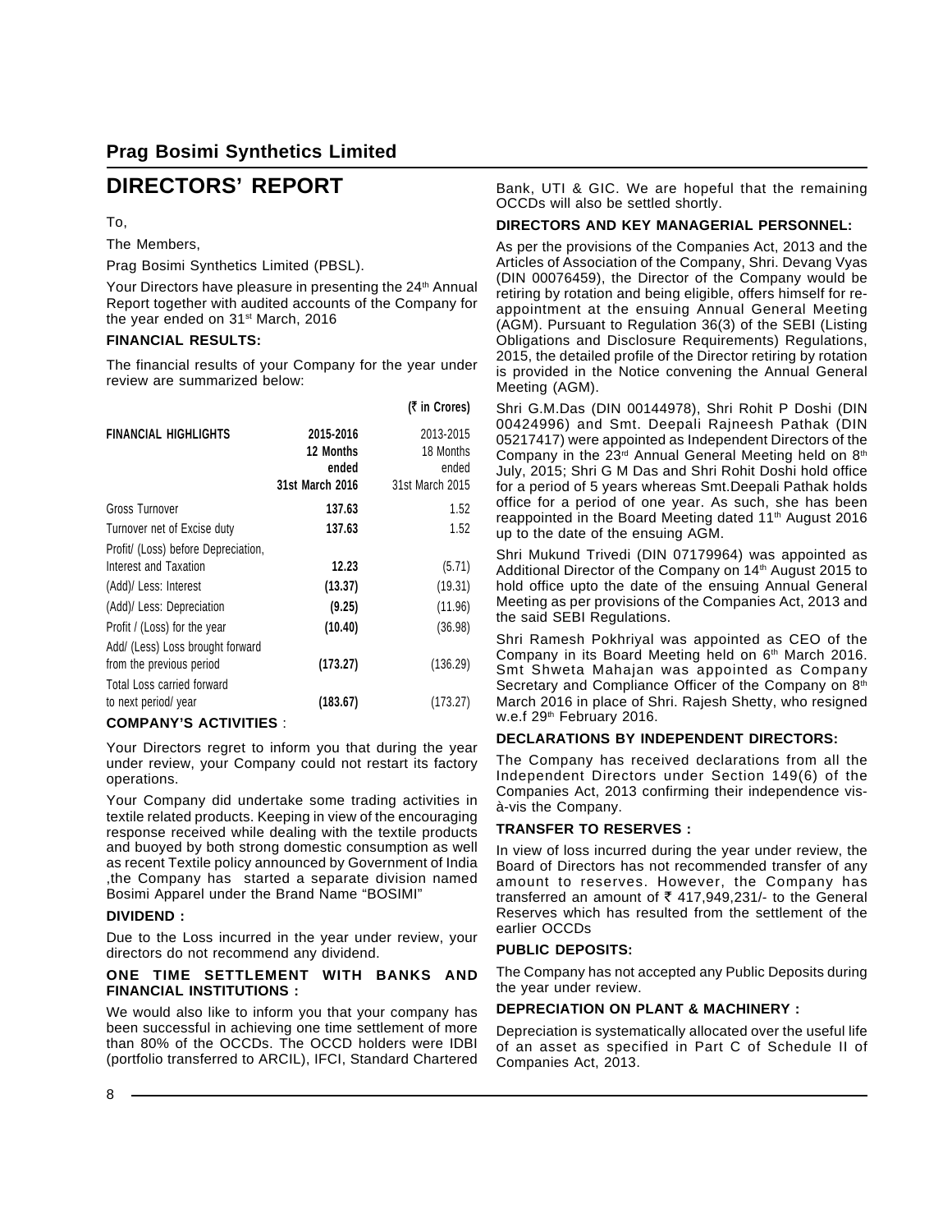# Prag Bosimi Synthetics Limited

## DIRECTORS' REPORT

To,

The Members,

Prag Bosimi Synthetics Limited (PBSL).

Your Directors have pleasure in presenting the 24th Annual Report together with audited accounts of the Company for the year ended on 31st March, 2016

### FINANCIAL RESULTS:

The financial results of your Company for the year under review are summarized below:

(₹ in Crores)

| FINANCIAL HIGHLIGHTS | 2015-2016 12 Months ended 31st March 2016 | 2013-2015 18 Months ended 31st March 2015 |
|---|---|---|
| Gross Turnover | **137.63** | 1.52 |
| Turnover net of Excise duty | **137.63** | 1.52 |
| Profit/ (Loss) before Depreciation, Interest and Taxation | **12.23** | (5.71) |
| (Add)/ Less: Interest | **(13.37)** | (19.31) |
| (Add)/ Less: Depreciation | **(9.25)** | (11.96) |
| Profit / (Loss) for the year | **(10.40)** | (36.98) |
| Add/ (Less) Loss brought forward from the previous period | **(173.27)** | (136.29) |
| Total Loss carried forward to next period/ year | **(183.67)** | (173.27) |

### COMPANY'S ACTIVITIES :

Your Directors regret to inform you that during the year under review, your Company could not restart its factory operations.

Your Company did undertake some trading activities in textile related products. Keeping in view of the encouraging response received while dealing with the textile products and buoyed by both strong domestic consumption as well as recent Textile policy announced by Government of India ,the Company has started a separate division named Bosimi Apparel under the Brand Name "BOSIMI"

### DIVIDEND :

Due to the Loss incurred in the year under review, your directors do not recommend any dividend.

### ONE TIME SETTLEMENT WITH BANKS AND FINANCIAL INSTITUTIONS :

We would also like to inform you that your company has been successful in achieving one time settlement of more than 80% of the OCCDs. The OCCD holders were IDBI (portfolio transferred to ARCIL), IFCI, Standard Chartered Bank, UTI & GIC. We are hopeful that the remaining OCCDs will also be settled shortly.

### DIRECTORS AND KEY MANAGERIAL PERSONNEL:

As per the provisions of the Companies Act, 2013 and the Articles of Association of the Company, Shri. Devang Vyas (DIN 00076459), the Director of the Company would be retiring by rotation and being eligible, offers himself for re-appointment at the ensuing Annual General Meeting (AGM). Pursuant to Regulation 36(3) of the SEBI (Listing Obligations and Disclosure Requirements) Regulations, 2015, the detailed profile of the Director retiring by rotation is provided in the Notice convening the Annual General Meeting (AGM).

Shri G.M.Das (DIN 00144978), Shri Rohit P Doshi (DIN 00424996) and Smt. Deepali Rajneesh Pathak (DIN 05217417) were appointed as Independent Directors of the Company in the 23rd Annual General Meeting held on 8th July, 2015; Shri G M Das and Shri Rohit Doshi hold office for a period of 5 years whereas Smt.Deepali Pathak holds office for a period of one year. As such, she has been reappointed in the Board Meeting dated 11th August 2016 up to the date of the ensuing AGM.

Shri Mukund Trivedi (DIN 07179964) was appointed as Additional Director of the Company on 14th August 2015 to hold office upto the date of the ensuing Annual General Meeting as per provisions of the Companies Act, 2013 and the said SEBI Regulations.

Shri Ramesh Pokhriyal was appointed as CEO of the Company in its Board Meeting held on 6th March 2016. Smt Shweta Mahajan was appointed as Company Secretary and Compliance Officer of the Company on 8th March 2016 in place of Shri. Rajesh Shetty, who resigned w.e.f 29th February 2016.

### DECLARATIONS BY INDEPENDENT DIRECTORS:

The Company has received declarations from all the Independent Directors under Section 149(6) of the Companies Act, 2013 confirming their independence vis-à-vis the Company.

### TRANSFER TO RESERVES :

In view of loss incurred during the year under review, the Board of Directors has not recommended transfer of any amount to reserves. However, the Company has transferred an amount of ₹ 417,949,231/- to the General Reserves which has resulted from the settlement of the earlier OCCDs

### PUBLIC DEPOSITS:

The Company has not accepted any Public Deposits during the year under review.

### DEPRECIATION ON PLANT & MACHINERY :

Depreciation is systematically allocated over the useful life of an asset as specified in Part C of Schedule II of Companies Act, 2013.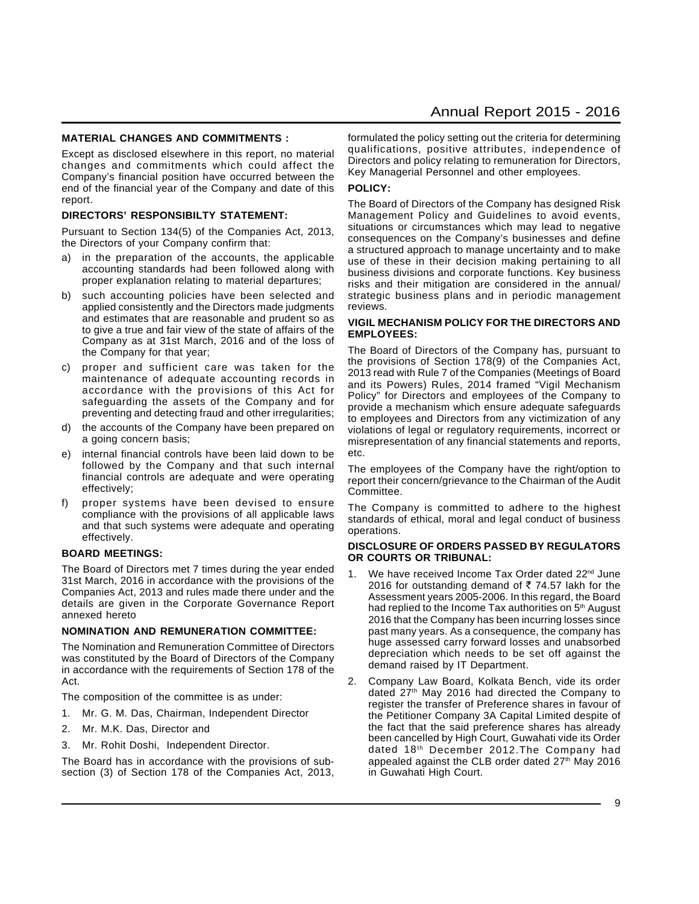## MATERIAL CHANGES AND COMMITMENTS :

Except as disclosed elsewhere in this report, no material changes and commitments which could affect the Company's financial position have occurred between the end of the financial year of the Company and date of this report.

## DIRECTORS' RESPONSIBILTY STATEMENT:

Pursuant to Section 134(5) of the Companies Act, 2013, the Directors of your Company confirm that:

a) in the preparation of the accounts, the applicable accounting standards had been followed along with proper explanation relating to material departures;

b) such accounting policies have been selected and applied consistently and the Directors made judgments and estimates that are reasonable and prudent so as to give a true and fair view of the state of affairs of the Company as at 31st March, 2016 and of the loss of the Company for that year;

c) proper and sufficient care was taken for the maintenance of adequate accounting records in accordance with the provisions of this Act for safeguarding the assets of the Company and for preventing and detecting fraud and other irregularities;

d) the accounts of the Company have been prepared on a going concern basis;

e) internal financial controls have been laid down to be followed by the Company and that such internal financial controls are adequate and were operating effectively;

f) proper systems have been devised to ensure compliance with the provisions of all applicable laws and that such systems were adequate and operating effectively.

## BOARD MEETINGS:

The Board of Directors met 7 times during the year ended 31st March, 2016 in accordance with the provisions of the Companies Act, 2013 and rules made there under and the details are given in the Corporate Governance Report annexed hereto

## NOMINATION AND REMUNERATION COMMITTEE:

The Nomination and Remuneration Committee of Directors was constituted by the Board of Directors of the Company in accordance with the requirements of Section 178 of the Act.

The composition of the committee is as under:

1. Mr. G. M. Das, Chairman, Independent Director
2. Mr. M.K. Das, Director and
3. Mr. Rohit Doshi, Independent Director.

The Board has in accordance with the provisions of sub-section (3) of Section 178 of the Companies Act, 2013, formulated the policy setting out the criteria for determining qualifications, positive attributes, independence of Directors and policy relating to remuneration for Directors, Key Managerial Personnel and other employees.

## POLICY:

The Board of Directors of the Company has designed Risk Management Policy and Guidelines to avoid events, situations or circumstances which may lead to negative consequences on the Company's businesses and define a structured approach to manage uncertainty and to make use of these in their decision making pertaining to all business divisions and corporate functions. Key business risks and their mitigation are considered in the annual/ strategic business plans and in periodic management reviews.

## VIGIL MECHANISM POLICY FOR THE DIRECTORS AND EMPLOYEES:

The Board of Directors of the Company has, pursuant to the provisions of Section 178(9) of the Companies Act, 2013 read with Rule 7 of the Companies (Meetings of Board and its Powers) Rules, 2014 framed "Vigil Mechanism Policy" for Directors and employees of the Company to provide a mechanism which ensure adequate safeguards to employees and Directors from any victimization of any violations of legal or regulatory requirements, incorrect or misrepresentation of any financial statements and reports, etc.

The employees of the Company have the right/option to report their concern/grievance to the Chairman of the Audit Committee.

The Company is committed to adhere to the highest standards of ethical, moral and legal conduct of business operations.

## DISCLOSURE OF ORDERS PASSED BY REGULATORS OR COURTS OR TRIBUNAL:

1. We have received Income Tax Order dated 22nd June 2016 for outstanding demand of ₹ 74.57 lakh for the Assessment years 2005-2006. In this regard, the Board had replied to the Income Tax authorities on 5th August 2016 that the Company has been incurring losses since past many years. As a consequence, the company has huge assessed carry forward losses and unabsorbed depreciation which needs to be set off against the demand raised by IT Department.

2. Company Law Board, Kolkata Bench, vide its order dated 27th May 2016 had directed the Company to register the transfer of Preference shares in favour of the Petitioner Company 3A Capital Limited despite of the fact that the said preference shares has already been cancelled by High Court, Guwahati vide its Order dated 18th December 2012.The Company had appealed against the CLB order dated 27th May 2016 in Guwahati High Court.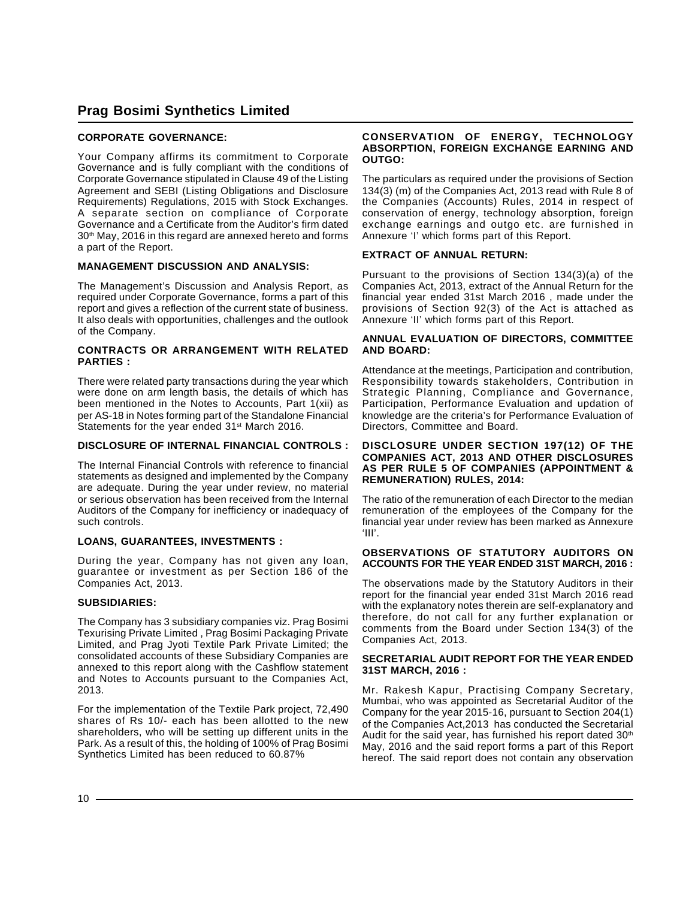**CORPORATE GOVERNANCE:**

Your Company affirms its commitment to Corporate Governance and is fully compliant with the conditions of Corporate Governance stipulated in Clause 49 of the Listing Agreement and SEBI (Listing Obligations and Disclosure Requirements) Regulations, 2015 with Stock Exchanges. A separate section on compliance of Corporate Governance and a Certificate from the Auditor's firm dated 30th May, 2016 in this regard are annexed hereto and forms a part of the Report.

**MANAGEMENT DISCUSSION AND ANALYSIS:**

The Management's Discussion and Analysis Report, as required under Corporate Governance, forms a part of this report and gives a reflection of the current state of business. It also deals with opportunities, challenges and the outlook of the Company.

**CONTRACTS OR ARRANGEMENT WITH RELATED PARTIES :**

There were related party transactions during the year which were done on arm length basis, the details of which has been mentioned in the Notes to Accounts, Part 1(xii) as per AS-18 in Notes forming part of the Standalone Financial Statements for the year ended 31st March 2016.

**DISCLOSURE OF INTERNAL FINANCIAL CONTROLS :**

The Internal Financial Controls with reference to financial statements as designed and implemented by the Company are adequate. During the year under review, no material or serious observation has been received from the Internal Auditors of the Company for inefficiency or inadequacy of such controls.

**LOANS, GUARANTEES, INVESTMENTS :**

During the year, Company has not given any loan, guarantee or investment as per Section 186 of the Companies Act, 2013.

**SUBSIDIARIES:**

The Company has 3 subsidiary companies viz. Prag Bosimi Texurising Private Limited , Prag Bosimi Packaging Private Limited, and Prag Jyoti Textile Park Private Limited; the consolidated accounts of these Subsidiary Companies are annexed to this report along with the Cashflow statement and Notes to Accounts pursuant to the Companies Act, 2013.

For the implementation of the Textile Park project, 72,490 shares of Rs 10/- each has been allotted to the new shareholders, who will be setting up different units in the Park. As a result of this, the holding of 100% of Prag Bosimi Synthetics Limited has been reduced to 60.87%

**CONSERVATION OF ENERGY, TECHNOLOGY ABSORPTION, FOREIGN EXCHANGE EARNING AND OUTGO:**

The particulars as required under the provisions of Section 134(3) (m) of the Companies Act, 2013 read with Rule 8 of the Companies (Accounts) Rules, 2014 in respect of conservation of energy, technology absorption, foreign exchange earnings and outgo etc. are furnished in Annexure 'I' which forms part of this Report.

**EXTRACT OF ANNUAL RETURN:**

Pursuant to the provisions of Section 134(3)(a) of the Companies Act, 2013, extract of the Annual Return for the financial year ended 31st March 2016 , made under the provisions of Section 92(3) of the Act is attached as Annexure 'II' which forms part of this Report.

**ANNUAL EVALUATION OF DIRECTORS, COMMITTEE AND BOARD:**

Attendance at the meetings, Participation and contribution, Responsibility towards stakeholders, Contribution in Strategic Planning, Compliance and Governance, Participation, Performance Evaluation and updation of knowledge are the criteria's for Performance Evaluation of Directors, Committee and Board.

**DISCLOSURE UNDER SECTION 197(12) OF THE COMPANIES ACT, 2013 AND OTHER DISCLOSURES AS PER RULE 5 OF COMPANIES (APPOINTMENT & REMUNERATION) RULES, 2014:**

The ratio of the remuneration of each Director to the median remuneration of the employees of the Company for the financial year under review has been marked as Annexure 'III'.

**OBSERVATIONS OF STATUTORY AUDITORS ON ACCOUNTS FOR THE YEAR ENDED 31ST MARCH, 2016 :**

The observations made by the Statutory Auditors in their report for the financial year ended 31st March 2016 read with the explanatory notes therein are self-explanatory and therefore, do not call for any further explanation or comments from the Board under Section 134(3) of the Companies Act, 2013.

**SECRETARIAL AUDIT REPORT FOR THE YEAR ENDED 31ST MARCH, 2016 :**

Mr. Rakesh Kapur, Practising Company Secretary, Mumbai, who was appointed as Secretarial Auditor of the Company for the year 2015-16, pursuant to Section 204(1) of the Companies Act,2013 has conducted the Secretarial Audit for the said year, has furnished his report dated 30th May, 2016 and the said report forms a part of this Report hereof. The said report does not contain any observation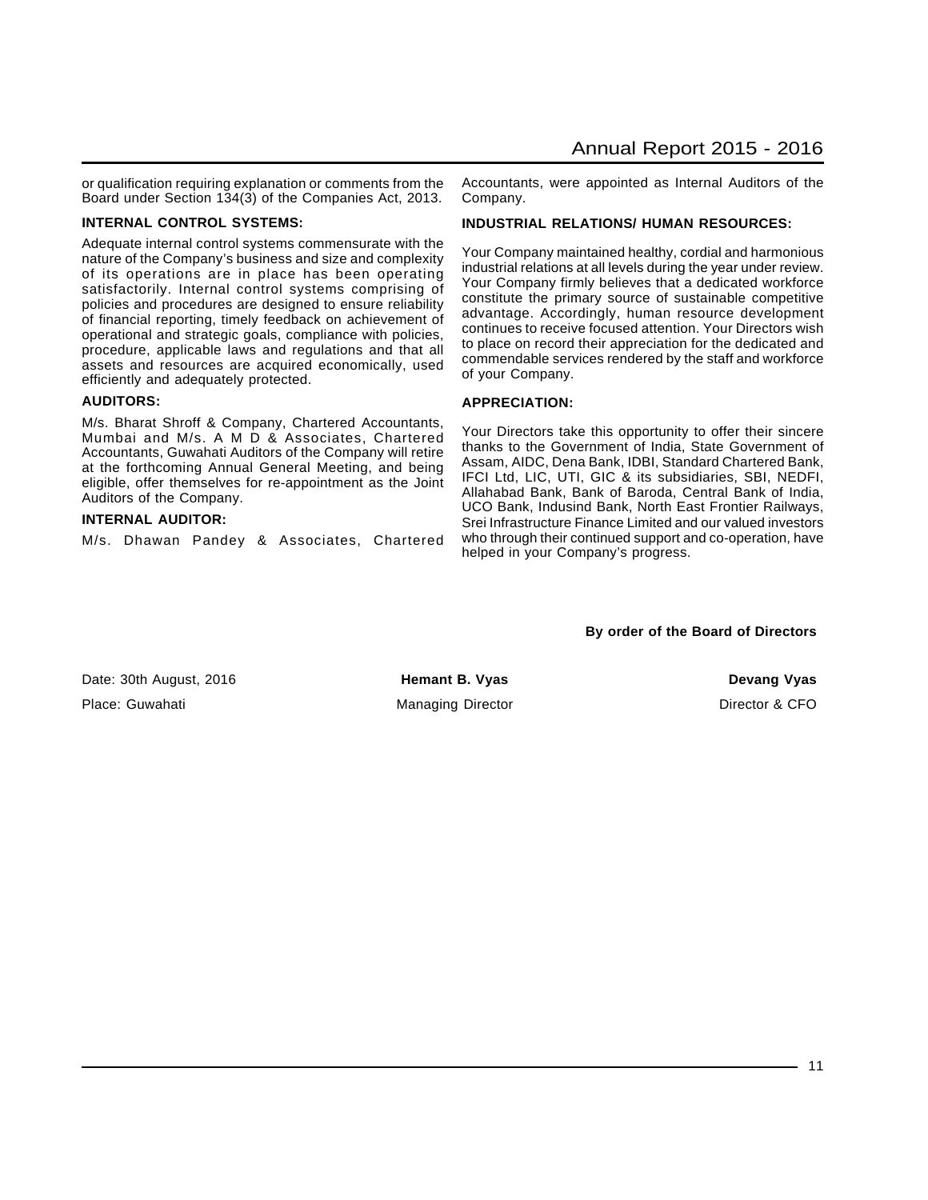or qualification requiring explanation or comments from the Board under Section 134(3) of the Companies Act, 2013.

**INTERNAL CONTROL SYSTEMS:**

Adequate internal control systems commensurate with the nature of the Company's business and size and complexity of its operations are in place has been operating satisfactorily. Internal control systems comprising of policies and procedures are designed to ensure reliability of financial reporting, timely feedback on achievement of operational and strategic goals, compliance with policies, procedure, applicable laws and regulations and that all assets and resources are acquired economically, used efficiently and adequately protected.

**AUDITORS:**

M/s. Bharat Shroff & Company, Chartered Accountants, Mumbai and M/s. A M D & Associates, Chartered Accountants, Guwahati Auditors of the Company will retire at the forthcoming Annual General Meeting, and being eligible, offer themselves for re-appointment as the Joint Auditors of the Company.

**INTERNAL AUDITOR:**

M/s. Dhawan Pandey & Associates, Chartered Accountants, were appointed as Internal Auditors of the Company.

**INDUSTRIAL RELATIONS/ HUMAN RESOURCES:**

Your Company maintained healthy, cordial and harmonious industrial relations at all levels during the year under review. Your Company firmly believes that a dedicated workforce constitute the primary source of sustainable competitive advantage. Accordingly, human resource development continues to receive focused attention. Your Directors wish to place on record their appreciation for the dedicated and commendable services rendered by the staff and workforce of your Company.

**APPRECIATION:**

Your Directors take this opportunity to offer their sincere thanks to the Government of India, State Government of Assam, AIDC, Dena Bank, IDBI, Standard Chartered Bank, IFCI Ltd, LIC, UTI, GIC & its subsidiaries, SBI, NEDFI, Allahabad Bank, Bank of Baroda, Central Bank of India, UCO Bank, Indusind Bank, North East Frontier Railways, Srei Infrastructure Finance Limited and our valued investors who through their continued support and co-operation, have helped in your Company's progress.

**By order of the Board of Directors**

Date: 30th August, 2016
Place: Guwahati

**Hemant B. Vyas**
Managing Director

**Devang Vyas**
Director & CFO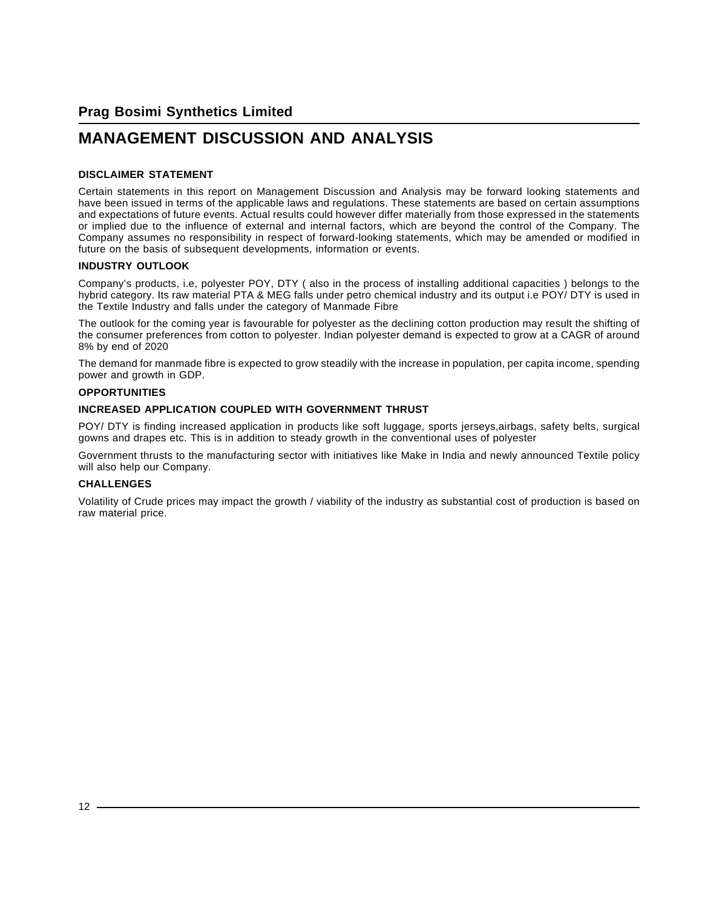# MANAGEMENT DISCUSSION AND ANALYSIS

### DISCLAIMER STATEMENT

Certain statements in this report on Management Discussion and Analysis may be forward looking statements and have been issued in terms of the applicable laws and regulations. These statements are based on certain assumptions and expectations of future events. Actual results could however differ materially from those expressed in the statements or implied due to the influence of external and internal factors, which are beyond the control of the Company. The Company assumes no responsibility in respect of forward-looking statements, which may be amended or modified in future on the basis of subsequent developments, information or events.

### INDUSTRY OUTLOOK

Company's products, i.e, polyester POY, DTY ( also in the process of installing additional capacities ) belongs to the hybrid category. Its raw material PTA & MEG falls under petro chemical industry and its output i.e POY/ DTY is used in the Textile Industry and falls under the category of Manmade Fibre

The outlook for the coming year is favourable for polyester as the declining cotton production may result the shifting of the consumer preferences from cotton to polyester. Indian polyester demand is expected to grow at a CAGR of around 8% by end of 2020

The demand for manmade fibre is expected to grow steadily with the increase in population, per capita income, spending power and growth in GDP.

### OPPORTUNITIES

### INCREASED APPLICATION COUPLED WITH GOVERNMENT THRUST

POY/ DTY is finding increased application in products like soft luggage, sports jerseys,airbags, safety belts, surgical gowns and drapes etc. This is in addition to steady growth in the conventional uses of polyester

Government thrusts to the manufacturing sector with initiatives like Make in India and newly announced Textile policy will also help our Company.

### CHALLENGES

Volatility of Crude prices may impact the growth / viability of the industry as substantial cost of production is based on raw material price.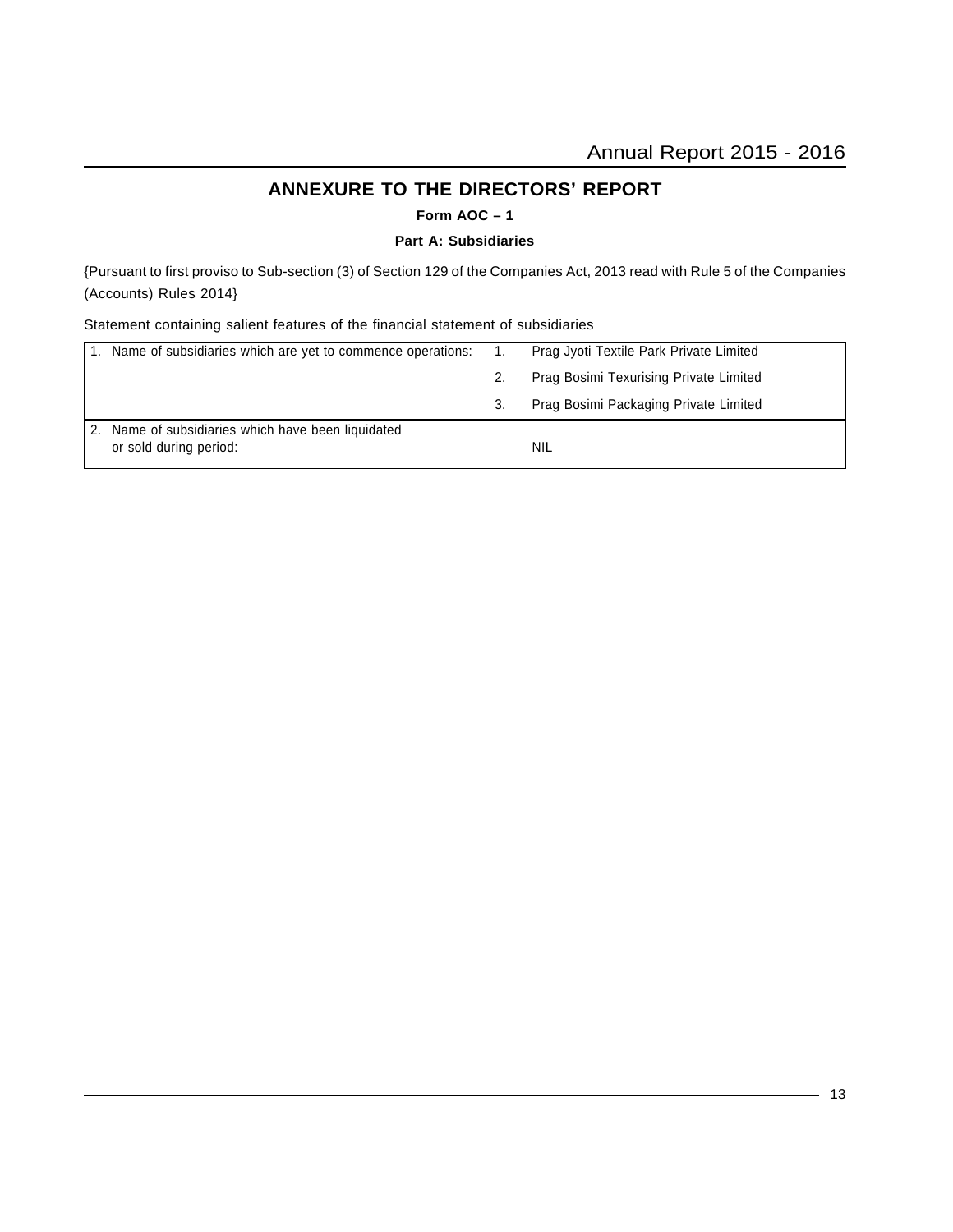# ANNEXURE TO THE DIRECTORS' REPORT

**Form AOC – 1**

**Part A: Subsidiaries**

{Pursuant to first proviso to Sub-section (3) of Section 129 of the Companies Act, 2013 read with Rule 5 of the Companies (Accounts) Rules 2014}

Statement containing salient features of the financial statement of subsidiaries

| | |
|---|---|
| 1. Name of subsidiaries which are yet to commence operations: | 1. Prag Jyoti Textile Park Private Limited<br>2. Prag Bosimi Texurising Private Limited<br>3. Prag Bosimi Packaging Private Limited |
| 2. Name of subsidiaries which have been liquidated or sold during period: | NIL |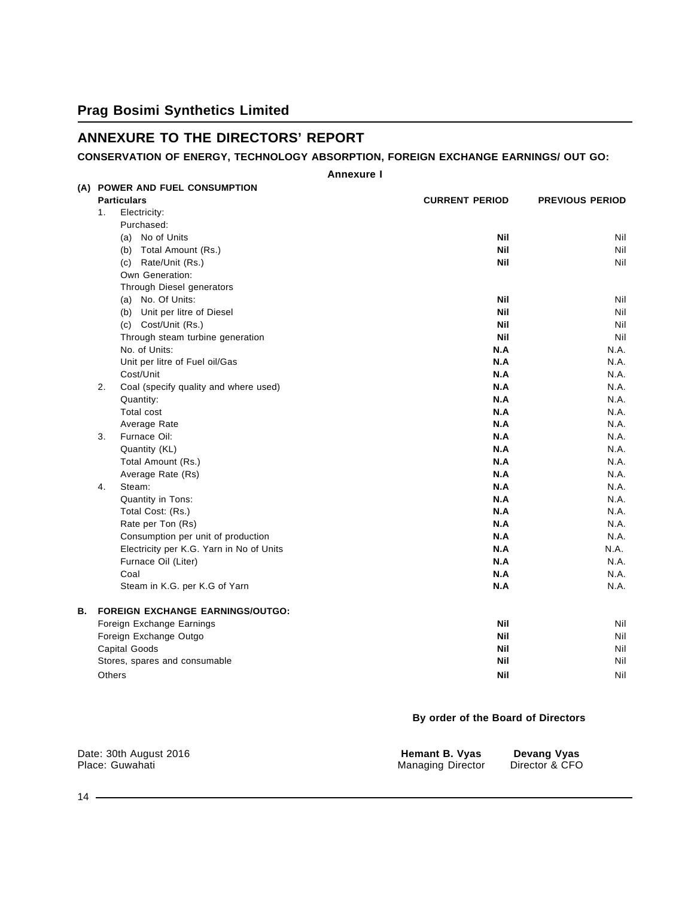# Prag Bosimi Synthetics Limited

## ANNEXURE TO THE DIRECTORS' REPORT

**CONSERVATION OF ENERGY, TECHNOLOGY ABSORPTION, FOREIGN EXCHANGE EARNINGS/ OUT GO:**

**Annexure I**

**(A) POWER AND FUEL CONSUMPTION**

| **Particulars** | **CURRENT PERIOD** | **PREVIOUS PERIOD** |
|---|---|---|
| 1. Electricity: | | |
| Purchased: | | |
| (a) No of Units | **Nil** | Nil |
| (b) Total Amount (Rs.) | **Nil** | Nil |
| (c) Rate/Unit (Rs.) | **Nil** | Nil |
| Own Generation: | | |
| Through Diesel generators | | |
| (a) No. Of Units: | **Nil** | Nil |
| (b) Unit per litre of Diesel | **Nil** | Nil |
| (c) Cost/Unit (Rs.) | **Nil** | Nil |
| Through steam turbine generation | **Nil** | Nil |
| No. of Units: | **N.A** | N.A. |
| Unit per litre of Fuel oil/Gas | **N.A** | N.A. |
| Cost/Unit | **N.A** | N.A. |
| 2. Coal (specify quality and where used) | **N.A** | N.A. |
| Quantity: | **N.A** | N.A. |
| Total cost | **N.A** | N.A. |
| Average Rate | **N.A** | N.A. |
| 3. Furnace Oil: | **N.A** | N.A. |
| Quantity (KL) | **N.A** | N.A. |
| Total Amount (Rs.) | **N.A** | N.A. |
| Average Rate (Rs) | **N.A** | N.A. |
| 4. Steam: | **N.A** | N.A. |
| Quantity in Tons: | **N.A** | N.A. |
| Total Cost: (Rs.) | **N.A** | N.A. |
| Rate per Ton (Rs) | **N.A** | N.A. |
| Consumption per unit of production | **N.A** | N.A. |
| Electricity per K.G. Yarn in No of Units | **N.A** | N.A. |
| Furnace Oil (Liter) | **N.A** | N.A. |
| Coal | **N.A** | N.A. |
| Steam in K.G. per K.G of Yarn | **N.A** | N.A. |

**B. FOREIGN EXCHANGE EARNINGS/OUTGO:**

| | | |
|---|---|---|
| Foreign Exchange Earnings | **Nil** | Nil |
| Foreign Exchange Outgo | **Nil** | Nil |
| Capital Goods | **Nil** | Nil |
| Stores, spares and consumable | **Nil** | Nil |
| Others | **Nil** | Nil |

**By order of the Board of Directors**

Date: 30th August 2016
Place: Guwahati

**Hemant B. Vyas**
Managing Director

**Devang Vyas**
Director & CFO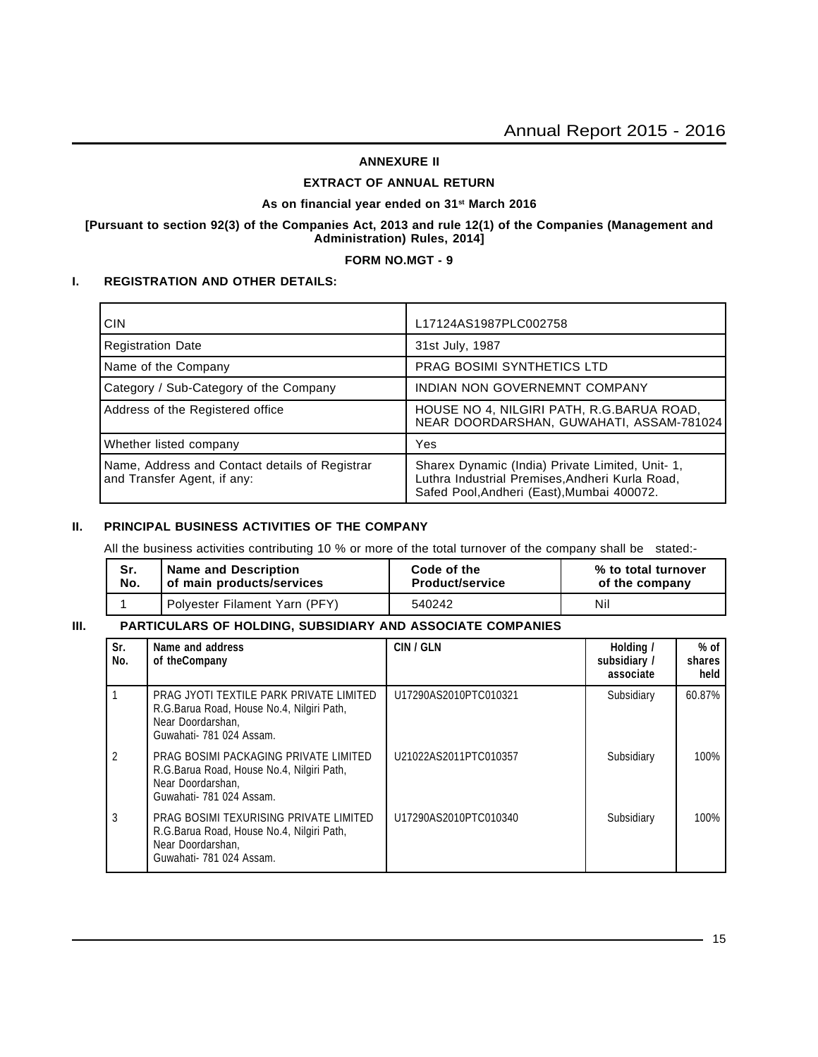**ANNEXURE II**

**EXTRACT OF ANNUAL RETURN**

**As on financial year ended on 31st March 2016**

**[Pursuant to section 92(3) of the Companies Act, 2013 and rule 12(1) of the Companies (Management and Administration) Rules, 2014]**

**FORM NO.MGT - 9**

## I. REGISTRATION AND OTHER DETAILS:

| | |
|---|---|
| CIN | L17124AS1987PLC002758 |
| Registration Date | 31st July, 1987 |
| Name of the Company | PRAG BOSIMI SYNTHETICS LTD |
| Category / Sub-Category of the Company | INDIAN NON GOVERNEMNT COMPANY |
| Address of the Registered office | HOUSE NO 4, NILGIRI PATH, R.G.BARUA ROAD, NEAR DOORDARSHAN, GUWAHATI, ASSAM-781024 |
| Whether listed company | Yes |
| Name, Address and Contact details of Registrar and Transfer Agent, if any: | Sharex Dynamic (India) Private Limited, Unit- 1, Luthra Industrial Premises,Andheri Kurla Road, Safed Pool,Andheri (East),Mumbai 400072. |

## II. PRINCIPAL BUSINESS ACTIVITIES OF THE COMPANY

All the business activities contributing 10 % or more of the total turnover of the company shall be stated:-

| Sr. No. | Name and Description of main products/services | Code of the Product/service | % to total turnover of the company |
|---|---|---|---|
| 1 | Polyester Filament Yarn (PFY) | 540242 | Nil |

## III. PARTICULARS OF HOLDING, SUBSIDIARY AND ASSOCIATE COMPANIES

| Sr. No. | Name and address of theCompany | CIN / GLN | Holding / subsidiary / associate | % of shares held |
|---|---|---|---|---|
| 1 | PRAG JYOTI TEXTILE PARK PRIVATE LIMITED R.G.Barua Road, House No.4, Nilgiri Path, Near Doordarshan, Guwahati- 781 024 Assam. | U17290AS2010PTC010321 | Subsidiary | 60.87% |
| 2 | PRAG BOSIMI PACKAGING PRIVATE LIMITED R.G.Barua Road, House No.4, Nilgiri Path, Near Doordarshan, Guwahati- 781 024 Assam. | U21022AS2011PTC010357 | Subsidiary | 100% |
| 3 | PRAG BOSIMI TEXURISING PRIVATE LIMITED R.G.Barua Road, House No.4, Nilgiri Path, Near Doordarshan, Guwahati- 781 024 Assam. | U17290AS2010PTC010340 | Subsidiary | 100% |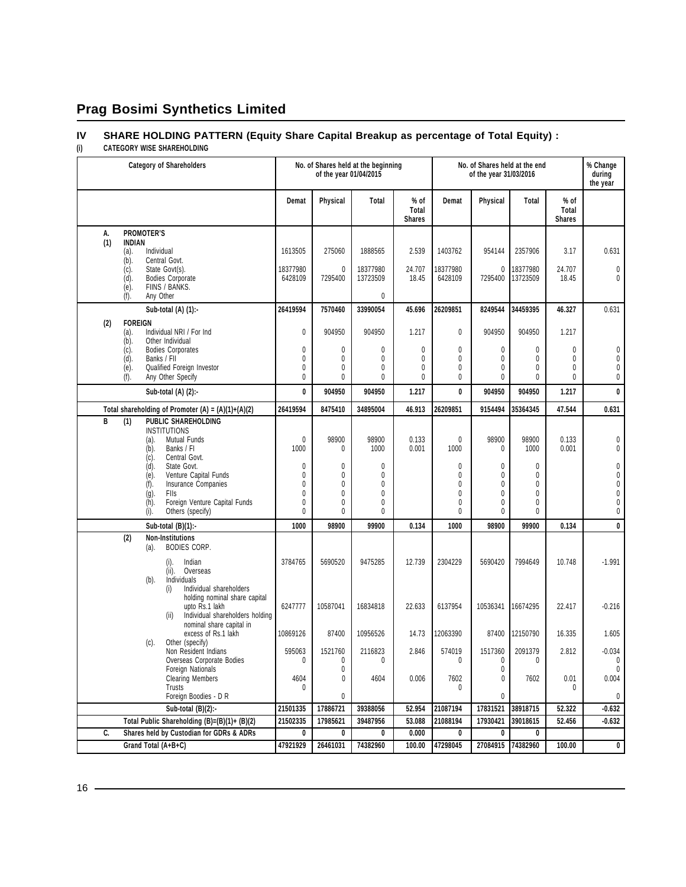# Prag Bosimi Synthetics Limited

## IV SHARE HOLDING PATTERN (Equity Share Capital Breakup as percentage of Total Equity) :

**(i) CATEGORY WISE SHAREHOLDING**

| Category of Shareholders | No. of Shares held at the beginning of the year 01/04/2015 | | | | No. of Shares held at the end of the year 31/03/2016 | | | | % Change during the year |
|---|---|---|---|---|---|---|---|---|---|
| | Demat | Physical | Total | % of Total Shares | Demat | Physical | Total | % of Total Shares | |
| **A. PROMOTER'S** | | | | | | | | | |
| **(1) INDIAN** | | | | | | | | | |
| (a). Individual | 1613505 | 275060 | 1888565 | 2.539 | 1403762 | 954144 | 2357906 | 3.17 | 0.631 |
| (b). Central Govt. | | | | | | | | | |
| (c). State Govt(s). | 18377980 | 0 | 18377980 | 24.707 | 18377980 | 0 | 18377980 | 24.707 | 0 |
| (d). Bodies Corporate | 6428109 | 7295400 | 13723509 | 18.45 | 6428109 | 7295400 | 13723509 | 18.45 | 0 |
| (e). FIINS / BANKS. | | | | | | | | | |
| (f). Any Other | | | 0 | | | | | | |
| **Sub-total (A) (1):-** | **26419594** | **7570460** | **33990054** | **45.696** | **26209851** | **8249544** | **34459395** | **46.327** | **0.631** |
| **(2) FOREIGN** | | | | | | | | | |
| (a). Individual NRI / For Ind | 0 | 904950 | 904950 | 1.217 | 0 | 904950 | 904950 | 1.217 | |
| (b). Other Individual | | | | | | | | | |
| (c). Bodies Corporates | 0 | 0 | 0 | 0 | 0 | 0 | 0 | 0 | 0 |
| (d). Banks / FII | 0 | 0 | 0 | 0 | 0 | 0 | 0 | 0 | 0 |
| (e). Qualified Foreign Investor | 0 | 0 | 0 | 0 | 0 | 0 | 0 | 0 | 0 |
| (f). Any Other Specify | 0 | 0 | 0 | 0 | 0 | 0 | 0 | 0 | 0 |
| **Sub-total (A) (2):-** | **0** | **904950** | **904950** | **1.217** | **0** | **904950** | **904950** | **1.217** | **0** |
| **Total shareholding of Promoter (A) = (A)(1)+(A)(2)** | **26419594** | **8475410** | **34895004** | **46.913** | **26209851** | **9154494** | **35364345** | **47.544** | **0.631** |
| **B (1) PUBLIC SHAREHOLDING** | | | | | | | | | |
| INSTITUTIONS | | | | | | | | | |
| (a). Mutual Funds | 0 | 98900 | 98900 | 0.133 | 0 | 98900 | 98900 | 0.133 | 0 |
| (b). Banks / FI | 1000 | 0 | 1000 | 0.001 | 1000 | 0 | 1000 | 0.001 | 0 |
| (c). Central Govt. | | | | | | | | | |
| (d). State Govt. | 0 | 0 | 0 | | 0 | 0 | 0 | | 0 |
| (e). Venture Capital Funds | 0 | 0 | 0 | | 0 | 0 | 0 | | 0 |
| (f). Insurance Companies | 0 | 0 | 0 | | 0 | 0 | 0 | | 0 |
| (g). FIIs | 0 | 0 | 0 | | 0 | 0 | 0 | | 0 |
| (h). Foreign Venture Capital Funds | 0 | 0 | 0 | | 0 | 0 | 0 | | 0 |
| (i). Others (specify) | 0 | 0 | 0 | | 0 | 0 | 0 | | 0 |
| **Sub-total (B)(1):-** | **1000** | **98900** | **99900** | **0.134** | **1000** | **98900** | **99900** | **0.134** | **0** |
| **(2) Non-Institutions** | | | | | | | | | |
| (a). BODIES CORP. | | | | | | | | | |
| (i). Indian | 3784765 | 5690520 | 9475285 | 12.739 | 2304229 | 5690420 | 7994649 | 10.748 | -1.991 |
| (ii). Overseas | | | | | | | | | |
| (b). Individuals | | | | | | | | | |
| (i) Individual shareholders holding nominal share capital upto Rs.1 lakh | 6247777 | 10587041 | 16834818 | 22.633 | 6137954 | 10536341 | 16674295 | 22.417 | -0.216 |
| (ii) Individual shareholders holding nominal share capital in excess of Rs.1 lakh | 10869126 | 87400 | 10956526 | 14.73 | 12063390 | 87400 | 12150790 | 16.335 | 1.605 |
| (c). Other (specify) | | | | | | | | | |
| Non Resident Indians | 595063 | 1521760 | 2116823 | 2.846 | 574019 | 1517360 | 2091379 | 2.812 | -0.034 |
| Overseas Corporate Bodies | 0 | 0 | 0 | | 0 | 0 | 0 | | 0 |
| Foreign Nationals | | 0 | | | | 0 | | | 0 |
| Clearing Members | 4604 | 0 | 4604 | 0.006 | 7602 | 0 | 7602 | 0.01 | 0.004 |
| Trusts | 0 | | | | 0 | | | 0 | |
| Foreign Boodies - D R | | 0 | | | | 0 | | | 0 |
| **Sub-total (B)(2):-** | **21501335** | **17886721** | **39388056** | **52.954** | **21087194** | **17831521** | **38918715** | **52.322** | **-0.632** |
| **Total Public Shareholding (B)=(B)(1)+ (B)(2)** | **21502335** | **17985621** | **39487956** | **53.088** | **21088194** | **17930421** | **39018615** | **52.456** | **-0.632** |
| **C. Shares held by Custodian for GDRs & ADRs** | **0** | **0** | **0** | **0.000** | **0** | **0** | **0** | | |
| **Grand Total (A+B+C)** | **47921929** | **26461031** | **74382960** | **100.00** | **47298045** | **27084915** | **74382960** | **100.00** | **0** |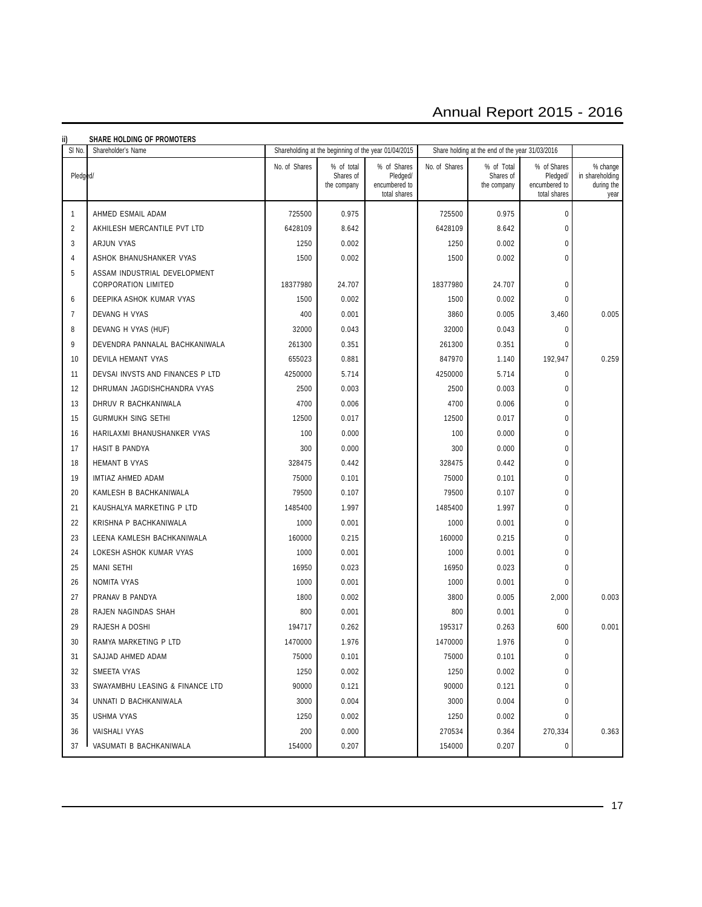**ii) SHARE HOLDING OF PROMOTERS**

| Sl No. | Shareholder's Name | Shareholding at the beginning of the year 01/04/2015 | | | Share holding at the end of the year 31/03/2016 | | | |
|---|---|---|---|---|---|---|---|---|
| Pledged/ | | No. of Shares | % of total Shares of the company | % of Shares Pledged/ encumbered to total shares | No. of Shares | % of Total Shares of the company | % of Shares Pledged/ encumbered to total shares | % change in shareholding during the year |
| 1 | AHMED ESMAIL ADAM | 725500 | 0.975 | | 725500 | 0.975 | 0 | |
| 2 | AKHILESH MERCANTILE PVT LTD | 6428109 | 8.642 | | 6428109 | 8.642 | 0 | |
| 3 | ARJUN VYAS | 1250 | 0.002 | | 1250 | 0.002 | 0 | |
| 4 | ASHOK BHANUSHANKER VYAS | 1500 | 0.002 | | 1500 | 0.002 | 0 | |
| 5 | ASSAM INDUSTRIAL DEVELOPMENT CORPORATION LIMITED | 18377980 | 24.707 | | 18377980 | 24.707 | 0 | |
| 6 | DEEPIKA ASHOK KUMAR VYAS | 1500 | 0.002 | | 1500 | 0.002 | 0 | |
| 7 | DEVANG H VYAS | 400 | 0.001 | | 3860 | 0.005 | 3,460 | 0.005 |
| 8 | DEVANG H VYAS (HUF) | 32000 | 0.043 | | 32000 | 0.043 | 0 | |
| 9 | DEVENDRA PANNALAL BACHKANIWALA | 261300 | 0.351 | | 261300 | 0.351 | 0 | |
| 10 | DEVILA HEMANT VYAS | 655023 | 0.881 | | 847970 | 1.140 | 192,947 | 0.259 |
| 11 | DEVSAI INVSTS AND FINANCES P LTD | 4250000 | 5.714 | | 4250000 | 5.714 | 0 | |
| 12 | DHRUMAN JAGDISHCHANDRA VYAS | 2500 | 0.003 | | 2500 | 0.003 | 0 | |
| 13 | DHRUV R BACHKANIWALA | 4700 | 0.006 | | 4700 | 0.006 | 0 | |
| 15 | GURMUKH SING SETHI | 12500 | 0.017 | | 12500 | 0.017 | 0 | |
| 16 | HARILAXMI BHANUSHANKER VYAS | 100 | 0.000 | | 100 | 0.000 | 0 | |
| 17 | HASIT B PANDYA | 300 | 0.000 | | 300 | 0.000 | 0 | |
| 18 | HEMANT B VYAS | 328475 | 0.442 | | 328475 | 0.442 | 0 | |
| 19 | IMTIAZ AHMED ADAM | 75000 | 0.101 | | 75000 | 0.101 | 0 | |
| 20 | KAMLESH B BACHKANIWALA | 79500 | 0.107 | | 79500 | 0.107 | 0 | |
| 21 | KAUSHALYA MARKETING P LTD | 1485400 | 1.997 | | 1485400 | 1.997 | 0 | |
| 22 | KRISHNA P BACHKANIWALA | 1000 | 0.001 | | 1000 | 0.001 | 0 | |
| 23 | LEENA KAMLESH BACHKANIWALA | 160000 | 0.215 | | 160000 | 0.215 | 0 | |
| 24 | LOKESH ASHOK KUMAR VYAS | 1000 | 0.001 | | 1000 | 0.001 | 0 | |
| 25 | MANI SETHI | 16950 | 0.023 | | 16950 | 0.023 | 0 | |
| 26 | NOMITA VYAS | 1000 | 0.001 | | 1000 | 0.001 | 0 | |
| 27 | PRANAV B PANDYA | 1800 | 0.002 | | 3800 | 0.005 | 2,000 | 0.003 |
| 28 | RAJEN NAGINDAS SHAH | 800 | 0.001 | | 800 | 0.001 | 0 | |
| 29 | RAJESH A DOSHI | 194717 | 0.262 | | 195317 | 0.263 | 600 | 0.001 |
| 30 | RAMYA MARKETING P LTD | 1470000 | 1.976 | | 1470000 | 1.976 | 0 | |
| 31 | SAJJAD AHMED ADAM | 75000 | 0.101 | | 75000 | 0.101 | 0 | |
| 32 | SMEETA VYAS | 1250 | 0.002 | | 1250 | 0.002 | 0 | |
| 33 | SWAYAMBHU LEASING & FINANCE LTD | 90000 | 0.121 | | 90000 | 0.121 | 0 | |
| 34 | UNNATI D BACHKANIWALA | 3000 | 0.004 | | 3000 | 0.004 | 0 | |
| 35 | USHMA VYAS | 1250 | 0.002 | | 1250 | 0.002 | 0 | |
| 36 | VAISHALI VYAS | 200 | 0.000 | | 270534 | 0.364 | 270,334 | 0.363 |
| 37 | VASUMATI B BACHKANIWALA | 154000 | 0.207 | | 154000 | 0.207 | 0 | |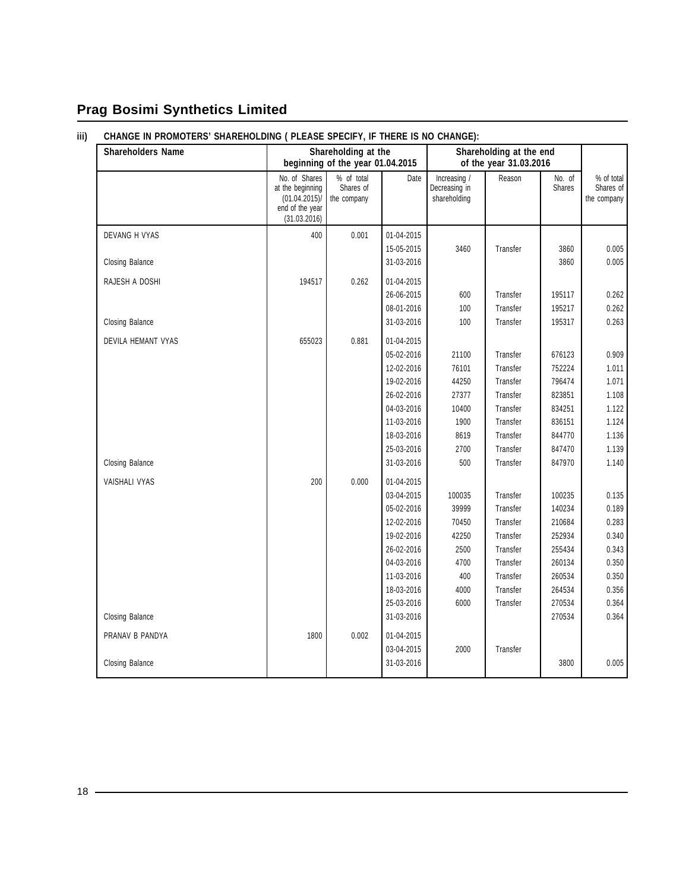## iii) CHANGE IN PROMOTERS' SHAREHOLDING ( PLEASE SPECIFY, IF THERE IS NO CHANGE):

| Shareholders Name | Shareholding at the beginning of the year 01.04.2015 | | | Shareholding at the end of the year 31.03.2016 | | | |
|---|---|---|---|---|---|---|---|
| | No. of Shares at the beginning (01.04.2015)/ end of the year (31.03.2016) | % of total Shares of the company | Date | Increasing / Decreasing in shareholding | Reason | No. of Shares | % of total Shares of the company |
| DEVANG H VYAS | 400 | 0.001 | 01-04-2015 | | | | |
| | | | 15-05-2015 | 3460 | Transfer | 3860 | 0.005 |
| Closing Balance | | | 31-03-2016 | | | 3860 | 0.005 |
| RAJESH A DOSHI | 194517 | 0.262 | 01-04-2015 | | | | |
| | | | 26-06-2015 | 600 | Transfer | 195117 | 0.262 |
| | | | 08-01-2016 | 100 | Transfer | 195217 | 0.262 |
| Closing Balance | | | 31-03-2016 | 100 | Transfer | 195317 | 0.263 |
| DEVILA HEMANT VYAS | 655023 | 0.881 | 01-04-2015 | | | | |
| | | | 05-02-2016 | 21100 | Transfer | 676123 | 0.909 |
| | | | 12-02-2016 | 76101 | Transfer | 752224 | 1.011 |
| | | | 19-02-2016 | 44250 | Transfer | 796474 | 1.071 |
| | | | 26-02-2016 | 27377 | Transfer | 823851 | 1.108 |
| | | | 04-03-2016 | 10400 | Transfer | 834251 | 1.122 |
| | | | 11-03-2016 | 1900 | Transfer | 836151 | 1.124 |
| | | | 18-03-2016 | 8619 | Transfer | 844770 | 1.136 |
| | | | 25-03-2016 | 2700 | Transfer | 847470 | 1.139 |
| Closing Balance | | | 31-03-2016 | 500 | Transfer | 847970 | 1.140 |
| VAISHALI VYAS | 200 | 0.000 | 01-04-2015 | | | | |
| | | | 03-04-2015 | 100035 | Transfer | 100235 | 0.135 |
| | | | 05-02-2016 | 39999 | Transfer | 140234 | 0.189 |
| | | | 12-02-2016 | 70450 | Transfer | 210684 | 0.283 |
| | | | 19-02-2016 | 42250 | Transfer | 252934 | 0.340 |
| | | | 26-02-2016 | 2500 | Transfer | 255434 | 0.343 |
| | | | 04-03-2016 | 4700 | Transfer | 260134 | 0.350 |
| | | | 11-03-2016 | 400 | Transfer | 260534 | 0.350 |
| | | | 18-03-2016 | 4000 | Transfer | 264534 | 0.356 |
| | | | 25-03-2016 | 6000 | Transfer | 270534 | 0.364 |
| Closing Balance | | | 31-03-2016 | | | 270534 | 0.364 |
| PRANAV B PANDYA | 1800 | 0.002 | 01-04-2015 | | | | |
| | | | 03-04-2015 | 2000 | Transfer | | |
| Closing Balance | | | 31-03-2016 | | | 3800 | 0.005 |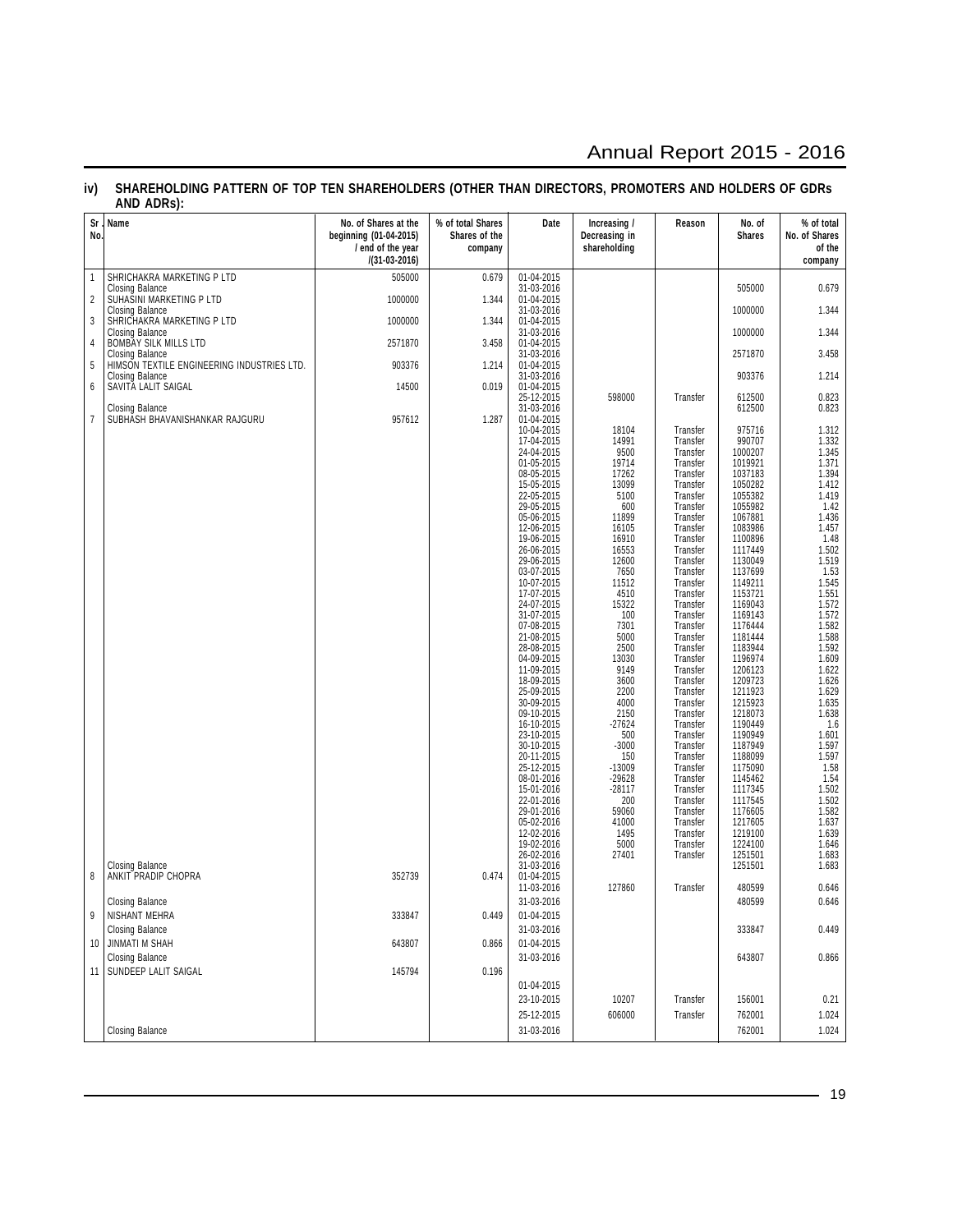## iv) SHAREHOLDING PATTERN OF TOP TEN SHAREHOLDERS (OTHER THAN DIRECTORS, PROMOTERS AND HOLDERS OF GDRs AND ADRs):

| Sr. No. | Name | No. of Shares at the beginning (01-04-2015) / end of the year /(31-03-2016) | % of total Shares of the company | Date | Increasing / Decreasing in shareholding | Reason | No. of Shares | % of total No. of Shares of the company |
|---|---|---|---|---|---|---|---|---|
| 1 | SHRICHAKRA MARKETING P LTD | 505000 | 0.679 | 01-04-2015 | | | | |
| | Closing Balance | | | 31-03-2016 | | | 505000 | 0.679 |
| 2 | SUHASINI MARKETING P LTD | 1000000 | 1.344 | 01-04-2015 | | | | |
| | Closing Balance | | | 31-03-2016 | | | 1000000 | 1.344 |
| 3 | SHRICHAKRA MARKETING P LTD | 1000000 | 1.344 | 01-04-2015 | | | | |
| | Closing Balance | | | 31-03-2016 | | | 1000000 | 1.344 |
| 4 | BOMBAY SILK MILLS LTD | 2571870 | 3.458 | 01-04-2015 | | | | |
| | Closing Balance | | | 31-03-2016 | | | 2571870 | 3.458 |
| 5 | HIMSON TEXTILE ENGINEERING INDUSTRIES LTD. | 903376 | 1.214 | 01-04-2015 | | | | |
| | Closing Balance | | | 31-03-2016 | | | 903376 | 1.214 |
| 6 | SAVITA LALIT SAIGAL | 14500 | 0.019 | 01-04-2015 | | | | |
| | | | | 25-12-2015 | 598000 | Transfer | 612500 | 0.823 |
| | Closing Balance | | | 31-03-2016 | | | 612500 | 0.823 |
| 7 | SUBHASH BHAVANISHANKAR RAJGURU | 957612 | 1.287 | 01-04-2015 | | | | |
| | | | | 10-04-2015 | 18104 | Transfer | 975716 | 1.312 |
| | | | | 17-04-2015 | 14991 | Transfer | 990707 | 1.332 |
| | | | | 24-04-2015 | 9500 | Transfer | 1000207 | 1.345 |
| | | | | 01-05-2015 | 19714 | Transfer | 1019921 | 1.371 |
| | | | | 08-05-2015 | 17262 | Transfer | 1037183 | 1.394 |
| | | | | 15-05-2015 | 13099 | Transfer | 1050282 | 1.412 |
| | | | | 22-05-2015 | 5100 | Transfer | 1055382 | 1.419 |
| | | | | 29-05-2015 | 600 | Transfer | 1055982 | 1.42 |
| | | | | 05-06-2015 | 11899 | Transfer | 1067881 | 1.436 |
| | | | | 12-06-2015 | 16105 | Transfer | 1083986 | 1.457 |
| | | | | 19-06-2015 | 16910 | Transfer | 1100896 | 1.48 |
| | | | | 26-06-2015 | 16553 | Transfer | 1117449 | 1.502 |
| | | | | 29-06-2015 | 12600 | Transfer | 1130049 | 1.519 |
| | | | | 03-07-2015 | 7650 | Transfer | 1137699 | 1.53 |
| | | | | 10-07-2015 | 11512 | Transfer | 1149211 | 1.545 |
| | | | | 17-07-2015 | 4510 | Transfer | 1153721 | 1.551 |
| | | | | 24-07-2015 | 15322 | Transfer | 1169043 | 1.572 |
| | | | | 31-07-2015 | 100 | Transfer | 1169143 | 1.572 |
| | | | | 07-08-2015 | 7301 | Transfer | 1176444 | 1.582 |
| | | | | 21-08-2015 | 5000 | Transfer | 1181444 | 1.588 |
| | | | | 28-08-2015 | 2500 | Transfer | 1183944 | 1.592 |
| | | | | 04-09-2015 | 13030 | Transfer | 1196974 | 1.609 |
| | | | | 11-09-2015 | 9149 | Transfer | 1206123 | 1.622 |
| | | | | 18-09-2015 | 3600 | Transfer | 1209723 | 1.626 |
| | | | | 25-09-2015 | 2200 | Transfer | 1211923 | 1.629 |
| | | | | 30-09-2015 | 4000 | Transfer | 1215923 | 1.635 |
| | | | | 09-10-2015 | 2150 | Transfer | 1218073 | 1.638 |
| | | | | 16-10-2015 | -27624 | Transfer | 1190449 | 1.6 |
| | | | | 23-10-2015 | 500 | Transfer | 1190949 | 1.601 |
| | | | | 30-10-2015 | -3000 | Transfer | 1187949 | 1.597 |
| | | | | 20-11-2015 | 150 | Transfer | 1188099 | 1.597 |
| | | | | 25-12-2015 | -13009 | Transfer | 1175090 | 1.58 |
| | | | | 08-01-2016 | -29628 | Transfer | 1145462 | 1.54 |
| | | | | 15-01-2016 | -28117 | Transfer | 1117345 | 1.502 |
| | | | | 22-01-2016 | 200 | Transfer | 1117545 | 1.502 |
| | | | | 29-01-2016 | 59060 | Transfer | 1176605 | 1.582 |
| | | | | 05-02-2016 | 41000 | Transfer | 1217605 | 1.637 |
| | | | | 12-02-2016 | 1495 | Transfer | 1219100 | 1.639 |
| | | | | 19-02-2016 | 5000 | Transfer | 1224100 | 1.646 |
| | | | | 26-02-2016 | 27401 | Transfer | 1251501 | 1.683 |
| | Closing Balance | | | 31-03-2016 | | | 1251501 | 1.683 |
| 8 | ANKIT PRADIP CHOPRA | 352739 | 0.474 | 01-04-2015 | | | | |
| | | | | 11-03-2016 | 127860 | Transfer | 480599 | 0.646 |
| | Closing Balance | | | 31-03-2016 | | | 480599 | 0.646 |
| 9 | NISHANT MEHRA | 333847 | 0.449 | 01-04-2015 | | | | |
| | Closing Balance | | | 31-03-2016 | | | 333847 | 0.449 |
| 10 | JINMATI M SHAH | 643807 | 0.866 | 01-04-2015 | | | | |
| | Closing Balance | | | 31-03-2016 | | | 643807 | 0.866 |
| 11 | SUNDEEP LALIT SAIGAL | 145794 | 0.196 | | | | | |
| | | | | 01-04-2015 | | | | |
| | | | | 23-10-2015 | 10207 | Transfer | 156001 | 0.21 |
| | | | | 25-12-2015 | 606000 | Transfer | 762001 | 1.024 |
| | Closing Balance | | | 31-03-2016 | | | 762001 | 1.024 |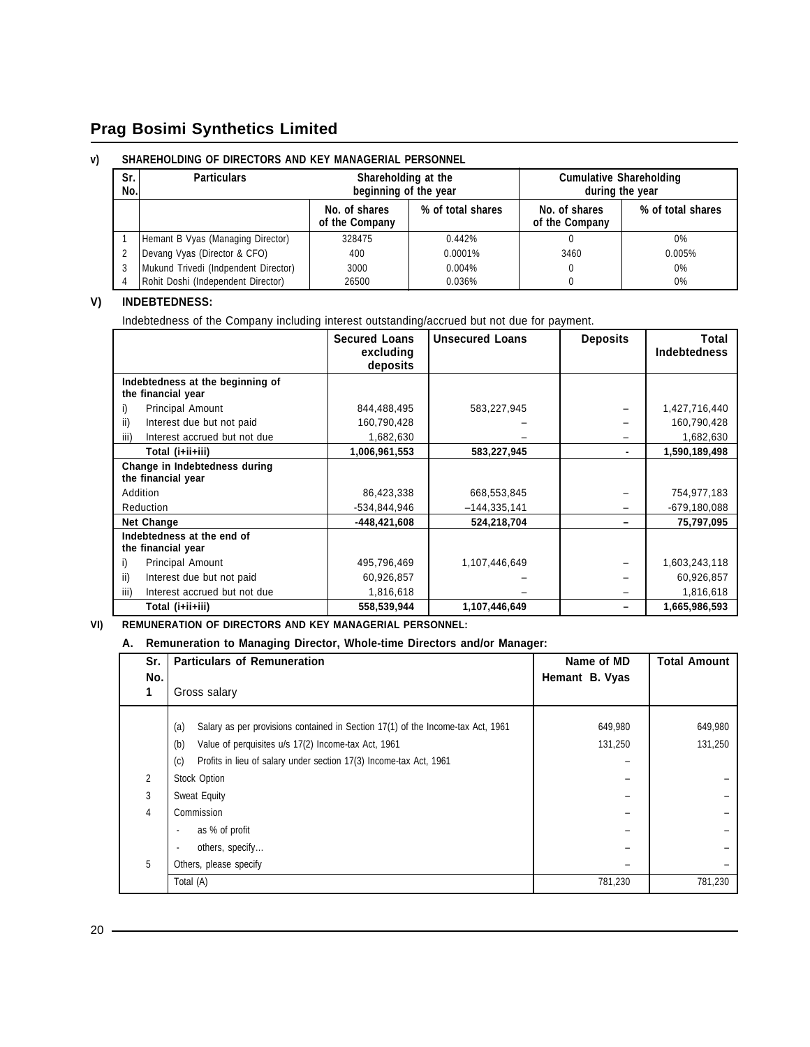# Prag Bosimi Synthetics Limited

**v) SHAREHOLDING OF DIRECTORS AND KEY MANAGERIAL PERSONNEL**

| Sr. No. | Particulars | Shareholding at the beginning of the year | | Cumulative Shareholding during the year | |
|---|---|---|---|---|---|
| | | No. of shares of the Company | % of total shares | No. of shares of the Company | % of total shares |
| 1 | Hemant B Vyas (Managing Director) | 328475 | 0.442% | 0 | 0% |
| 2 | Devang Vyas (Director & CFO) | 400 | 0.0001% | 3460 | 0.005% |
| 3 | Mukund Trivedi (Indpendent Director) | 3000 | 0.004% | 0 | 0% |
| 4 | Rohit Doshi (Independent Director) | 26500 | 0.036% | 0 | 0% |

**V) INDEBTEDNESS:**

Indebtedness of the Company including interest outstanding/accrued but not due for payment.

| | Secured Loans excluding deposits | Unsecured Loans | Deposits | Total Indebtedness |
|---|---|---|---|---|
| **Indebtedness at the beginning of the financial year** | | | | |
| i) Principal Amount | 844,488,495 | 583,227,945 | – | 1,427,716,440 |
| ii) Interest due but not paid | 160,790,428 | – | – | 160,790,428 |
| iii) Interest accrued but not due | 1,682,630 | – | – | 1,682,630 |
| **Total (i+ii+iii)** | **1,006,961,553** | **583,227,945** | **-** | **1,590,189,498** |
| **Change in Indebtedness during the financial year** | | | | |
| Addition | 86,423,338 | 668,553,845 | – | 754,977,183 |
| Reduction | -534,844,946 | –144,335,141 | – | -679,180,088 |
| **Net Change** | **-448,421,608** | **524,218,704** | **–** | **75,797,095** |
| **Indebtedness at the end of the financial year** | | | | |
| i) Principal Amount | 495,796,469 | 1,107,446,649 | – | 1,603,243,118 |
| ii) Interest due but not paid | 60,926,857 | – | – | 60,926,857 |
| iii) Interest accrued but not due | 1,816,618 | – | – | 1,816,618 |
| **Total (i+ii+iii)** | **558,539,944** | **1,107,446,649** | **–** | **1,665,986,593** |

**VI) REMUNERATION OF DIRECTORS AND KEY MANAGERIAL PERSONNEL:**

**A. Remuneration to Managing Director, Whole-time Directors and/or Manager:**

| Sr. No. | Particulars of Remuneration | Name of MD Hemant B. Vyas | Total Amount |
|---|---|---|---|
| 1 | Gross salary | | |
| | (a) Salary as per provisions contained in Section 17(1) of the Income-tax Act, 1961 | 649,980 | 649,980 |
| | (b) Value of perquisites u/s 17(2) Income-tax Act, 1961 | 131,250 | 131,250 |
| | (c) Profits in lieu of salary under section 17(3) Income-tax Act, 1961 | – | |
| 2 | Stock Option | – | – |
| 3 | Sweat Equity | – | – |
| 4 | Commission | – | – |
| | - as % of profit | – | – |
| | - others, specify... | – | – |
| 5 | Others, please specify | – | – |
| | Total (A) | 781,230 | 781,230 |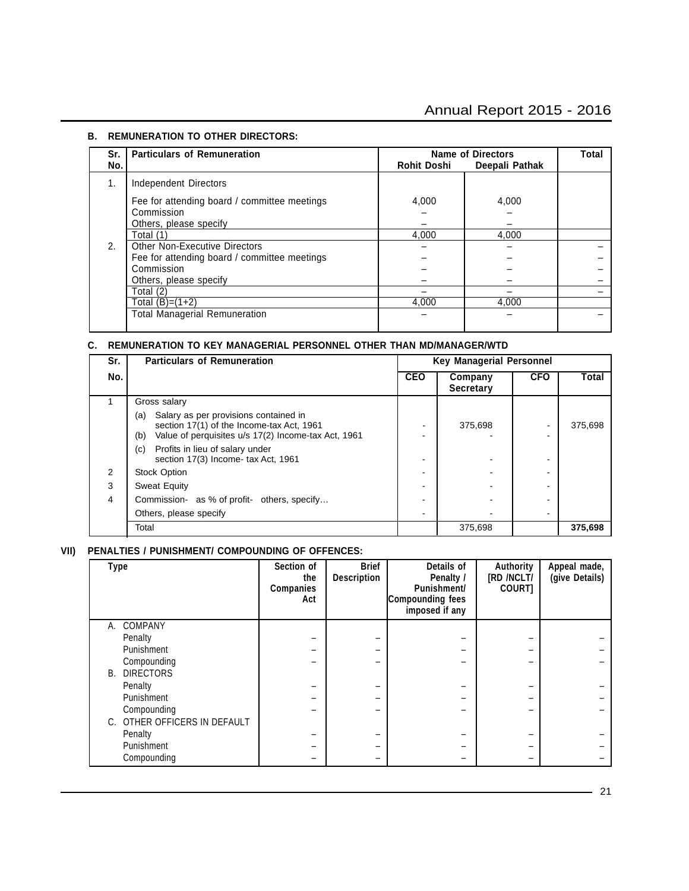### B. REMUNERATION TO OTHER DIRECTORS:

| Sr. No. | Particulars of Remuneration | Name of Directors | | Total |
|---|---|---|---|---|
| | | Rohit Doshi | Deepali Pathak | |
| 1. | Independent Directors | | | |
| | Fee for attending board / committee meetings | 4,000 | 4,000 | |
| | Commission | – | – | |
| | Others, please specify | – | – | |
| | Total (1) | 4,000 | 4,000 | |
| 2. | Other Non-Executive Directors | – | – | – |
| | Fee for attending board / committee meetings | – | – | – |
| | Commission | – | – | – |
| | Others, please specify | – | – | – |
| | Total (2) | – | – | – |
| | Total (B)=(1+2) | 4,000 | 4,000 | |
| | Total Managerial Remuneration | – | – | – |

### C. REMUNERATION TO KEY MANAGERIAL PERSONNEL OTHER THAN MD/MANAGER/WTD

| Sr. No. | Particulars of Remuneration | Key Managerial Personnel | | | |
|---|---|---|---|---|---|
| | | CEO | Company Secretary | CFO | Total |
| 1 | Gross salary | | | | |
| | (a) Salary as per provisions contained in section 17(1) of the Income-tax Act, 1961 | - | 375,698 | - | 375,698 |
| | (b) Value of perquisites u/s 17(2) Income-tax Act, 1961 | - | - | - | |
| | (c) Profits in lieu of salary under section 17(3) Income- tax Act, 1961 | - | - | - | |
| 2 | Stock Option | - | - | - | |
| 3 | Sweat Equity | - | - | - | |
| 4 | Commission- as % of profit- others, specify… | - | - | - | |
| | Others, please specify | - | - | - | |
| | Total | | 375,698 | | **375,698** |

## VII) PENALTIES / PUNISHMENT/ COMPOUNDING OF OFFENCES:

| Type | Section of the Companies Act | Brief Description | Details of Penalty / Punishment/ Compounding fees imposed if any | Authority [RD /NCLT/ COURT] | Appeal made, (give Details) |
|---|---|---|---|---|---|
| A. COMPANY | | | | | |
| Penalty | – | – | – | – | – |
| Punishment | – | – | – | – | – |
| Compounding | – | – | – | – | – |
| B. DIRECTORS | | | | | |
| Penalty | – | – | – | – | – |
| Punishment | – | – | – | – | – |
| Compounding | – | – | – | – | – |
| C. OTHER OFFICERS IN DEFAULT | | | | | |
| Penalty | – | – | – | – | – |
| Punishment | – | – | – | – | – |
| Compounding | – | – | – | – | – |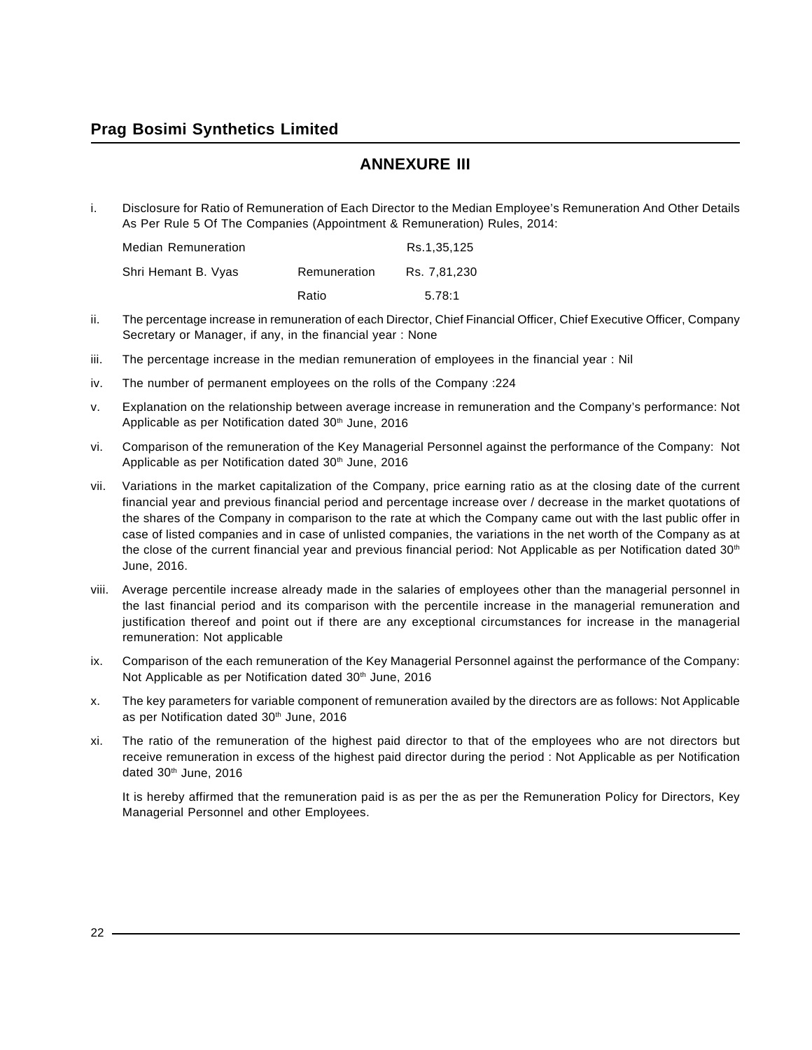# ANNEXURE III

i. Disclosure for Ratio of Remuneration of Each Director to the Median Employee's Remuneration And Other Details As Per Rule 5 Of The Companies (Appointment & Remuneration) Rules, 2014:

| | | |
|---|---|---|
| Median Remuneration | | Rs.1,35,125 |
| Shri Hemant B. Vyas | Remuneration | Rs. 7,81,230 |
| | Ratio | 5.78:1 |

ii. The percentage increase in remuneration of each Director, Chief Financial Officer, Chief Executive Officer, Company Secretary or Manager, if any, in the financial year : None

iii. The percentage increase in the median remuneration of employees in the financial year : Nil

iv. The number of permanent employees on the rolls of the Company :224

v. Explanation on the relationship between average increase in remuneration and the Company's performance: Not Applicable as per Notification dated 30th June, 2016

vi. Comparison of the remuneration of the Key Managerial Personnel against the performance of the Company: Not Applicable as per Notification dated 30th June, 2016

vii. Variations in the market capitalization of the Company, price earning ratio as at the closing date of the current financial year and previous financial period and percentage increase over / decrease in the market quotations of the shares of the Company in comparison to the rate at which the Company came out with the last public offer in case of listed companies and in case of unlisted companies, the variations in the net worth of the Company as at the close of the current financial year and previous financial period: Not Applicable as per Notification dated 30th June, 2016.

viii. Average percentile increase already made in the salaries of employees other than the managerial personnel in the last financial period and its comparison with the percentile increase in the managerial remuneration and justification thereof and point out if there are any exceptional circumstances for increase in the managerial remuneration: Not applicable

ix. Comparison of the each remuneration of the Key Managerial Personnel against the performance of the Company: Not Applicable as per Notification dated 30th June, 2016

x. The key parameters for variable component of remuneration availed by the directors are as follows: Not Applicable as per Notification dated 30th June, 2016

xi. The ratio of the remuneration of the highest paid director to that of the employees who are not directors but receive remuneration in excess of the highest paid director during the period : Not Applicable as per Notification dated 30th June, 2016

It is hereby affirmed that the remuneration paid is as per the as per the Remuneration Policy for Directors, Key Managerial Personnel and other Employees.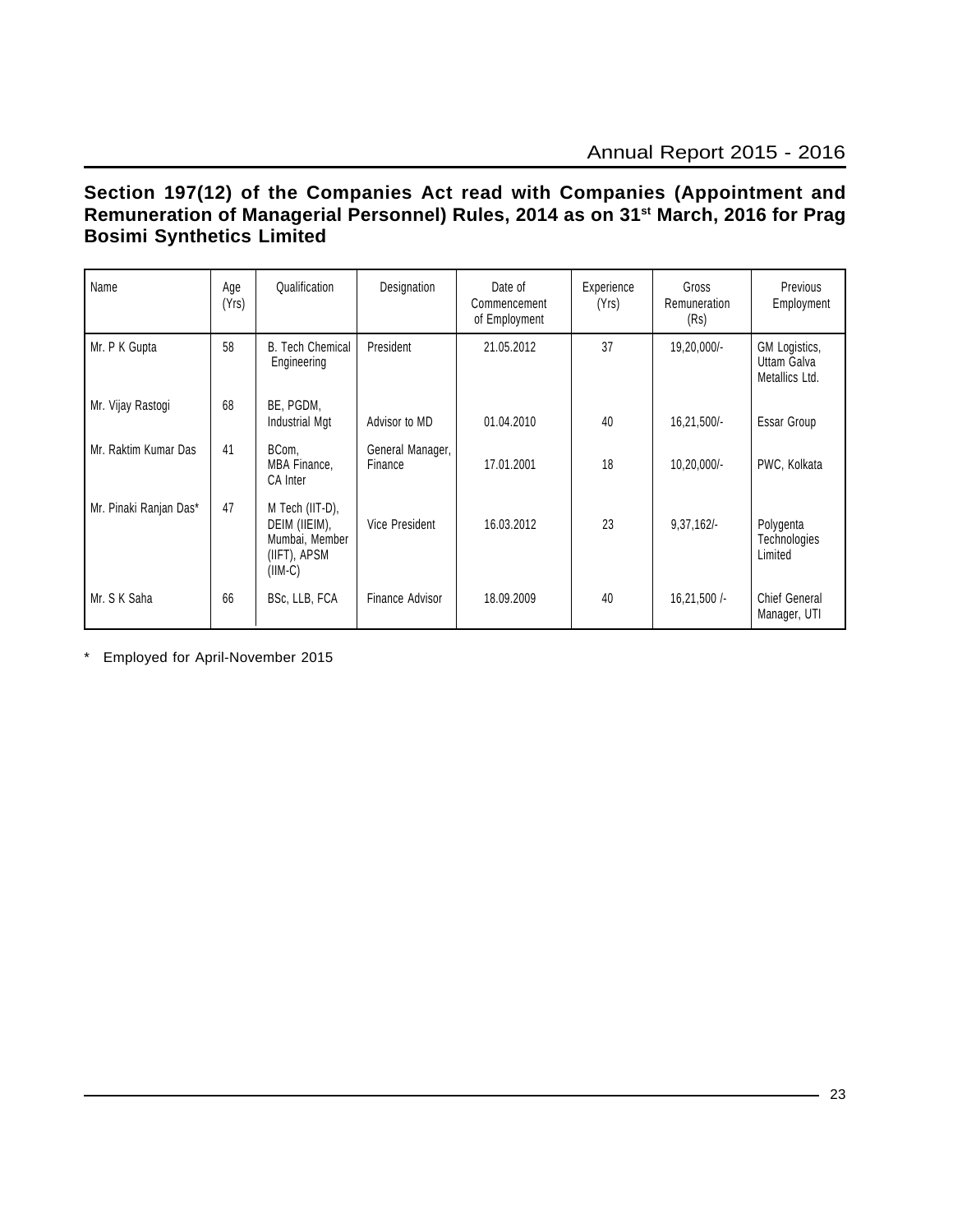## Section 197(12) of the Companies Act read with Companies (Appointment and Remuneration of Managerial Personnel) Rules, 2014 as on 31st March, 2016 for Prag Bosimi Synthetics Limited

| Name | Age (Yrs) | Qualification | Designation | Date of Commencement of Employment | Experience (Yrs) | Gross Remuneration (Rs) | Previous Employment |
|---|---|---|---|---|---|---|---|
| Mr. P K Gupta | 58 | B. Tech Chemical Engineering | President | 21.05.2012 | 37 | 19,20,000/- | GM Logistics, Uttam Galva Metallics Ltd. |
| Mr. Vijay Rastogi | 68 | BE, PGDM, Industrial Mgt | Advisor to MD | 01.04.2010 | 40 | 16,21,500/- | Essar Group |
| Mr. Raktim Kumar Das | 41 | BCom, MBA Finance, CA Inter | General Manager, Finance | 17.01.2001 | 18 | 10,20,000/- | PWC, Kolkata |
| Mr. Pinaki Ranjan Das* | 47 | M Tech (IIT-D), DEIM (IIEIM), Mumbai, Member (IIFT), APSM (IIM-C) | Vice President | 16.03.2012 | 23 | 9,37,162/- | Polygenta Technologies Limited |
| Mr. S K Saha | 66 | BSc, LLB, FCA | Finance Advisor | 18.09.2009 | 40 | 16,21,500 /- | Chief General Manager, UTI |

\* Employed for April-November 2015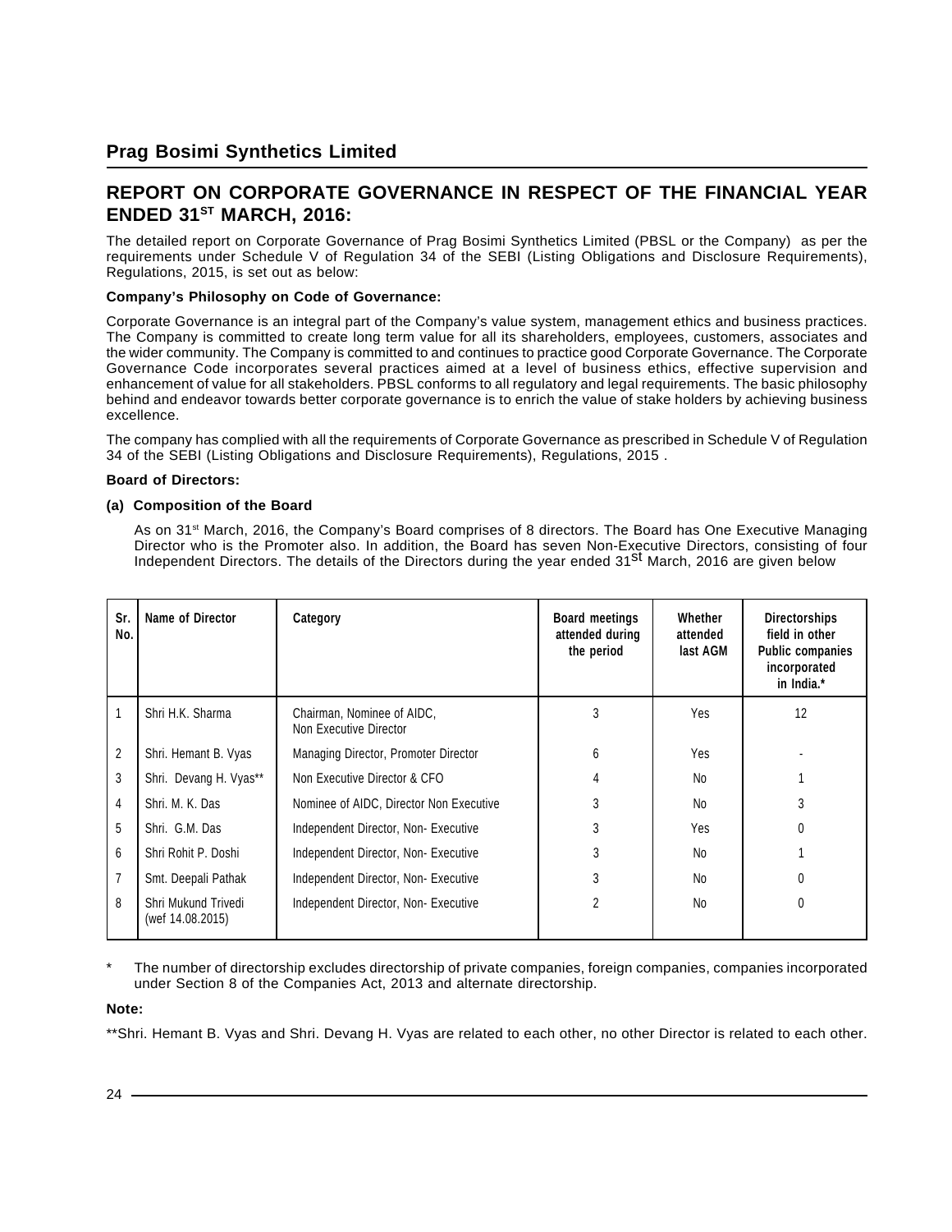# Prag Bosimi Synthetics Limited

## REPORT ON CORPORATE GOVERNANCE IN RESPECT OF THE FINANCIAL YEAR ENDED 31ST MARCH, 2016:

The detailed report on Corporate Governance of Prag Bosimi Synthetics Limited (PBSL or the Company) as per the requirements under Schedule V of Regulation 34 of the SEBI (Listing Obligations and Disclosure Requirements), Regulations, 2015, is set out as below:

**Company's Philosophy on Code of Governance:**

Corporate Governance is an integral part of the Company's value system, management ethics and business practices. The Company is committed to create long term value for all its shareholders, employees, customers, associates and the wider community. The Company is committed to and continues to practice good Corporate Governance. The Corporate Governance Code incorporates several practices aimed at a level of business ethics, effective supervision and enhancement of value for all stakeholders. PBSL conforms to all regulatory and legal requirements. The basic philosophy behind and endeavor towards better corporate governance is to enrich the value of stake holders by achieving business excellence.

The company has complied with all the requirements of Corporate Governance as prescribed in Schedule V of Regulation 34 of the SEBI (Listing Obligations and Disclosure Requirements), Regulations, 2015 .

**Board of Directors:**

**(a) Composition of the Board**

As on 31st March, 2016, the Company's Board comprises of 8 directors. The Board has One Executive Managing Director who is the Promoter also. In addition, the Board has seven Non-Executive Directors, consisting of four Independent Directors. The details of the Directors during the year ended 31st March, 2016 are given below

| Sr. No. | Name of Director | Category | Board meetings attended during the period | Whether attended last AGM | Directorships field in other Public companies incorporated in India.* |
|---|---|---|---|---|---|
| 1 | Shri H.K. Sharma | Chairman, Nominee of AIDC, Non Executive Director | 3 | Yes | 12 |
| 2 | Shri. Hemant B. Vyas | Managing Director, Promoter Director | 6 | Yes | - |
| 3 | Shri. Devang H. Vyas** | Non Executive Director & CFO | 4 | No | 1 |
| 4 | Shri. M. K. Das | Nominee of AIDC, Director Non Executive | 3 | No | 3 |
| 5 | Shri. G.M. Das | Independent Director, Non- Executive | 3 | Yes | 0 |
| 6 | Shri Rohit P. Doshi | Independent Director, Non- Executive | 3 | No | 1 |
| 7 | Smt. Deepali Pathak | Independent Director, Non- Executive | 3 | No | 0 |
| 8 | Shri Mukund Trivedi (wef 14.08.2015) | Independent Director, Non- Executive | 2 | No | 0 |

\* The number of directorship excludes directorship of private companies, foreign companies, companies incorporated under Section 8 of the Companies Act, 2013 and alternate directorship.

**Note:**

**Shri. Hemant B. Vyas and Shri. Devang H. Vyas are related to each other, no other Director is related to each other.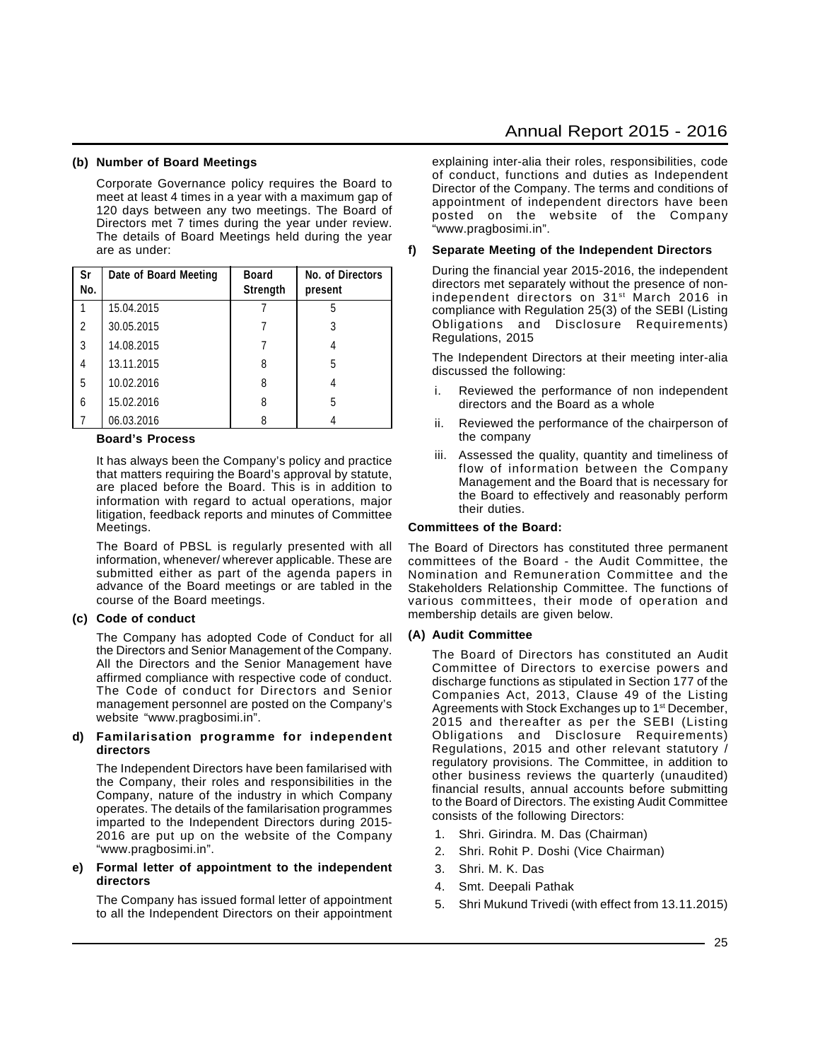**(b) Number of Board Meetings**

Corporate Governance policy requires the Board to meet at least 4 times in a year with a maximum gap of 120 days between any two meetings. The Board of Directors met 7 times during the year under review. The details of Board Meetings held during the year are as under:

| Sr No. | Date of Board Meeting | Board Strength | No. of Directors present |
|---|---|---|---|
| 1 | 15.04.2015 | 7 | 5 |
| 2 | 30.05.2015 | 7 | 3 |
| 3 | 14.08.2015 | 7 | 4 |
| 4 | 13.11.2015 | 8 | 5 |
| 5 | 10.02.2016 | 8 | 4 |
| 6 | 15.02.2016 | 8 | 5 |
| 7 | 06.03.2016 | 8 | 4 |

**Board's Process**

It has always been the Company's policy and practice that matters requiring the Board's approval by statute, are placed before the Board. This is in addition to information with regard to actual operations, major litigation, feedback reports and minutes of Committee Meetings.

The Board of PBSL is regularly presented with all information, whenever/ wherever applicable. These are submitted either as part of the agenda papers in advance of the Board meetings or are tabled in the course of the Board meetings.

**(c) Code of conduct**

The Company has adopted Code of Conduct for all the Directors and Senior Management of the Company. All the Directors and the Senior Management have affirmed compliance with respective code of conduct. The Code of conduct for Directors and Senior management personnel are posted on the Company's website "www.pragbosimi.in".

**d) Familarisation programme for independent directors**

The Independent Directors have been familarised with the Company, their roles and responsibilities in the Company, nature of the industry in which Company operates. The details of the familarisation programmes imparted to the Independent Directors during 2015-2016 are put up on the website of the Company "www.pragbosimi.in".

**e) Formal letter of appointment to the independent directors**

The Company has issued formal letter of appointment to all the Independent Directors on their appointment explaining inter-alia their roles, responsibilities, code of conduct, functions and duties as Independent Director of the Company. The terms and conditions of appointment of independent directors have been posted on the website of the Company "www.pragbosimi.in".

**f) Separate Meeting of the Independent Directors**

During the financial year 2015-2016, the independent directors met separately without the presence of non-independent directors on 31st March 2016 in compliance with Regulation 25(3) of the SEBI (Listing Obligations and Disclosure Requirements) Regulations, 2015

The Independent Directors at their meeting inter-alia discussed the following:

i. Reviewed the performance of non independent directors and the Board as a whole

ii. Reviewed the performance of the chairperson of the company

iii. Assessed the quality, quantity and timeliness of flow of information between the Company Management and the Board that is necessary for the Board to effectively and reasonably perform their duties.

**Committees of the Board:**

The Board of Directors has constituted three permanent committees of the Board - the Audit Committee, the Nomination and Remuneration Committee and the Stakeholders Relationship Committee. The functions of various committees, their mode of operation and membership details are given below.

**(A) Audit Committee**

The Board of Directors has constituted an Audit Committee of Directors to exercise powers and discharge functions as stipulated in Section 177 of the Companies Act, 2013, Clause 49 of the Listing Agreements with Stock Exchanges up to 1st December, 2015 and thereafter as per the SEBI (Listing Obligations and Disclosure Requirements) Regulations, 2015 and other relevant statutory / regulatory provisions. The Committee, in addition to other business reviews the quarterly (unaudited) financial results, annual accounts before submitting to the Board of Directors. The existing Audit Committee consists of the following Directors:

1. Shri. Girindra. M. Das (Chairman)
2. Shri. Rohit P. Doshi (Vice Chairman)
3. Shri. M. K. Das
4. Smt. Deepali Pathak
5. Shri Mukund Trivedi (with effect from 13.11.2015)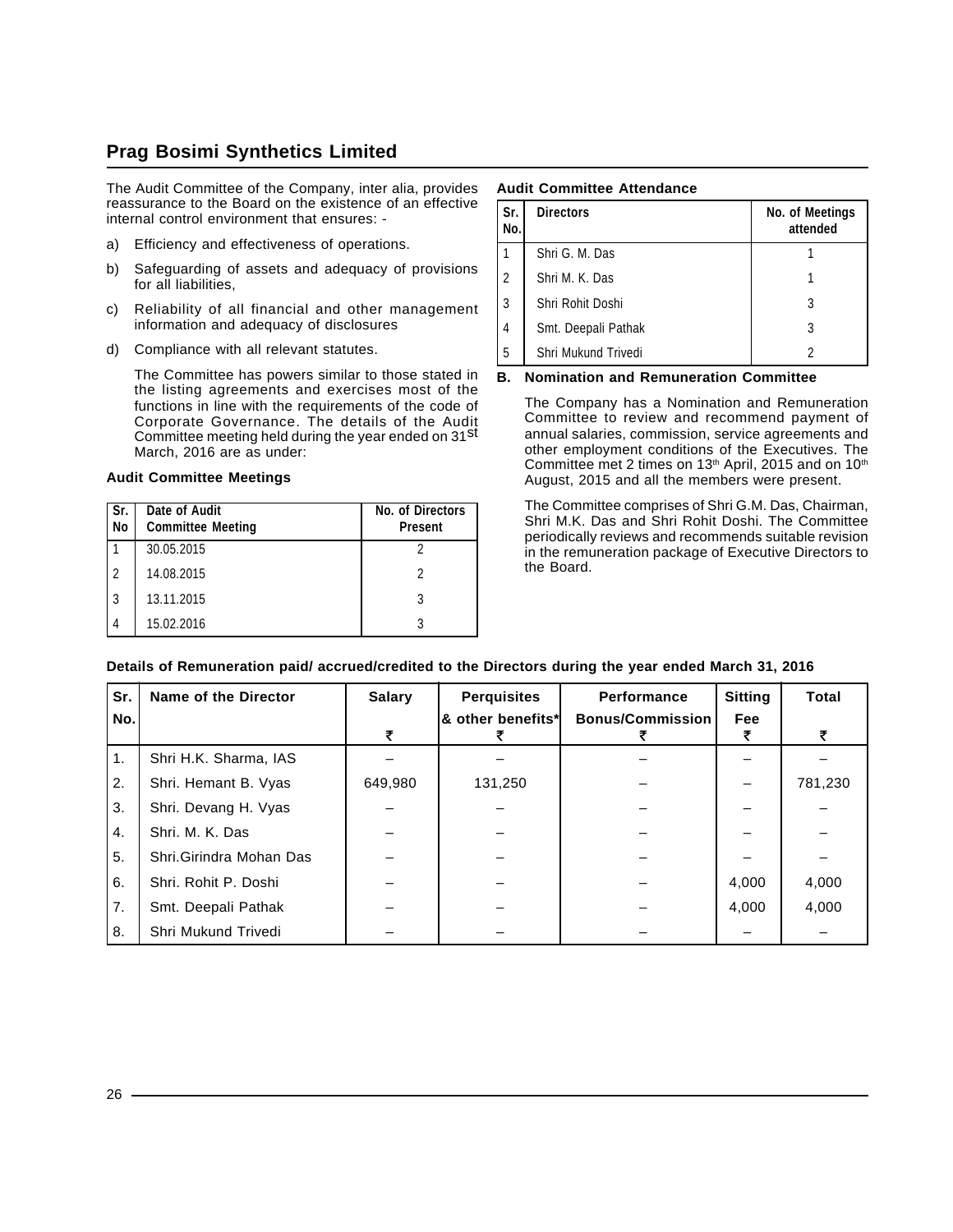The Audit Committee of the Company, inter alia, provides reassurance to the Board on the existence of an effective internal control environment that ensures: -

a) Efficiency and effectiveness of operations.

b) Safeguarding of assets and adequacy of provisions for all liabilities,

c) Reliability of all financial and other management information and adequacy of disclosures

d) Compliance with all relevant statutes.

The Committee has powers similar to those stated in the listing agreements and exercises most of the functions in line with the requirements of the code of Corporate Governance. The details of the Audit Committee meeting held during the year ended on 31st March, 2016 are as under:

**Audit Committee Meetings**

| Sr. No | Date of Audit Committee Meeting | No. of Directors Present |
|---|---|---|
| 1 | 30.05.2015 | 2 |
| 2 | 14.08.2015 | 2 |
| 3 | 13.11.2015 | 3 |
| 4 | 15.02.2016 | 3 |

**Audit Committee Attendance**

| Sr. No. | Directors | No. of Meetings attended |
|---|---|---|
| 1 | Shri G. M. Das | 1 |
| 2 | Shri M. K. Das | 1 |
| 3 | Shri Rohit Doshi | 3 |
| 4 | Smt. Deepali Pathak | 3 |
| 5 | Shri Mukund Trivedi | 2 |

**B. Nomination and Remuneration Committee**

The Company has a Nomination and Remuneration Committee to review and recommend payment of annual salaries, commission, service agreements and other employment conditions of the Executives. The Committee met 2 times on 13th April, 2015 and on 10th August, 2015 and all the members were present.

The Committee comprises of Shri G.M. Das, Chairman, Shri M.K. Das and Shri Rohit Doshi. The Committee periodically reviews and recommends suitable revision in the remuneration package of Executive Directors to the Board.

**Details of Remuneration paid/ accrued/credited to the Directors during the year ended March 31, 2016**

| Sr. No. | Name of the Director | Salary ₹ | Perquisites & other benefits* ₹ | Performance Bonus/Commission ₹ | Sitting Fee ₹ | Total ₹ |
|---|---|---|---|---|---|---|
| 1. | Shri H.K. Sharma, IAS | – | – | – | – | – |
| 2. | Shri. Hemant B. Vyas | 649,980 | 131,250 | – | – | 781,230 |
| 3. | Shri. Devang H. Vyas | – | – | – | – | – |
| 4. | Shri. M. K. Das | – | – | – | – | – |
| 5. | Shri.Girindra Mohan Das | – | – | – | – | – |
| 6. | Shri. Rohit P. Doshi | – | – | – | 4,000 | 4,000 |
| 7. | Smt. Deepali Pathak | – | – | – | 4,000 | 4,000 |
| 8. | Shri Mukund Trivedi | – | – | – | – | – |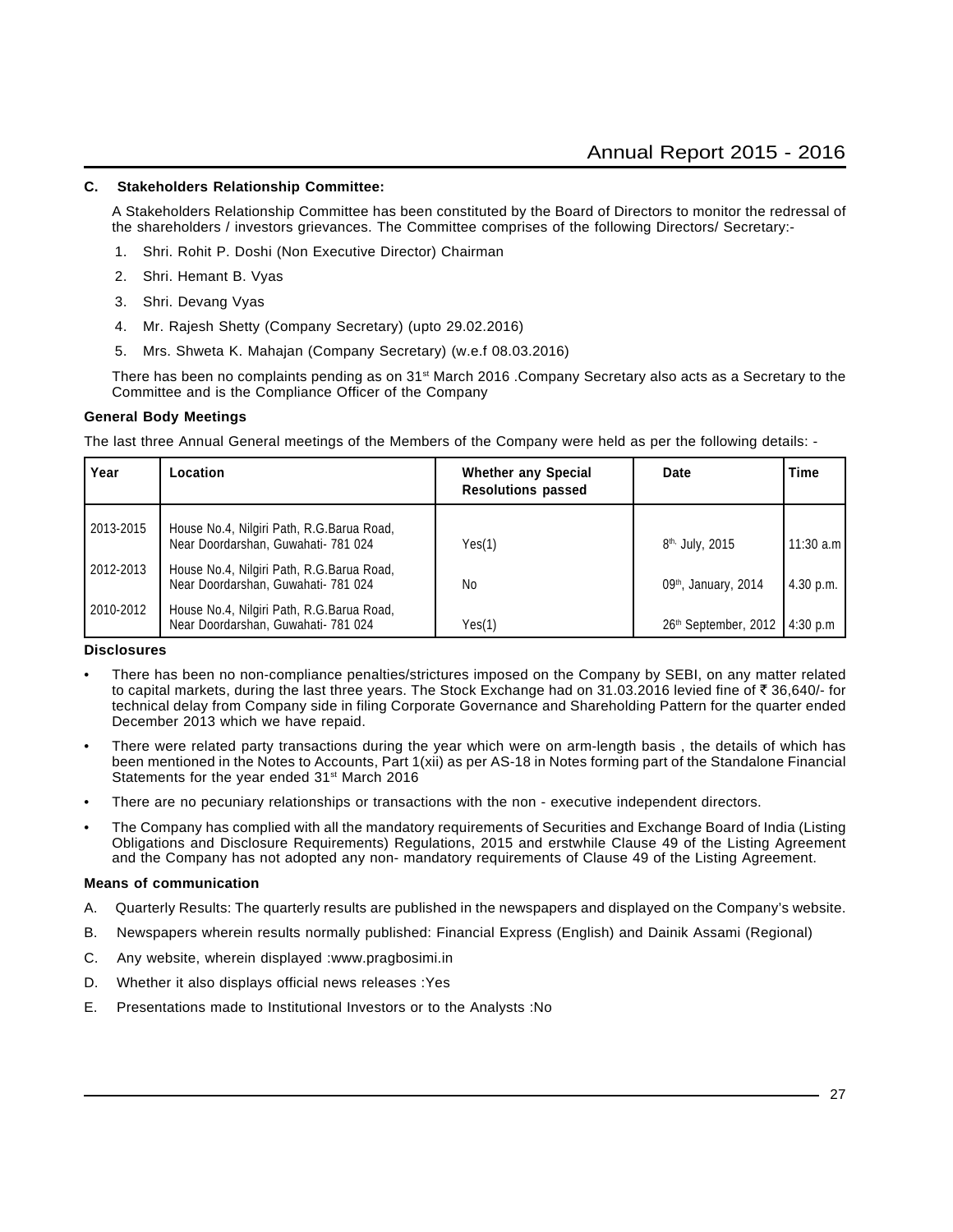**C. Stakeholders Relationship Committee:**

A Stakeholders Relationship Committee has been constituted by the Board of Directors to monitor the redressal of the shareholders / investors grievances. The Committee comprises of the following Directors/ Secretary:-

1. Shri. Rohit P. Doshi (Non Executive Director) Chairman
2. Shri. Hemant B. Vyas
3. Shri. Devang Vyas
4. Mr. Rajesh Shetty (Company Secretary) (upto 29.02.2016)
5. Mrs. Shweta K. Mahajan (Company Secretary) (w.e.f 08.03.2016)

There has been no complaints pending as on 31st March 2016 .Company Secretary also acts as a Secretary to the Committee and is the Compliance Officer of the Company

**General Body Meetings**

The last three Annual General meetings of the Members of the Company were held as per the following details: -

| Year | Location | Whether any Special Resolutions passed | Date | Time |
|---|---|---|---|---|
| 2013-2015 | House No.4, Nilgiri Path, R.G.Barua Road, Near Doordarshan, Guwahati- 781 024 | Yes(1) | 8th, July, 2015 | 11:30 a.m |
| 2012-2013 | House No.4, Nilgiri Path, R.G.Barua Road, Near Doordarshan, Guwahati- 781 024 | No | 09th, January, 2014 | 4.30 p.m. |
| 2010-2012 | House No.4, Nilgiri Path, R.G.Barua Road, Near Doordarshan, Guwahati- 781 024 | Yes(1) | 26th September, 2012 | 4:30 p.m |

**Disclosures**

- There has been no non-compliance penalties/strictures imposed on the Company by SEBI, on any matter related to capital markets, during the last three years. The Stock Exchange had on 31.03.2016 levied fine of ₹ 36,640/- for technical delay from Company side in filing Corporate Governance and Shareholding Pattern for the quarter ended December 2013 which we have repaid.
- There were related party transactions during the year which were on arm-length basis , the details of which has been mentioned in the Notes to Accounts, Part 1(xii) as per AS-18 in Notes forming part of the Standalone Financial Statements for the year ended 31st March 2016
- There are no pecuniary relationships or transactions with the non - executive independent directors.
- The Company has complied with all the mandatory requirements of Securities and Exchange Board of India (Listing Obligations and Disclosure Requirements) Regulations, 2015 and erstwhile Clause 49 of the Listing Agreement and the Company has not adopted any non- mandatory requirements of Clause 49 of the Listing Agreement.

**Means of communication**

A. Quarterly Results: The quarterly results are published in the newspapers and displayed on the Company's website.

B. Newspapers wherein results normally published: Financial Express (English) and Dainik Assami (Regional)

C. Any website, wherein displayed :www.pragbosimi.in

D. Whether it also displays official news releases :Yes

E. Presentations made to Institutional Investors or to the Analysts :No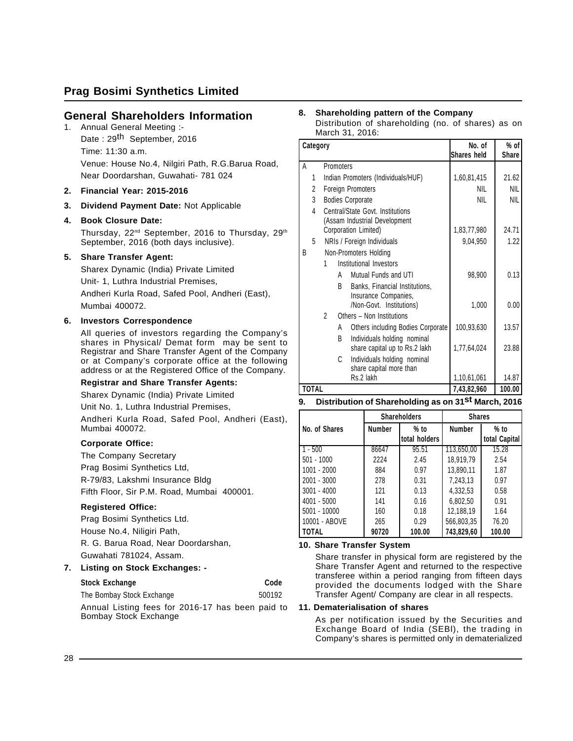## Prag Bosimi Synthetics Limited

## General Shareholders Information

1. Annual General Meeting :-

   Date : 29th September, 2016

   Time: 11:30 a.m.

   Venue: House No.4, Nilgiri Path, R.G.Barua Road, Near Doordarshan, Guwahati- 781 024

2. **Financial Year: 2015-2016**

3. **Dividend Payment Date:** Not Applicable

4. **Book Closure Date:**

   Thursday, 22nd September, 2016 to Thursday, 29th September, 2016 (both days inclusive).

5. **Share Transfer Agent:**

   Sharex Dynamic (India) Private Limited

   Unit- 1, Luthra Industrial Premises,

   Andheri Kurla Road, Safed Pool, Andheri (East), Mumbai 400072.

6. **Investors Correspondence**

   All queries of investors regarding the Company's shares in Physical/ Demat form may be sent to Registrar and Share Transfer Agent of the Company or at Company's corporate office at the following address or at the Registered Office of the Company.

   **Registrar and Share Transfer Agents:**

   Sharex Dynamic (India) Private Limited

   Unit No. 1, Luthra Industrial Premises,

   Andheri Kurla Road, Safed Pool, Andheri (East), Mumbai 400072.

   **Corporate Office:**

   The Company Secretary

   Prag Bosimi Synthetics Ltd,

   R-79/83, Lakshmi Insurance Bldg

   Fifth Floor, Sir P.M. Road, Mumbai 400001.

   **Registered Office:**

   Prag Bosimi Synthetics Ltd.

   House No.4, Niligiri Path,

   R. G. Barua Road, Near Doordarshan,

   Guwahati 781024, Assam.

7. **Listing on Stock Exchanges: -**

| Stock Exchange | Code |
|---|---|
| The Bombay Stock Exchange | 500192 |

   Annual Listing fees for 2016-17 has been paid to Bombay Stock Exchange

8. **Shareholding pattern of the Company**

   Distribution of shareholding (no. of shares) as on March 31, 2016:

| Category | No. of Shares held | % of Share |
|---|---|---|
| A Promoters | | |
| 1 Indian Promoters (Individuals/HUF) | 1,60,81,415 | 21.62 |
| 2 Foreign Promoters | NIL | NIL |
| 3 Bodies Corporate | NIL | NIL |
| 4 Central/State Govt. Institutions (Assam Industrial Development Corporation Limited) | 1,83,77,980 | 24.71 |
| 5 NRIs / Foreign Individuals | 9,04,950 | 1.22 |
| B Non-Promoters Holding | | |
| 1 Institutional Investors | | |
| A Mutual Funds and UTI | 98,900 | 0.13 |
| B Banks, Financial Institutions, Insurance Companies, /Non-Govt. Institutions) | 1,000 | 0.00 |
| 2 Others – Non Institutions | | |
| A Others including Bodies Corporate | 100,93,630 | 13.57 |
| B Individuals holding nominal share capital up to Rs.2 lakh | 1,77,64,024 | 23.88 |
| C Individuals holding nominal share capital more than Rs.2 lakh | 1,10,61,061 | 14.87 |
| **TOTAL** | **7,43,82,960** | **100.00** |

9. **Distribution of Shareholding as on 31st March, 2016**

| No. of Shares | Shareholders | | Shares | |
|---|---|---|---|---|
| | Number | % to total holders | Number | % to total Capital |
| 1 - 500 | 86647 | 95.51 | 113,650,00 | 15.28 |
| 501 - 1000 | 2224 | 2.45 | 18,919,79 | 2.54 |
| 1001 - 2000 | 884 | 0.97 | 13,890,11 | 1.87 |
| 2001 - 3000 | 278 | 0.31 | 7,243,13 | 0.97 |
| 3001 - 4000 | 121 | 0.13 | 4,332,53 | 0.58 |
| 4001 - 5000 | 141 | 0.16 | 6,802,50 | 0.91 |
| 5001 - 10000 | 160 | 0.18 | 12,188,19 | 1.64 |
| 10001 - ABOVE | 265 | 0.29 | 566,803,35 | 76.20 |
| **TOTAL** | **90720** | **100.00** | **743,829,60** | **100.00** |

10. **Share Transfer System**

    Share transfer in physical form are registered by the Share Transfer Agent and returned to the respective transferee within a period ranging from fifteen days provided the documents lodged with the Share Transfer Agent/ Company are clear in all respects.

11. **Dematerialisation of shares**

    As per notification issued by the Securities and Exchange Board of India (SEBI), the trading in Company's shares is permitted only in dematerialized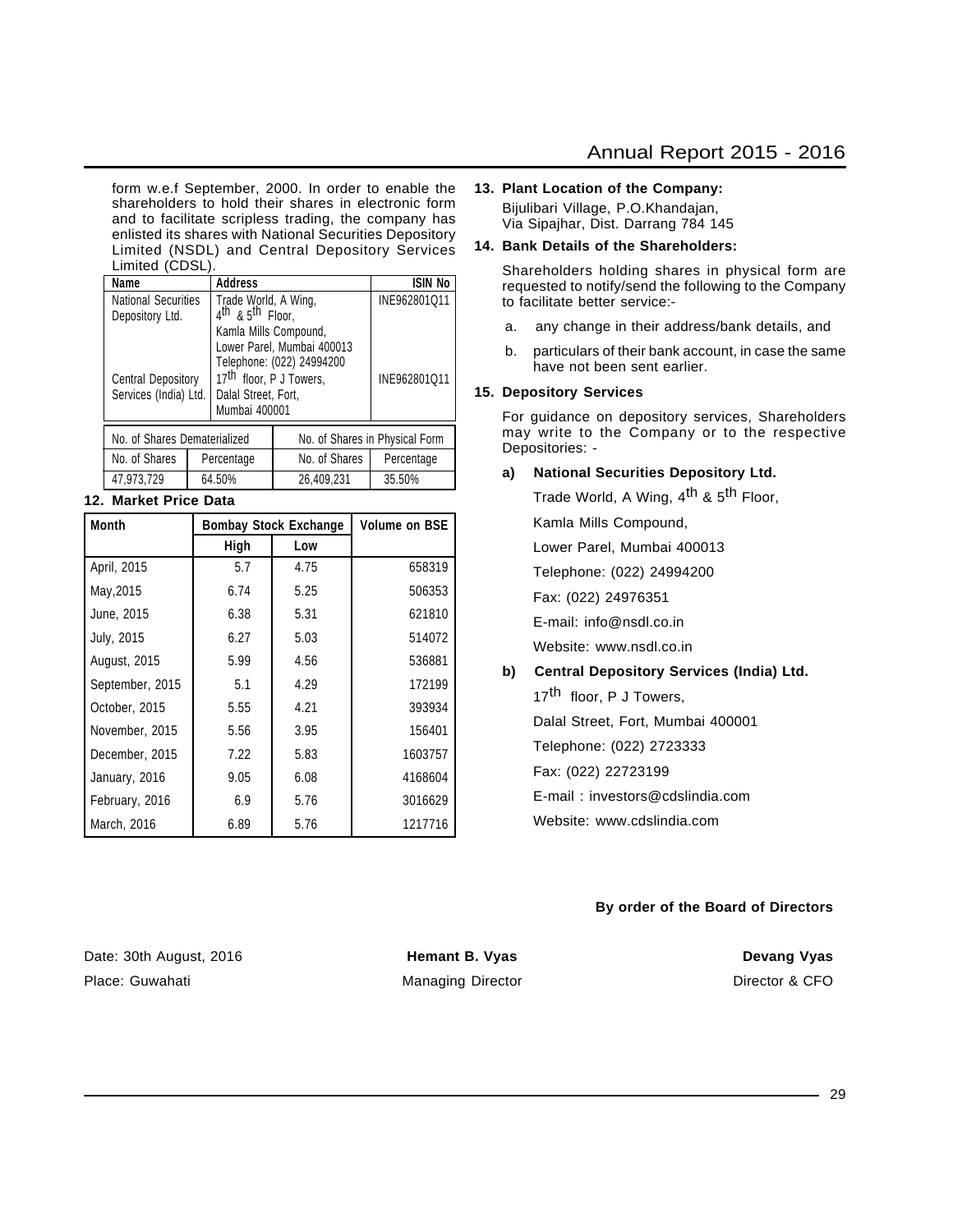form w.e.f September, 2000. In order to enable the shareholders to hold their shares in electronic form and to facilitate scripless trading, the company has enlisted its shares with National Securities Depository Limited (NSDL) and Central Depository Services Limited (CDSL).

| Name | Address | ISIN No |
|---|---|---|
| National Securities Depository Ltd. | Trade World, A Wing, 4th & 5th Floor, Kamla Mills Compound, Lower Parel, Mumbai 400013 Telephone: (022) 24994200 | INE962801Q11 |
| Central Depository Services (India) Ltd. | 17th floor, P J Towers, Dalal Street, Fort, Mumbai 400001 | INE962801Q11 |

| No. of Shares Dematerialized | | No. of Shares in Physical Form | |
|---|---|---|---|
| No. of Shares | Percentage | No. of Shares | Percentage |
| 47,973,729 | 64.50% | 26,409,231 | 35.50% |

**12. Market Price Data**

| Month | Bombay Stock Exchange | | Volume on BSE |
|---|---|---|---|
| | High | Low | |
| April, 2015 | 5.7 | 4.75 | 658319 |
| May,2015 | 6.74 | 5.25 | 506353 |
| June, 2015 | 6.38 | 5.31 | 621810 |
| July, 2015 | 6.27 | 5.03 | 514072 |
| August, 2015 | 5.99 | 4.56 | 536881 |
| September, 2015 | 5.1 | 4.29 | 172199 |
| October, 2015 | 5.55 | 4.21 | 393934 |
| November, 2015 | 5.56 | 3.95 | 156401 |
| December, 2015 | 7.22 | 5.83 | 1603757 |
| January, 2016 | 9.05 | 6.08 | 4168604 |
| February, 2016 | 6.9 | 5.76 | 3016629 |
| March, 2016 | 6.89 | 5.76 | 1217716 |

**13. Plant Location of the Company:**

Bijulibari Village, P.O.Khandajan,
Via Sipajhar, Dist. Darrang 784 145

**14. Bank Details of the Shareholders:**

Shareholders holding shares in physical form are requested to notify/send the following to the Company to facilitate better service:-

a. any change in their address/bank details, and

b. particulars of their bank account, in case the same have not been sent earlier.

**15. Depository Services**

For guidance on depository services, Shareholders may write to the Company or to the respective Depositories: -

**a) National Securities Depository Ltd.**

Trade World, A Wing, 4th & 5th Floor,
Kamla Mills Compound,
Lower Parel, Mumbai 400013
Telephone: (022) 24994200
Fax: (022) 24976351
E-mail: info@nsdl.co.in
Website: www.nsdl.co.in

**b) Central Depository Services (India) Ltd.**

17th floor, P J Towers,
Dalal Street, Fort, Mumbai 400001
Telephone: (022) 2723333
Fax: (022) 22723199
E-mail : investors@cdslindia.com
Website: www.cdslindia.com

**By order of the Board of Directors**

Date: 30th August, 2016
Place: Guwahati

**Hemant B. Vyas**
Managing Director

**Devang Vyas**
Director & CFO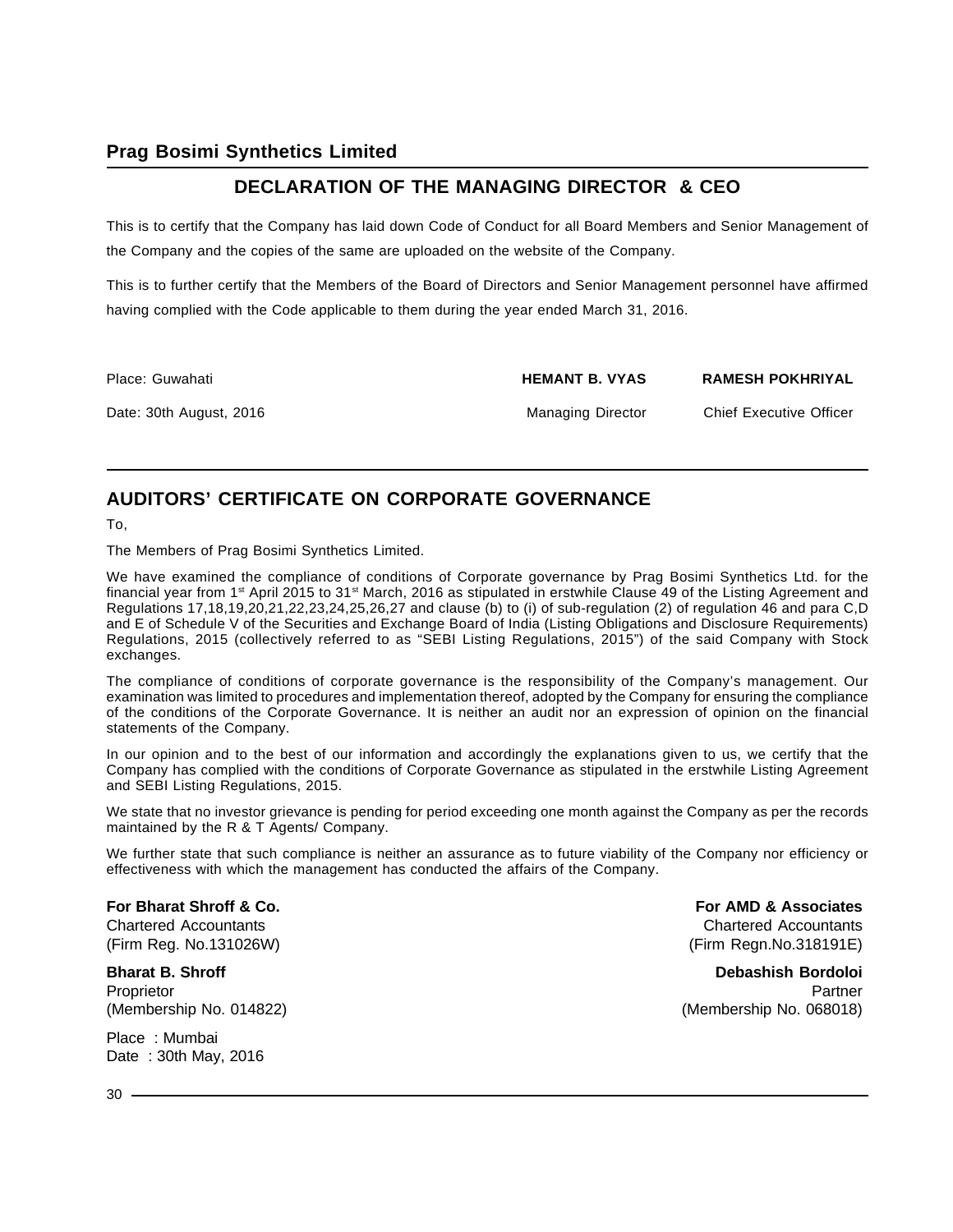## DECLARATION OF THE MANAGING DIRECTOR & CEO

This is to certify that the Company has laid down Code of Conduct for all Board Members and Senior Management of the Company and the copies of the same are uploaded on the website of the Company.

This is to further certify that the Members of the Board of Directors and Senior Management personnel have affirmed having complied with the Code applicable to them during the year ended March 31, 2016.

Place: Guwahati

Date: 30th August, 2016

**HEMANT B. VYAS**
Managing Director

**RAMESH POKHRIYAL**
Chief Executive Officer

## AUDITORS' CERTIFICATE ON CORPORATE GOVERNANCE

To,

The Members of Prag Bosimi Synthetics Limited.

We have examined the compliance of conditions of Corporate governance by Prag Bosimi Synthetics Ltd. for the financial year from 1st April 2015 to 31st March, 2016 as stipulated in erstwhile Clause 49 of the Listing Agreement and Regulations 17,18,19,20,21,22,23,24,25,26,27 and clause (b) to (i) of sub-regulation (2) of regulation 46 and para C,D and E of Schedule V of the Securities and Exchange Board of India (Listing Obligations and Disclosure Requirements) Regulations, 2015 (collectively referred to as "SEBI Listing Regulations, 2015") of the said Company with Stock exchanges.

The compliance of conditions of corporate governance is the responsibility of the Company's management. Our examination was limited to procedures and implementation thereof, adopted by the Company for ensuring the compliance of the conditions of the Corporate Governance. It is neither an audit nor an expression of opinion on the financial statements of the Company.

In our opinion and to the best of our information and accordingly the explanations given to us, we certify that the Company has complied with the conditions of Corporate Governance as stipulated in the erstwhile Listing Agreement and SEBI Listing Regulations, 2015.

We state that no investor grievance is pending for period exceeding one month against the Company as per the records maintained by the R & T Agents/ Company.

We further state that such compliance is neither an assurance as to future viability of the Company nor efficiency or effectiveness with which the management has conducted the affairs of the Company.

**For Bharat Shroff & Co.**
Chartered Accountants
(Firm Reg. No.131026W)

**Bharat B. Shroff**
Proprietor
(Membership No. 014822)

**For AMD & Associates**
Chartered Accountants
(Firm Regn.No.318191E)

**Debashish Bordoloi**
Partner
(Membership No. 068018)

Place : Mumbai
Date : 30th May, 2016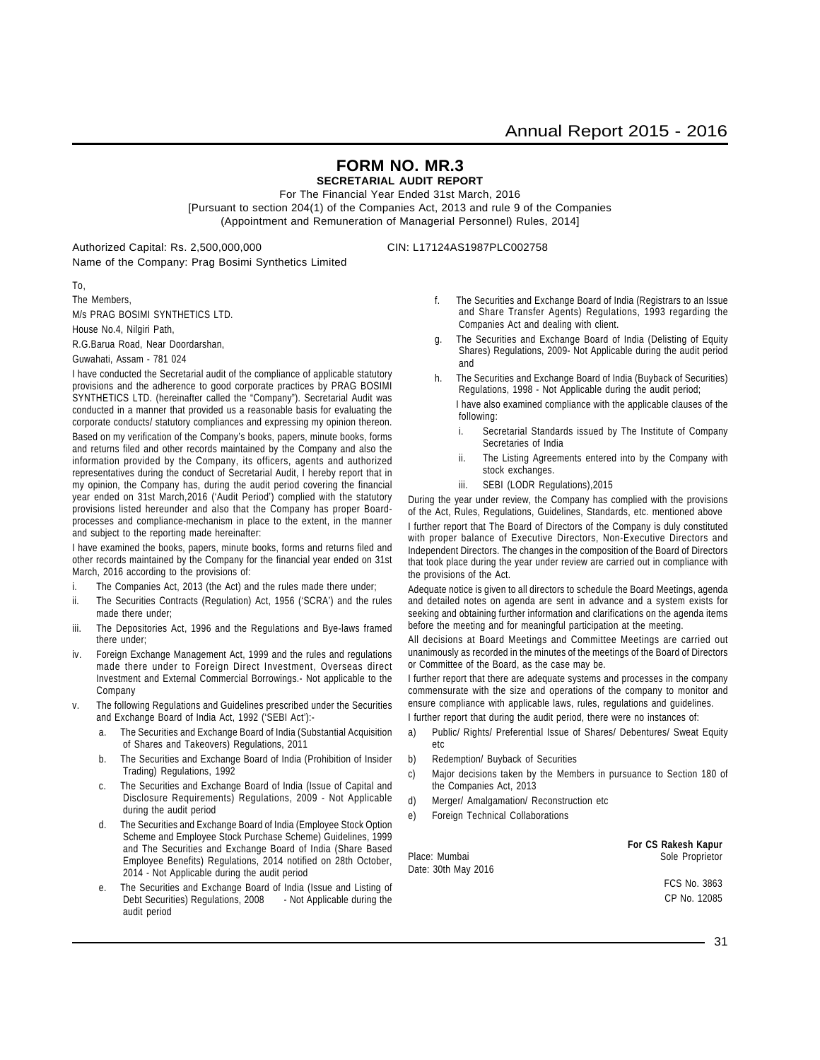# FORM NO. MR.3

**SECRETARIAL AUDIT REPORT**

For The Financial Year Ended 31st March, 2016

[Pursuant to section 204(1) of the Companies Act, 2013 and rule 9 of the Companies (Appointment and Remuneration of Managerial Personnel) Rules, 2014]

Authorized Capital: Rs. 2,500,000,000 CIN: L17124AS1987PLC002758

Name of the Company: Prag Bosimi Synthetics Limited

To,

The Members,

M/s PRAG BOSIMI SYNTHETICS LTD.

House No.4, Nilgiri Path,

R.G.Barua Road, Near Doordarshan,

Guwahati, Assam - 781 024

I have conducted the Secretarial audit of the compliance of applicable statutory provisions and the adherence to good corporate practices by PRAG BOSIMI SYNTHETICS LTD. (hereinafter called the "Company"). Secretarial Audit was conducted in a manner that provided us a reasonable basis for evaluating the corporate conducts/ statutory compliances and expressing my opinion thereon.

Based on my verification of the Company's books, papers, minute books, forms and returns filed and other records maintained by the Company and also the information provided by the Company, its officers, agents and authorized representatives during the conduct of Secretarial Audit, I hereby report that in my opinion, the Company has, during the audit period covering the financial year ended on 31st March,2016 ('Audit Period') complied with the statutory provisions listed hereunder and also that the Company has proper Board-processes and compliance-mechanism in place to the extent, in the manner and subject to the reporting made hereinafter:

I have examined the books, papers, minute books, forms and returns filed and other records maintained by the Company for the financial year ended on 31st March, 2016 according to the provisions of:

i. The Companies Act, 2013 (the Act) and the rules made there under;

ii. The Securities Contracts (Regulation) Act, 1956 ('SCRA') and the rules made there under;

iii. The Depositories Act, 1996 and the Regulations and Bye-laws framed there under;

iv. Foreign Exchange Management Act, 1999 and the rules and regulations made there under to Foreign Direct Investment, Overseas direct Investment and External Commercial Borrowings.- Not applicable to the Company

v. The following Regulations and Guidelines prescribed under the Securities and Exchange Board of India Act, 1992 ('SEBI Act'):-

   a. The Securities and Exchange Board of India (Substantial Acquisition of Shares and Takeovers) Regulations, 2011

   b. The Securities and Exchange Board of India (Prohibition of Insider Trading) Regulations, 1992

   c. The Securities and Exchange Board of India (Issue of Capital and Disclosure Requirements) Regulations, 2009 - Not Applicable during the audit period

   d. The Securities and Exchange Board of India (Employee Stock Option Scheme and Employee Stock Purchase Scheme) Guidelines, 1999 and The Securities and Exchange Board of India (Share Based Employee Benefits) Regulations, 2014 notified on 28th October, 2014 - Not Applicable during the audit period

   e. The Securities and Exchange Board of India (Issue and Listing of Debt Securities) Regulations, 2008 - Not Applicable during the audit period

   f. The Securities and Exchange Board of India (Registrars to an Issue and Share Transfer Agents) Regulations, 1993 regarding the Companies Act and dealing with client.

   g. The Securities and Exchange Board of India (Delisting of Equity Shares) Regulations, 2009- Not Applicable during the audit period and

   h. The Securities and Exchange Board of India (Buyback of Securities) Regulations, 1998 - Not Applicable during the audit period;

   I have also examined compliance with the applicable clauses of the following:

   i. Secretarial Standards issued by The Institute of Company Secretaries of India

   ii. The Listing Agreements entered into by the Company with stock exchanges.

   iii. SEBI (LODR Regulations),2015

During the year under review, the Company has complied with the provisions of the Act, Rules, Regulations, Guidelines, Standards, etc. mentioned above

I further report that The Board of Directors of the Company is duly constituted with proper balance of Executive Directors, Non-Executive Directors and Independent Directors. The changes in the composition of the Board of Directors that took place during the year under review are carried out in compliance with the provisions of the Act.

Adequate notice is given to all directors to schedule the Board Meetings, agenda and detailed notes on agenda are sent in advance and a system exists for seeking and obtaining further information and clarifications on the agenda items before the meeting and for meaningful participation at the meeting.

All decisions at Board Meetings and Committee Meetings are carried out unanimously as recorded in the minutes of the meetings of the Board of Directors or Committee of the Board, as the case may be.

I further report that there are adequate systems and processes in the company commensurate with the size and operations of the company to monitor and ensure compliance with applicable laws, rules, regulations and guidelines.

I further report that during the audit period, there were no instances of:

a) Public/ Rights/ Preferential Issue of Shares/ Debentures/ Sweat Equity etc

b) Redemption/ Buyback of Securities

c) Major decisions taken by the Members in pursuance to Section 180 of the Companies Act, 2013

d) Merger/ Amalgamation/ Reconstruction etc

e) Foreign Technical Collaborations

Place: Mumbai
Date: 30th May 2016

**For CS Rakesh Kapur**
Sole Proprietor

FCS No. 3863
CP No. 12085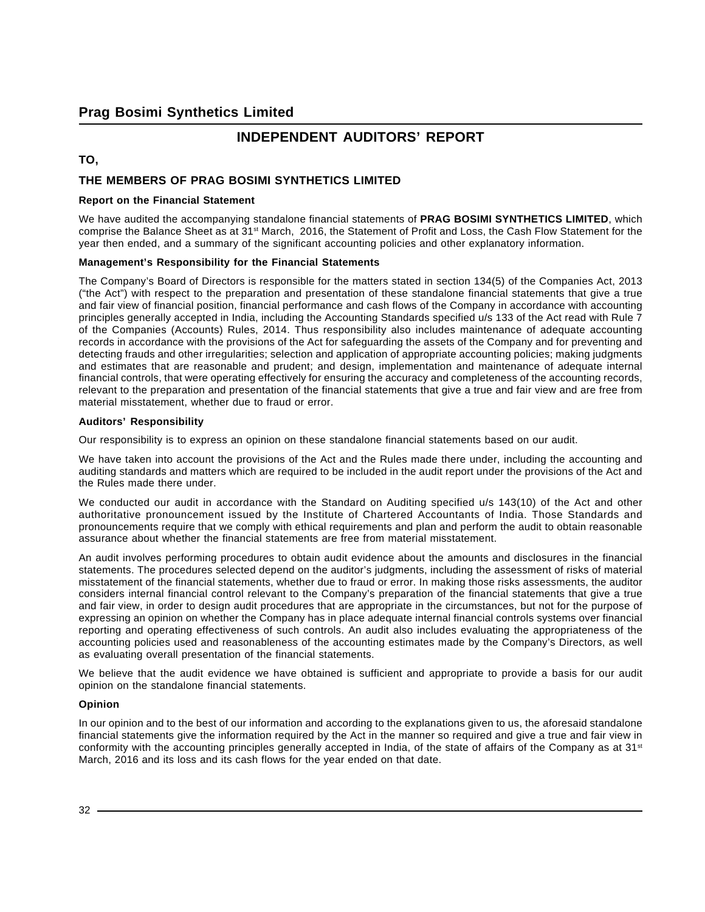## Prag Bosimi Synthetics Limited

# INDEPENDENT AUDITORS' REPORT

**TO,**

**THE MEMBERS OF PRAG BOSIMI SYNTHETICS LIMITED**

**Report on the Financial Statement**

We have audited the accompanying standalone financial statements of **PRAG BOSIMI SYNTHETICS LIMITED**, which comprise the Balance Sheet as at 31st March, 2016, the Statement of Profit and Loss, the Cash Flow Statement for the year then ended, and a summary of the significant accounting policies and other explanatory information.

**Management's Responsibility for the Financial Statements**

The Company's Board of Directors is responsible for the matters stated in section 134(5) of the Companies Act, 2013 ("the Act") with respect to the preparation and presentation of these standalone financial statements that give a true and fair view of financial position, financial performance and cash flows of the Company in accordance with accounting principles generally accepted in India, including the Accounting Standards specified u/s 133 of the Act read with Rule 7 of the Companies (Accounts) Rules, 2014. Thus responsibility also includes maintenance of adequate accounting records in accordance with the provisions of the Act for safeguarding the assets of the Company and for preventing and detecting frauds and other irregularities; selection and application of appropriate accounting policies; making judgments and estimates that are reasonable and prudent; and design, implementation and maintenance of adequate internal financial controls, that were operating effectively for ensuring the accuracy and completeness of the accounting records, relevant to the preparation and presentation of the financial statements that give a true and fair view and are free from material misstatement, whether due to fraud or error.

**Auditors' Responsibility**

Our responsibility is to express an opinion on these standalone financial statements based on our audit.

We have taken into account the provisions of the Act and the Rules made there under, including the accounting and auditing standards and matters which are required to be included in the audit report under the provisions of the Act and the Rules made there under.

We conducted our audit in accordance with the Standard on Auditing specified u/s 143(10) of the Act and other authoritative pronouncement issued by the Institute of Chartered Accountants of India. Those Standards and pronouncements require that we comply with ethical requirements and plan and perform the audit to obtain reasonable assurance about whether the financial statements are free from material misstatement.

An audit involves performing procedures to obtain audit evidence about the amounts and disclosures in the financial statements. The procedures selected depend on the auditor's judgments, including the assessment of risks of material misstatement of the financial statements, whether due to fraud or error. In making those risks assessments, the auditor considers internal financial control relevant to the Company's preparation of the financial statements that give a true and fair view, in order to design audit procedures that are appropriate in the circumstances, but not for the purpose of expressing an opinion on whether the Company has in place adequate internal financial controls systems over financial reporting and operating effectiveness of such controls. An audit also includes evaluating the appropriateness of the accounting policies used and reasonableness of the accounting estimates made by the Company's Directors, as well as evaluating overall presentation of the financial statements.

We believe that the audit evidence we have obtained is sufficient and appropriate to provide a basis for our audit opinion on the standalone financial statements.

**Opinion**

In our opinion and to the best of our information and according to the explanations given to us, the aforesaid standalone financial statements give the information required by the Act in the manner so required and give a true and fair view in conformity with the accounting principles generally accepted in India, of the state of affairs of the Company as at 31st March, 2016 and its loss and its cash flows for the year ended on that date.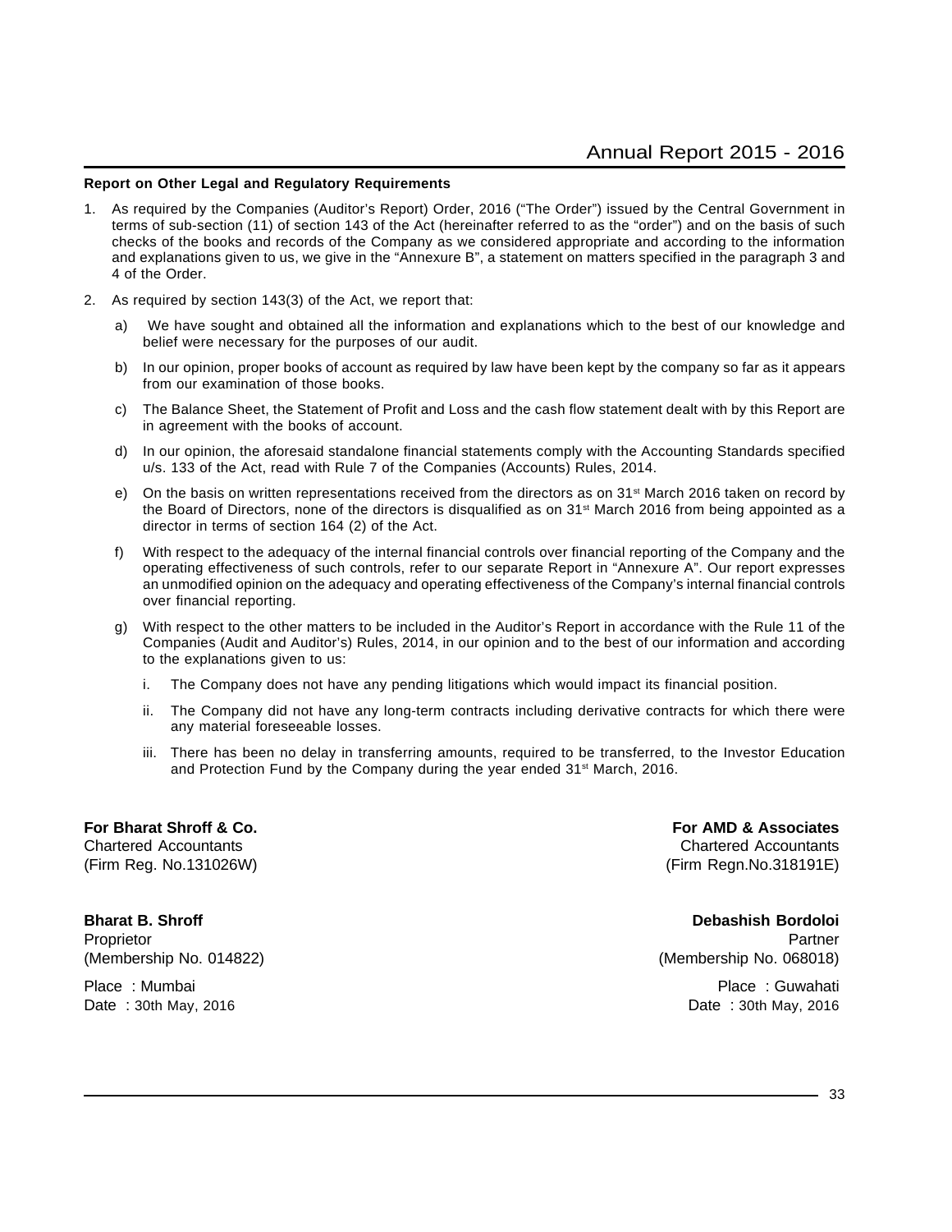**Report on Other Legal and Regulatory Requirements**

1. As required by the Companies (Auditor's Report) Order, 2016 ("The Order") issued by the Central Government in terms of sub-section (11) of section 143 of the Act (hereinafter referred to as the "order") and on the basis of such checks of the books and records of the Company as we considered appropriate and according to the information and explanations given to us, we give in the "Annexure B", a statement on matters specified in the paragraph 3 and 4 of the Order.

2. As required by section 143(3) of the Act, we report that:

   a) We have sought and obtained all the information and explanations which to the best of our knowledge and belief were necessary for the purposes of our audit.

   b) In our opinion, proper books of account as required by law have been kept by the company so far as it appears from our examination of those books.

   c) The Balance Sheet, the Statement of Profit and Loss and the cash flow statement dealt with by this Report are in agreement with the books of account.

   d) In our opinion, the aforesaid standalone financial statements comply with the Accounting Standards specified u/s. 133 of the Act, read with Rule 7 of the Companies (Accounts) Rules, 2014.

   e) On the basis on written representations received from the directors as on 31st March 2016 taken on record by the Board of Directors, none of the directors is disqualified as on 31st March 2016 from being appointed as a director in terms of section 164 (2) of the Act.

   f) With respect to the adequacy of the internal financial controls over financial reporting of the Company and the operating effectiveness of such controls, refer to our separate Report in "Annexure A". Our report expresses an unmodified opinion on the adequacy and operating effectiveness of the Company's internal financial controls over financial reporting.

   g) With respect to the other matters to be included in the Auditor's Report in accordance with the Rule 11 of the Companies (Audit and Auditor's) Rules, 2014, in our opinion and to the best of our information and according to the explanations given to us:

      i. The Company does not have any pending litigations which would impact its financial position.

      ii. The Company did not have any long-term contracts including derivative contracts for which there were any material foreseeable losses.

      iii. There has been no delay in transferring amounts, required to be transferred, to the Investor Education and Protection Fund by the Company during the year ended 31st March, 2016.

**For Bharat Shroff & Co.**
Chartered Accountants
(Firm Reg. No.131026W)

**Bharat B. Shroff**
Proprietor
(Membership No. 014822)

Place : Mumbai
Date : 30th May, 2016

**For AMD & Associates**
Chartered Accountants
(Firm Regn.No.318191E)

**Debashish Bordoloi**
Partner
(Membership No. 068018)

Place : Guwahati
Date : 30th May, 2016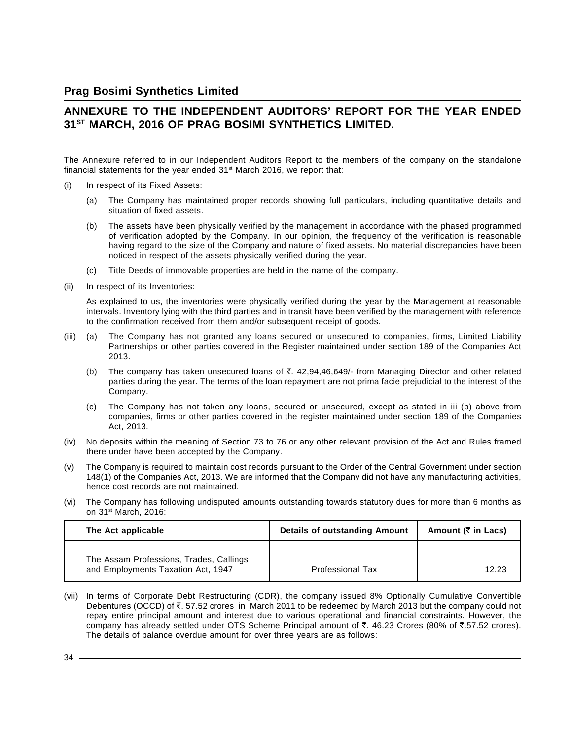## ANNEXURE TO THE INDEPENDENT AUDITORS' REPORT FOR THE YEAR ENDED 31ST MARCH, 2016 OF PRAG BOSIMI SYNTHETICS LIMITED.

The Annexure referred to in our Independent Auditors Report to the members of the company on the standalone financial statements for the year ended 31st March 2016, we report that:

(i) In respect of its Fixed Assets:

   (a) The Company has maintained proper records showing full particulars, including quantitative details and situation of fixed assets.

   (b) The assets have been physically verified by the management in accordance with the phased programmed of verification adopted by the Company. In our opinion, the frequency of the verification is reasonable having regard to the size of the Company and nature of fixed assets. No material discrepancies have been noticed in respect of the assets physically verified during the year.

   (c) Title Deeds of immovable properties are held in the name of the company.

(ii) In respect of its Inventories:

   As explained to us, the inventories were physically verified during the year by the Management at reasonable intervals. Inventory lying with the third parties and in transit have been verified by the management with reference to the confirmation received from them and/or subsequent receipt of goods.

(iii) (a) The Company has not granted any loans secured or unsecured to companies, firms, Limited Liability Partnerships or other parties covered in the Register maintained under section 189 of the Companies Act 2013.

   (b) The company has taken unsecured loans of ₹. 42,94,46,649/- from Managing Director and other related parties during the year. The terms of the loan repayment are not prima facie prejudicial to the interest of the Company.

   (c) The Company has not taken any loans, secured or unsecured, except as stated in iii (b) above from companies, firms or other parties covered in the register maintained under section 189 of the Companies Act, 2013.

(iv) No deposits within the meaning of Section 73 to 76 or any other relevant provision of the Act and Rules framed there under have been accepted by the Company.

(v) The Company is required to maintain cost records pursuant to the Order of the Central Government under section 148(1) of the Companies Act, 2013. We are informed that the Company did not have any manufacturing activities, hence cost records are not maintained.

(vi) The Company has following undisputed amounts outstanding towards statutory dues for more than 6 months as on 31st March, 2016:

| The Act applicable | Details of outstanding Amount | Amount (₹ in Lacs) |
|---|---|---|
| The Assam Professions, Trades, Callings and Employments Taxation Act, 1947 | Professional Tax | 12.23 |

(vii) In terms of Corporate Debt Restructuring (CDR), the company issued 8% Optionally Cumulative Convertible Debentures (OCCD) of ₹. 57.52 crores in March 2011 to be redeemed by March 2013 but the company could not repay entire principal amount and interest due to various operational and financial constraints. However, the company has already settled under OTS Scheme Principal amount of ₹. 46.23 Crores (80% of ₹.57.52 crores). The details of balance overdue amount for over three years are as follows: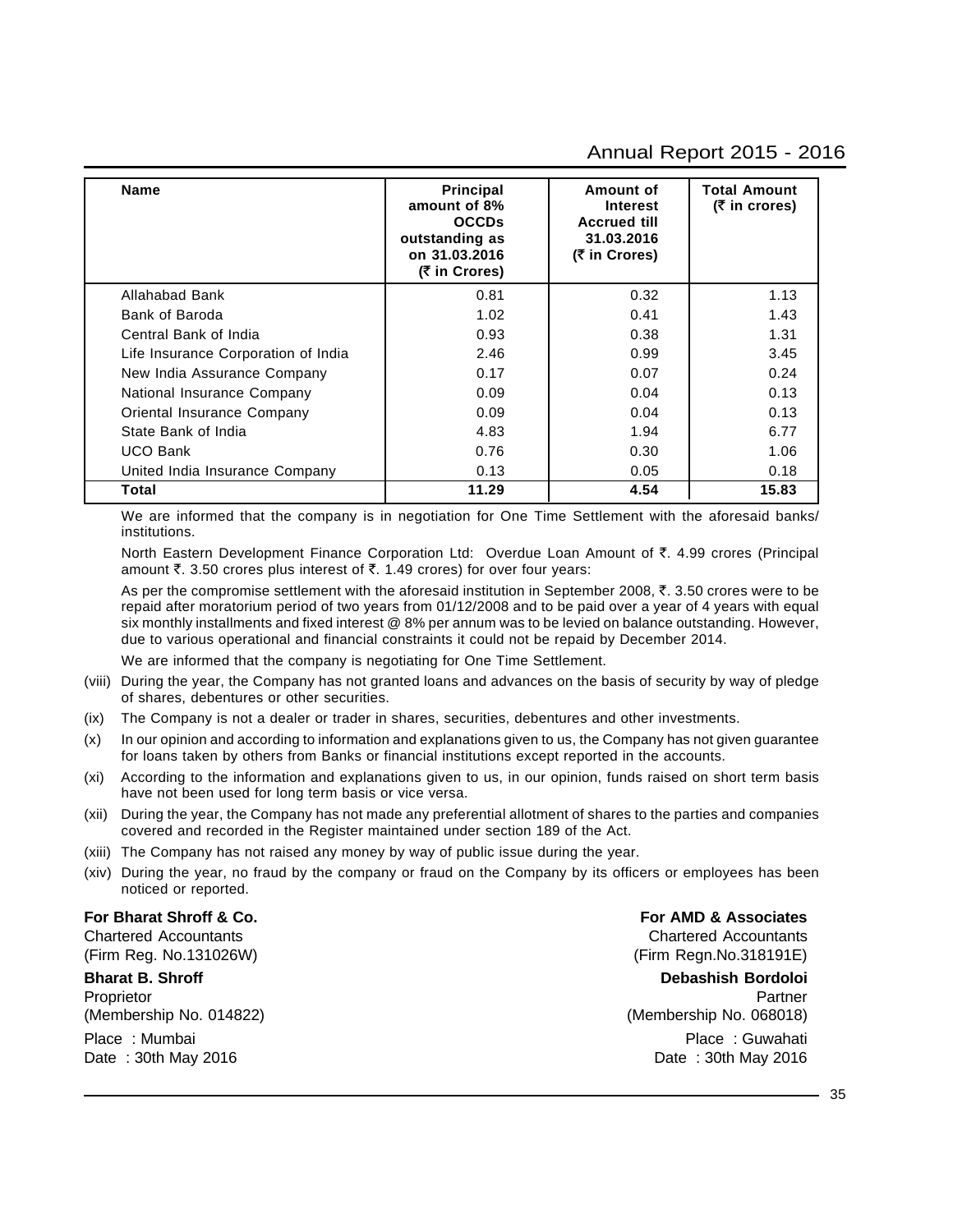| Name | Principal amount of 8% OCCDs outstanding as on 31.03.2016 (₹ in Crores) | Amount of Interest Accrued till 31.03.2016 (₹ in Crores) | Total Amount (₹ in crores) |
|---|---|---|---|
| Allahabad Bank | 0.81 | 0.32 | 1.13 |
| Bank of Baroda | 1.02 | 0.41 | 1.43 |
| Central Bank of India | 0.93 | 0.38 | 1.31 |
| Life Insurance Corporation of India | 2.46 | 0.99 | 3.45 |
| New India Assurance Company | 0.17 | 0.07 | 0.24 |
| National Insurance Company | 0.09 | 0.04 | 0.13 |
| Oriental Insurance Company | 0.09 | 0.04 | 0.13 |
| State Bank of India | 4.83 | 1.94 | 6.77 |
| UCO Bank | 0.76 | 0.30 | 1.06 |
| United India Insurance Company | 0.13 | 0.05 | 0.18 |
| **Total** | **11.29** | **4.54** | **15.83** |

We are informed that the company is in negotiation for One Time Settlement with the aforesaid banks/ institutions.

North Eastern Development Finance Corporation Ltd: Overdue Loan Amount of ₹. 4.99 crores (Principal amount ₹. 3.50 crores plus interest of ₹. 1.49 crores) for over four years:

As per the compromise settlement with the aforesaid institution in September 2008, ₹. 3.50 crores were to be repaid after moratorium period of two years from 01/12/2008 and to be paid over a year of 4 years with equal six monthly installments and fixed interest @ 8% per annum was to be levied on balance outstanding. However, due to various operational and financial constraints it could not be repaid by December 2014.

We are informed that the company is negotiating for One Time Settlement.

(viii) During the year, the Company has not granted loans and advances on the basis of security by way of pledge of shares, debentures or other securities.

(ix) The Company is not a dealer or trader in shares, securities, debentures and other investments.

(x) In our opinion and according to information and explanations given to us, the Company has not given guarantee for loans taken by others from Banks or financial institutions except reported in the accounts.

(xi) According to the information and explanations given to us, in our opinion, funds raised on short term basis have not been used for long term basis or vice versa.

(xii) During the year, the Company has not made any preferential allotment of shares to the parties and companies covered and recorded in the Register maintained under section 189 of the Act.

(xiii) The Company has not raised any money by way of public issue during the year.

(xiv) During the year, no fraud by the company or fraud on the Company by its officers or employees has been noticed or reported.

**For Bharat Shroff & Co.**
Chartered Accountants
(Firm Reg. No.131026W)

**Bharat B. Shroff**
Proprietor
(Membership No. 014822)

Place : Mumbai
Date : 30th May 2016

**For AMD & Associates**
Chartered Accountants
(Firm Regn.No.318191E)

**Debashish Bordoloi**
Partner
(Membership No. 068018)

Place : Guwahati
Date : 30th May 2016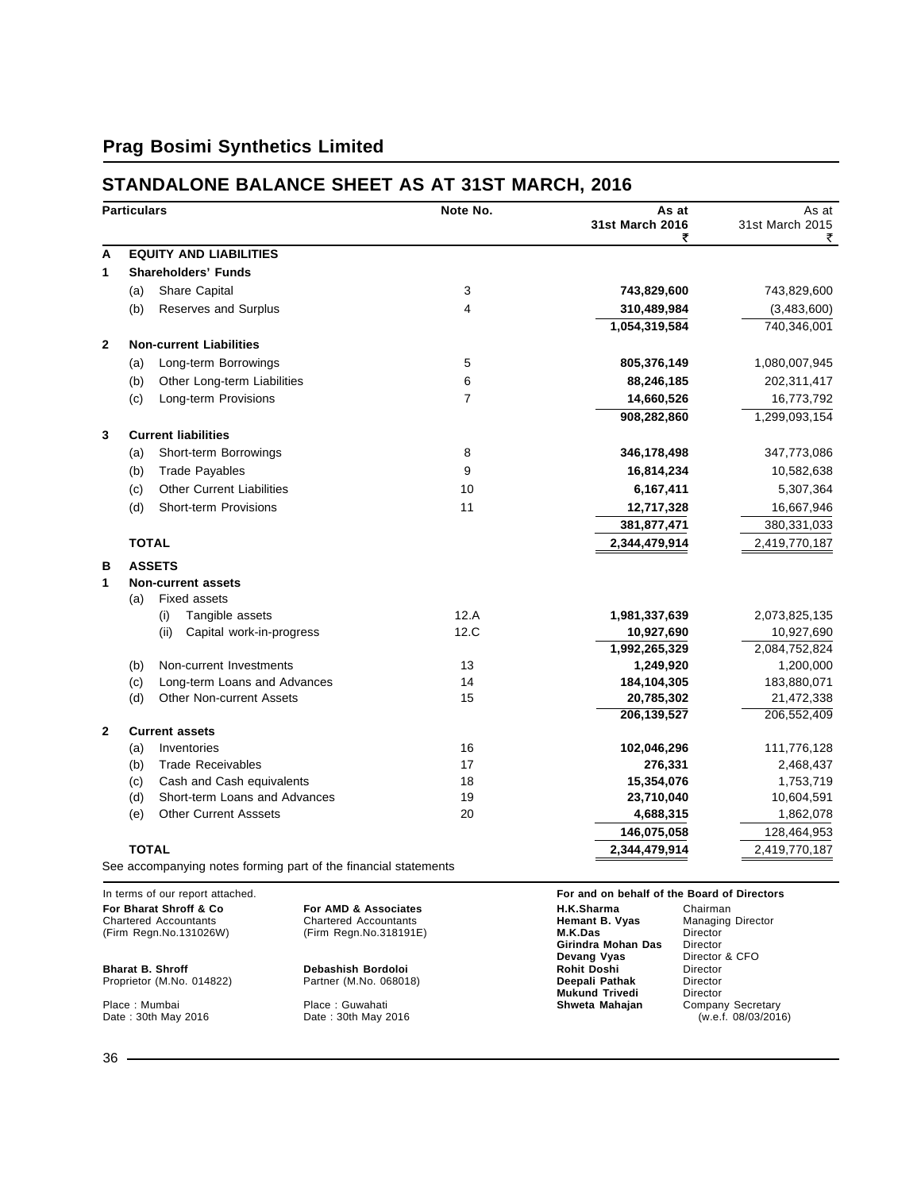# Prag Bosimi Synthetics Limited

## STANDALONE BALANCE SHEET AS AT 31ST MARCH, 2016

| Particulars | Note No. | As at 31st March 2016 ₹ | As at 31st March 2015 ₹ |
|---|---|---|---|
| **A EQUITY AND LIABILITIES** | | | |
| **1 Shareholders' Funds** | | | |
| (a) Share Capital | 3 | **743,829,600** | 743,829,600 |
| (b) Reserves and Surplus | 4 | **310,489,984** | (3,483,600) |
| | | **1,054,319,584** | 740,346,001 |
| **2 Non-current Liabilities** | | | |
| (a) Long-term Borrowings | 5 | **805,376,149** | 1,080,007,945 |
| (b) Other Long-term Liabilities | 6 | **88,246,185** | 202,311,417 |
| (c) Long-term Provisions | 7 | **14,660,526** | 16,773,792 |
| | | **908,282,860** | 1,299,093,154 |
| **3 Current liabilities** | | | |
| (a) Short-term Borrowings | 8 | **346,178,498** | 347,773,086 |
| (b) Trade Payables | 9 | **16,814,234** | 10,582,638 |
| (c) Other Current Liabilities | 10 | **6,167,411** | 5,307,364 |
| (d) Short-term Provisions | 11 | **12,717,328** | 16,667,946 |
| | | **381,877,471** | 380,331,033 |
| **TOTAL** | | **2,344,479,914** | 2,419,770,187 |
| **B ASSETS** | | | |
| **1 Non-current assets** | | | |
| (a) Fixed assets | | | |
| (i) Tangible assets | 12.A | **1,981,337,639** | 2,073,825,135 |
| (ii) Capital work-in-progress | 12.C | **10,927,690** | 10,927,690 |
| | | **1,992,265,329** | 2,084,752,824 |
| (b) Non-current Investments | 13 | **1,249,920** | 1,200,000 |
| (c) Long-term Loans and Advances | 14 | **184,104,305** | 183,880,071 |
| (d) Other Non-current Assets | 15 | **20,785,302** | 21,472,338 |
| | | **206,139,527** | 206,552,409 |
| **2 Current assets** | | | |
| (a) Inventories | 16 | **102,046,296** | 111,776,128 |
| (b) Trade Receivables | 17 | **276,331** | 2,468,437 |
| (c) Cash and Cash equivalents | 18 | **15,354,076** | 1,753,719 |
| (d) Short-term Loans and Advances | 19 | **23,710,040** | 10,604,591 |
| (e) Other Current Asssets | 20 | **4,688,315** | 1,862,078 |
| | | **146,075,058** | 128,464,953 |
| **TOTAL** | | **2,344,479,914** | 2,419,770,187 |

See accompanying notes forming part of the financial statements

In terms of our report attached.

**For Bharat Shroff & Co**
Chartered Accountants
(Firm Regn.No.131026W)

**Bharat B. Shroff**
Proprietor (M.No. 014822)

Place : Mumbai
Date : 30th May 2016

**For AMD & Associates**
Chartered Accountants
(Firm Regn.No.318191E)

**Debashish Bordoloi**
Partner (M.No. 068018)

Place : Guwahati
Date : 30th May 2016

**For and on behalf of the Board of Directors**

| | |
|---|---|
| **H.K.Sharma** | Chairman |
| **Hemant B. Vyas** | Managing Director |
| **M.K.Das** | Director |
| **Girindra Mohan Das** | Director |
| **Devang Vyas** | Director & CFO |
| **Rohit Doshi** | Director |
| **Deepali Pathak** | Director |
| **Mukund Trivedi** | Director |
| **Shweta Mahajan** | Company Secretary (w.e.f. 08/03/2016) |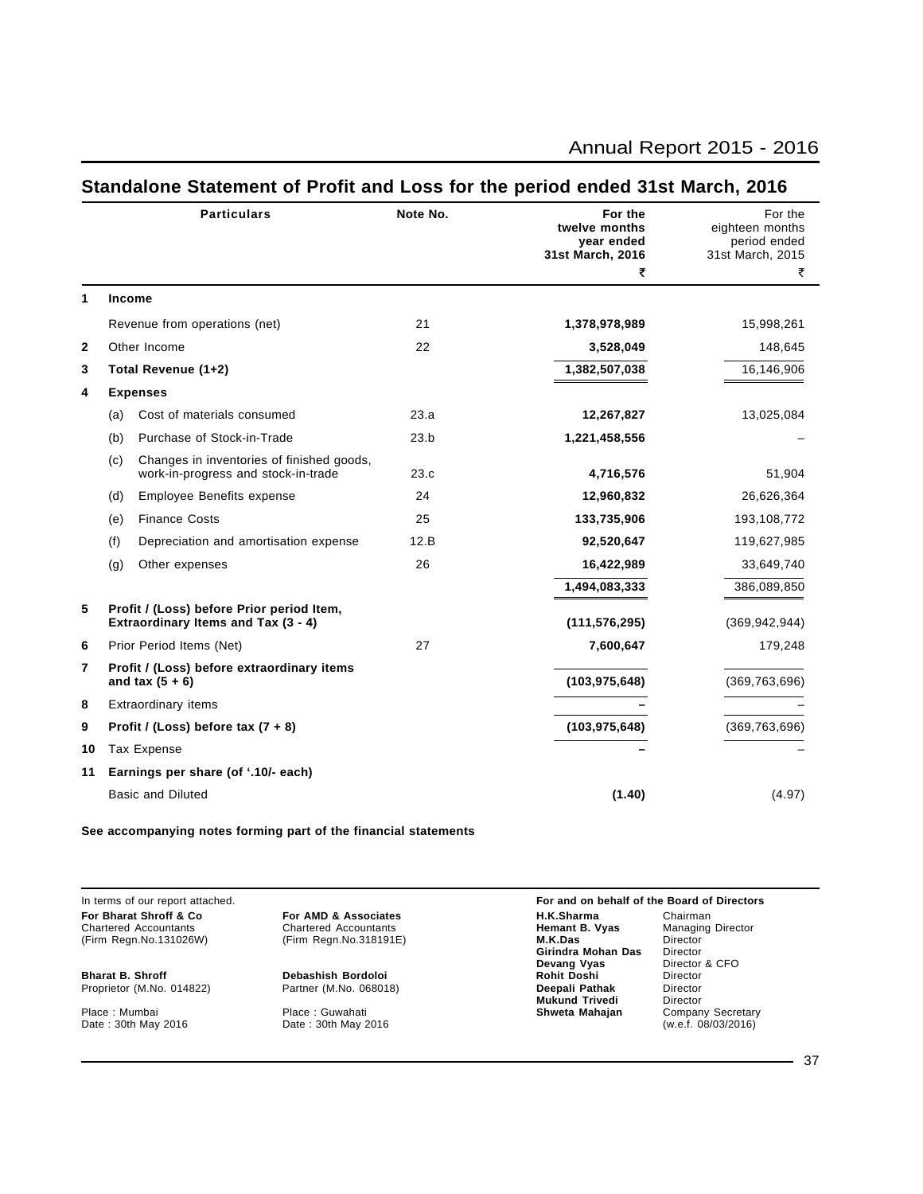## Standalone Statement of Profit and Loss for the period ended 31st March, 2016

| | | Particulars | Note No. | For the twelve months year ended 31st March, 2016 ₹ | For the eighteen months period ended 31st March, 2015 ₹ |
|---|---|---|---|---|---|
| **1** | | **Income** | | | |
| | | Revenue from operations (net) | 21 | **1,378,978,989** | 15,998,261 |
| **2** | | Other Income | 22 | **3,528,049** | 148,645 |
| **3** | | **Total Revenue (1+2)** | | **1,382,507,038** | 16,146,906 |
| **4** | | **Expenses** | | | |
| | (a) | Cost of materials consumed | 23.a | **12,267,827** | 13,025,084 |
| | (b) | Purchase of Stock-in-Trade | 23.b | **1,221,458,556** | – |
| | (c) | Changes in inventories of finished goods, work-in-progress and stock-in-trade | 23.c | **4,716,576** | 51,904 |
| | (d) | Employee Benefits expense | 24 | **12,960,832** | 26,626,364 |
| | (e) | Finance Costs | 25 | **133,735,906** | 193,108,772 |
| | (f) | Depreciation and amortisation expense | 12.B | **92,520,647** | 119,627,985 |
| | (g) | Other expenses | 26 | **16,422,989** | 33,649,740 |
| | | | | **1,494,083,333** | 386,089,850 |
| **5** | | **Profit / (Loss) before Prior period Item, Extraordinary Items and Tax (3 - 4)** | | **(111,576,295)** | (369,942,944) |
| **6** | | Prior Period Items (Net) | 27 | **7,600,647** | 179,248 |
| **7** | | **Profit / (Loss) before extraordinary items and tax (5 + 6)** | | **(103,975,648)** | (369,763,696) |
| **8** | | Extraordinary items | | **–** | – |
| **9** | | **Profit / (Loss) before tax (7 + 8)** | | **(103,975,648)** | (369,763,696) |
| **10** | | Tax Expense | | **–** | – |
| **11** | | **Earnings per share (of '.10/- each)** | | | |
| | | Basic and Diluted | | **(1.40)** | (4.97) |

**See accompanying notes forming part of the financial statements**

In terms of our report attached.

**For Bharat Shroff & Co**
Chartered Accountants
(Firm Regn.No.131026W)

**Bharat B. Shroff**
Proprietor (M.No. 014822)

Place : Mumbai
Date : 30th May 2016

**For AMD & Associates**
Chartered Accountants
(Firm Regn.No.318191E)

**Debashish Bordoloi**
Partner (M.No. 068018)

Place : Guwahati
Date : 30th May 2016

**For and on behalf of the Board of Directors**

| | |
|---|---|
| **H.K.Sharma** | Chairman |
| **Hemant B. Vyas** | Managing Director |
| **M.K.Das** | Director |
| **Girindra Mohan Das** | Director |
| **Devang Vyas** | Director & CFO |
| **Rohit Doshi** | Director |
| **Deepali Pathak** | Director |
| **Mukund Trivedi** | Director |
| **Shweta Mahajan** | Company Secretary (w.e.f. 08/03/2016) |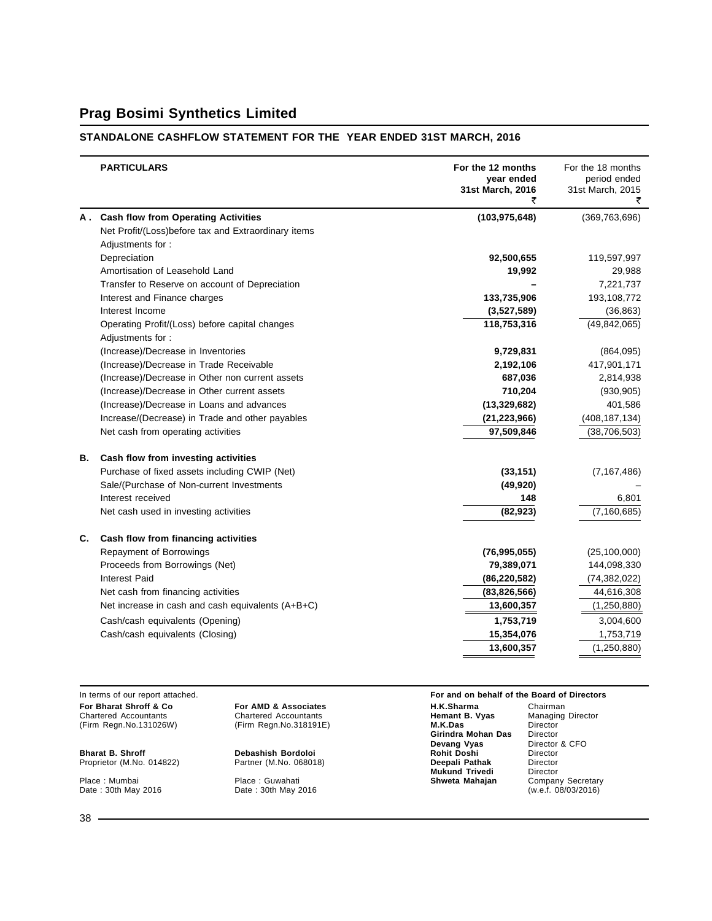# Prag Bosimi Synthetics Limited

## STANDALONE CASHFLOW STATEMENT FOR THE YEAR ENDED 31ST MARCH, 2016

| | PARTICULARS | For the 12 months year ended 31st March, 2016 ₹ | For the 18 months period ended 31st March, 2015 ₹ |
|---|---|---|---|
| **A .** | **Cash flow from Operating Activities** | **(103,975,648)** | (369,763,696) |
| | Net Profit/(Loss)before tax and Extraordinary items | | |
| | Adjustments for : | | |
| | Depreciation | **92,500,655** | 119,597,997 |
| | Amortisation of Leasehold Land | **19,992** | 29,988 |
| | Transfer to Reserve on account of Depreciation | **–** | 7,221,737 |
| | Interest and Finance charges | **133,735,906** | 193,108,772 |
| | Interest Income | **(3,527,589)** | (36,863) |
| | Operating Profit/(Loss) before capital changes | **118,753,316** | (49,842,065) |
| | Adjustments for : | | |
| | (Increase)/Decrease in Inventories | **9,729,831** | (864,095) |
| | (Increase)/Decrease in Trade Receivable | **2,192,106** | 417,901,171 |
| | (Increase)/Decrease in Other non current assets | **687,036** | 2,814,938 |
| | (Increase)/Decrease in Other current assets | **710,204** | (930,905) |
| | (Increase)/Decrease in Loans and advances | **(13,329,682)** | 401,586 |
| | Increase/(Decrease) in Trade and other payables | **(21,223,966)** | (408,187,134) |
| | Net cash from operating activities | **97,509,846** | (38,706,503) |
| **B.** | **Cash flow from investing activities** | | |
| | Purchase of fixed assets including CWIP (Net) | **(33,151)** | (7,167,486) |
| | Sale/(Purchase of Non-current Investments | **(49,920)** | – |
| | Interest received | **148** | 6,801 |
| | Net cash used in investing activities | **(82,923)** | (7,160,685) |
| **C.** | **Cash flow from financing activities** | | |
| | Repayment of Borrowings | **(76,995,055)** | (25,100,000) |
| | Proceeds from Borrowings (Net) | **79,389,071** | 144,098,330 |
| | Interest Paid | **(86,220,582)** | (74,382,022) |
| | Net cash from financing activities | **(83,826,566)** | 44,616,308 |
| | Net increase in cash and cash equivalents (A+B+C) | **13,600,357** | (1,250,880) |
| | Cash/cash equivalents (Opening) | **1,753,719** | 3,004,600 |
| | Cash/cash equivalents (Closing) | **15,354,076** | 1,753,719 |
| | | **13,600,357** | (1,250,880) |

In terms of our report attached.

**For Bharat Shroff & Co**
Chartered Accountants
(Firm Regn.No.131026W)

**Bharat B. Shroff**
Proprietor (M.No. 014822)

Place : Mumbai
Date : 30th May 2016

**For AMD & Associates**
Chartered Accountants
(Firm Regn.No.318191E)

**Debashish Bordoloi**
Partner (M.No. 068018)

Place : Guwahati
Date : 30th May 2016

**For and on behalf of the Board of Directors**

| | |
|---|---|
| **H.K.Sharma** | Chairman |
| **Hemant B. Vyas** | Managing Director |
| **M.K.Das** | Director |
| **Girindra Mohan Das** | Director |
| **Devang Vyas** | Director & CFO |
| **Rohit Doshi** | Director |
| **Deepali Pathak** | Director |
| **Mukund Trivedi** | Director |
| **Shweta Mahajan** | Company Secretary (w.e.f. 08/03/2016) |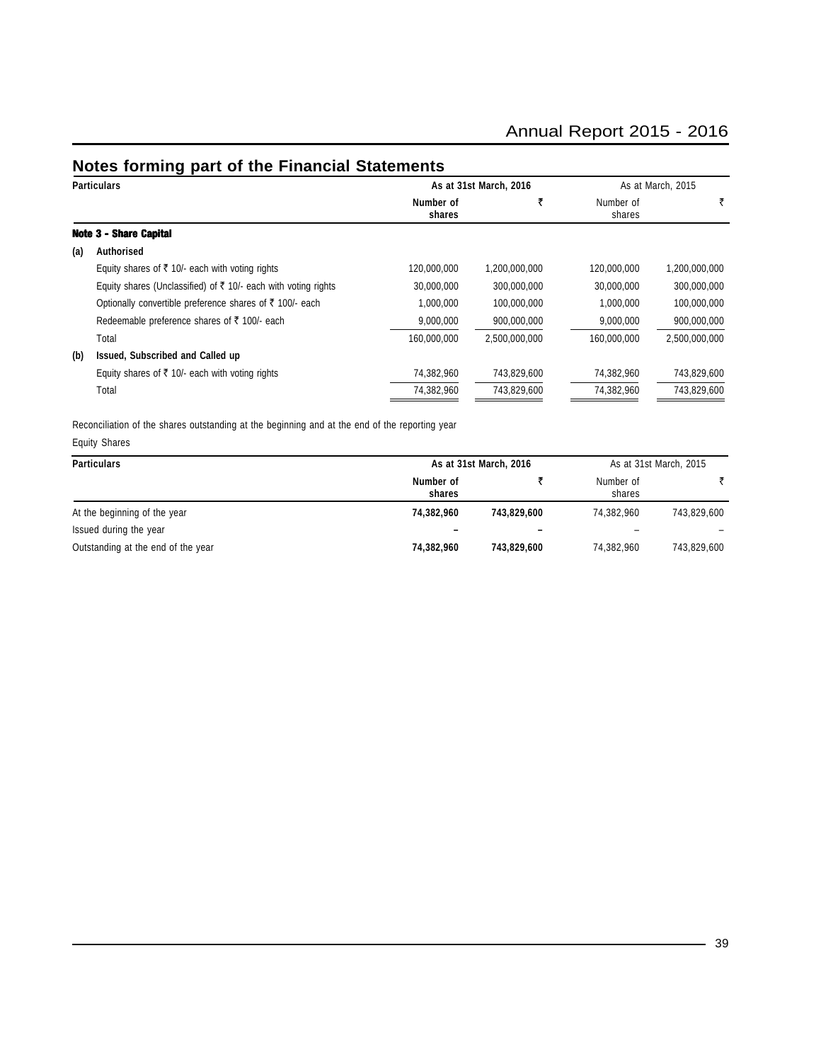## Notes forming part of the Financial Statements

| | Particulars | As at 31st March, 2016 | | As at March, 2015 | |
|---|---|---|---|---|---|
| | | Number of shares | ₹ | Number of shares | ₹ |
| | **Note 3 - Share Capital** | | | | |
| (a) | **Authorised** | | | | |
| | Equity shares of ₹ 10/- each with voting rights | 120,000,000 | 1,200,000,000 | 120,000,000 | 1,200,000,000 |
| | Equity shares (Unclassified) of ₹ 10/- each with voting rights | 30,000,000 | 300,000,000 | 30,000,000 | 300,000,000 |
| | Optionally convertible preference shares of ₹ 100/- each | 1,000,000 | 100,000,000 | 1,000,000 | 100,000,000 |
| | Redeemable preference shares of ₹ 100/- each | 9,000,000 | 900,000,000 | 9,000,000 | 900,000,000 |
| | Total | 160,000,000 | 2,500,000,000 | 160,000,000 | 2,500,000,000 |
| (b) | **Issued, Subscribed and Called up** | | | | |
| | Equity shares of ₹ 10/- each with voting rights | 74,382,960 | 743,829,600 | 74,382,960 | 743,829,600 |
| | Total | 74,382,960 | 743,829,600 | 74,382,960 | 743,829,600 |

Reconciliation of the shares outstanding at the beginning and at the end of the reporting year

Equity Shares

| Particulars | As at 31st March, 2016 | | As at 31st March, 2015 | |
|---|---|---|---|---|
| | Number of shares | ₹ | Number of shares | ₹ |
| At the beginning of the year | **74,382,960** | **743,829,600** | 74,382,960 | 743,829,600 |
| Issued during the year | **–** | **–** | – | – |
| Outstanding at the end of the year | **74,382,960** | **743,829,600** | 74,382,960 | 743,829,600 |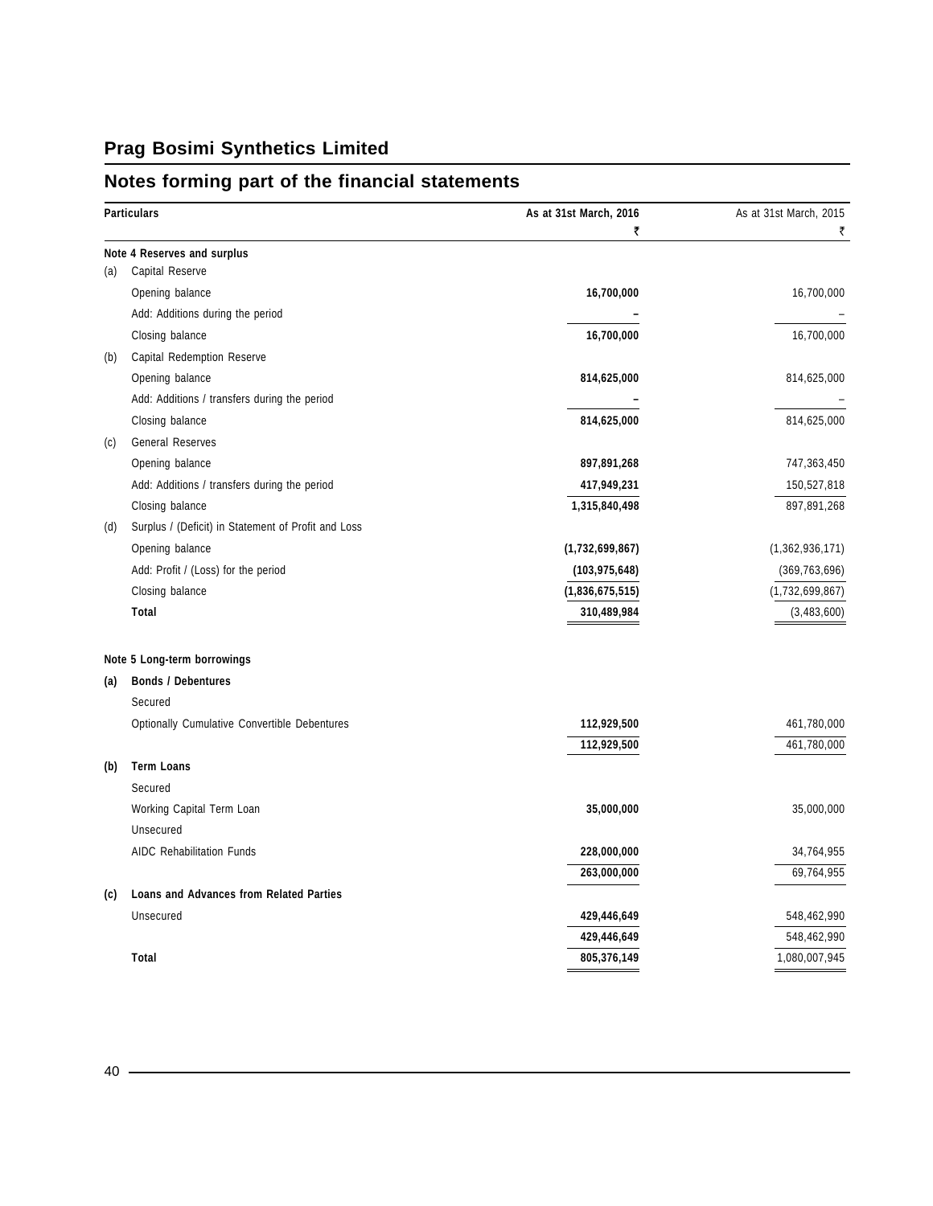## Prag Bosimi Synthetics Limited

## Notes forming part of the financial statements

| | Particulars | As at 31st March, 2016 ₹ | As at 31st March, 2015 ₹ |
|---|---|---|---|
| | **Note 4 Reserves and surplus** | | |
| (a) | Capital Reserve | | |
| | Opening balance | **16,700,000** | 16,700,000 |
| | Add: Additions during the period | **–** | – |
| | Closing balance | **16,700,000** | 16,700,000 |
| (b) | Capital Redemption Reserve | | |
| | Opening balance | **814,625,000** | 814,625,000 |
| | Add: Additions / transfers during the period | **–** | – |
| | Closing balance | **814,625,000** | 814,625,000 |
| (c) | General Reserves | | |
| | Opening balance | **897,891,268** | 747,363,450 |
| | Add: Additions / transfers during the period | **417,949,231** | 150,527,818 |
| | Closing balance | **1,315,840,498** | 897,891,268 |
| (d) | Surplus / (Deficit) in Statement of Profit and Loss | | |
| | Opening balance | **(1,732,699,867)** | (1,362,936,171) |
| | Add: Profit / (Loss) for the period | **(103,975,648)** | (369,763,696) |
| | Closing balance | **(1,836,675,515)** | (1,732,699,867) |
| | **Total** | **310,489,984** | (3,483,600) |
| | **Note 5 Long-term borrowings** | | |
| **(a)** | **Bonds / Debentures** | | |
| | Secured | | |
| | Optionally Cumulative Convertible Debentures | **112,929,500** | 461,780,000 |
| | | **112,929,500** | 461,780,000 |
| **(b)** | **Term Loans** | | |
| | Secured | | |
| | Working Capital Term Loan | **35,000,000** | 35,000,000 |
| | Unsecured | | |
| | AIDC Rehabilitation Funds | **228,000,000** | 34,764,955 |
| | | **263,000,000** | 69,764,955 |
| **(c)** | **Loans and Advances from Related Parties** | | |
| | Unsecured | **429,446,649** | 548,462,990 |
| | | **429,446,649** | 548,462,990 |
| | **Total** | **805,376,149** | 1,080,007,945 |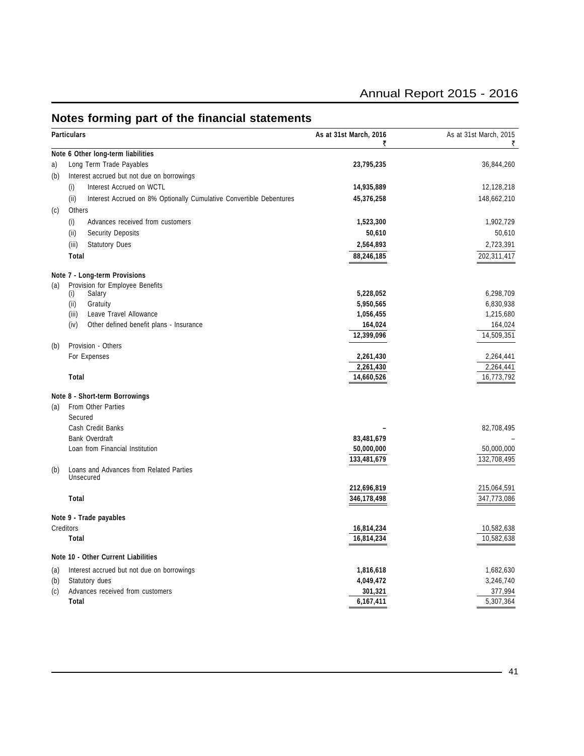## Notes forming part of the financial statements

| | Particulars | As at 31st March, 2016 ₹ | As at 31st March, 2015 ₹ |
|---|---|---|---|
| | **Note 6 Other long-term liabilities** | | |
| a) | Long Term Trade Payables | **23,795,235** | 36,844,260 |
| (b) | Interest accrued but not due on borrowings | | |
| | (i) Interest Accrued on WCTL | **14,935,889** | 12,128,218 |
| | (ii) Interest Accrued on 8% Optionally Cumulative Convertible Debentures | **45,376,258** | 148,662,210 |
| (c) | Others | | |
| | (i) Advances received from customers | **1,523,300** | 1,902,729 |
| | (ii) Security Deposits | **50,610** | 50,610 |
| | (iii) Statutory Dues | **2,564,893** | 2,723,391 |
| | **Total** | **88,246,185** | 202,311,417 |
| | **Note 7 - Long-term Provisions** | | |
| (a) | Provision for Employee Benefits | | |
| | (i) Salary | **5,228,052** | 6,298,709 |
| | (ii) Gratuity | **5,950,565** | 6,830,938 |
| | (iii) Leave Travel Allowance | **1,056,455** | 1,215,680 |
| | (iv) Other defined benefit plans - Insurance | **164,024** | 164,024 |
| | | **12,399,096** | 14,509,351 |
| (b) | Provision - Others | | |
| | For Expenses | **2,261,430** | 2,264,441 |
| | | **2,261,430** | 2,264,441 |
| | **Total** | **14,660,526** | 16,773,792 |
| | **Note 8 - Short-term Borrowings** | | |
| (a) | From Other Parties | | |
| | Secured | | |
| | Cash Credit Banks | **–** | 82,708,495 |
| | Bank Overdraft | **83,481,679** | – |
| | Loan from Financial Institution | **50,000,000** | 50,000,000 |
| | | **133,481,679** | 132,708,495 |
| (b) | Loans and Advances from Related Parties Unsecured | | |
| | | **212,696,819** | 215,064,591 |
| | **Total** | **346,178,498** | 347,773,086 |
| | **Note 9 - Trade payables** | | |
| | Creditors | **16,814,234** | 10,582,638 |
| | **Total** | **16,814,234** | 10,582,638 |
| | **Note 10 - Other Current Liabilities** | | |
| (a) | Interest accrued but not due on borrowings | **1,816,618** | 1,682,630 |
| (b) | Statutory dues | **4,049,472** | 3,246,740 |
| (c) | Advances received from customers | **301,321** | 377,994 |
| | **Total** | **6,167,411** | 5,307,364 |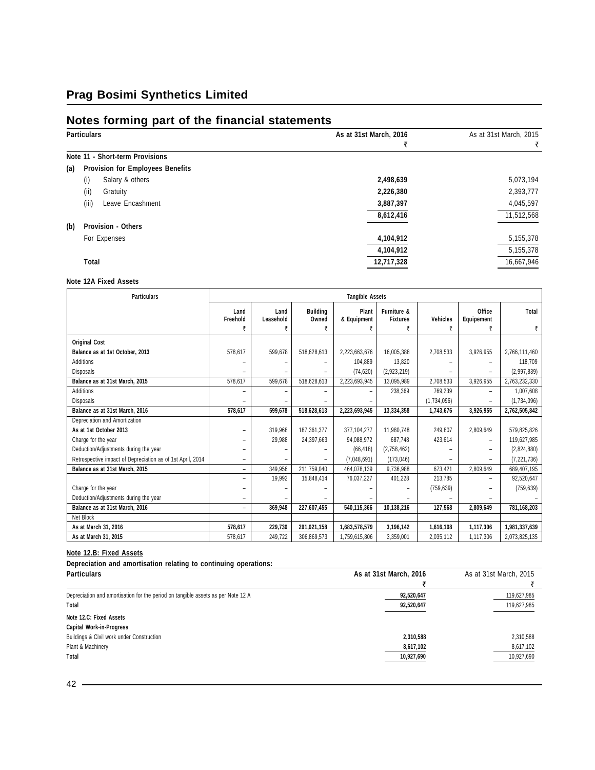# Prag Bosimi Synthetics Limited

## Notes forming part of the financial statements

| Particulars | As at 31st March, 2016 ₹ | As at 31st March, 2015 ₹ |
|---|---|---|
| **Note 11 - Short-term Provisions** | | |
| **(a) Provision for Employees Benefits** | | |
| (i) Salary & others | **2,498,639** | 5,073,194 |
| (ii) Gratuity | **2,226,380** | 2,393,777 |
| (iii) Leave Encashment | **3,887,397** | 4,045,597 |
| | **8,612,416** | 11,512,568 |
| **(b) Provision - Others** | | |
| For Expenses | **4,104,912** | 5,155,378 |
| | **4,104,912** | 5,155,378 |
| **Total** | **12,717,328** | 16,667,946 |

**Note 12A Fixed Assets**

| Particulars | Tangible Assets | | | | | | | |
|---|---|---|---|---|---|---|---|---|
| | Land Freehold ₹ | Land Leasehold ₹ | Building Owned ₹ | Plant & Equipment ₹ | Furniture & Fixtures ₹ | Vehicles ₹ | Office Equipement ₹ | Total ₹ |
| **Original Cost** | | | | | | | | |
| **Balance as at 1st October, 2013** | 578,617 | 599,678 | 518,628,613 | 2,223,663,676 | 16,005,388 | 2,708,533 | 3,926,955 | 2,766,111,460 |
| Additions | – | – | – | 104,889 | 13,820 | – | – | 118,709 |
| Disposals | – | – | – | (74,620) | (2,923,219) | – | – | (2,997,839) |
| **Balance as at 31st March, 2015** | 578,617 | 599,678 | 518,628,613 | 2,223,693,945 | 13,095,989 | 2,708,533 | 3,926,955 | 2,763,232,330 |
| Additions | – | – | – | – | 238,369 | 769,239 | – | 1,007,608 |
| Disposals | – | – | – | – | | (1,734,096) | – | (1,734,096) |
| **Balance as at 31st March, 2016** | **578,617** | **599,678** | **518,628,613** | **2,223,693,945** | **13,334,358** | **1,743,676** | **3,926,955** | **2,762,505,842** |
| Depreciation and Amortization | | | | | | | | |
| **As at 1st October 2013** | – | 319,968 | 187,361,377 | 377,104,277 | 11,980,748 | 249,807 | 2,809,649 | 579,825,826 |
| Charge for the year | – | 29,988 | 24,397,663 | 94,088,972 | 687,748 | 423,614 | – | 119,627,985 |
| Deduction/Adjustments during the year | – | – | – | (66,418) | (2,758,462) | – | – | (2,824,880) |
| Retrospective impact of Depreciation as of 1st April, 2014 | – | – | – | (7,048,691) | (173,046) | – | – | (7,221,736) |
| **Balance as at 31st March, 2015** | – | 349,956 | 211,759,040 | 464,078,139 | 9,736,988 | 673,421 | 2,809,649 | 689,407,195 |
| | – | 19,992 | 15,848,414 | 76,037,227 | 401,228 | 213,785 | – | 92,520,647 |
| Charge for the year | – | – | – | – | – | (759,639) | – | (759,639) |
| Deduction/Adjustments during the year | – | – | – | – | – | – | – | – |
| **Balance as at 31st March, 2016** | – | **369,948** | **227,607,455** | **540,115,366** | **10,138,216** | **127,568** | **2,809,649** | **781,168,203** |
| Net Block | | | | | | | | |
| **As at March 31, 2016** | **578,617** | **229,730** | **291,021,158** | **1,683,578,579** | **3,196,142** | **1,616,108** | **1,117,306** | **1,981,337,639** |
| **As at March 31, 2015** | 578,617 | 249,722 | 306,869,573 | 1,759,615,806 | 3,359,001 | 2,035,112 | 1,117,306 | 2,073,825,135 |

**Note 12.B: Fixed Assets**

**Depreciation and amortisation relating to continuing operations:**

| Particulars | As at 31st March, 2016 ₹ | As at 31st March, 2015 ₹ |
|---|---|---|
| Depreciation and amortisation for the period on tangible assets as per Note 12 A | **92,520,647** | 119,627,985 |
| **Total** | **92,520,647** | 119,627,985 |
| **Note 12.C: Fixed Assets** | | |
| **Capital Work-in-Progress** | | |
| Buildings & Civil work under Construction | **2,310,588** | 2,310,588 |
| Plant & Machinery | **8,617,102** | 8,617,102 |
| **Total** | **10,927,690** | 10,927,690 |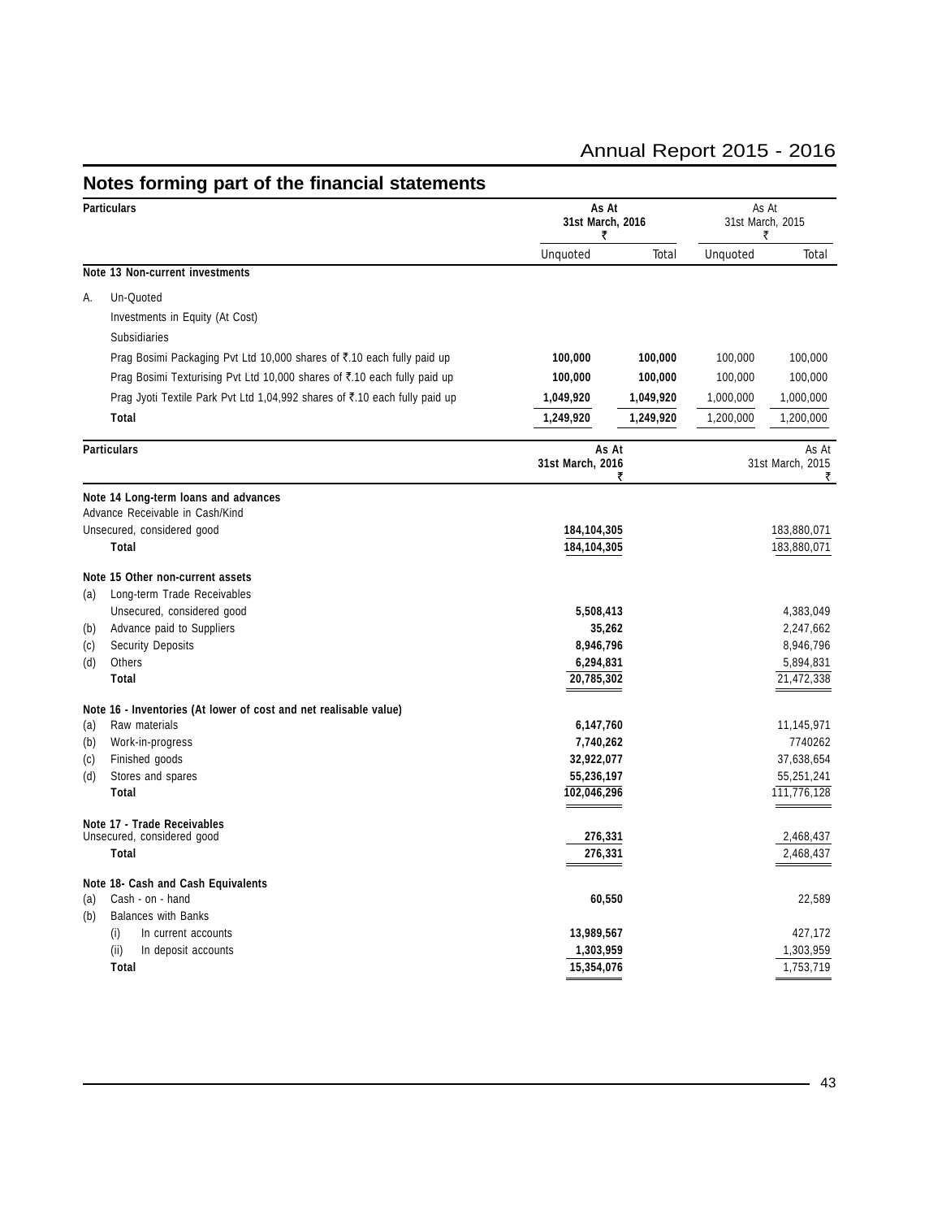## Notes forming part of the financial statements

| Particulars | As At 31st March, 2016 ₹ | | As At 31st March, 2015 ₹ | |
|---|---|---|---|---|
| | Unquoted | Total | Unquoted | Total |
| **Note 13 Non-current investments** | | | | |
| A. Un-Quoted | | | | |
| Investments in Equity (At Cost) | | | | |
| Subsidiaries | | | | |
| Prag Bosimi Packaging Pvt Ltd 10,000 shares of ₹.10 each fully paid up | **100,000** | **100,000** | 100,000 | 100,000 |
| Prag Bosimi Texturising Pvt Ltd 10,000 shares of ₹.10 each fully paid up | **100,000** | **100,000** | 100,000 | 100,000 |
| Prag Jyoti Textile Park Pvt Ltd 1,04,992 shares of ₹.10 each fully paid up | **1,049,920** | **1,049,920** | 1,000,000 | 1,000,000 |
| **Total** | **1,249,920** | **1,249,920** | 1,200,000 | 1,200,000 |

| Particulars | As At 31st March, 2016 ₹ | As At 31st March, 2015 ₹ |
|---|---|---|
| **Note 14 Long-term loans and advances** | | |
| Advance Receivable in Cash/Kind | | |
| Unsecured, considered good | **184,104,305** | 183,880,071 |
| **Total** | **184,104,305** | 183,880,071 |
| **Note 15 Other non-current assets** | | |
| (a) Long-term Trade Receivables | | |
| Unsecured, considered good | **5,508,413** | 4,383,049 |
| (b) Advance paid to Suppliers | **35,262** | 2,247,662 |
| (c) Security Deposits | **8,946,796** | 8,946,796 |
| (d) Others | **6,294,831** | 5,894,831 |
| **Total** | **20,785,302** | 21,472,338 |
| **Note 16 - Inventories (At lower of cost and net realisable value)** | | |
| (a) Raw materials | **6,147,760** | 11,145,971 |
| (b) Work-in-progress | **7,740,262** | 7740262 |
| (c) Finished goods | **32,922,077** | 37,638,654 |
| (d) Stores and spares | **55,236,197** | 55,251,241 |
| **Total** | **102,046,296** | 111,776,128 |
| **Note 17 - Trade Receivables** | | |
| Unsecured, considered good | **276,331** | 2,468,437 |
| **Total** | **276,331** | 2,468,437 |
| **Note 18- Cash and Cash Equivalents** | | |
| (a) Cash - on - hand | **60,550** | 22,589 |
| (b) Balances with Banks | | |
| (i) In current accounts | **13,989,567** | 427,172 |
| (ii) In deposit accounts | **1,303,959** | 1,303,959 |
| **Total** | **15,354,076** | 1,753,719 |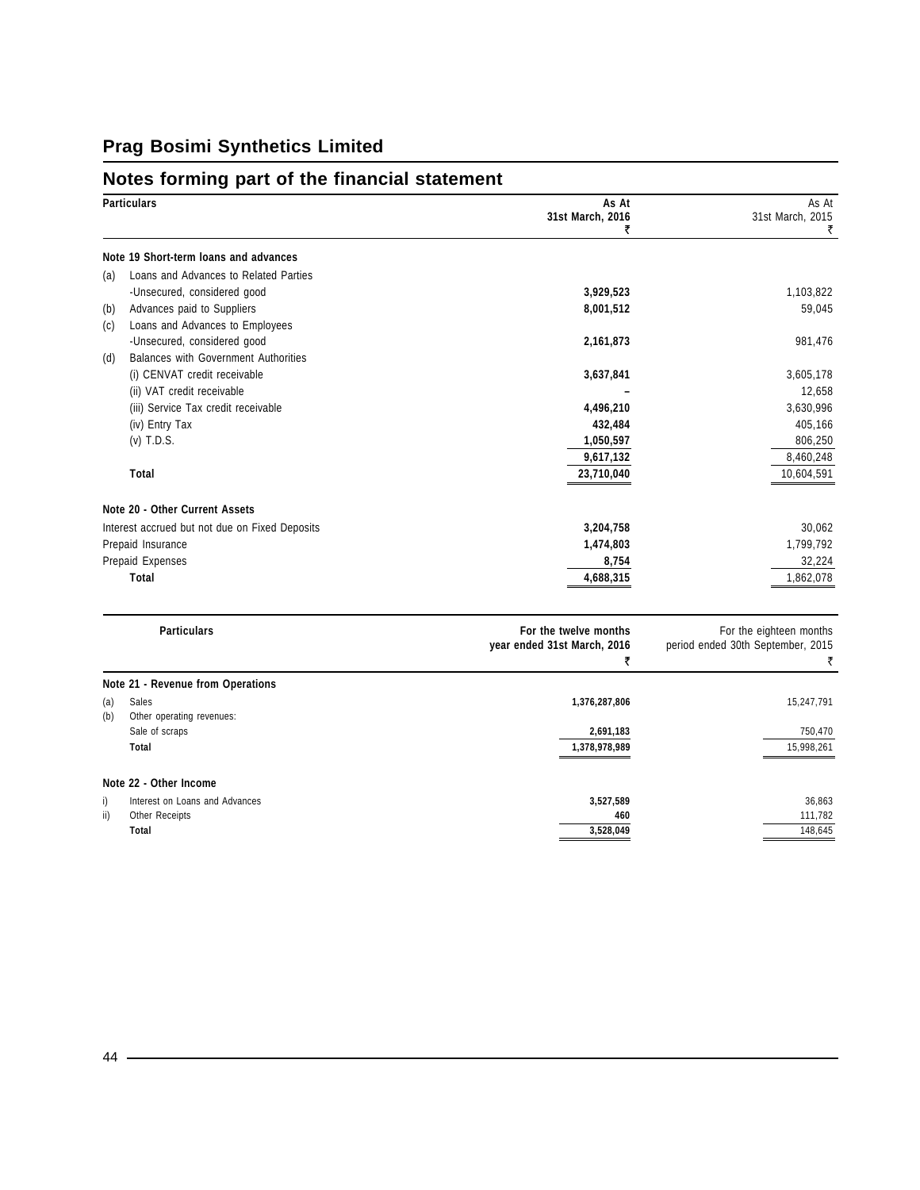## Prag Bosimi Synthetics Limited

## Notes forming part of the financial statement

| | Particulars | As At 31st March, 2016 ₹ | As At 31st March, 2015 ₹ |
|---|---|---|---|
| | **Note 19 Short-term loans and advances** | | |
| (a) | Loans and Advances to Related Parties | | |
| | -Unsecured, considered good | **3,929,523** | 1,103,822 |
| (b) | Advances paid to Suppliers | **8,001,512** | 59,045 |
| (c) | Loans and Advances to Employees | | |
| | -Unsecured, considered good | **2,161,873** | 981,476 |
| (d) | Balances with Government Authorities | | |
| | (i) CENVAT credit receivable | **3,637,841** | 3,605,178 |
| | (ii) VAT credit receivable | **–** | 12,658 |
| | (iii) Service Tax credit receivable | **4,496,210** | 3,630,996 |
| | (iv) Entry Tax | **432,484** | 405,166 |
| | (v) T.D.S. | **1,050,597** | 806,250 |
| | | **9,617,132** | 8,460,248 |
| | **Total** | **23,710,040** | 10,604,591 |
| | **Note 20 - Other Current Assets** | | |
| | Interest accrued but not due on Fixed Deposits | **3,204,758** | 30,062 |
| | Prepaid Insurance | **1,474,803** | 1,799,792 |
| | Prepaid Expenses | **8,754** | 32,224 |
| | **Total** | **4,688,315** | 1,862,078 |

| | Particulars | For the twelve months year ended 31st March, 2016 ₹ | For the eighteen months period ended 30th September, 2015 ₹ |
|---|---|---|---|
| | **Note 21 - Revenue from Operations** | | |
| (a) | Sales | **1,376,287,806** | 15,247,791 |
| (b) | Other operating revenues: | | |
| | Sale of scraps | **2,691,183** | 750,470 |
| | **Total** | **1,378,978,989** | 15,998,261 |
| | **Note 22 - Other Income** | | |
| i) | Interest on Loans and Advances | **3,527,589** | 36,863 |
| ii) | Other Receipts | **460** | 111,782 |
| | **Total** | **3,528,049** | 148,645 |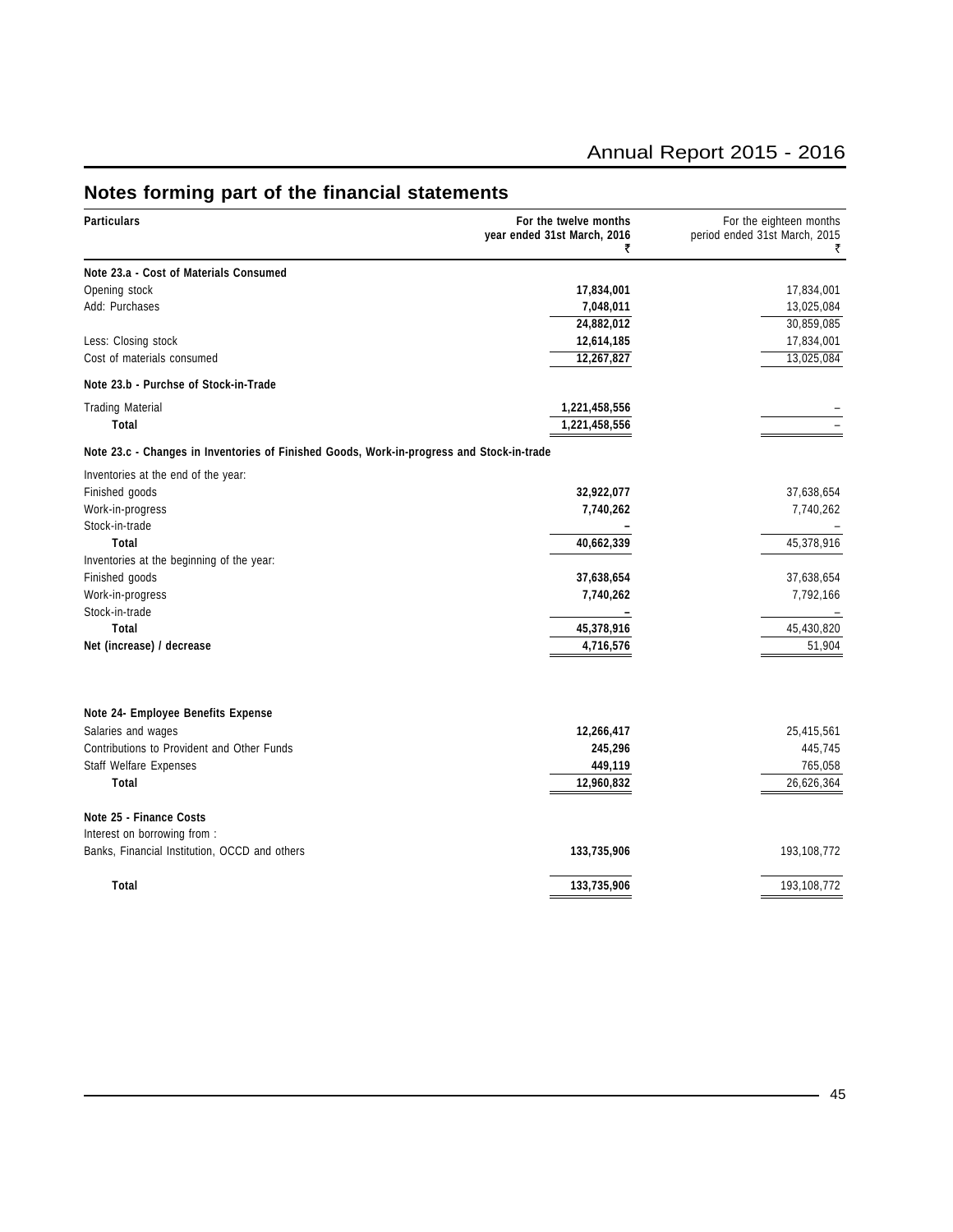## Notes forming part of the financial statements

| Particulars | For the twelve months year ended 31st March, 2016 ₹ | For the eighteen months period ended 31st March, 2015 ₹ |
|---|---|---|
| **Note 23.a - Cost of Materials Consumed** | | |
| Opening stock | **17,834,001** | 17,834,001 |
| Add: Purchases | **7,048,011** | 13,025,084 |
| | **24,882,012** | 30,859,085 |
| Less: Closing stock | **12,614,185** | 17,834,001 |
| Cost of materials consumed | **12,267,827** | 13,025,084 |
| **Note 23.b - Purchse of Stock-in-Trade** | | |
| Trading Material | **1,221,458,556** | – |
| **Total** | **1,221,458,556** | – |
| **Note 23.c - Changes in Inventories of Finished Goods, Work-in-progress and Stock-in-trade** | | |
| Inventories at the end of the year: | | |
| Finished goods | **32,922,077** | 37,638,654 |
| Work-in-progress | **7,740,262** | 7,740,262 |
| Stock-in-trade | **–** | – |
| **Total** | **40,662,339** | 45,378,916 |
| Inventories at the beginning of the year: | | |
| Finished goods | **37,638,654** | 37,638,654 |
| Work-in-progress | **7,740,262** | 7,792,166 |
| Stock-in-trade | **–** | – |
| **Total** | **45,378,916** | 45,430,820 |
| **Net (increase) / decrease** | **4,716,576** | 51,904 |
| **Note 24- Employee Benefits Expense** | | |
| Salaries and wages | **12,266,417** | 25,415,561 |
| Contributions to Provident and Other Funds | **245,296** | 445,745 |
| Staff Welfare Expenses | **449,119** | 765,058 |
| **Total** | **12,960,832** | 26,626,364 |
| **Note 25 - Finance Costs** | | |
| Interest on borrowing from : | | |
| Banks, Financial Institution, OCCD and others | **133,735,906** | 193,108,772 |
| **Total** | **133,735,906** | 193,108,772 |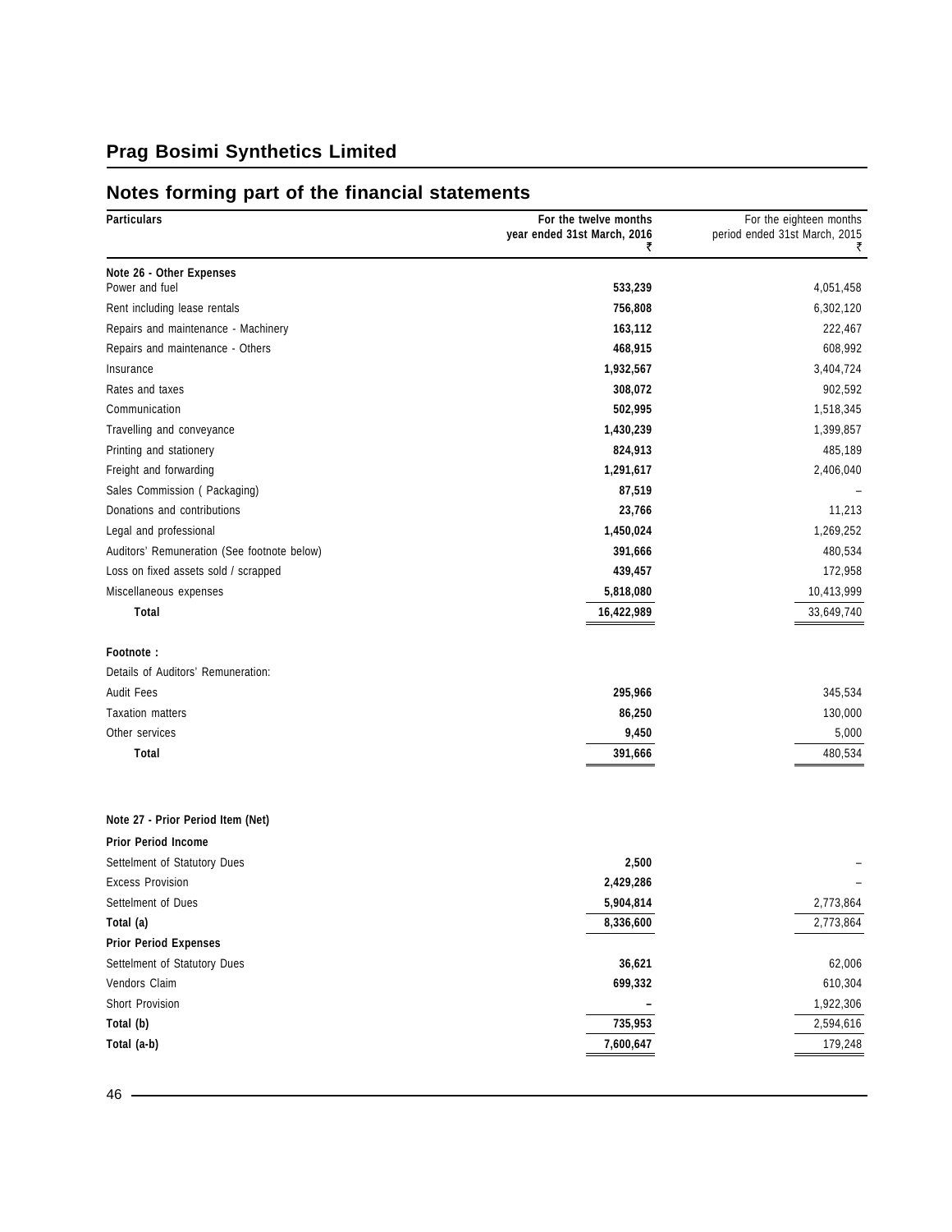# Prag Bosimi Synthetics Limited

## Notes forming part of the financial statements

| Particulars | For the twelve months year ended 31st March, 2016 ₹ | For the eighteen months period ended 31st March, 2015 ₹ |
|---|---|---|
| **Note 26 - Other Expenses** | | |
| Power and fuel | **533,239** | 4,051,458 |
| Rent including lease rentals | **756,808** | 6,302,120 |
| Repairs and maintenance - Machinery | **163,112** | 222,467 |
| Repairs and maintenance - Others | **468,915** | 608,992 |
| Insurance | **1,932,567** | 3,404,724 |
| Rates and taxes | **308,072** | 902,592 |
| Communication | **502,995** | 1,518,345 |
| Travelling and conveyance | **1,430,239** | 1,399,857 |
| Printing and stationery | **824,913** | 485,189 |
| Freight and forwarding | **1,291,617** | 2,406,040 |
| Sales Commission ( Packaging) | **87,519** | – |
| Donations and contributions | **23,766** | 11,213 |
| Legal and professional | **1,450,024** | 1,269,252 |
| Auditors' Remuneration (See footnote below) | **391,666** | 480,534 |
| Loss on fixed assets sold / scrapped | **439,457** | 172,958 |
| Miscellaneous expenses | **5,818,080** | 10,413,999 |
| **Total** | **16,422,989** | 33,649,740 |
| **Footnote :** | | |
| Details of Auditors' Remuneration: | | |
| Audit Fees | **295,966** | 345,534 |
| Taxation matters | **86,250** | 130,000 |
| Other services | **9,450** | 5,000 |
| **Total** | **391,666** | 480,534 |
| **Note 27 - Prior Period Item (Net)** | | |
| **Prior Period Income** | | |
| Settelment of Statutory Dues | **2,500** | – |
| Excess Provision | **2,429,286** | – |
| Settelment of Dues | **5,904,814** | 2,773,864 |
| **Total (a)** | **8,336,600** | 2,773,864 |
| **Prior Period Expenses** | | |
| Settelment of Statutory Dues | **36,621** | 62,006 |
| Vendors Claim | **699,332** | 610,304 |
| Short Provision | **–** | 1,922,306 |
| **Total (b)** | **735,953** | 2,594,616 |
| **Total (a-b)** | **7,600,647** | 179,248 |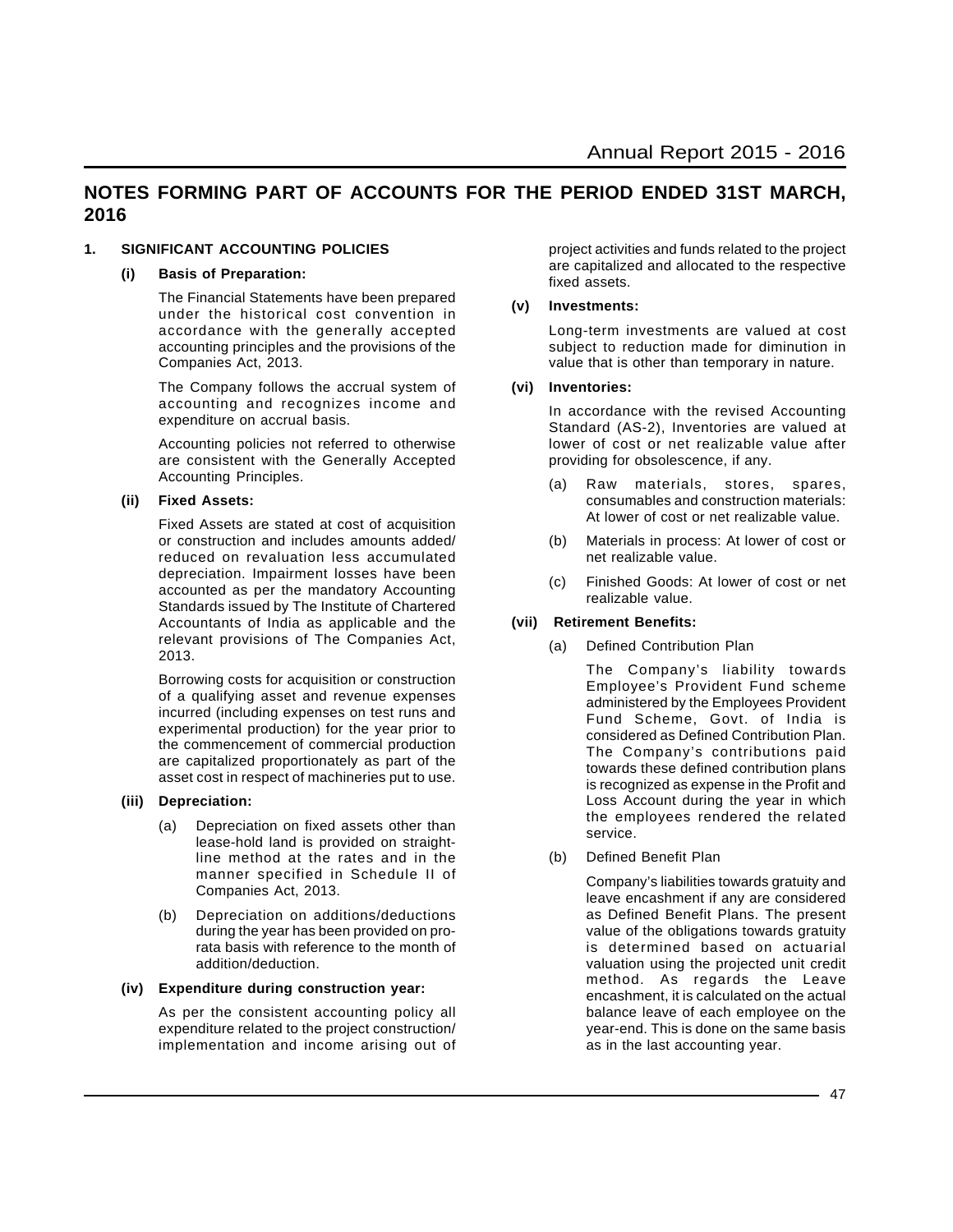## NOTES FORMING PART OF ACCOUNTS FOR THE PERIOD ENDED 31ST MARCH, 2016

### 1. SIGNIFICANT ACCOUNTING POLICIES

**(i) Basis of Preparation:**

The Financial Statements have been prepared under the historical cost convention in accordance with the generally accepted accounting principles and the provisions of the Companies Act, 2013.

The Company follows the accrual system of accounting and recognizes income and expenditure on accrual basis.

Accounting policies not referred to otherwise are consistent with the Generally Accepted Accounting Principles.

**(ii) Fixed Assets:**

Fixed Assets are stated at cost of acquisition or construction and includes amounts added/ reduced on revaluation less accumulated depreciation. Impairment losses have been accounted as per the mandatory Accounting Standards issued by The Institute of Chartered Accountants of India as applicable and the relevant provisions of The Companies Act, 2013.

Borrowing costs for acquisition or construction of a qualifying asset and revenue expenses incurred (including expenses on test runs and experimental production) for the year prior to the commencement of commercial production are capitalized proportionately as part of the asset cost in respect of machineries put to use.

**(iii) Depreciation:**

(a) Depreciation on fixed assets other than lease-hold land is provided on straight-line method at the rates and in the manner specified in Schedule II of Companies Act, 2013.

(b) Depreciation on additions/deductions during the year has been provided on pro-rata basis with reference to the month of addition/deduction.

**(iv) Expenditure during construction year:**

As per the consistent accounting policy all expenditure related to the project construction/ implementation and income arising out of project activities and funds related to the project are capitalized and allocated to the respective fixed assets.

**(v) Investments:**

Long-term investments are valued at cost subject to reduction made for diminution in value that is other than temporary in nature.

**(vi) Inventories:**

In accordance with the revised Accounting Standard (AS-2), Inventories are valued at lower of cost or net realizable value after providing for obsolescence, if any.

(a) Raw materials, stores, spares, consumables and construction materials: At lower of cost or net realizable value.

(b) Materials in process: At lower of cost or net realizable value.

(c) Finished Goods: At lower of cost or net realizable value.

**(vii) Retirement Benefits:**

(a) Defined Contribution Plan

The Company's liability towards Employee's Provident Fund scheme administered by the Employees Provident Fund Scheme, Govt. of India is considered as Defined Contribution Plan. The Company's contributions paid towards these defined contribution plans is recognized as expense in the Profit and Loss Account during the year in which the employees rendered the related service.

(b) Defined Benefit Plan

Company's liabilities towards gratuity and leave encashment if any are considered as Defined Benefit Plans. The present value of the obligations towards gratuity is determined based on actuarial valuation using the projected unit credit method. As regards the Leave encashment, it is calculated on the actual balance leave of each employee on the year-end. This is done on the same basis as in the last accounting year.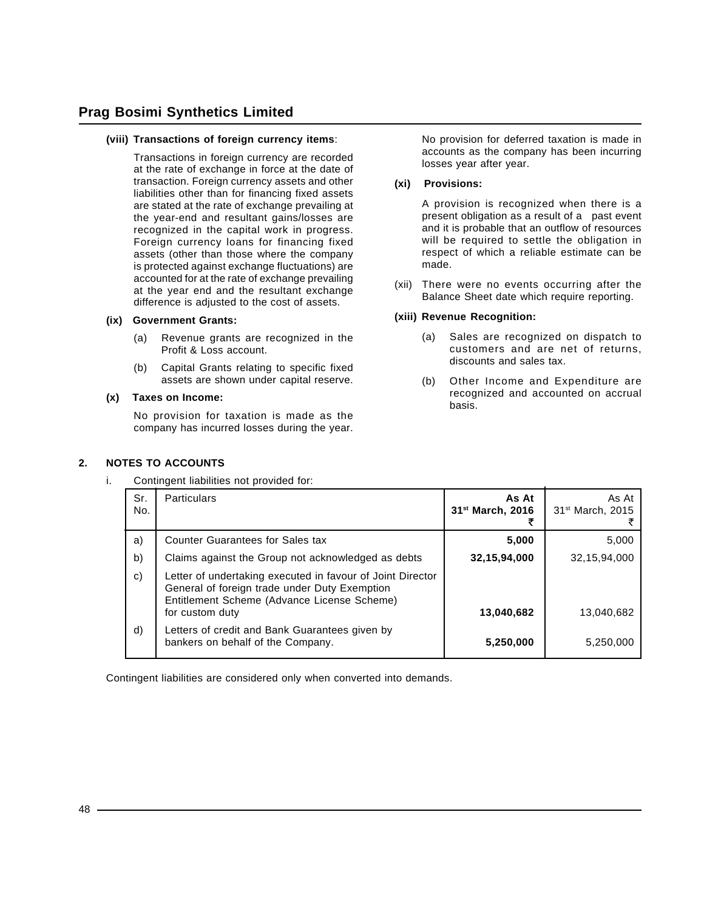**(viii) Transactions of foreign currency items**:

Transactions in foreign currency are recorded at the rate of exchange in force at the date of transaction. Foreign currency assets and other liabilities other than for financing fixed assets are stated at the rate of exchange prevailing at the year-end and resultant gains/losses are recognized in the capital work in progress. Foreign currency loans for financing fixed assets (other than those where the company is protected against exchange fluctuations) are accounted for at the rate of exchange prevailing at the year end and the resultant exchange difference is adjusted to the cost of assets.

**(ix) Government Grants:**

(a) Revenue grants are recognized in the Profit & Loss account.

(b) Capital Grants relating to specific fixed assets are shown under capital reserve.

**(x) Taxes on Income:**

No provision for taxation is made as the company has incurred losses during the year.

No provision for deferred taxation is made in accounts as the company has been incurring losses year after year.

**(xi) Provisions:**

A provision is recognized when there is a present obligation as a result of a past event and it is probable that an outflow of resources will be required to settle the obligation in respect of which a reliable estimate can be made.

(xii) There were no events occurring after the Balance Sheet date which require reporting.

**(xiii) Revenue Recognition:**

(a) Sales are recognized on dispatch to customers and are net of returns, discounts and sales tax.

(b) Other Income and Expenditure are recognized and accounted on accrual basis.

**2. NOTES TO ACCOUNTS**

i. Contingent liabilities not provided for:

| Sr. No. | Particulars | **As At 31st March, 2016 ₹** | As At 31st March, 2015 ₹ |
|---|---|---|---|
| a) | Counter Guarantees for Sales tax | **5,000** | 5,000 |
| b) | Claims against the Group not acknowledged as debts | **32,15,94,000** | 32,15,94,000 |
| c) | Letter of undertaking executed in favour of Joint Director General of foreign trade under Duty Exemption Entitlement Scheme (Advance License Scheme) for custom duty | **13,040,682** | 13,040,682 |
| d) | Letters of credit and Bank Guarantees given by bankers on behalf of the Company. | **5,250,000** | 5,250,000 |

Contingent liabilities are considered only when converted into demands.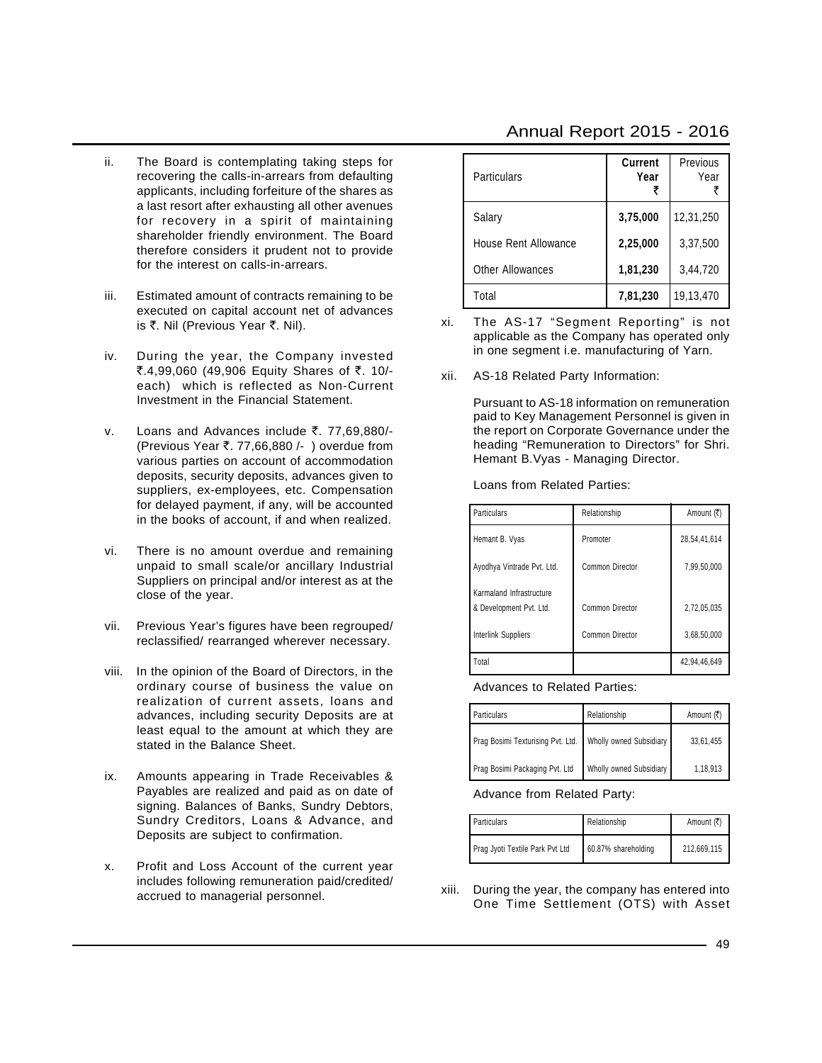ii. The Board is contemplating taking steps for recovering the calls-in-arrears from defaulting applicants, including forfeiture of the shares as a last resort after exhausting all other avenues for recovery in a spirit of maintaining shareholder friendly environment. The Board therefore considers it prudent not to provide for the interest on calls-in-arrears.

iii. Estimated amount of contracts remaining to be executed on capital account net of advances is ₹. Nil (Previous Year ₹. Nil).

iv. During the year, the Company invested ₹.4,99,060 (49,906 Equity Shares of ₹. 10/- each) which is reflected as Non-Current Investment in the Financial Statement.

v. Loans and Advances include ₹. 77,69,880/- (Previous Year ₹. 77,66,880 /- ) overdue from various parties on account of accommodation deposits, security deposits, advances given to suppliers, ex-employees, etc. Compensation for delayed payment, if any, will be accounted in the books of account, if and when realized.

vi. There is no amount overdue and remaining unpaid to small scale/or ancillary Industrial Suppliers on principal and/or interest as at the close of the year.

vii. Previous Year's figures have been regrouped/ reclassified/ rearranged wherever necessary.

viii. In the opinion of the Board of Directors, in the ordinary course of business the value on realization of current assets, loans and advances, including security Deposits are at least equal to the amount at which they are stated in the Balance Sheet.

ix. Amounts appearing in Trade Receivables & Payables are realized and paid as on date of signing. Balances of Banks, Sundry Debtors, Sundry Creditors, Loans & Advance, and Deposits are subject to confirmation.

x. Profit and Loss Account of the current year includes following remuneration paid/credited/ accrued to managerial personnel.

| Particulars | **Current Year ₹** | Previous Year ₹ |
|---|---|---|
| Salary | **3,75,000** | 12,31,250 |
| House Rent Allowance | **2,25,000** | 3,37,500 |
| Other Allowances | **1,81,230** | 3,44,720 |
| Total | **7,81,230** | 19,13,470 |

xi. The AS-17 "Segment Reporting" is not applicable as the Company has operated only in one segment i.e. manufacturing of Yarn.

xii. AS-18 Related Party Information:

Pursuant to AS-18 information on remuneration paid to Key Management Personnel is given in the report on Corporate Governance under the heading "Remuneration to Directors" for Shri. Hemant B.Vyas - Managing Director.

Loans from Related Parties:

| Particulars | Relationship | Amount (₹) |
|---|---|---|
| Hemant B. Vyas | Promoter | 28,54,41,614 |
| Ayodhya Vintrade Pvt. Ltd. | Common Director | 7,99,50,000 |
| Karmaland Infrastructure & Development Pvt. Ltd. | Common Director | 2,72,05,035 |
| Interlink Suppliers | Common Director | 3,68,50,000 |
| Total | | 42,94,46,649 |

Advances to Related Parties:

| Particulars | Relationship | Amount (₹) |
|---|---|---|
| Prag Bosimi Texturising Pvt. Ltd. | Wholly owned Subsidiary | 33,61,455 |
| Prag Bosimi Packaging Pvt. Ltd | Wholly owned Subsidiary | 1,18,913 |

Advance from Related Party:

| Particulars | Relationship | Amount (₹) |
|---|---|---|
| Prag Jyoti Textile Park Pvt Ltd | 60.87% shareholding | 212,669,115 |

xiii. During the year, the company has entered into One Time Settlement (OTS) with Asset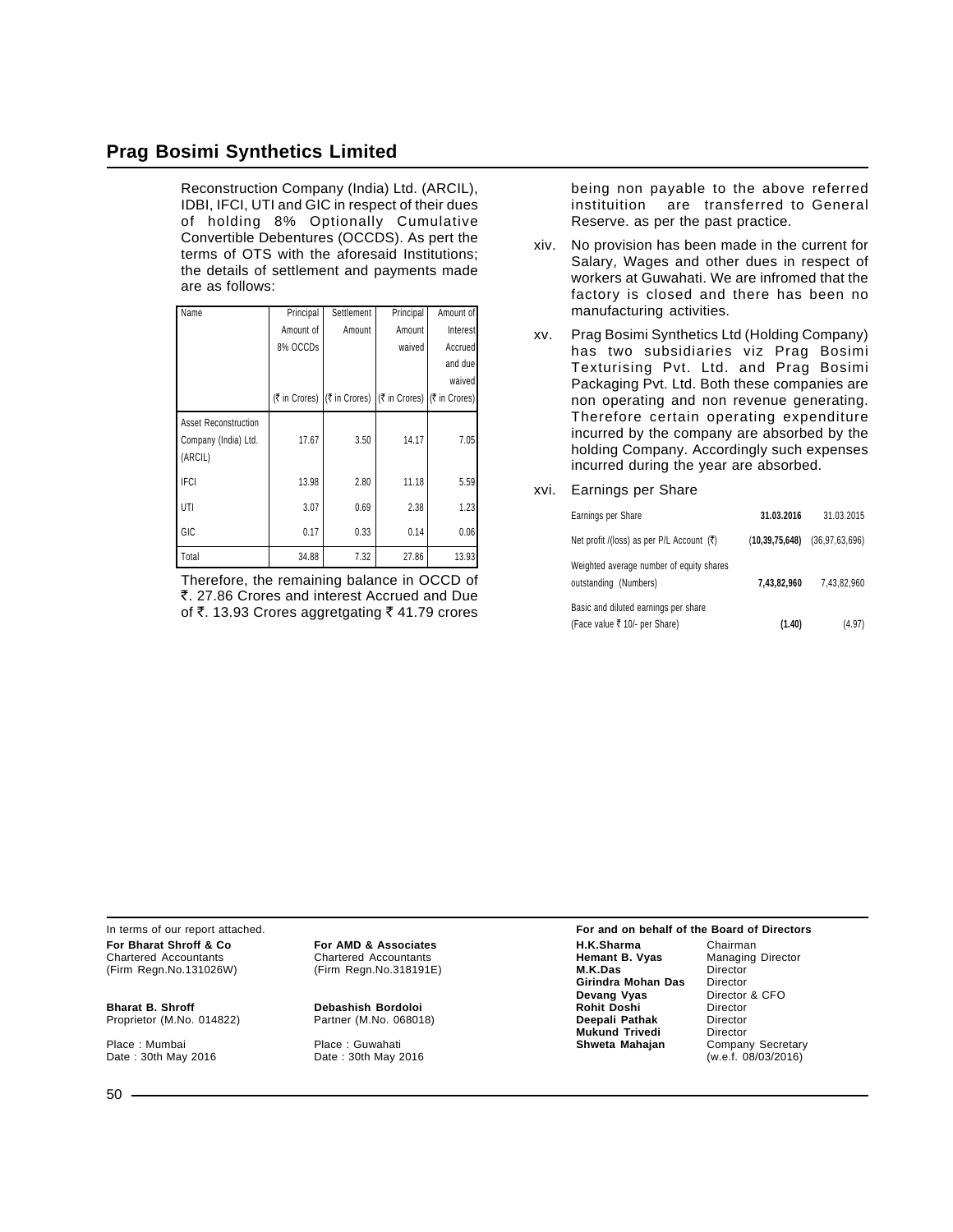Reconstruction Company (India) Ltd. (ARCIL), IDBI, IFCI, UTI and GIC in respect of their dues of holding 8% Optionally Cumulative Convertible Debentures (OCCDS). As pert the terms of OTS with the aforesaid Institutions; the details of settlement and payments made are as follows:

| Name | Principal Amount of 8% OCCDs (₹ in Crores) | Settlement Amount (₹ in Crores) | Principal Amount waived (₹ in Crores) | Amount of Interest Accrued and due waived (₹ in Crores) |
|---|---|---|---|---|
| Asset Reconstruction Company (India) Ltd. (ARCIL) | 17.67 | 3.50 | 14.17 | 7.05 |
| IFCI | 13.98 | 2.80 | 11.18 | 5.59 |
| UTI | 3.07 | 0.69 | 2.38 | 1.23 |
| GIC | 0.17 | 0.33 | 0.14 | 0.06 |
| Total | 34.88 | 7.32 | 27.86 | 13.93 |

Therefore, the remaining balance in OCCD of ₹. 27.86 Crores and interest Accrued and Due of ₹. 13.93 Crores aggretgating ₹ 41.79 crores being non payable to the above referred instituition are transferred to General Reserve. as per the past practice.

xiv. No provision has been made in the current for Salary, Wages and other dues in respect of workers at Guwahati. We are infromed that the factory is closed and there has been no manufacturing activities.

xv. Prag Bosimi Synthetics Ltd (Holding Company) has two subsidiaries viz Prag Bosimi Texturising Pvt. Ltd. and Prag Bosimi Packaging Pvt. Ltd. Both these companies are non operating and non revenue generating. Therefore certain operating expenditure incurred by the company are absorbed by the holding Company. Accordingly such expenses incurred during the year are absorbed.

xvi. Earnings per Share

| Earnings per Share | **31.03.2016** | 31.03.2015 |
|---|---|---|
| Net profit /(loss) as per P/L Account (₹) | **(10,39,75,648)** | (36,97,63,696) |
| Weighted average number of equity shares outstanding (Numbers) | **7,43,82,960** | 7,43,82,960 |
| Basic and diluted earnings per share (Face value ₹ 10/- per Share) | **(1.40)** | (4.97) |

In terms of our report attached.

**For Bharat Shroff & Co**
Chartered Accountants
(Firm Regn.No.131026W)

**Bharat B. Shroff**
Proprietor (M.No. 014822)

Place : Mumbai
Date : 30th May 2016

**For AMD & Associates**
Chartered Accountants
(Firm Regn.No.318191E)

**Debashish Bordoloi**
Partner (M.No. 068018)

Place : Guwahati
Date : 30th May 2016

**For and on behalf of the Board of Directors**

| | |
|---|---|
| **H.K.Sharma** | Chairman |
| **Hemant B. Vyas** | Managing Director |
| **M.K.Das** | Director |
| **Girindra Mohan Das** | Director |
| **Devang Vyas** | Director & CFO |
| **Rohit Doshi** | Director |
| **Deepali Pathak** | Director |
| **Mukund Trivedi** | Director |
| **Shweta Mahajan** | Company Secretary (w.e.f. 08/03/2016) |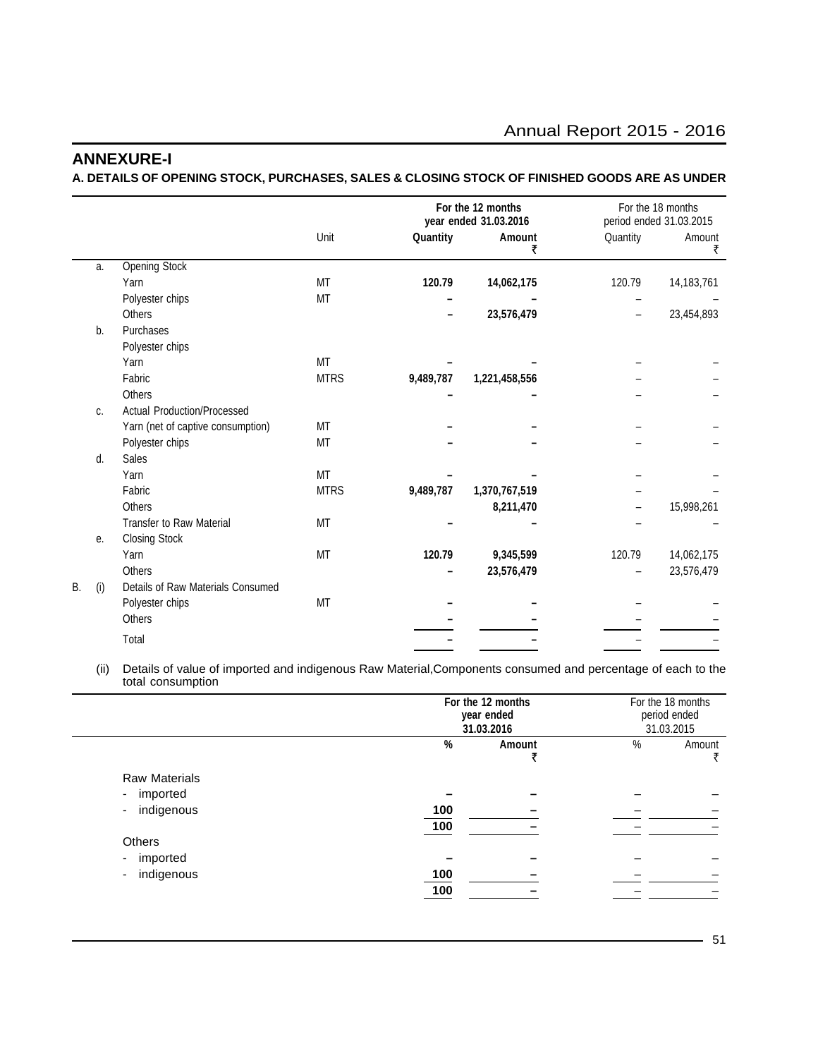## ANNEXURE-I

### A. DETAILS OF OPENING STOCK, PURCHASES, SALES & CLOSING STOCK OF FINISHED GOODS ARE AS UNDER

| | | | Unit | For the 12 months year ended 31.03.2016 | | For the 18 months period ended 31.03.2015 | |
|---|---|---|---|---|---|---|---|
| | | | | Quantity | Amount ₹ | Quantity | Amount ₹ |
| | a. | Opening Stock | | | | | |
| | | Yarn | MT | **120.79** | **14,062,175** | 120.79 | 14,183,761 |
| | | Polyester chips | MT | **–** | **–** | – | – |
| | | Others | | **–** | **23,576,479** | – | 23,454,893 |
| | b. | Purchases | | | | | |
| | | Polyester chips | | | | | |
| | | Yarn | MT | **–** | **–** | – | – |
| | | Fabric | MTRS | **9,489,787** | **1,221,458,556** | – | – |
| | | Others | | **–** | **–** | – | – |
| | c. | Actual Production/Processed | | | | | |
| | | Yarn (net of captive consumption) | MT | **–** | **–** | – | – |
| | | Polyester chips | MT | **–** | **–** | – | – |
| | d. | Sales | | | | | |
| | | Yarn | MT | **–** | **–** | – | – |
| | | Fabric | MTRS | **9,489,787** | **1,370,767,519** | – | – |
| | | Others | | | **8,211,470** | – | 15,998,261 |
| | | Transfer to Raw Material | MT | **–** | **–** | – | – |
| | e. | Closing Stock | | | | | |
| | | Yarn | MT | **120.79** | **9,345,599** | 120.79 | 14,062,175 |
| | | Others | | **–** | **23,576,479** | – | 23,576,479 |
| B. | (i) | Details of Raw Materials Consumed | | | | | |
| | | Polyester chips | MT | **–** | **–** | – | – |
| | | Others | | **–** | **–** | – | – |
| | | Total | | **–** | **–** | – | – |

(ii) Details of value of imported and indigenous Raw Material,Components consumed and percentage of each to the total consumption

| | For the 12 months year ended 31.03.2016 | | For the 18 months period ended 31.03.2015 | |
|---|---|---|---|---|
| | % | Amount ₹ | % | Amount ₹ |
| Raw Materials | | | | |
| - imported | **–** | **–** | – | – |
| - indigenous | **100** | **–** | – | – |
| | **100** | **–** | – | – |
| Others | | | | |
| - imported | **–** | **–** | – | – |
| - indigenous | **100** | **–** | – | – |
| | **100** | **–** | – | – |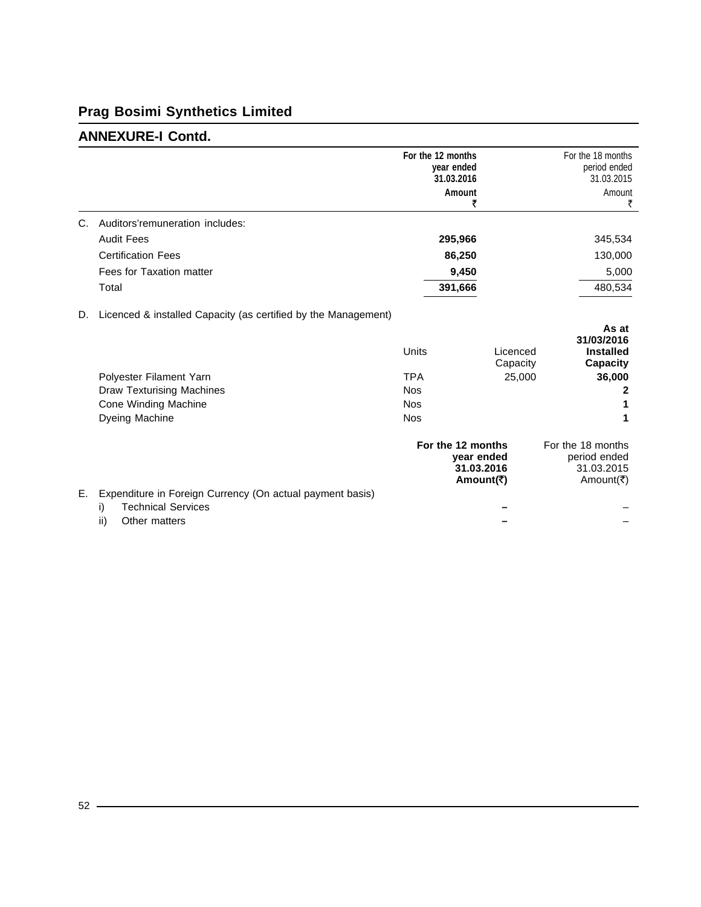# Prag Bosimi Synthetics Limited

## ANNEXURE-I Contd.

| | | For the 12 months year ended 31.03.2016 Amount ₹ | For the 18 months period ended 31.03.2015 Amount ₹ |
|---|---|---|---|
| C. | Auditors'remuneration includes: | | |
| | Audit Fees | **295,966** | 345,534 |
| | Certification Fees | **86,250** | 130,000 |
| | Fees for Taxation matter | **9,450** | 5,000 |
| | Total | **391,666** | 480,534 |

D. Licenced & installed Capacity (as certified by the Management)

| | Units | Licenced Capacity | **As at 31/03/2016 Installed Capacity** |
|---|---|---|---|
| Polyester Filament Yarn | TPA | 25,000 | **36,000** |
| Draw Texturising Machines | Nos | | **2** |
| Cone Winding Machine | Nos | | **1** |
| Dyeing Machine | Nos | | **1** |

| | **For the 12 months year ended 31.03.2016 Amount(₹)** | For the 18 months period ended 31.03.2015 Amount(₹) |
|---|---|---|
| E. Expenditure in Foreign Currency (On actual payment basis) | | |
| i) Technical Services | **–** | – |
| ii) Other matters | **–** | – |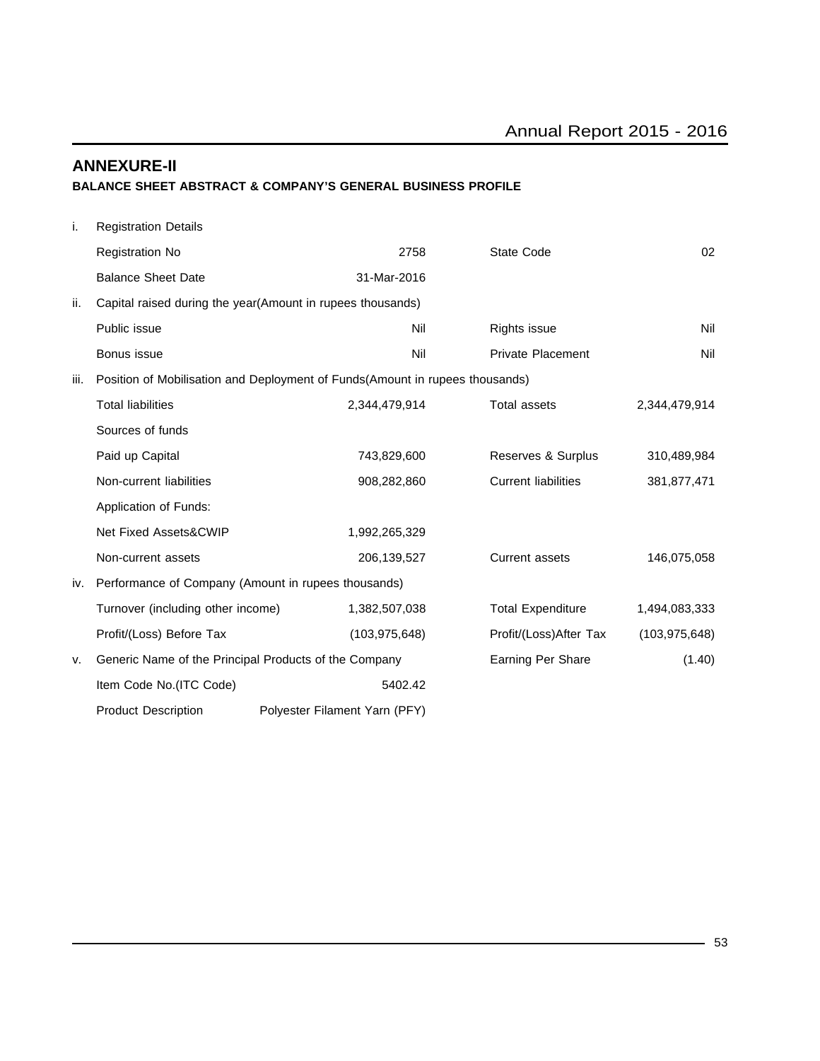## ANNEXURE-II

### BALANCE SHEET ABSTRACT & COMPANY'S GENERAL BUSINESS PROFILE

| | | | | |
|---|---|---|---|---|
| i. | Registration Details | | | |
| | Registration No | 2758 | State Code | 02 |
| | Balance Sheet Date | 31-Mar-2016 | | |
| ii. | Capital raised during the year(Amount in rupees thousands) | | | |
| | Public issue | Nil | Rights issue | Nil |
| | Bonus issue | Nil | Private Placement | Nil |
| iii. | Position of Mobilisation and Deployment of Funds(Amount in rupees thousands) | | | |
| | Total liabilities | 2,344,479,914 | Total assets | 2,344,479,914 |
| | Sources of funds | | | |
| | Paid up Capital | 743,829,600 | Reserves & Surplus | 310,489,984 |
| | Non-current liabilities | 908,282,860 | Current liabilities | 381,877,471 |
| | Application of Funds: | | | |
| | Net Fixed Assets&CWIP | 1,992,265,329 | | |
| | Non-current assets | 206,139,527 | Current assets | 146,075,058 |
| iv. | Performance of Company (Amount in rupees thousands) | | | |
| | Turnover (including other income) | 1,382,507,038 | Total Expenditure | 1,494,083,333 |
| | Profit/(Loss) Before Tax | (103,975,648) | Profit/(Loss)After Tax | (103,975,648) |
| v. | Generic Name of the Principal Products of the Company | | Earning Per Share | (1.40) |
| | Item Code No.(ITC Code) | 5402.42 | | |
| | Product Description | Polyester Filament Yarn (PFY) | | |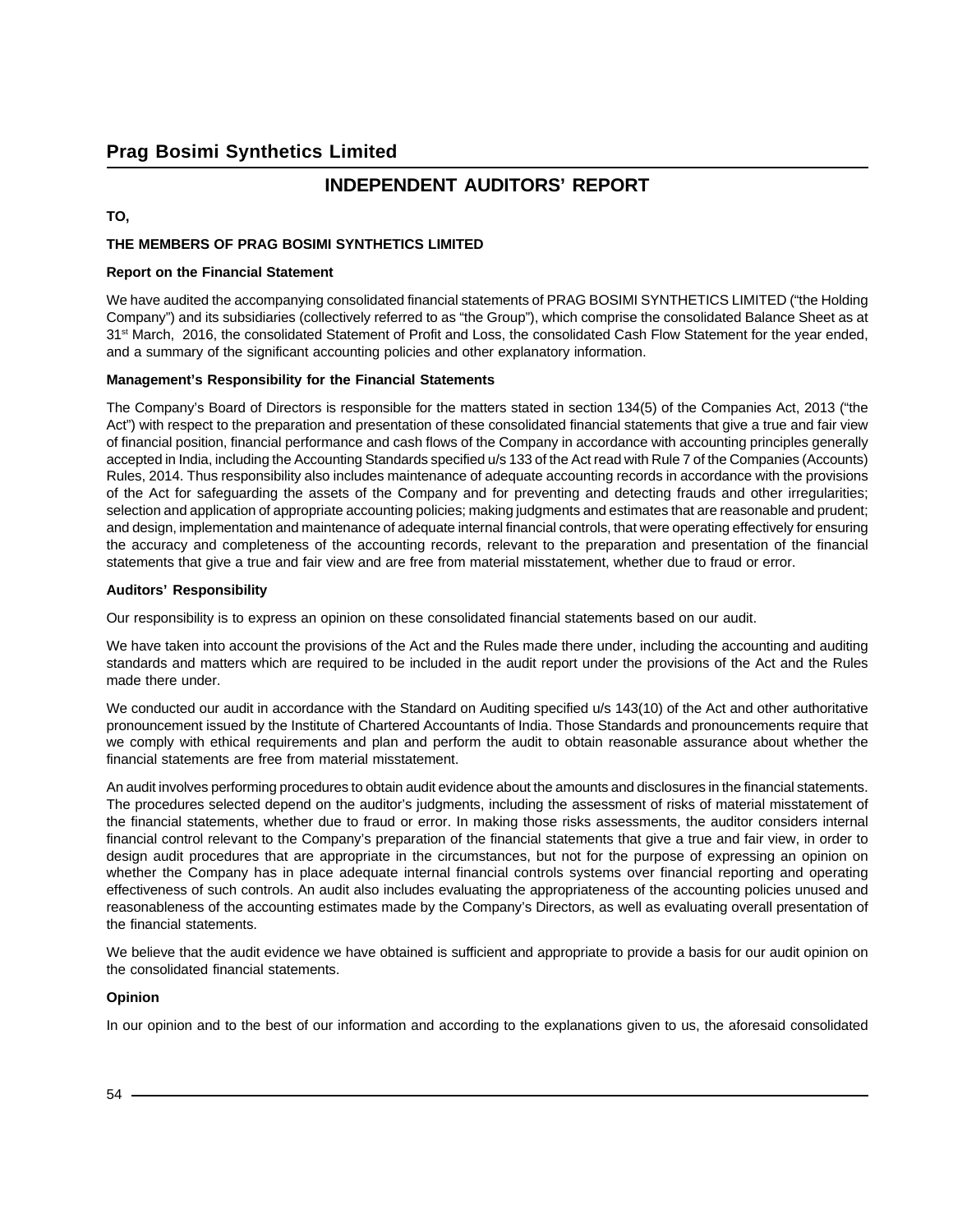# Prag Bosimi Synthetics Limited

## INDEPENDENT AUDITORS' REPORT

**TO,**

**THE MEMBERS OF PRAG BOSIMI SYNTHETICS LIMITED**

**Report on the Financial Statement**

We have audited the accompanying consolidated financial statements of PRAG BOSIMI SYNTHETICS LIMITED ("the Holding Company") and its subsidiaries (collectively referred to as "the Group"), which comprise the consolidated Balance Sheet as at 31st March, 2016, the consolidated Statement of Profit and Loss, the consolidated Cash Flow Statement for the year ended, and a summary of the significant accounting policies and other explanatory information.

**Management's Responsibility for the Financial Statements**

The Company's Board of Directors is responsible for the matters stated in section 134(5) of the Companies Act, 2013 ("the Act") with respect to the preparation and presentation of these consolidated financial statements that give a true and fair view of financial position, financial performance and cash flows of the Company in accordance with accounting principles generally accepted in India, including the Accounting Standards specified u/s 133 of the Act read with Rule 7 of the Companies (Accounts) Rules, 2014. Thus responsibility also includes maintenance of adequate accounting records in accordance with the provisions of the Act for safeguarding the assets of the Company and for preventing and detecting frauds and other irregularities; selection and application of appropriate accounting policies; making judgments and estimates that are reasonable and prudent; and design, implementation and maintenance of adequate internal financial controls, that were operating effectively for ensuring the accuracy and completeness of the accounting records, relevant to the preparation and presentation of the financial statements that give a true and fair view and are free from material misstatement, whether due to fraud or error.

**Auditors' Responsibility**

Our responsibility is to express an opinion on these consolidated financial statements based on our audit.

We have taken into account the provisions of the Act and the Rules made there under, including the accounting and auditing standards and matters which are required to be included in the audit report under the provisions of the Act and the Rules made there under.

We conducted our audit in accordance with the Standard on Auditing specified u/s 143(10) of the Act and other authoritative pronouncement issued by the Institute of Chartered Accountants of India. Those Standards and pronouncements require that we comply with ethical requirements and plan and perform the audit to obtain reasonable assurance about whether the financial statements are free from material misstatement.

An audit involves performing procedures to obtain audit evidence about the amounts and disclosures in the financial statements. The procedures selected depend on the auditor's judgments, including the assessment of risks of material misstatement of the financial statements, whether due to fraud or error. In making those risks assessments, the auditor considers internal financial control relevant to the Company's preparation of the financial statements that give a true and fair view, in order to design audit procedures that are appropriate in the circumstances, but not for the purpose of expressing an opinion on whether the Company has in place adequate internal financial controls systems over financial reporting and operating effectiveness of such controls. An audit also includes evaluating the appropriateness of the accounting policies unused and reasonableness of the accounting estimates made by the Company's Directors, as well as evaluating overall presentation of the financial statements.

We believe that the audit evidence we have obtained is sufficient and appropriate to provide a basis for our audit opinion on the consolidated financial statements.

**Opinion**

In our opinion and to the best of our information and according to the explanations given to us, the aforesaid consolidated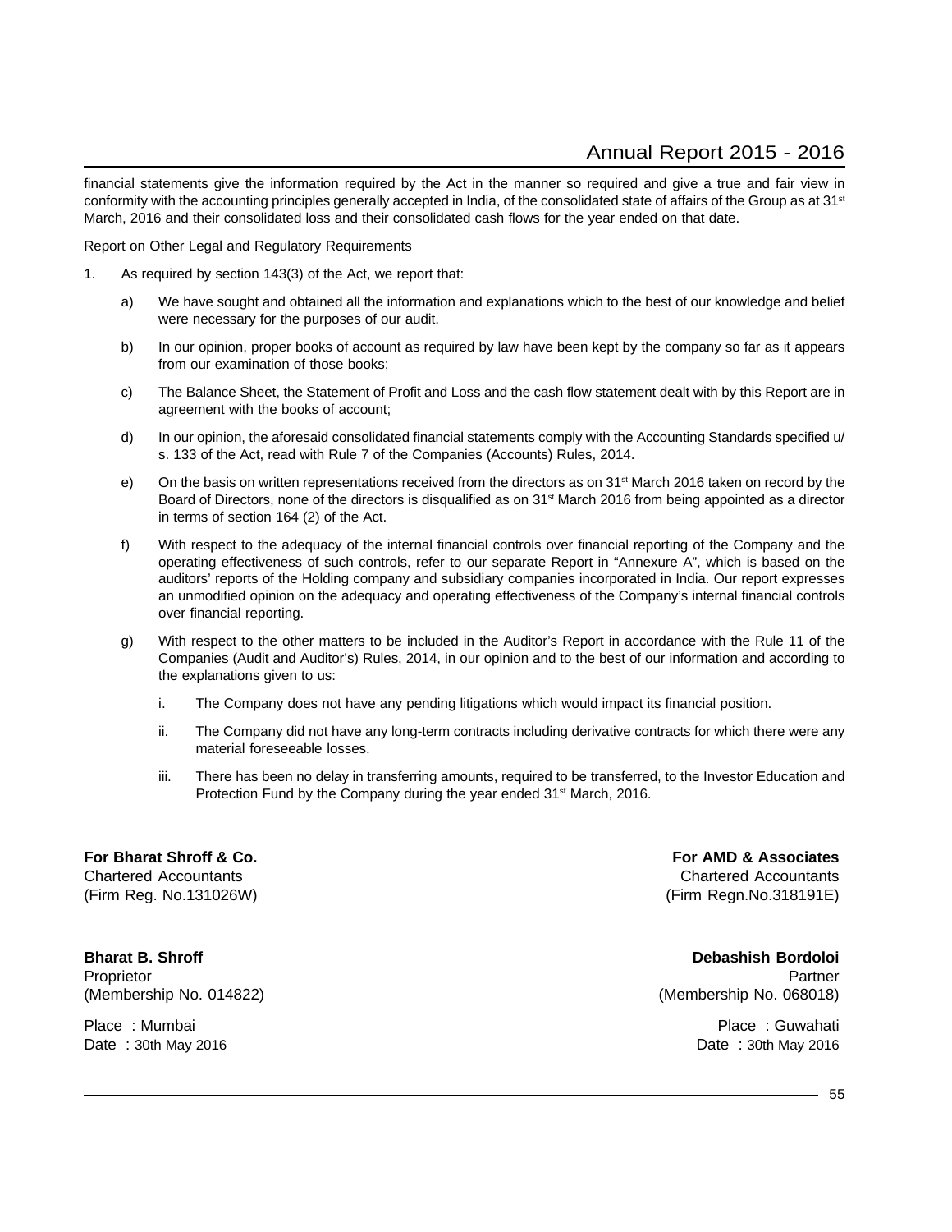financial statements give the information required by the Act in the manner so required and give a true and fair view in conformity with the accounting principles generally accepted in India, of the consolidated state of affairs of the Group as at 31st March, 2016 and their consolidated loss and their consolidated cash flows for the year ended on that date.

Report on Other Legal and Regulatory Requirements

1. As required by section 143(3) of the Act, we report that:

   a) We have sought and obtained all the information and explanations which to the best of our knowledge and belief were necessary for the purposes of our audit.

   b) In our opinion, proper books of account as required by law have been kept by the company so far as it appears from our examination of those books;

   c) The Balance Sheet, the Statement of Profit and Loss and the cash flow statement dealt with by this Report are in agreement with the books of account;

   d) In our opinion, the aforesaid consolidated financial statements comply with the Accounting Standards specified u/s. 133 of the Act, read with Rule 7 of the Companies (Accounts) Rules, 2014.

   e) On the basis on written representations received from the directors as on 31st March 2016 taken on record by the Board of Directors, none of the directors is disqualified as on 31st March 2016 from being appointed as a director in terms of section 164 (2) of the Act.

   f) With respect to the adequacy of the internal financial controls over financial reporting of the Company and the operating effectiveness of such controls, refer to our separate Report in "Annexure A", which is based on the auditors' reports of the Holding company and subsidiary companies incorporated in India. Our report expresses an unmodified opinion on the adequacy and operating effectiveness of the Company's internal financial controls over financial reporting.

   g) With respect to the other matters to be included in the Auditor's Report in accordance with the Rule 11 of the Companies (Audit and Auditor's) Rules, 2014, in our opinion and to the best of our information and according to the explanations given to us:

      i. The Company does not have any pending litigations which would impact its financial position.

      ii. The Company did not have any long-term contracts including derivative contracts for which there were any material foreseeable losses.

      iii. There has been no delay in transferring amounts, required to be transferred, to the Investor Education and Protection Fund by the Company during the year ended 31st March, 2016.

**For Bharat Shroff & Co.**
Chartered Accountants
(Firm Reg. No.131026W)

**Bharat B. Shroff**
Proprietor
(Membership No. 014822)

Place : Mumbai
Date : 30th May 2016

**For AMD & Associates**
Chartered Accountants
(Firm Regn.No.318191E)

**Debashish Bordoloi**
Partner
(Membership No. 068018)

Place : Guwahati
Date : 30th May 2016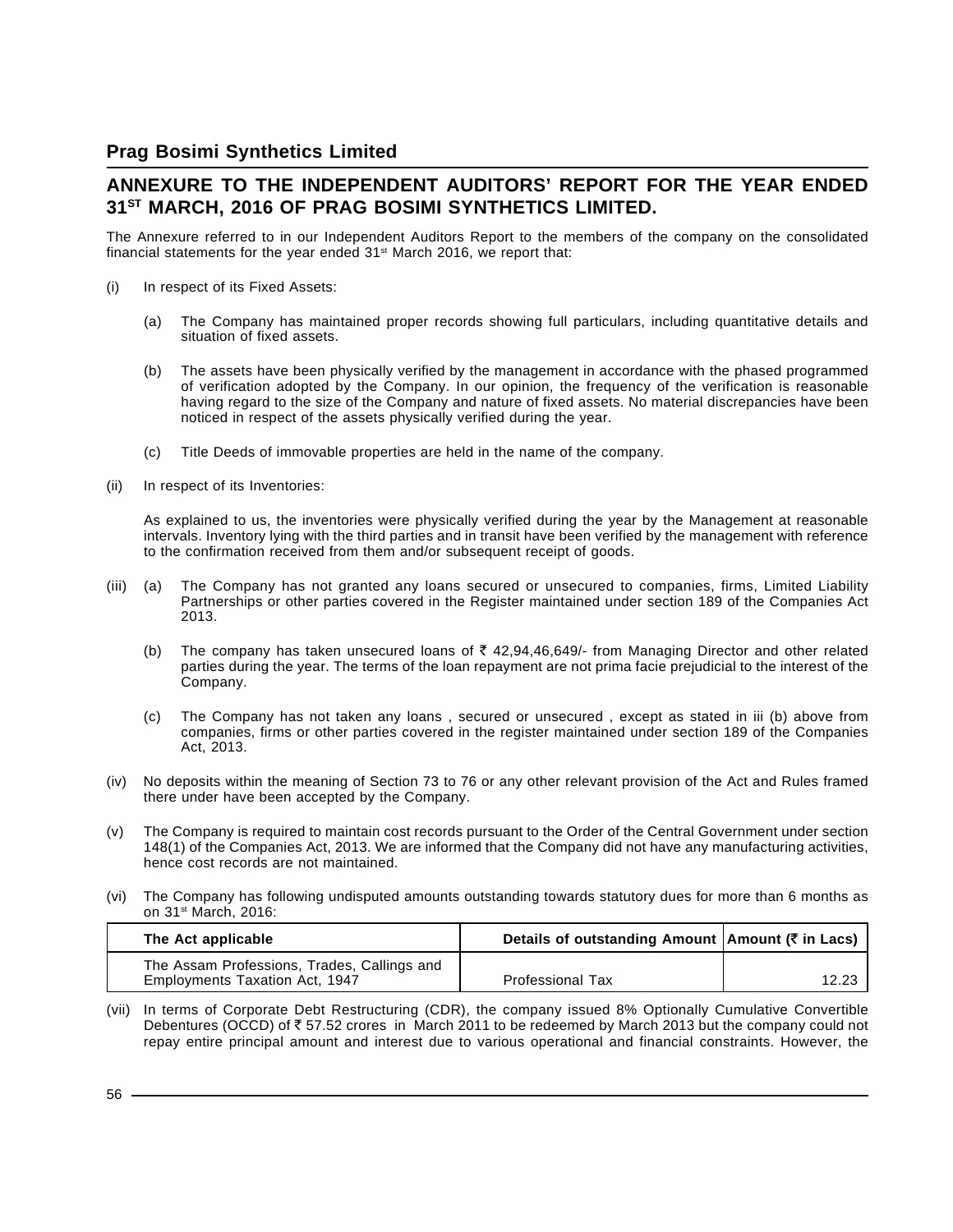## Prag Bosimi Synthetics Limited

# ANNEXURE TO THE INDEPENDENT AUDITORS' REPORT FOR THE YEAR ENDED 31ST MARCH, 2016 OF PRAG BOSIMI SYNTHETICS LIMITED.

The Annexure referred to in our Independent Auditors Report to the members of the company on the consolidated financial statements for the year ended 31st March 2016, we report that:

(i) In respect of its Fixed Assets:

(a) The Company has maintained proper records showing full particulars, including quantitative details and situation of fixed assets.

(b) The assets have been physically verified by the management in accordance with the phased programmed of verification adopted by the Company. In our opinion, the frequency of the verification is reasonable having regard to the size of the Company and nature of fixed assets. No material discrepancies have been noticed in respect of the assets physically verified during the year.

(c) Title Deeds of immovable properties are held in the name of the company.

(ii) In respect of its Inventories:

As explained to us, the inventories were physically verified during the year by the Management at reasonable intervals. Inventory lying with the third parties and in transit have been verified by the management with reference to the confirmation received from them and/or subsequent receipt of goods.

(iii) (a) The Company has not granted any loans secured or unsecured to companies, firms, Limited Liability Partnerships or other parties covered in the Register maintained under section 189 of the Companies Act 2013.

(b) The company has taken unsecured loans of ₹ 42,94,46,649/- from Managing Director and other related parties during the year. The terms of the loan repayment are not prima facie prejudicial to the interest of the Company.

(c) The Company has not taken any loans , secured or unsecured , except as stated in iii (b) above from companies, firms or other parties covered in the register maintained under section 189 of the Companies Act, 2013.

(iv) No deposits within the meaning of Section 73 to 76 or any other relevant provision of the Act and Rules framed there under have been accepted by the Company.

(v) The Company is required to maintain cost records pursuant to the Order of the Central Government under section 148(1) of the Companies Act, 2013. We are informed that the Company did not have any manufacturing activities, hence cost records are not maintained.

(vi) The Company has following undisputed amounts outstanding towards statutory dues for more than 6 months as on 31st March, 2016:

| The Act applicable | Details of outstanding Amount | Amount (₹ in Lacs) |
|---|---|---|
| The Assam Professions, Trades, Callings and Employments Taxation Act, 1947 | Professional Tax | 12.23 |

(vii) In terms of Corporate Debt Restructuring (CDR), the company issued 8% Optionally Cumulative Convertible Debentures (OCCD) of ₹ 57.52 crores in March 2011 to be redeemed by March 2013 but the company could not repay entire principal amount and interest due to various operational and financial constraints. However, the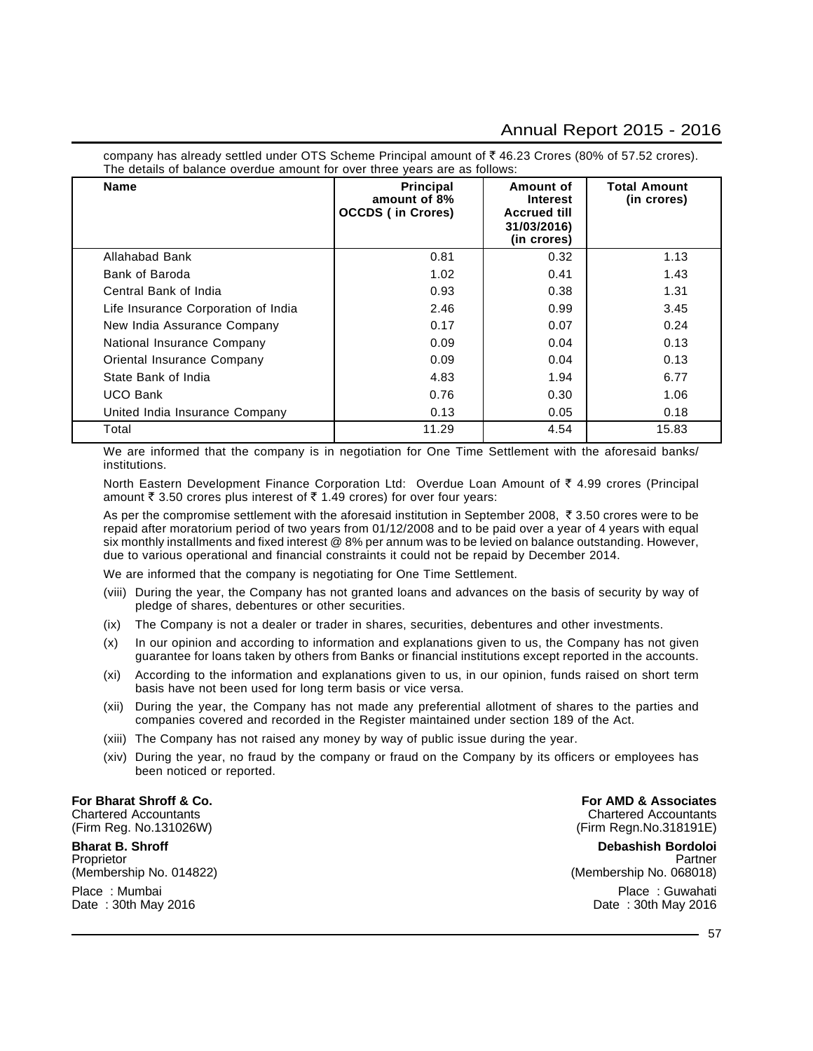company has already settled under OTS Scheme Principal amount of ₹ 46.23 Crores (80% of 57.52 crores). The details of balance overdue amount for over three years are as follows:

| Name | Principal amount of 8% OCCDS ( in Crores) | Amount of Interest Accrued till 31/03/2016) (in crores) | Total Amount (in crores) |
|---|---|---|---|
| Allahabad Bank | 0.81 | 0.32 | 1.13 |
| Bank of Baroda | 1.02 | 0.41 | 1.43 |
| Central Bank of India | 0.93 | 0.38 | 1.31 |
| Life Insurance Corporation of India | 2.46 | 0.99 | 3.45 |
| New India Assurance Company | 0.17 | 0.07 | 0.24 |
| National Insurance Company | 0.09 | 0.04 | 0.13 |
| Oriental Insurance Company | 0.09 | 0.04 | 0.13 |
| State Bank of India | 4.83 | 1.94 | 6.77 |
| UCO Bank | 0.76 | 0.30 | 1.06 |
| United India Insurance Company | 0.13 | 0.05 | 0.18 |
| Total | 11.29 | 4.54 | 15.83 |

We are informed that the company is in negotiation for One Time Settlement with the aforesaid banks/ institutions.

North Eastern Development Finance Corporation Ltd: Overdue Loan Amount of ₹ 4.99 crores (Principal amount ₹ 3.50 crores plus interest of ₹ 1.49 crores) for over four years:

As per the compromise settlement with the aforesaid institution in September 2008, ₹ 3.50 crores were to be repaid after moratorium period of two years from 01/12/2008 and to be paid over a year of 4 years with equal six monthly installments and fixed interest @ 8% per annum was to be levied on balance outstanding. However, due to various operational and financial constraints it could not be repaid by December 2014.

We are informed that the company is negotiating for One Time Settlement.

(viii) During the year, the Company has not granted loans and advances on the basis of security by way of pledge of shares, debentures or other securities.

(ix) The Company is not a dealer or trader in shares, securities, debentures and other investments.

(x) In our opinion and according to information and explanations given to us, the Company has not given guarantee for loans taken by others from Banks or financial institutions except reported in the accounts.

(xi) According to the information and explanations given to us, in our opinion, funds raised on short term basis have not been used for long term basis or vice versa.

(xii) During the year, the Company has not made any preferential allotment of shares to the parties and companies covered and recorded in the Register maintained under section 189 of the Act.

(xiii) The Company has not raised any money by way of public issue during the year.

(xiv) During the year, no fraud by the company or fraud on the Company by its officers or employees has been noticed or reported.

**For Bharat Shroff & Co.**
Chartered Accountants
(Firm Reg. No.131026W)

**Bharat B. Shroff**
Proprietor
(Membership No. 014822)

Place : Mumbai
Date : 30th May 2016

**For AMD & Associates**
Chartered Accountants
(Firm Regn.No.318191E)

**Debashish Bordoloi**
Partner
(Membership No. 068018)

Place : Guwahati
Date : 30th May 2016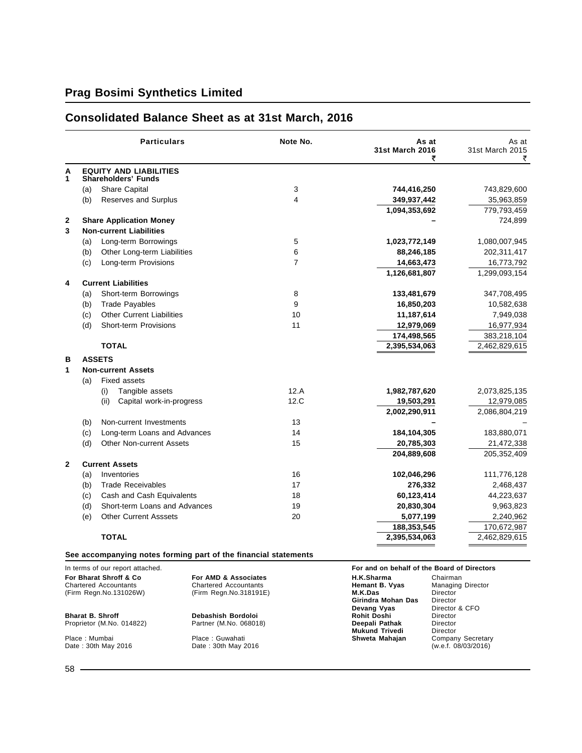# Prag Bosimi Synthetics Limited

## Consolidated Balance Sheet as at 31st March, 2016

| | | Particulars | Note No. | As at 31st March 2016 ₹ | As at 31st March 2015 ₹ |
|---|---|---|---|---|---|
| **A** | | **EQUITY AND LIABILITIES** | | | |
| **1** | | **Shareholders' Funds** | | | |
| | (a) | Share Capital | 3 | **744,416,250** | 743,829,600 |
| | (b) | Reserves and Surplus | 4 | **349,937,442** | 35,963,859 |
| | | | | **1,094,353,692** | 779,793,459 |
| **2** | | **Share Application Money** | | **–** | 724,899 |
| **3** | | **Non-current Liabilities** | | | |
| | (a) | Long-term Borrowings | 5 | **1,023,772,149** | 1,080,007,945 |
| | (b) | Other Long-term Liabilities | 6 | **88,246,185** | 202,311,417 |
| | (c) | Long-term Provisions | 7 | **14,663,473** | 16,773,792 |
| | | | | **1,126,681,807** | 1,299,093,154 |
| **4** | | **Current Liabilities** | | | |
| | (a) | Short-term Borrowings | 8 | **133,481,679** | 347,708,495 |
| | (b) | Trade Payables | 9 | **16,850,203** | 10,582,638 |
| | (c) | Other Current Liabilities | 10 | **11,187,614** | 7,949,038 |
| | (d) | Short-term Provisions | 11 | **12,979,069** | 16,977,934 |
| | | | | **174,498,565** | 383,218,104 |
| | | **TOTAL** | | **2,395,534,063** | 2,462,829,615 |
| **B** | | **ASSETS** | | | |
| **1** | | **Non-current Assets** | | | |
| | (a) | Fixed assets | | | |
| | | (i) Tangible assets | 12.A | **1,982,787,620** | 2,073,825,135 |
| | | (ii) Capital work-in-progress | 12.C | **19,503,291** | 12,979,085 |
| | | | | **2,002,290,911** | 2,086,804,219 |
| | (b) | Non-current Investments | 13 | **–** | – |
| | (c) | Long-term Loans and Advances | 14 | **184,104,305** | 183,880,071 |
| | (d) | Other Non-current Assets | 15 | **20,785,303** | 21,472,338 |
| | | | | **204,889,608** | 205,352,409 |
| **2** | | **Current Assets** | | | |
| | (a) | Inventories | 16 | **102,046,296** | 111,776,128 |
| | (b) | Trade Receivables | 17 | **276,332** | 2,468,437 |
| | (c) | Cash and Cash Equivalents | 18 | **60,123,414** | 44,223,637 |
| | (d) | Short-term Loans and Advances | 19 | **20,830,304** | 9,963,823 |
| | (e) | Other Current Asssets | 20 | **5,077,199** | 2,240,962 |
| | | | | **188,353,545** | 170,672,987 |
| | | **TOTAL** | | **2,395,534,063** | 2,462,829,615 |

**See accompanying notes forming part of the financial statements**

In terms of our report attached.

**For Bharat Shroff & Co**
Chartered Accountants
(Firm Regn.No.131026W)

**Bharat B. Shroff**
Proprietor (M.No. 014822)

Place : Mumbai
Date : 30th May 2016

**For AMD & Associates**
Chartered Accountants
(Firm Regn.No.318191E)

**Debashish Bordoloi**
Partner (M.No. 068018)

Place : Guwahati
Date : 30th May 2016

**For and on behalf of the Board of Directors**

**H.K.Sharma** Chairman
**Hemant B. Vyas** Managing Director
**M.K.Das** Director
**Girindra Mohan Das** Director
**Devang Vyas** Director & CFO
**Rohit Doshi** Director
**Deepali Pathak** Director
**Mukund Trivedi** Director
**Shweta Mahajan** Company Secretary (w.e.f. 08/03/2016)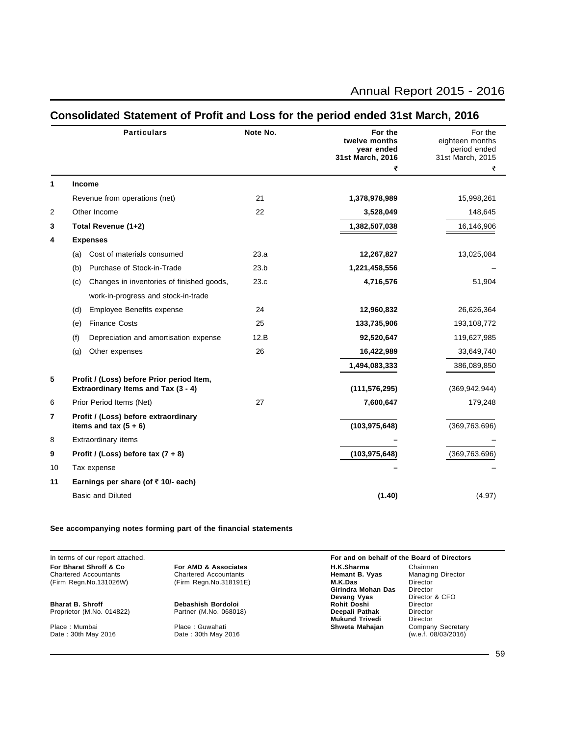# Consolidated Statement of Profit and Loss for the period ended 31st March, 2016

| | Particulars | Note No. | For the twelve months year ended 31st March, 2016 ₹ | For the eighteen months period ended 31st March, 2015 ₹ |
|---|---|---|---|---|
| **1** | **Income** | | | |
| | Revenue from operations (net) | 21 | **1,378,978,989** | 15,998,261 |
| 2 | Other Income | 22 | **3,528,049** | 148,645 |
| **3** | **Total Revenue (1+2)** | | **1,382,507,038** | 16,146,906 |
| **4** | **Expenses** | | | |
| | (a) Cost of materials consumed | 23.a | **12,267,827** | 13,025,084 |
| | (b) Purchase of Stock-in-Trade | 23.b | **1,221,458,556** | – |
| | (c) Changes in inventories of finished goods, work-in-progress and stock-in-trade | 23.c | **4,716,576** | 51,904 |
| | (d) Employee Benefits expense | 24 | **12,960,832** | 26,626,364 |
| | (e) Finance Costs | 25 | **133,735,906** | 193,108,772 |
| | (f) Depreciation and amortisation expense | 12.B | **92,520,647** | 119,627,985 |
| | (g) Other expenses | 26 | **16,422,989** | 33,649,740 |
| | | | **1,494,083,333** | 386,089,850 |
| **5** | **Profit / (Loss) before Prior period Item, Extraordinary Items and Tax (3 - 4)** | | **(111,576,295)** | (369,942,944) |
| 6 | Prior Period Items (Net) | 27 | **7,600,647** | 179,248 |
| **7** | **Profit / (Loss) before extraordinary items and tax (5 + 6)** | | **(103,975,648)** | (369,763,696) |
| 8 | Extraordinary items | | **–** | – |
| **9** | **Profit / (Loss) before tax (7 + 8)** | | **(103,975,648)** | (369,763,696) |
| 10 | Tax expense | | **–** | – |
| **11** | **Earnings per share (of ₹ 10/- each)** | | | |
| | Basic and Diluted | | **(1.40)** | (4.97) |

**See accompanying notes forming part of the financial statements**

In terms of our report attached.

**For Bharat Shroff & Co**
Chartered Accountants
(Firm Regn.No.131026W)

**Bharat B. Shroff**
Proprietor (M.No. 014822)

Place : Mumbai
Date : 30th May 2016

**For AMD & Associates**
Chartered Accountants
(Firm Regn.No.318191E)

**Debashish Bordoloi**
Partner (M.No. 068018)

Place : Guwahati
Date : 30th May 2016

**For and on behalf of the Board of Directors**

| | |
|---|---|
| **H.K.Sharma** | Chairman |
| **Hemant B. Vyas** | Managing Director |
| **M.K.Das** | Director |
| **Girindra Mohan Das** | Director |
| **Devang Vyas** | Director & CFO |
| **Rohit Doshi** | Director |
| **Deepali Pathak** | Director |
| **Mukund Trivedi** | Director |
| **Shweta Mahajan** | Company Secretary (w.e.f. 08/03/2016) |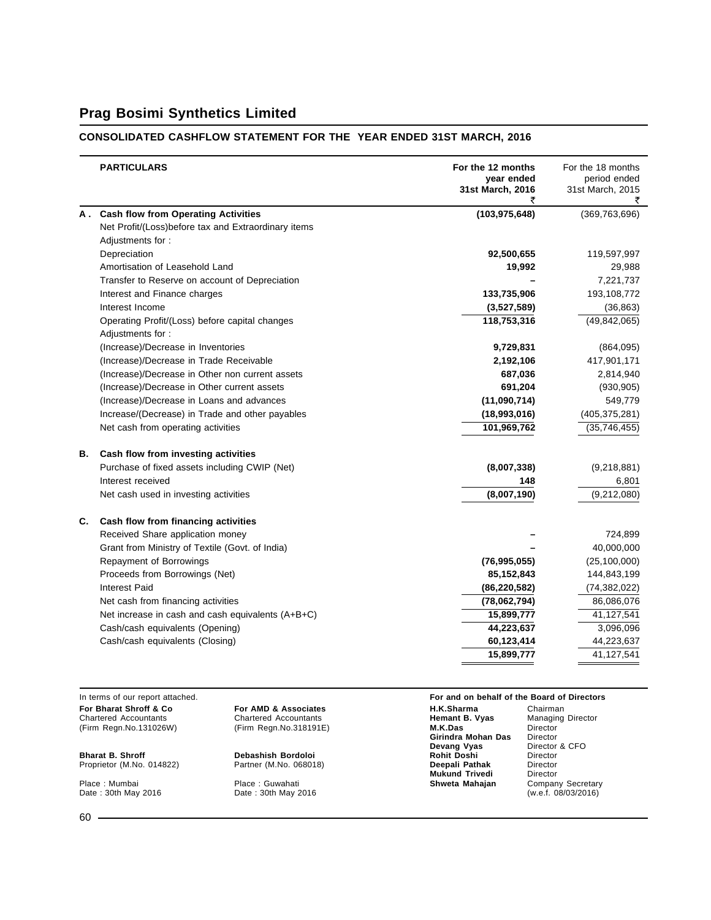# Prag Bosimi Synthetics Limited

## CONSOLIDATED CASHFLOW STATEMENT FOR THE YEAR ENDED 31ST MARCH, 2016

| | PARTICULARS | For the 12 months year ended 31st March, 2016 ₹ | For the 18 months period ended 31st March, 2015 ₹ |
|---|---|---|---|
| A . | **Cash flow from Operating Activities** | **(103,975,648)** | (369,763,696) |
| | Net Profit/(Loss)before tax and Extraordinary items | | |
| | Adjustments for : | | |
| | Depreciation | **92,500,655** | 119,597,997 |
| | Amortisation of Leasehold Land | **19,992** | 29,988 |
| | Transfer to Reserve on account of Depreciation | **–** | 7,221,737 |
| | Interest and Finance charges | **133,735,906** | 193,108,772 |
| | Interest Income | **(3,527,589)** | (36,863) |
| | Operating Profit/(Loss) before capital changes | **118,753,316** | (49,842,065) |
| | Adjustments for : | | |
| | (Increase)/Decrease in Inventories | **9,729,831** | (864,095) |
| | (Increase)/Decrease in Trade Receivable | **2,192,106** | 417,901,171 |
| | (Increase)/Decrease in Other non current assets | **687,036** | 2,814,940 |
| | (Increase)/Decrease in Other current assets | **691,204** | (930,905) |
| | (Increase)/Decrease in Loans and advances | **(11,090,714)** | 549,779 |
| | Increase/(Decrease) in Trade and other payables | **(18,993,016)** | (405,375,281) |
| | Net cash from operating activities | **101,969,762** | (35,746,455) |
| B. | **Cash flow from investing activities** | | |
| | Purchase of fixed assets including CWIP (Net) | **(8,007,338)** | (9,218,881) |
| | Interest received | **148** | 6,801 |
| | Net cash used in investing activities | **(8,007,190)** | (9,212,080) |
| C. | **Cash flow from financing activities** | | |
| | Received Share application money | **–** | 724,899 |
| | Grant from Ministry of Textile (Govt. of India) | **–** | 40,000,000 |
| | Repayment of Borrowings | **(76,995,055)** | (25,100,000) |
| | Proceeds from Borrowings (Net) | **85,152,843** | 144,843,199 |
| | Interest Paid | **(86,220,582)** | (74,382,022) |
| | Net cash from financing activities | **(78,062,794)** | 86,086,076 |
| | Net increase in cash and cash equivalents (A+B+C) | **15,899,777** | 41,127,541 |
| | Cash/cash equivalents (Opening) | **44,223,637** | 3,096,096 |
| | Cash/cash equivalents (Closing) | **60,123,414** | 44,223,637 |
| | | **15,899,777** | 41,127,541 |

In terms of our report attached.

**For Bharat Shroff & Co**
Chartered Accountants
(Firm Regn.No.131026W)

**Bharat B. Shroff**
Proprietor (M.No. 014822)

Place : Mumbai
Date : 30th May 2016

**For AMD & Associates**
Chartered Accountants
(Firm Regn.No.318191E)

**Debashish Bordoloi**
Partner (M.No. 068018)

Place : Guwahati
Date : 30th May 2016

**For and on behalf of the Board of Directors**

| | |
|---|---|
| **H.K.Sharma** | Chairman |
| **Hemant B. Vyas** | Managing Director |
| **M.K.Das** | Director |
| **Girindra Mohan Das** | Director |
| **Devang Vyas** | Director & CFO |
| **Rohit Doshi** | Director |
| **Deepali Pathak** | Director |
| **Mukund Trivedi** | Director |
| **Shweta Mahajan** | Company Secretary (w.e.f. 08/03/2016) |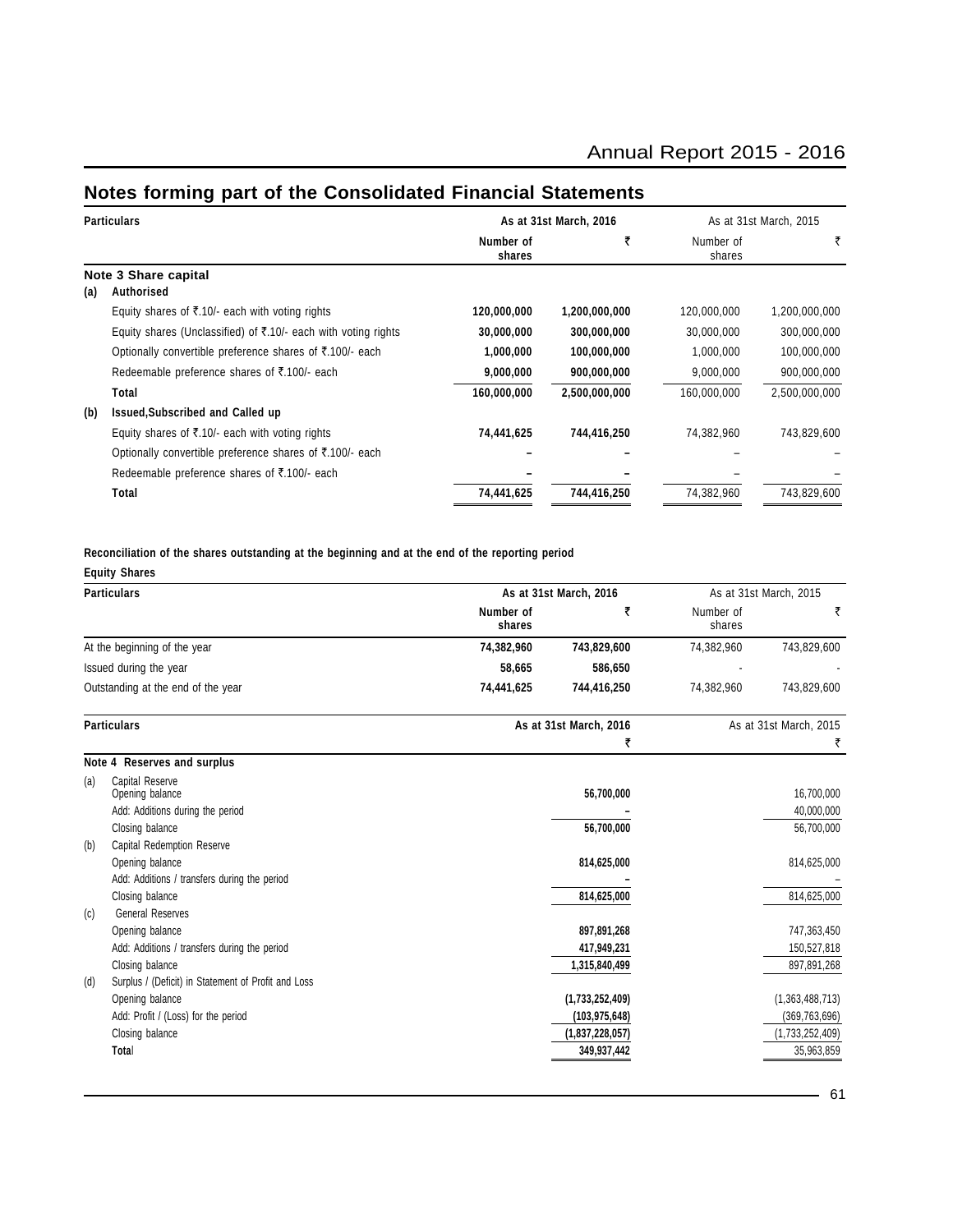## Notes forming part of the Consolidated Financial Statements

| | Particulars | As at 31st March, 2016 | | As at 31st March, 2015 | |
|---|---|---|---|---|---|
| | | Number of shares | ₹ | Number of shares | ₹ |
| | **Note 3 Share capital** | | | | |
| **(a)** | **Authorised** | | | | |
| | Equity shares of ₹.10/- each with voting rights | **120,000,000** | **1,200,000,000** | 120,000,000 | 1,200,000,000 |
| | Equity shares (Unclassified) of ₹.10/- each with voting rights | **30,000,000** | **300,000,000** | 30,000,000 | 300,000,000 |
| | Optionally convertible preference shares of ₹.100/- each | **1,000,000** | **100,000,000** | 1,000,000 | 100,000,000 |
| | Redeemable preference shares of ₹.100/- each | **9,000,000** | **900,000,000** | 9,000,000 | 900,000,000 |
| | **Total** | **160,000,000** | **2,500,000,000** | 160,000,000 | 2,500,000,000 |
| **(b)** | **Issued,Subscribed and Called up** | | | | |
| | Equity shares of ₹.10/- each with voting rights | **74,441,625** | **744,416,250** | 74,382,960 | 743,829,600 |
| | Optionally convertible preference shares of ₹.100/- each | **–** | **–** | – | – |
| | Redeemable preference shares of ₹.100/- each | **–** | **–** | – | – |
| | **Total** | **74,441,625** | **744,416,250** | 74,382,960 | 743,829,600 |

**Reconciliation of the shares outstanding at the beginning and at the end of the reporting period**

**Equity Shares**

| Particulars | As at 31st March, 2016 | | As at 31st March, 2015 | |
|---|---|---|---|---|
| | Number of shares | ₹ | Number of shares | ₹ |
| At the beginning of the year | **74,382,960** | **743,829,600** | 74,382,960 | 743,829,600 |
| Issued during the year | **58,665** | **586,650** | - | - |
| Outstanding at the end of the year | **74,441,625** | **744,416,250** | 74,382,960 | 743,829,600 |

| | Particulars | As at 31st March, 2016 | As at 31st March, 2015 |
|---|---|---|---|
| | | ₹ | ₹ |
| | **Note 4 Reserves and surplus** | | |
| (a) | Capital Reserve | | |
| | Opening balance | **56,700,000** | 16,700,000 |
| | Add: Additions during the period | **–** | 40,000,000 |
| | Closing balance | **56,700,000** | 56,700,000 |
| (b) | Capital Redemption Reserve | | |
| | Opening balance | **814,625,000** | 814,625,000 |
| | Add: Additions / transfers during the period | **–** | – |
| | Closing balance | **814,625,000** | 814,625,000 |
| (c) | General Reserves | | |
| | Opening balance | **897,891,268** | 747,363,450 |
| | Add: Additions / transfers during the period | **417,949,231** | 150,527,818 |
| | Closing balance | **1,315,840,499** | 897,891,268 |
| (d) | Surplus / (Deficit) in Statement of Profit and Loss | | |
| | Opening balance | **(1,733,252,409)** | (1,363,488,713) |
| | Add: Profit / (Loss) for the period | **(103,975,648)** | (369,763,696) |
| | Closing balance | **(1,837,228,057)** | (1,733,252,409) |
| | **Total** | **349,937,442** | 35,963,859 |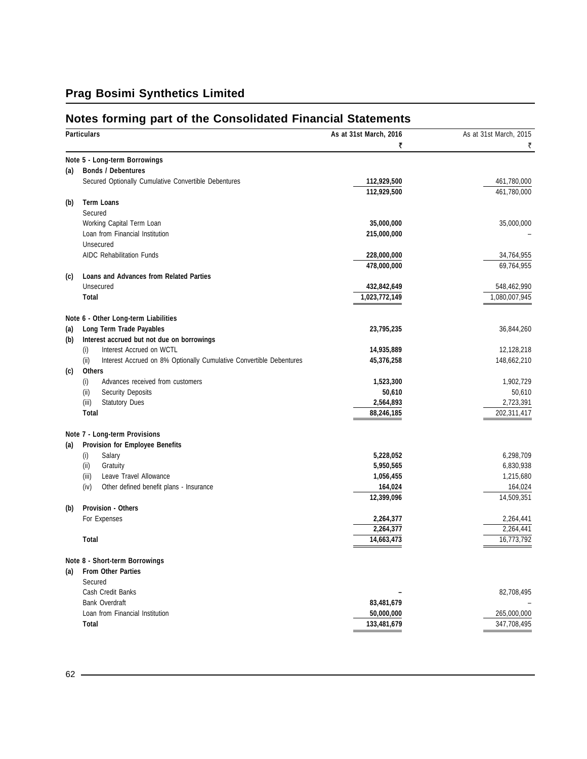## Prag Bosimi Synthetics Limited

## Notes forming part of the Consolidated Financial Statements

| | Particulars | As at 31st March, 2016 ₹ | As at 31st March, 2015 ₹ |
|---|---|---|---|
| | **Note 5 - Long-term Borrowings** | | |
| (a) | **Bonds / Debentures** | | |
| | Secured Optionally Cumulative Convertible Debentures | 112,929,500 | 461,780,000 |
| | | 112,929,500 | 461,780,000 |
| (b) | **Term Loans** | | |
| | Secured | | |
| | Working Capital Term Loan | 35,000,000 | 35,000,000 |
| | Loan from Financial Institution | 215,000,000 | – |
| | Unsecured | | |
| | AIDC Rehabilitation Funds | 228,000,000 | 34,764,955 |
| | | 478,000,000 | 69,764,955 |
| (c) | **Loans and Advances from Related Parties** | | |
| | Unsecured | 432,842,649 | 548,462,990 |
| | **Total** | 1,023,772,149 | 1,080,007,945 |
| | **Note 6 - Other Long-term Liabilities** | | |
| (a) | **Long Term Trade Payables** | 23,795,235 | 36,844,260 |
| (b) | **Interest accrued but not due on borrowings** | | |
| | (i) Interest Accrued on WCTL | 14,935,889 | 12,128,218 |
| | (ii) Interest Accrued on 8% Optionally Cumulative Convertible Debentures | 45,376,258 | 148,662,210 |
| (c) | **Others** | | |
| | (i) Advances received from customers | 1,523,300 | 1,902,729 |
| | (ii) Security Deposits | 50,610 | 50,610 |
| | (iii) Statutory Dues | 2,564,893 | 2,723,391 |
| | **Total** | 88,246,185 | 202,311,417 |
| | **Note 7 - Long-term Provisions** | | |
| (a) | **Provision for Employee Benefits** | | |
| | (i) Salary | 5,228,052 | 6,298,709 |
| | (ii) Gratuity | 5,950,565 | 6,830,938 |
| | (iii) Leave Travel Allowance | 1,056,455 | 1,215,680 |
| | (iv) Other defined benefit plans - Insurance | 164,024 | 164,024 |
| | | 12,399,096 | 14,509,351 |
| (b) | **Provision - Others** | | |
| | For Expenses | 2,264,377 | 2,264,441 |
| | | 2,264,377 | 2,264,441 |
| | **Total** | 14,663,473 | 16,773,792 |
| | **Note 8 - Short-term Borrowings** | | |
| (a) | **From Other Parties** | | |
| | Secured | | |
| | Cash Credit Banks | – | 82,708,495 |
| | Bank Overdraft | 83,481,679 | – |
| | Loan from Financial Institution | 50,000,000 | 265,000,000 |
| | **Total** | 133,481,679 | 347,708,495 |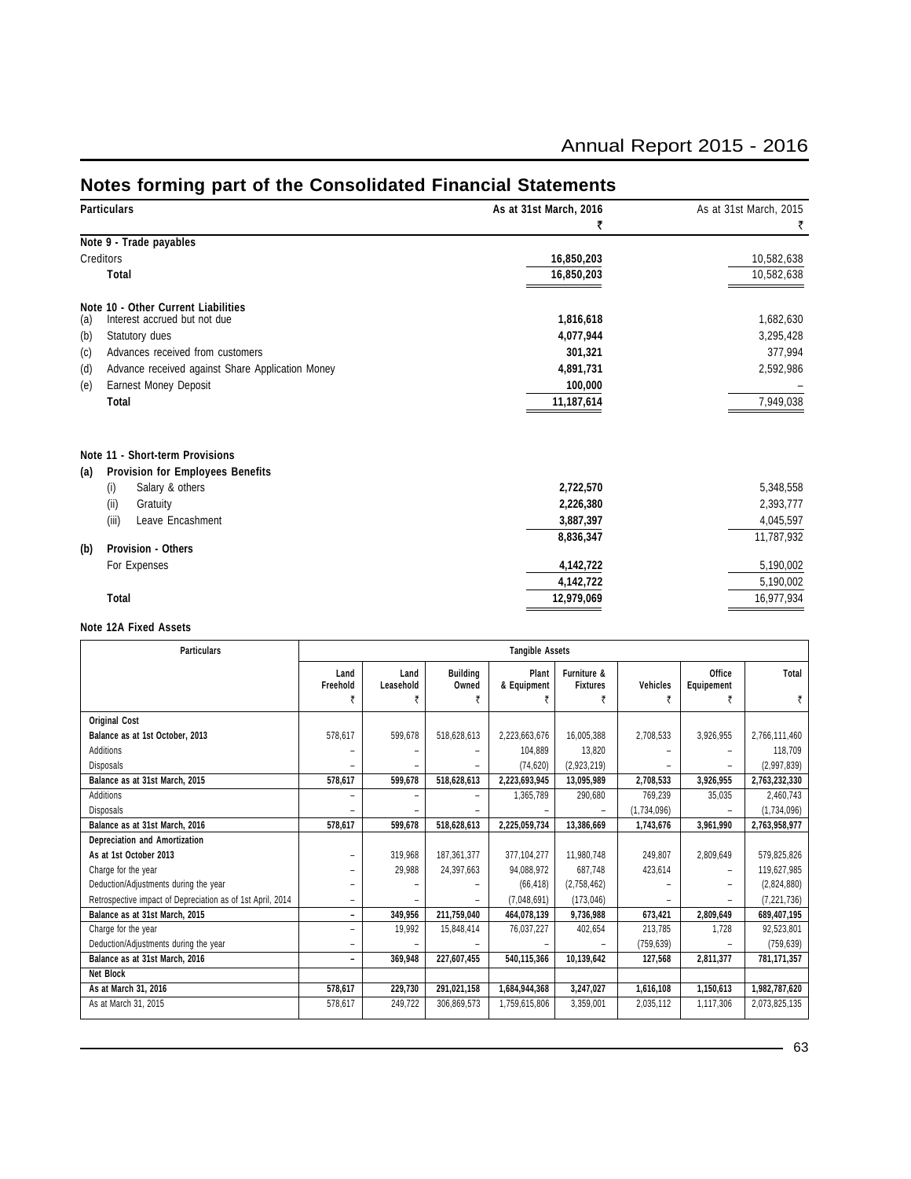# Notes forming part of the Consolidated Financial Statements

| Particulars | As at 31st March, 2016 ₹ | As at 31st March, 2015 ₹ |
|---|---|---|
| **Note 9 - Trade payables** | | |
| Creditors | **16,850,203** | 10,582,638 |
| **Total** | **16,850,203** | 10,582,638 |
| **Note 10 - Other Current Liabilities** | | |
| (a) Interest accrued but not due | **1,816,618** | 1,682,630 |
| (b) Statutory dues | **4,077,944** | 3,295,428 |
| (c) Advances received from customers | **301,321** | 377,994 |
| (d) Advance received against Share Application Money | **4,891,731** | 2,592,986 |
| (e) Earnest Money Deposit | **100,000** | – |
| **Total** | **11,187,614** | 7,949,038 |
| **Note 11 - Short-term Provisions** | | |
| **(a) Provision for Employees Benefits** | | |
| (i) Salary & others | **2,722,570** | 5,348,558 |
| (ii) Gratuity | **2,226,380** | 2,393,777 |
| (iii) Leave Encashment | **3,887,397** | 4,045,597 |
| | **8,836,347** | 11,787,932 |
| **(b) Provision - Others** | | |
| For Expenses | **4,142,722** | 5,190,002 |
| | **4,142,722** | 5,190,002 |
| **Total** | **12,979,069** | 16,977,934 |

**Note 12A Fixed Assets**

| Particulars | Tangible Assets | | | | | | | |
|---|---|---|---|---|---|---|---|---|
| | Land Freehold ₹ | Land Leasehold ₹ | Building Owned ₹ | Plant & Equipment ₹ | Furniture & Fixtures ₹ | Vehicles ₹ | Office Equipement ₹ | Total ₹ |
| **Original Cost** | | | | | | | | |
| **Balance as at 1st October, 2013** | 578,617 | 599,678 | 518,628,613 | 2,223,663,676 | 16,005,388 | 2,708,533 | 3,926,955 | 2,766,111,460 |
| Additions | – | – | – | 104,889 | 13,820 | – | – | 118,709 |
| Disposals | – | – | – | (74,620) | (2,923,219) | – | – | (2,997,839) |
| **Balance as at 31st March, 2015** | **578,617** | **599,678** | **518,628,613** | **2,223,693,945** | **13,095,989** | **2,708,533** | **3,926,955** | **2,763,232,330** |
| Additions | – | – | – | 1,365,789 | 290,680 | 769,239 | 35,035 | 2,460,743 |
| Disposals | – | – | – | – | – | (1,734,096) | – | (1,734,096) |
| **Balance as at 31st March, 2016** | **578,617** | **599,678** | **518,628,613** | **2,225,059,734** | **13,386,669** | **1,743,676** | **3,961,990** | **2,763,958,977** |
| **Depreciation and Amortization** | | | | | | | | |
| **As at 1st October 2013** | – | 319,968 | 187,361,377 | 377,104,277 | 11,980,748 | 249,807 | 2,809,649 | 579,825,826 |
| Charge for the year | – | 29,988 | 24,397,663 | 94,088,972 | 687,748 | 423,614 | – | 119,627,985 |
| Deduction/Adjustments during the year | – | – | – | (66,418) | (2,758,462) | – | – | (2,824,880) |
| Retrospective impact of Depreciation as of 1st April, 2014 | – | – | – | (7,048,691) | (173,046) | – | – | (7,221,736) |
| **Balance as at 31st March, 2015** | **–** | **349,956** | **211,759,040** | **464,078,139** | **9,736,988** | **673,421** | **2,809,649** | **689,407,195** |
| Charge for the year | – | 19,992 | 15,848,414 | 76,037,227 | 402,654 | 213,785 | 1,728 | 92,523,801 |
| Deduction/Adjustments during the year | – | – | – | – | – | (759,639) | – | (759,639) |
| **Balance as at 31st March, 2016** | **–** | **369,948** | **227,607,455** | **540,115,366** | **10,139,642** | **127,568** | **2,811,377** | **781,171,357** |
| **Net Block** | | | | | | | | |
| **As at March 31, 2016** | **578,617** | **229,730** | **291,021,158** | **1,684,944,368** | **3,247,027** | **1,616,108** | **1,150,613** | **1,982,787,620** |
| As at March 31, 2015 | 578,617 | 249,722 | 306,869,573 | 1,759,615,806 | 3,359,001 | 2,035,112 | 1,117,306 | 2,073,825,135 |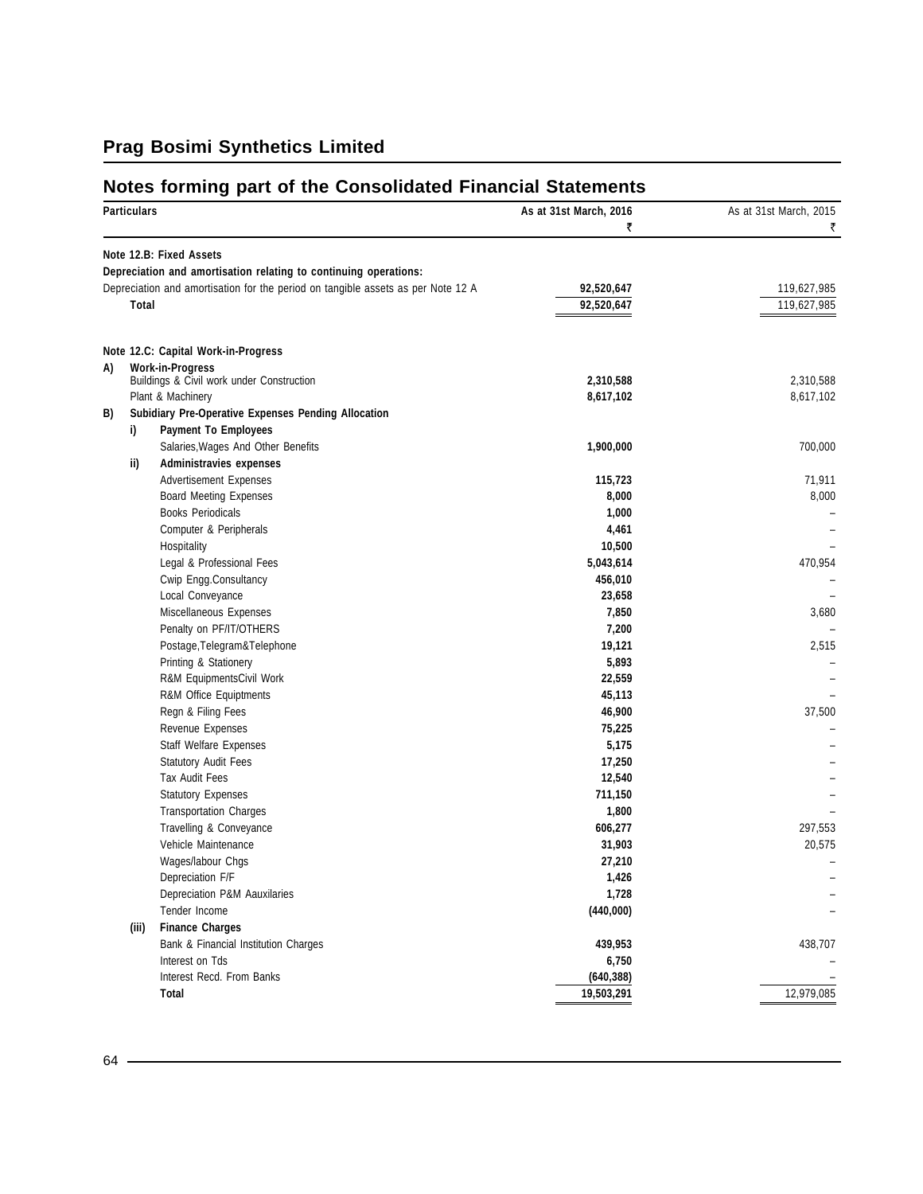# Prag Bosimi Synthetics Limited

## Notes forming part of the Consolidated Financial Statements

| Particulars | As at 31st March, 2016 ₹ | As at 31st March, 2015 ₹ |
|---|---|---|
| **Note 12.B: Fixed Assets** | | |
| **Depreciation and amortisation relating to continuing operations:** | | |
| Depreciation and amortisation for the period on tangible assets as per Note 12 A | **92,520,647** | 119,627,985 |
| **Total** | **92,520,647** | 119,627,985 |
| | | |
| **Note 12.C: Capital Work-in-Progress** | | |
| **A) Work-in-Progress** | | |
| Buildings & Civil work under Construction | **2,310,588** | 2,310,588 |
| Plant & Machinery | **8,617,102** | 8,617,102 |
| **B) Subidiary Pre-Operative Expenses Pending Allocation** | | |
| **i) Payment To Employees** | | |
| Salaries,Wages And Other Benefits | **1,900,000** | 700,000 |
| **ii) Administravies expenses** | | |
| Advertisement Expenses | **115,723** | 71,911 |
| Board Meeting Expenses | **8,000** | 8,000 |
| Books Periodicals | **1,000** | – |
| Computer & Peripherals | **4,461** | – |
| Hospitality | **10,500** | – |
| Legal & Professional Fees | **5,043,614** | 470,954 |
| Cwip Engg.Consultancy | **456,010** | – |
| Local Conveyance | **23,658** | – |
| Miscellaneous Expenses | **7,850** | 3,680 |
| Penalty on PF/IT/OTHERS | **7,200** | – |
| Postage,Telegram&Telephone | **19,121** | 2,515 |
| Printing & Stationery | **5,893** | – |
| R&M EquipmentsCivil Work | **22,559** | – |
| R&M Office Equiptments | **45,113** | – |
| Regn & Filing Fees | **46,900** | 37,500 |
| Revenue Expenses | **75,225** | – |
| Staff Welfare Expenses | **5,175** | – |
| Statutory Audit Fees | **17,250** | – |
| Tax Audit Fees | **12,540** | – |
| Statutory Expenses | **711,150** | – |
| Transportation Charges | **1,800** | – |
| Travelling & Conveyance | **606,277** | 297,553 |
| Vehicle Maintenance | **31,903** | 20,575 |
| Wages/labour Chgs | **27,210** | – |
| Depreciation F/F | **1,426** | – |
| Depreciation P&M Aauxilaries | **1,728** | – |
| Tender Income | **(440,000)** | – |
| **(iii) Finance Charges** | | |
| Bank & Financial Institution Charges | **439,953** | 438,707 |
| Interest on Tds | **6,750** | – |
| Interest Recd. From Banks | **(640,388)** | – |
| **Total** | **19,503,291** | 12,979,085 |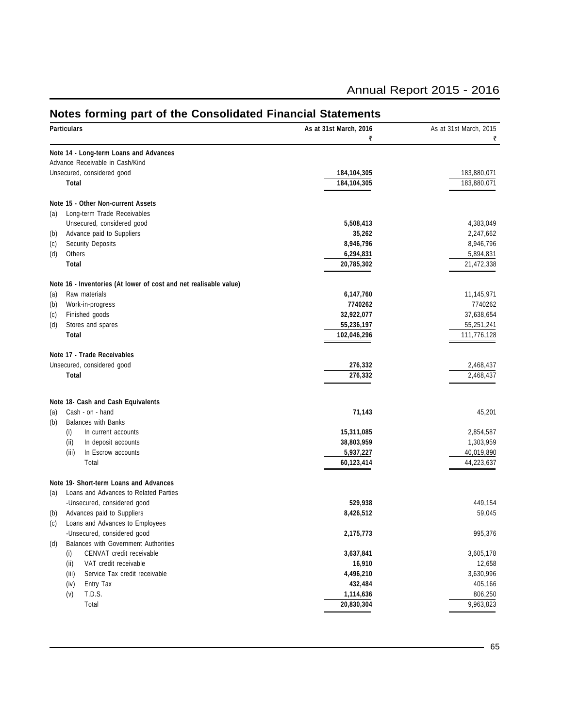## Notes forming part of the Consolidated Financial Statements

| Particulars | As at 31st March, 2016 ₹ | As at 31st March, 2015 ₹ |
|---|---|---|
| **Note 14 - Long-term Loans and Advances** | | |
| Advance Receivable in Cash/Kind | | |
| Unsecured, considered good | **184,104,305** | 183,880,071 |
| **Total** | **184,104,305** | 183,880,071 |
| **Note 15 - Other Non-current Assets** | | |
| (a) Long-term Trade Receivables | | |
| Unsecured, considered good | **5,508,413** | 4,383,049 |
| (b) Advance paid to Suppliers | **35,262** | 2,247,662 |
| (c) Security Deposits | **8,946,796** | 8,946,796 |
| (d) Others | **6,294,831** | 5,894,831 |
| **Total** | **20,785,302** | 21,472,338 |
| **Note 16 - Inventories (At lower of cost and net realisable value)** | | |
| (a) Raw materials | **6,147,760** | 11,145,971 |
| (b) Work-in-progress | **7740262** | 7740262 |
| (c) Finished goods | **32,922,077** | 37,638,654 |
| (d) Stores and spares | **55,236,197** | 55,251,241 |
| **Total** | **102,046,296** | 111,776,128 |
| **Note 17 - Trade Receivables** | | |
| Unsecured, considered good | **276,332** | 2,468,437 |
| **Total** | **276,332** | 2,468,437 |
| **Note 18- Cash and Cash Equivalents** | | |
| (a) Cash - on - hand | **71,143** | 45,201 |
| (b) Balances with Banks | | |
| (i) In current accounts | **15,311,085** | 2,854,587 |
| (ii) In deposit accounts | **38,803,959** | 1,303,959 |
| (iii) In Escrow accounts | **5,937,227** | 40,019,890 |
| Total | **60,123,414** | 44,223,637 |
| **Note 19- Short-term Loans and Advances** | | |
| (a) Loans and Advances to Related Parties | | |
| -Unsecured, considered good | **529,938** | 449,154 |
| (b) Advances paid to Suppliers | **8,426,512** | 59,045 |
| (c) Loans and Advances to Employees | | |
| -Unsecured, considered good | **2,175,773** | 995,376 |
| (d) Balances with Government Authorities | | |
| (i) CENVAT credit receivable | **3,637,841** | 3,605,178 |
| (ii) VAT credit receivable | **16,910** | 12,658 |
| (iii) Service Tax credit receivable | **4,496,210** | 3,630,996 |
| (iv) Entry Tax | **432,484** | 405,166 |
| (v) T.D.S. | **1,114,636** | 806,250 |
| Total | **20,830,304** | 9,963,823 |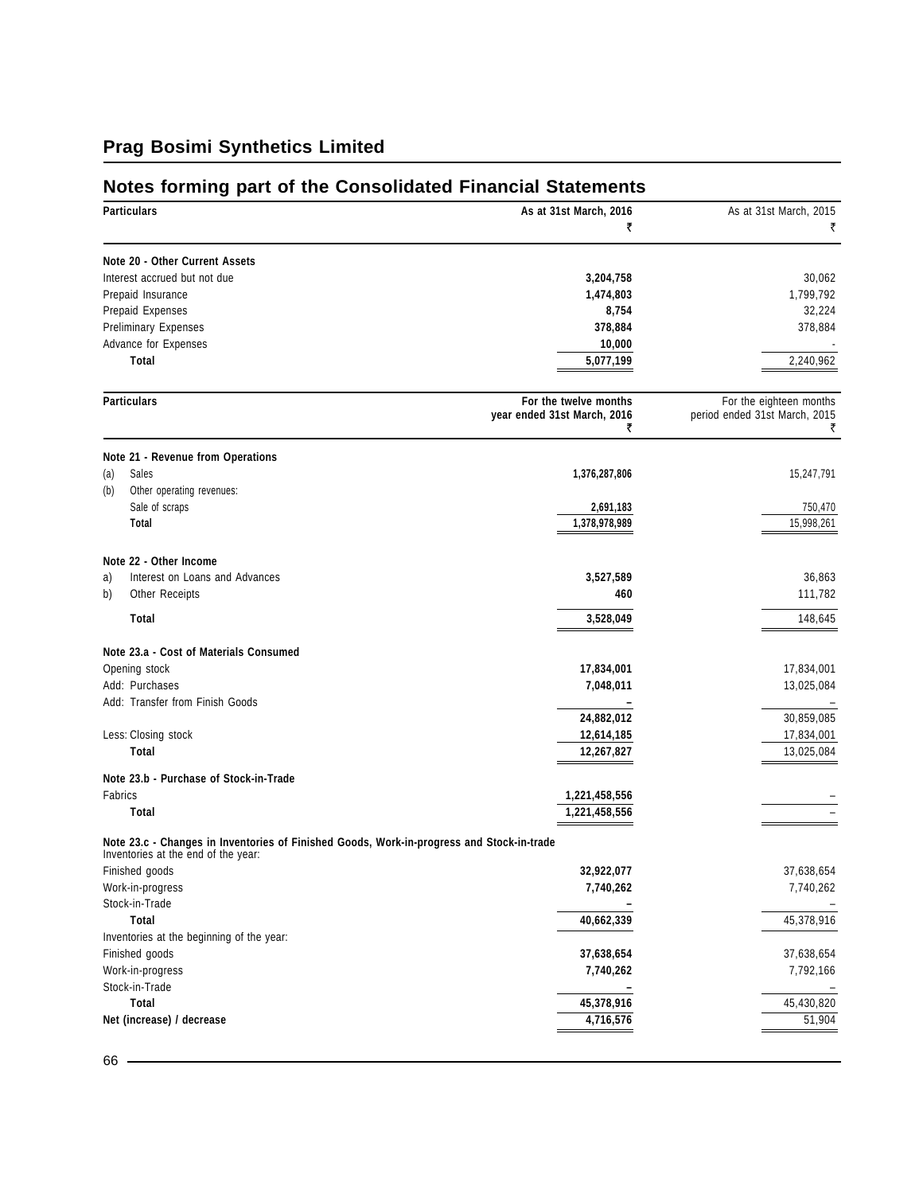# Prag Bosimi Synthetics Limited

## Notes forming part of the Consolidated Financial Statements

| Particulars | As at 31st March, 2016 ₹ | As at 31st March, 2015 ₹ |
|---|---|---|
| **Note 20 - Other Current Assets** | | |
| Interest accrued but not due | **3,204,758** | 30,062 |
| Prepaid Insurance | **1,474,803** | 1,799,792 |
| Prepaid Expenses | **8,754** | 32,224 |
| Preliminary Expenses | **378,884** | 378,884 |
| Advance for Expenses | **10,000** | - |
| **Total** | **5,077,199** | 2,240,962 |

| Particulars | For the twelve months year ended 31st March, 2016 ₹ | For the eighteen months period ended 31st March, 2015 ₹ |
|---|---|---|
| **Note 21 - Revenue from Operations** | | |
| (a) Sales | **1,376,287,806** | 15,247,791 |
| (b) Other operating revenues: | | |
| Sale of scraps | **2,691,183** | 750,470 |
| **Total** | **1,378,978,989** | 15,998,261 |
| **Note 22 - Other Income** | | |
| a) Interest on Loans and Advances | **3,527,589** | 36,863 |
| b) Other Receipts | **460** | 111,782 |
| **Total** | **3,528,049** | 148,645 |
| **Note 23.a - Cost of Materials Consumed** | | |
| Opening stock | **17,834,001** | 17,834,001 |
| Add: Purchases | **7,048,011** | 13,025,084 |
| Add: Transfer from Finish Goods | **–** | – |
| | **24,882,012** | 30,859,085 |
| Less: Closing stock | **12,614,185** | 17,834,001 |
| **Total** | **12,267,827** | 13,025,084 |
| **Note 23.b - Purchase of Stock-in-Trade** | | |
| Fabrics | **1,221,458,556** | – |
| **Total** | **1,221,458,556** | – |
| **Note 23.c - Changes in Inventories of Finished Goods, Work-in-progress and Stock-in-trade** | | |
| Inventories at the end of the year: | | |
| Finished goods | **32,922,077** | 37,638,654 |
| Work-in-progress | **7,740,262** | 7,740,262 |
| Stock-in-Trade | **–** | – |
| **Total** | **40,662,339** | 45,378,916 |
| Inventories at the beginning of the year: | | |
| Finished goods | **37,638,654** | 37,638,654 |
| Work-in-progress | **7,740,262** | 7,792,166 |
| Stock-in-Trade | **–** | – |
| **Total** | **45,378,916** | 45,430,820 |
| **Net (increase) / decrease** | **4,716,576** | 51,904 |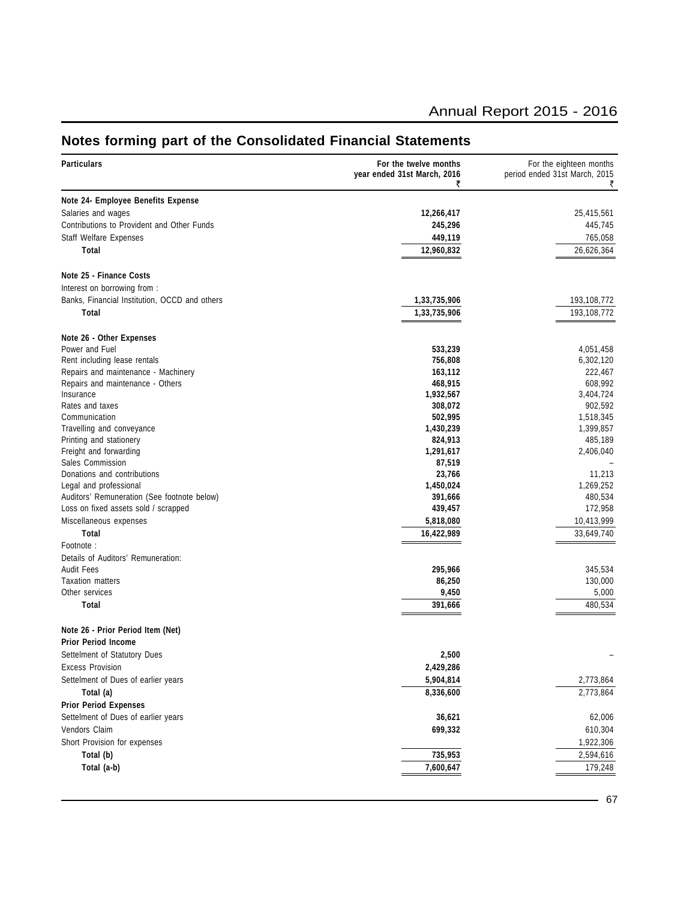## Notes forming part of the Consolidated Financial Statements

| Particulars | For the twelve months year ended 31st March, 2016 ₹ | For the eighteen months period ended 31st March, 2015 ₹ |
|---|---|---|
| **Note 24- Employee Benefits Expense** | | |
| Salaries and wages | **12,266,417** | 25,415,561 |
| Contributions to Provident and Other Funds | **245,296** | 445,745 |
| Staff Welfare Expenses | **449,119** | 765,058 |
| **Total** | **12,960,832** | 26,626,364 |
| **Note 25 - Finance Costs** | | |
| Interest on borrowing from : | | |
| Banks, Financial Institution, OCCD and others | **1,33,735,906** | 193,108,772 |
| **Total** | **1,33,735,906** | 193,108,772 |
| **Note 26 - Other Expenses** | | |
| Power and Fuel | **533,239** | 4,051,458 |
| Rent including lease rentals | **756,808** | 6,302,120 |
| Repairs and maintenance - Machinery | **163,112** | 222,467 |
| Repairs and maintenance - Others | **468,915** | 608,992 |
| Insurance | **1,932,567** | 3,404,724 |
| Rates and taxes | **308,072** | 902,592 |
| Communication | **502,995** | 1,518,345 |
| Travelling and conveyance | **1,430,239** | 1,399,857 |
| Printing and stationery | **824,913** | 485,189 |
| Freight and forwarding | **1,291,617** | 2,406,040 |
| Sales Commission | **87,519** | – |
| Donations and contributions | **23,766** | 11,213 |
| Legal and professional | **1,450,024** | 1,269,252 |
| Auditors' Remuneration (See footnote below) | **391,666** | 480,534 |
| Loss on fixed assets sold / scrapped | **439,457** | 172,958 |
| Miscellaneous expenses | **5,818,080** | 10,413,999 |
| **Total** | **16,422,989** | 33,649,740 |
| Footnote : | | |
| Details of Auditors' Remuneration: | | |
| Audit Fees | **295,966** | 345,534 |
| Taxation matters | **86,250** | 130,000 |
| Other services | **9,450** | 5,000 |
| **Total** | **391,666** | 480,534 |
| **Note 26 - Prior Period Item (Net)** | | |
| **Prior Period Income** | | |
| Settelment of Statutory Dues | **2,500** | – |
| Excess Provision | **2,429,286** | |
| Settelment of Dues of earlier years | **5,904,814** | 2,773,864 |
| **Total (a)** | **8,336,600** | 2,773,864 |
| **Prior Period Expenses** | | |
| Settelment of Dues of earlier years | **36,621** | 62,006 |
| Vendors Claim | **699,332** | 610,304 |
| Short Provision for expenses | | 1,922,306 |
| **Total (b)** | **735,953** | 2,594,616 |
| **Total (a-b)** | **7,600,647** | 179,248 |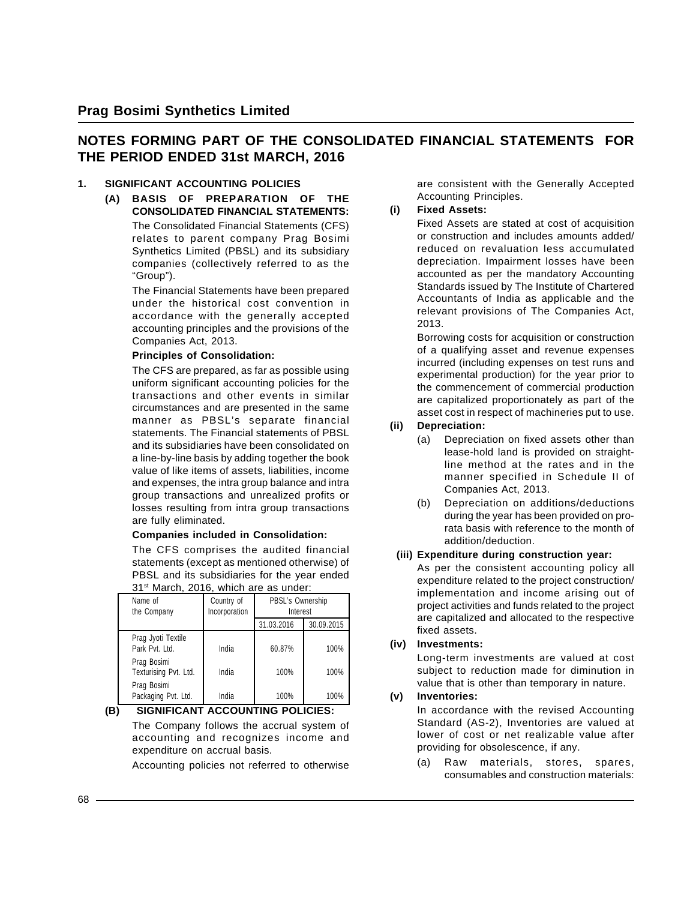# Prag Bosimi Synthetics Limited

## NOTES FORMING PART OF THE CONSOLIDATED FINANCIAL STATEMENTS FOR THE PERIOD ENDED 31st MARCH, 2016

### 1. SIGNIFICANT ACCOUNTING POLICIES

**(A) BASIS OF PREPARATION OF THE CONSOLIDATED FINANCIAL STATEMENTS:**

The Consolidated Financial Statements (CFS) relates to parent company Prag Bosimi Synthetics Limited (PBSL) and its subsidiary companies (collectively referred to as the "Group").

The Financial Statements have been prepared under the historical cost convention in accordance with the generally accepted accounting principles and the provisions of the Companies Act, 2013.

**Principles of Consolidation:**

The CFS are prepared, as far as possible using uniform significant accounting policies for the transactions and other events in similar circumstances and are presented in the same manner as PBSL's separate financial statements. The Financial statements of PBSL and its subsidiaries have been consolidated on a line-by-line basis by adding together the book value of like items of assets, liabilities, income and expenses, the intra group balance and intra group transactions and unrealized profits or losses resulting from intra group transactions are fully eliminated.

**Companies included in Consolidation:**

The CFS comprises the audited financial statements (except as mentioned otherwise) of PBSL and its subsidiaries for the year ended 31st March, 2016, which are as under:

| Name of the Company | Country of Incorporation | PBSL's Ownership Interest | |
|---|---|---|---|
| | | 31.03.2016 | 30.09.2015 |
| Prag Jyoti Textile Park Pvt. Ltd. | India | 60.87% | 100% |
| Prag Bosimi Texturising Pvt. Ltd. | India | 100% | 100% |
| Prag Bosimi Packaging Pvt. Ltd. | India | 100% | 100% |

**(B) SIGNIFICANT ACCOUNTING POLICIES:**

The Company follows the accrual system of accounting and recognizes income and expenditure on accrual basis.

Accounting policies not referred to otherwise are consistent with the Generally Accepted Accounting Principles.

**(i) Fixed Assets:**

Fixed Assets are stated at cost of acquisition or construction and includes amounts added/ reduced on revaluation less accumulated depreciation. Impairment losses have been accounted as per the mandatory Accounting Standards issued by The Institute of Chartered Accountants of India as applicable and the relevant provisions of The Companies Act, 2013.

Borrowing costs for acquisition or construction of a qualifying asset and revenue expenses incurred (including expenses on test runs and experimental production) for the year prior to the commencement of commercial production are capitalized proportionately as part of the asset cost in respect of machineries put to use.

**(ii) Depreciation:**

(a) Depreciation on fixed assets other than lease-hold land is provided on straight-line method at the rates and in the manner specified in Schedule II of Companies Act, 2013.

(b) Depreciation on additions/deductions during the year has been provided on pro-rata basis with reference to the month of addition/deduction.

**(iii) Expenditure during construction year:**

As per the consistent accounting policy all expenditure related to the project construction/ implementation and income arising out of project activities and funds related to the project are capitalized and allocated to the respective fixed assets.

**(iv) Investments:**

Long-term investments are valued at cost subject to reduction made for diminution in value that is other than temporary in nature.

**(v) Inventories:**

In accordance with the revised Accounting Standard (AS-2), Inventories are valued at lower of cost or net realizable value after providing for obsolescence, if any.

(a) Raw materials, stores, spares, consumables and construction materials: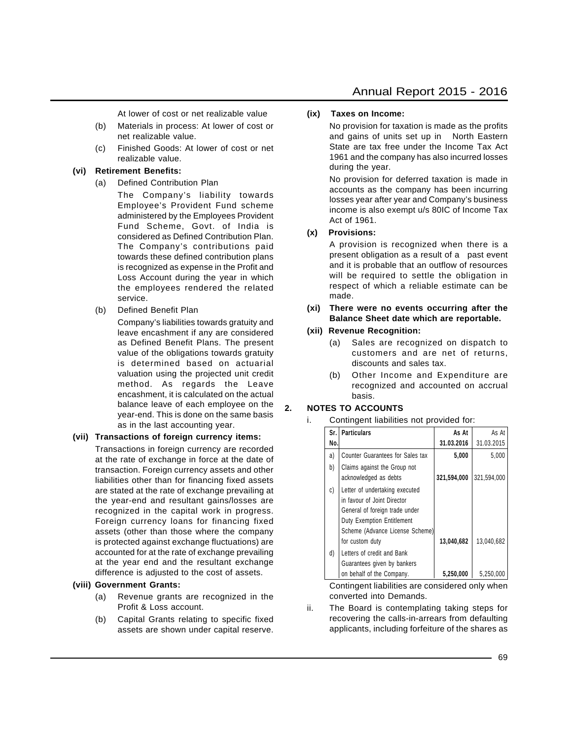At lower of cost or net realizable value

(b) Materials in process: At lower of cost or net realizable value.

(c) Finished Goods: At lower of cost or net realizable value.

**(vi) Retirement Benefits:**

(a) Defined Contribution Plan

The Company's liability towards Employee's Provident Fund scheme administered by the Employees Provident Fund Scheme, Govt. of India is considered as Defined Contribution Plan. The Company's contributions paid towards these defined contribution plans is recognized as expense in the Profit and Loss Account during the year in which the employees rendered the related service.

(b) Defined Benefit Plan

Company's liabilities towards gratuity and leave encashment if any are considered as Defined Benefit Plans. The present value of the obligations towards gratuity is determined based on actuarial valuation using the projected unit credit method. As regards the Leave encashment, it is calculated on the actual balance leave of each employee on the year-end. This is done on the same basis as in the last accounting year.

**(vii) Transactions of foreign currency items:**

Transactions in foreign currency are recorded at the rate of exchange in force at the date of transaction. Foreign currency assets and other liabilities other than for financing fixed assets are stated at the rate of exchange prevailing at the year-end and resultant gains/losses are recognized in the capital work in progress. Foreign currency loans for financing fixed assets (other than those where the company is protected against exchange fluctuations) are accounted for at the rate of exchange prevailing at the year end and the resultant exchange difference is adjusted to the cost of assets.

**(viii) Government Grants:**

(a) Revenue grants are recognized in the Profit & Loss account.

(b) Capital Grants relating to specific fixed assets are shown under capital reserve.

**(ix) Taxes on Income:**

No provision for taxation is made as the profits and gains of units set up in North Eastern State are tax free under the Income Tax Act 1961 and the company has also incurred losses during the year.

No provision for deferred taxation is made in accounts as the company has been incurring losses year after year and Company's business income is also exempt u/s 80IC of Income Tax Act of 1961.

**(x) Provisions:**

A provision is recognized when there is a present obligation as a result of a past event and it is probable that an outflow of resources will be required to settle the obligation in respect of which a reliable estimate can be made.

**(xi) There were no events occurring after the Balance Sheet date which are reportable.**

**(xii) Revenue Recognition:**

(a) Sales are recognized on dispatch to customers and are net of returns, discounts and sales tax.

(b) Other Income and Expenditure are recognized and accounted on accrual basis.

**2. NOTES TO ACCOUNTS**

i. Contingent liabilities not provided for:

| Sr. No. | Particulars | As At 31.03.2016 | As At 31.03.2015 |
|---|---|---|---|
| a) | Counter Guarantees for Sales tax | **5,000** | 5,000 |
| b) | Claims against the Group not acknowledged as debts | **321,594,000** | 321,594,000 |
| c) | Letter of undertaking executed in favour of Joint Director General of foreign trade under Duty Exemption Entitlement Scheme (Advance License Scheme) for custom duty | **13,040,682** | 13,040,682 |
| d) | Letters of credit and Bank Guarantees given by bankers on behalf of the Company. | **5,250,000** | 5,250,000 |

Contingent liabilities are considered only when converted into Demands.

ii. The Board is contemplating taking steps for recovering the calls-in-arrears from defaulting applicants, including forfeiture of the shares as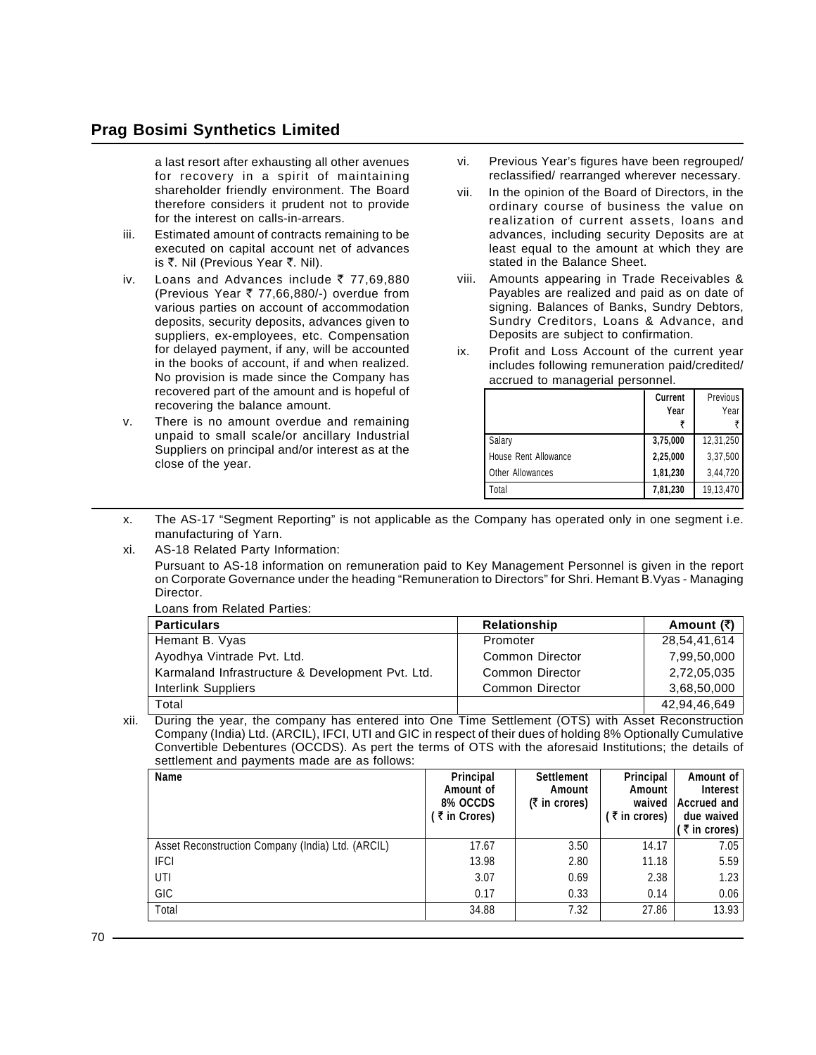a last resort after exhausting all other avenues for recovery in a spirit of maintaining shareholder friendly environment. The Board therefore considers it prudent not to provide for the interest on calls-in-arrears.

iii. Estimated amount of contracts remaining to be executed on capital account net of advances is ₹. Nil (Previous Year ₹. Nil).

iv. Loans and Advances include ₹ 77,69,880 (Previous Year ₹ 77,66,880/-) overdue from various parties on account of accommodation deposits, security deposits, advances given to suppliers, ex-employees, etc. Compensation for delayed payment, if any, will be accounted in the books of account, if and when realized. No provision is made since the Company has recovered part of the amount and is hopeful of recovering the balance amount.

v. There is no amount overdue and remaining unpaid to small scale/or ancillary Industrial Suppliers on principal and/or interest as at the close of the year.

vi. Previous Year's figures have been regrouped/ reclassified/ rearranged wherever necessary.

vii. In the opinion of the Board of Directors, in the ordinary course of business the value on realization of current assets, loans and advances, including security Deposits are at least equal to the amount at which they are stated in the Balance Sheet.

viii. Amounts appearing in Trade Receivables & Payables are realized and paid as on date of signing. Balances of Banks, Sundry Debtors, Sundry Creditors, Loans & Advance, and Deposits are subject to confirmation.

ix. Profit and Loss Account of the current year includes following remuneration paid/credited/ accrued to managerial personnel.

| | **Current Year ₹** | Previous Year ₹ |
|---|---|---|
| Salary | **3,75,000** | 12,31,250 |
| House Rent Allowance | **2,25,000** | 3,37,500 |
| Other Allowances | **1,81,230** | 3,44,720 |
| Total | **7,81,230** | 19,13,470 |

x. The AS-17 "Segment Reporting" is not applicable as the Company has operated only in one segment i.e. manufacturing of Yarn.

xi. AS-18 Related Party Information:

Pursuant to AS-18 information on remuneration paid to Key Management Personnel is given in the report on Corporate Governance under the heading "Remuneration to Directors" for Shri. Hemant B.Vyas - Managing Director.

Loans from Related Parties:

| **Particulars** | **Relationship** | **Amount (₹)** |
|---|---|---|
| Hemant B. Vyas | Promoter | 28,54,41,614 |
| Ayodhya Vintrade Pvt. Ltd. | Common Director | 7,99,50,000 |
| Karmaland Infrastructure & Development Pvt. Ltd. | Common Director | 2,72,05,035 |
| Interlink Suppliers | Common Director | 3,68,50,000 |
| Total | | 42,94,46,649 |

xii. During the year, the company has entered into One Time Settlement (OTS) with Asset Reconstruction Company (India) Ltd. (ARCIL), IFCI, UTI and GIC in respect of their dues of holding 8% Optionally Cumulative Convertible Debentures (OCCDS). As pert the terms of OTS with the aforesaid Institutions; the details of settlement and payments made are as follows:

| **Name** | **Principal Amount of 8% OCCDS (₹ in Crores)** | **Settlement Amount (₹ in crores)** | **Principal Amount waived (₹ in crores)** | **Amount of Interest Accrued and due waived (₹ in crores)** |
|---|---|---|---|---|
| Asset Reconstruction Company (India) Ltd. (ARCIL) | 17.67 | 3.50 | 14.17 | 7.05 |
| IFCI | 13.98 | 2.80 | 11.18 | 5.59 |
| UTI | 3.07 | 0.69 | 2.38 | 1.23 |
| GIC | 0.17 | 0.33 | 0.14 | 0.06 |
| Total | 34.88 | 7.32 | 27.86 | 13.93 |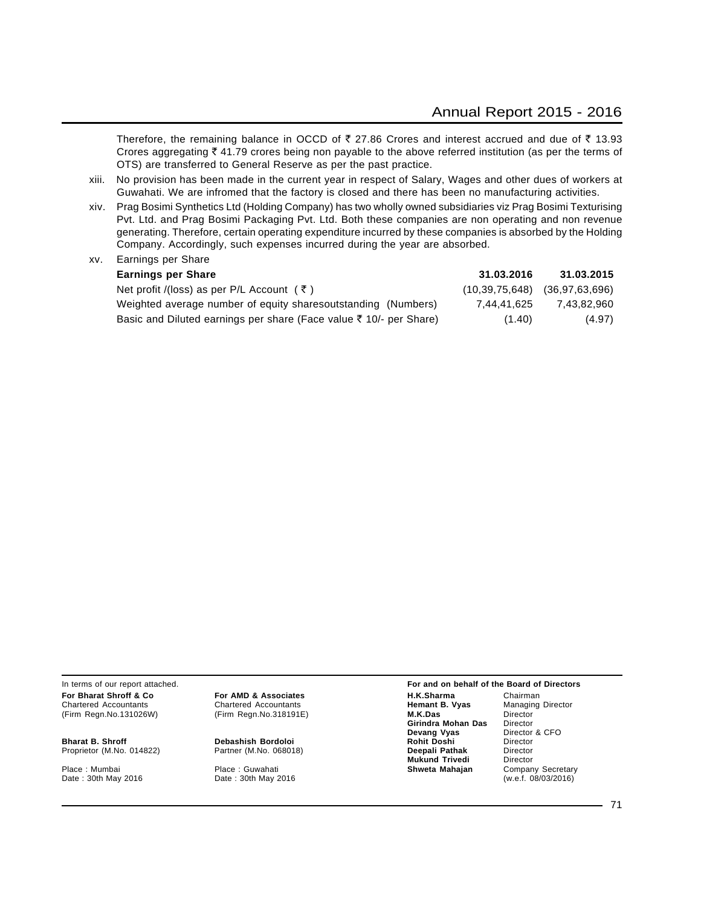Therefore, the remaining balance in OCCD of ₹ 27.86 Crores and interest accrued and due of ₹ 13.93 Crores aggregating ₹ 41.79 crores being non payable to the above referred institution (as per the terms of OTS) are transferred to General Reserve as per the past practice.

xiii. No provision has been made in the current year in respect of Salary, Wages and other dues of workers at Guwahati. We are infromed that the factory is closed and there has been no manufacturing activities.

xiv. Prag Bosimi Synthetics Ltd (Holding Company) has two wholly owned subsidiaries viz Prag Bosimi Texturising Pvt. Ltd. and Prag Bosimi Packaging Pvt. Ltd. Both these companies are non operating and non revenue generating. Therefore, certain operating expenditure incurred by these companies is absorbed by the Holding Company. Accordingly, such expenses incurred during the year are absorbed.

xv. Earnings per Share

| **Earnings per Share** | **31.03.2016** | **31.03.2015** |
|---|---|---|
| Net profit /(loss) as per P/L Account ( ₹ ) | (10,39,75,648) | (36,97,63,696) |
| Weighted average number of equity sharesoutstanding (Numbers) | 7,44,41,625 | 7,43,82,960 |
| Basic and Diluted earnings per share (Face value ₹ 10/- per Share) | (1.40) | (4.97) |

In terms of our report attached.

**For Bharat Shroff & Co**
Chartered Accountants
(Firm Regn.No.131026W)

**Bharat B. Shroff**
Proprietor (M.No. 014822)

Place : Mumbai
Date : 30th May 2016

**For AMD & Associates**
Chartered Accountants
(Firm Regn.No.318191E)

**Debashish Bordoloi**
Partner (M.No. 068018)

Place : Guwahati
Date : 30th May 2016

**For and on behalf of the Board of Directors**

| | |
|---|---|
| **H.K.Sharma** | Chairman |
| **Hemant B. Vyas** | Managing Director |
| **M.K.Das** | Director |
| **Girindra Mohan Das** | Director |
| **Devang Vyas** | Director & CFO |
| **Rohit Doshi** | Director |
| **Deepali Pathak** | Director |
| **Mukund Trivedi** | Director |
| **Shweta Mahajan** | Company Secretary (w.e.f. 08/03/2016) |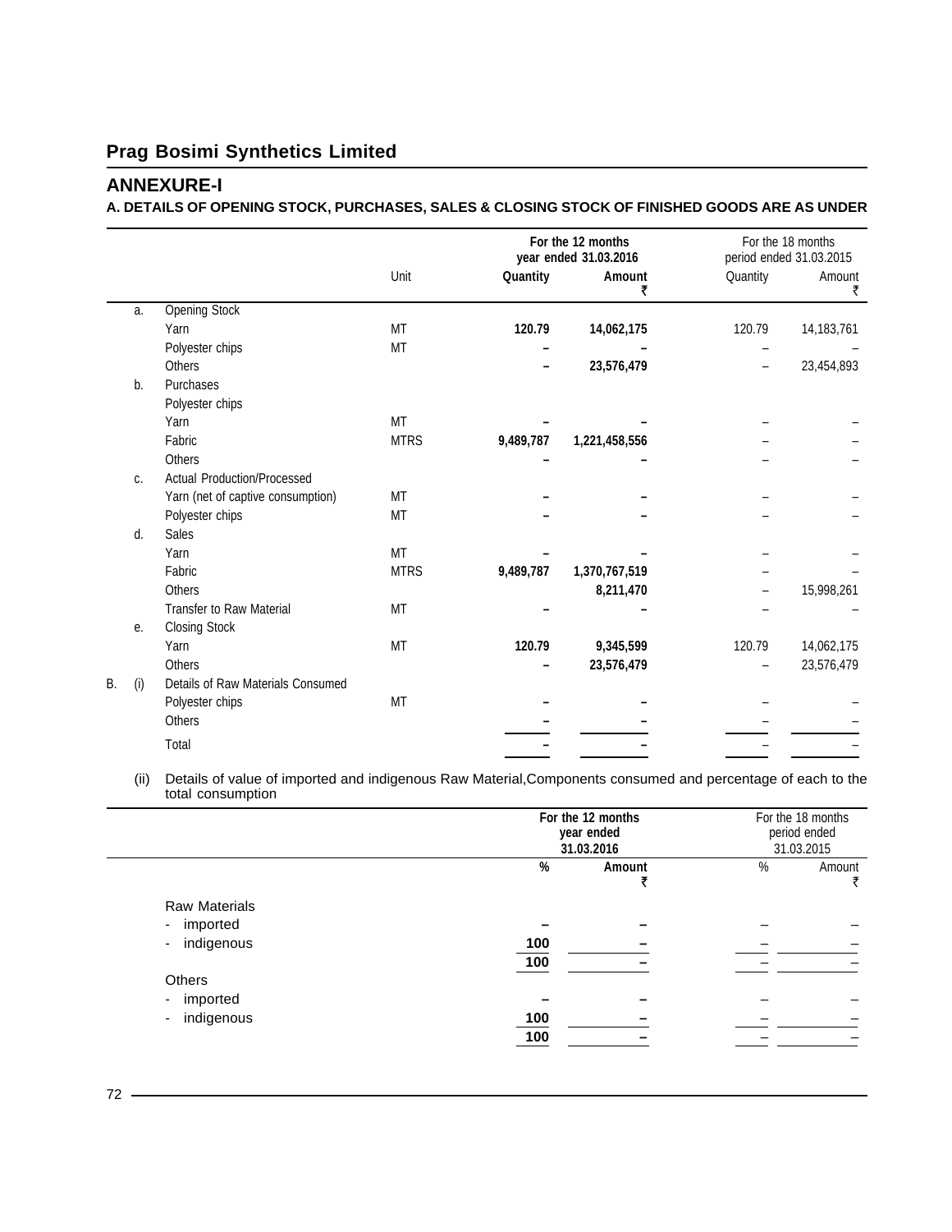## Prag Bosimi Synthetics Limited

## ANNEXURE-I

### A. DETAILS OF OPENING STOCK, PURCHASES, SALES & CLOSING STOCK OF FINISHED GOODS ARE AS UNDER

| | | | Unit | For the 12 months year ended 31.03.2016 | | For the 18 months period ended 31.03.2015 | |
|---|---|---|---|---|---|---|---|
| | | | | **Quantity** | **Amount ₹** | Quantity | Amount ₹ |
| | a. | Opening Stock | | | | | |
| | | Yarn | MT | **120.79** | **14,062,175** | 120.79 | 14,183,761 |
| | | Polyester chips | MT | **–** | **–** | – | – |
| | | Others | | **–** | **23,576,479** | – | 23,454,893 |
| | b. | Purchases | | | | | |
| | | Polyester chips | | | | | |
| | | Yarn | MT | **–** | **–** | – | – |
| | | Fabric | MTRS | **9,489,787** | **1,221,458,556** | – | – |
| | | Others | | **–** | **–** | – | – |
| | c. | Actual Production/Processed | | | | | |
| | | Yarn (net of captive consumption) | MT | **–** | **–** | – | – |
| | | Polyester chips | MT | **–** | **–** | – | – |
| | d. | Sales | | | | | |
| | | Yarn | MT | **–** | **–** | – | – |
| | | Fabric | MTRS | **9,489,787** | **1,370,767,519** | – | – |
| | | Others | | | **8,211,470** | – | 15,998,261 |
| | | Transfer to Raw Material | MT | **–** | **–** | – | – |
| | e. | Closing Stock | | | | | |
| | | Yarn | MT | **120.79** | **9,345,599** | 120.79 | 14,062,175 |
| | | Others | | **–** | **23,576,479** | – | 23,576,479 |
| B. | (i) | Details of Raw Materials Consumed | | | | | |
| | | Polyester chips | MT | **–** | **–** | – | – |
| | | Others | | **–** | **–** | – | – |
| | | Total | | **–** | **–** | – | – |

(ii) Details of value of imported and indigenous Raw Material,Components consumed and percentage of each to the total consumption

| | For the 12 months year ended 31.03.2016 | | For the 18 months period ended 31.03.2015 | |
|---|---|---|---|---|
| | **%** | **Amount ₹** | % | Amount ₹ |
| Raw Materials | | | | |
| - imported | **–** | **–** | – | – |
| - indigenous | **100** | **–** | – | – |
| | **100** | **–** | – | – |
| Others | | | | |
| - imported | **–** | **–** | – | – |
| - indigenous | **100** | **–** | – | – |
| | **100** | **–** | – | – |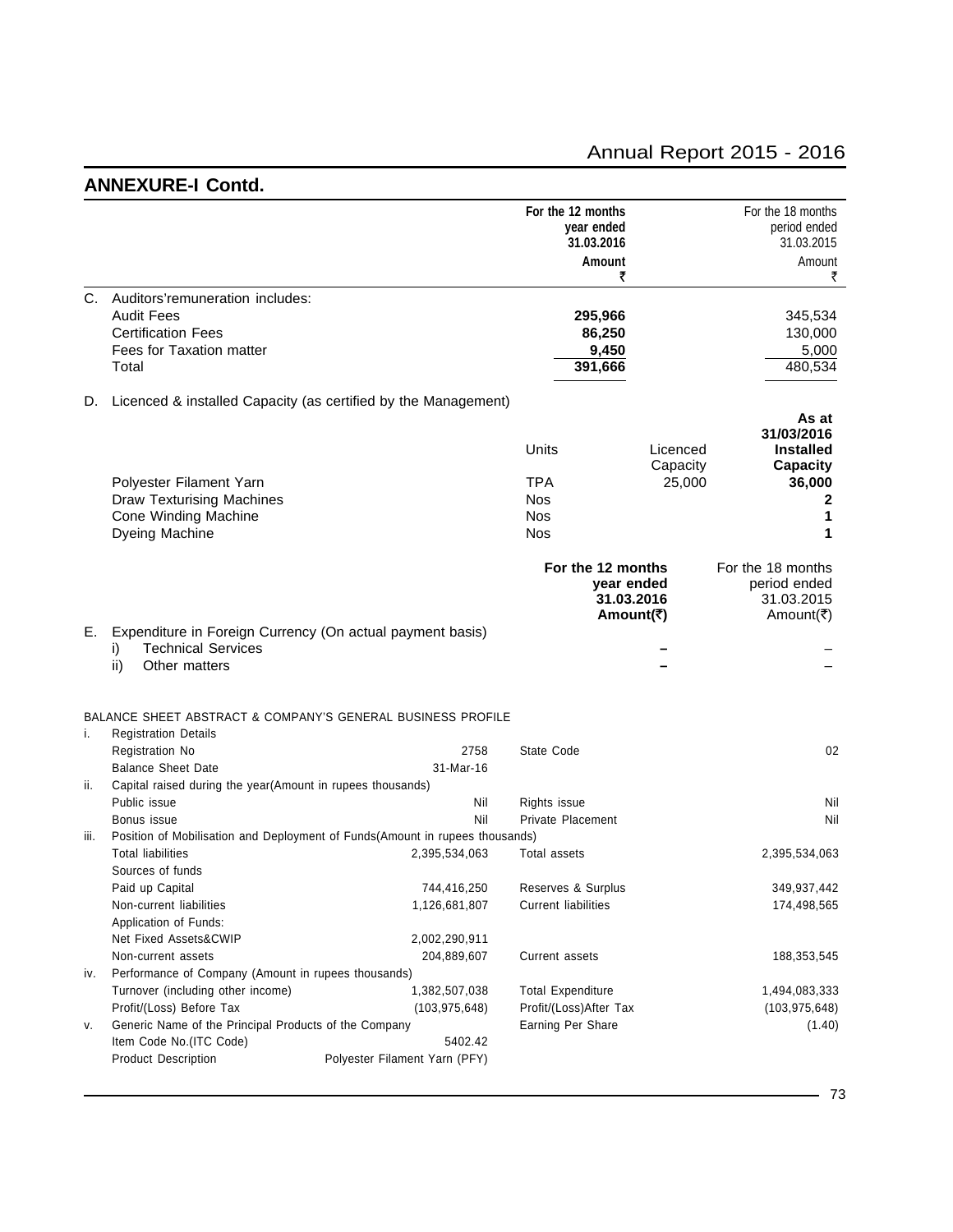## ANNEXURE-I Contd.

| | For the 12 months year ended 31.03.2016 Amount ₹ | For the 18 months period ended 31.03.2015 Amount ₹ |
|---|---|---|
| **C.** Auditors'remuneration includes: | | |
| Audit Fees | **295,966** | 345,534 |
| Certification Fees | **86,250** | 130,000 |
| Fees for Taxation matter | **9,450** | 5,000 |
| Total | **391,666** | 480,534 |

**D.** Licenced & installed Capacity (as certified by the Management)

| | Units | Licenced Capacity | As at 31/03/2016 Installed Capacity |
|---|---|---|---|
| Polyester Filament Yarn | TPA | 25,000 | **36,000** |
| Draw Texturising Machines | Nos | | **2** |
| Cone Winding Machine | Nos | | **1** |
| Dyeing Machine | Nos | | **1** |

| | For the 12 months year ended 31.03.2016 Amount(₹) | For the 18 months period ended 31.03.2015 Amount(₹) |
|---|---|---|
| **E.** Expenditure in Foreign Currency (On actual payment basis) | | |
| i) Technical Services | **–** | – |
| ii) Other matters | **–** | – |

BALANCE SHEET ABSTRACT & COMPANY'S GENERAL BUSINESS PROFILE

| | | | | |
|---|---|---|---|---|
| i. | Registration Details | | | |
| | Registration No | 2758 | State Code | 02 |
| | Balance Sheet Date | 31-Mar-16 | | |
| ii. | Capital raised during the year(Amount in rupees thousands) | | | |
| | Public issue | Nil | Rights issue | Nil |
| | Bonus issue | Nil | Private Placement | Nil |
| iii. | Position of Mobilisation and Deployment of Funds(Amount in rupees thousands) | | | |
| | Total liabilities | 2,395,534,063 | Total assets | 2,395,534,063 |
| | Sources of funds | | | |
| | Paid up Capital | 744,416,250 | Reserves & Surplus | 349,937,442 |
| | Non-current liabilities | 1,126,681,807 | Current liabilities | 174,498,565 |
| | Application of Funds: | | | |
| | Net Fixed Assets&CWIP | 2,002,290,911 | | |
| | Non-current assets | 204,889,607 | Current assets | 188,353,545 |
| iv. | Performance of Company (Amount in rupees thousands) | | | |
| | Turnover (including other income) | 1,382,507,038 | Total Expenditure | 1,494,083,333 |
| | Profit/(Loss) Before Tax | (103,975,648) | Profit/(Loss)After Tax | (103,975,648) |
| v. | Generic Name of the Principal Products of the Company | | Earning Per Share | (1.40) |
| | Item Code No.(ITC Code) | 5402.42 | | |
| | Product Description | Polyester Filament Yarn (PFY) | | |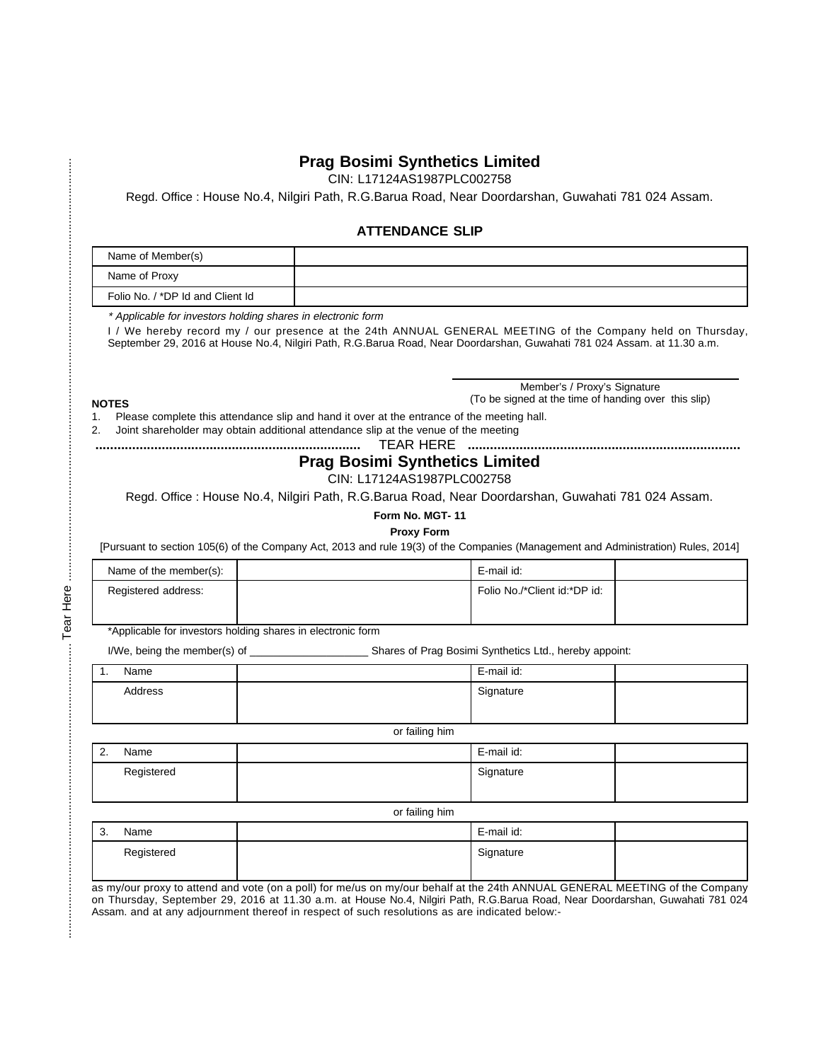# Prag Bosimi Synthetics Limited

CIN: L17124AS1987PLC002758

Regd. Office : House No.4, Nilgiri Path, R.G.Barua Road, Near Doordarshan, Guwahati 781 024 Assam.

## ATTENDANCE SLIP

| Name of Member(s) | |
|---|---|
| Name of Proxy | |
| Folio No. / *DP Id and Client Id | |

*\* Applicable for investors holding shares in electronic form*

I / We hereby record my / our presence at the 24th ANNUAL GENERAL MEETING of the Company held on Thursday, September 29, 2016 at House No.4, Nilgiri Path, R.G.Barua Road, Near Doordarshan, Guwahati 781 024 Assam. at 11.30 a.m.

Member's / Proxy's Signature
(To be signed at the time of handing over this slip)

**NOTES**

1. Please complete this attendance slip and hand it over at the entrance of the meeting hall.
2. Joint shareholder may obtain additional attendance slip at the venue of the meeting

........................................................................ TEAR HERE ........................................................................

# Prag Bosimi Synthetics Limited

CIN: L17124AS1987PLC002758

Regd. Office : House No.4, Nilgiri Path, R.G.Barua Road, Near Doordarshan, Guwahati 781 024 Assam.

**Form No. MGT- 11**

**Proxy Form**

[Pursuant to section 105(6) of the Company Act, 2013 and rule 19(3) of the Companies (Management and Administration) Rules, 2014]

| Name of the member(s): | | E-mail id: | |
|---|---|---|---|
| Registered address: | | Folio No./*Client id:*DP id: | |

*Applicable for investors holding shares in electronic form

I/We, being the member(s) of ____________________ Shares of Prag Bosimi Synthetics Ltd., hereby appoint:

| 1. Name | | E-mail id: | |
|---|---|---|---|
| Address | | Signature | |

or failing him

| 2. Name | | E-mail id: | |
|---|---|---|---|
| Registered | | Signature | |

or failing him

| 3. Name | | E-mail id: | |
|---|---|---|---|
| Registered | | Signature | |

as my/our proxy to attend and vote (on a poll) for me/us on my/our behalf at the 24th ANNUAL GENERAL MEETING of the Company on Thursday, September 29, 2016 at 11.30 a.m. at House No.4, Nilgiri Path, R.G.Barua Road, Near Doordarshan, Guwahati 781 024 Assam. and at any adjournment thereof in respect of such resolutions as are indicated below:-

Tear Here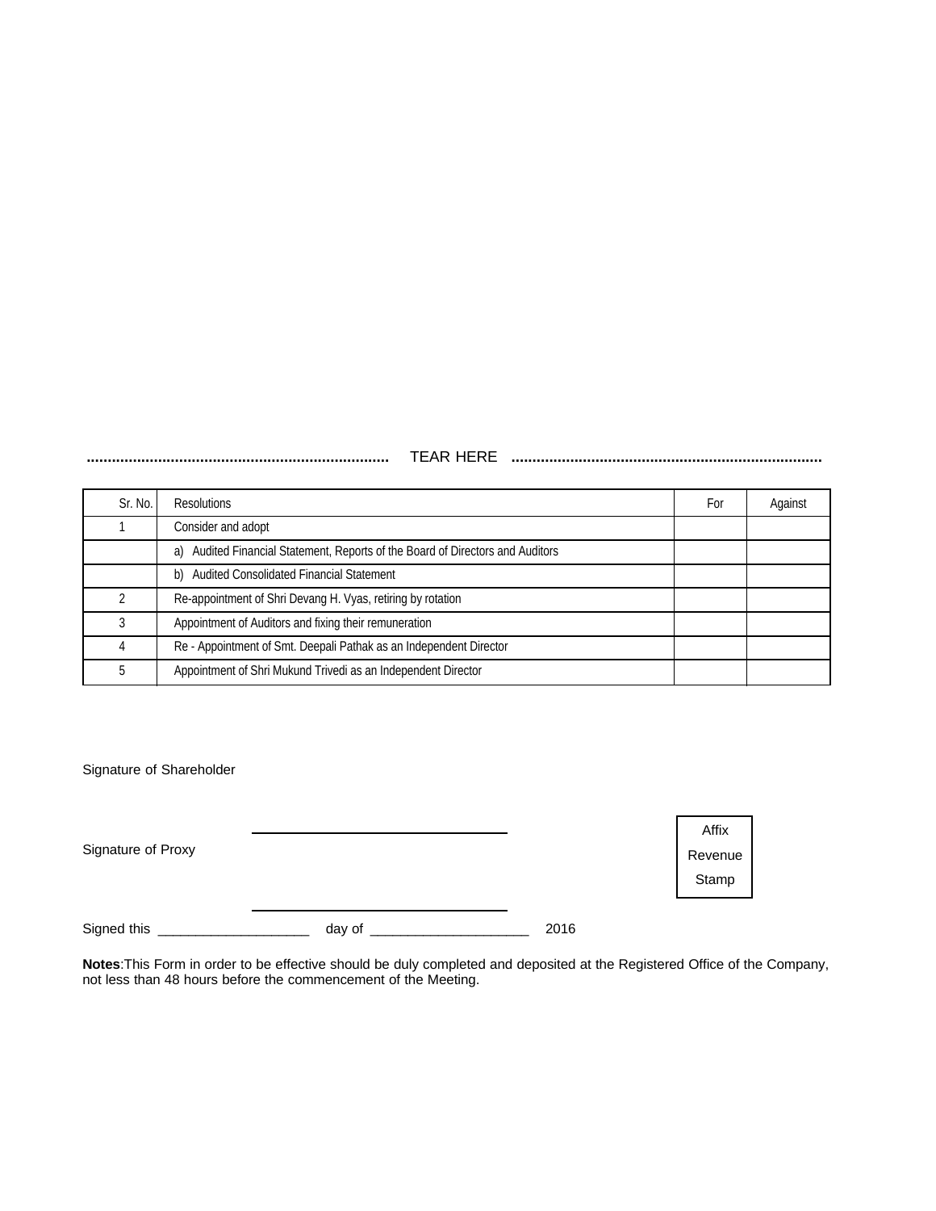........................................................................ TEAR HERE ........................................................................

| Sr. No. | Resolutions | For | Against |
|---|---|---|---|
| 1 | Consider and adopt | | |
| | a) Audited Financial Statement, Reports of the Board of Directors and Auditors | | |
| | b) Audited Consolidated Financial Statement | | |
| 2 | Re-appointment of Shri Devang H. Vyas, retiring by rotation | | |
| 3 | Appointment of Auditors and fixing their remuneration | | |
| 4 | Re - Appointment of Smt. Deepali Pathak as an Independent Director | | |
| 5 | Appointment of Shri Mukund Trivedi as an Independent Director | | |

Signature of Shareholder

Signature of Proxy ________________________________

Affix Revenue Stamp

Signed this ___________________ day of ____________________ 2016

**Notes**:This Form in order to be effective should be duly completed and deposited at the Registered Office of the Company, not less than 48 hours before the commencement of the Meeting.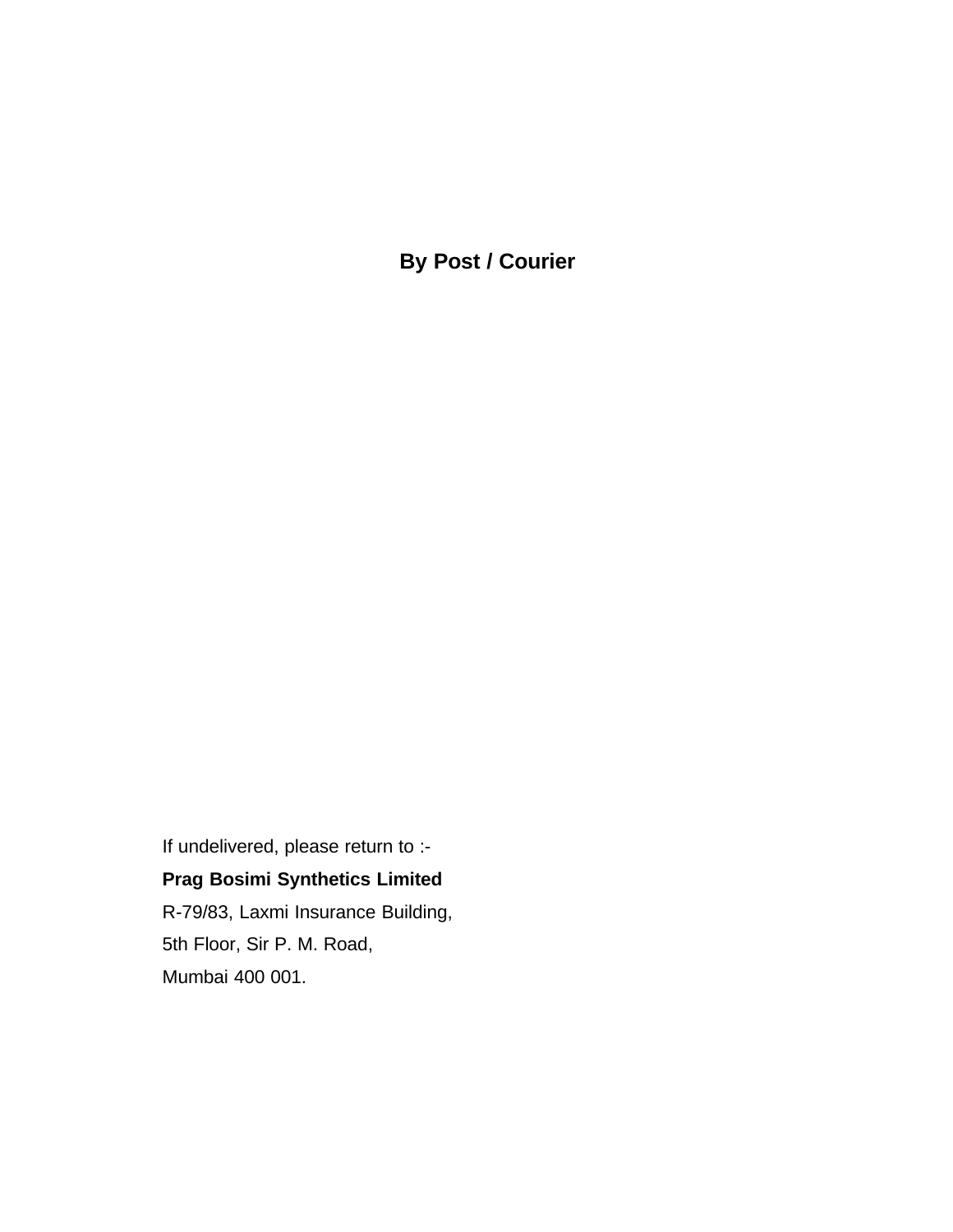**By Post / Courier**

If undelivered, please return to :-

**Prag Bosimi Synthetics Limited**

R-79/83, Laxmi Insurance Building,

5th Floor, Sir P. M. Road,

Mumbai 400 001.